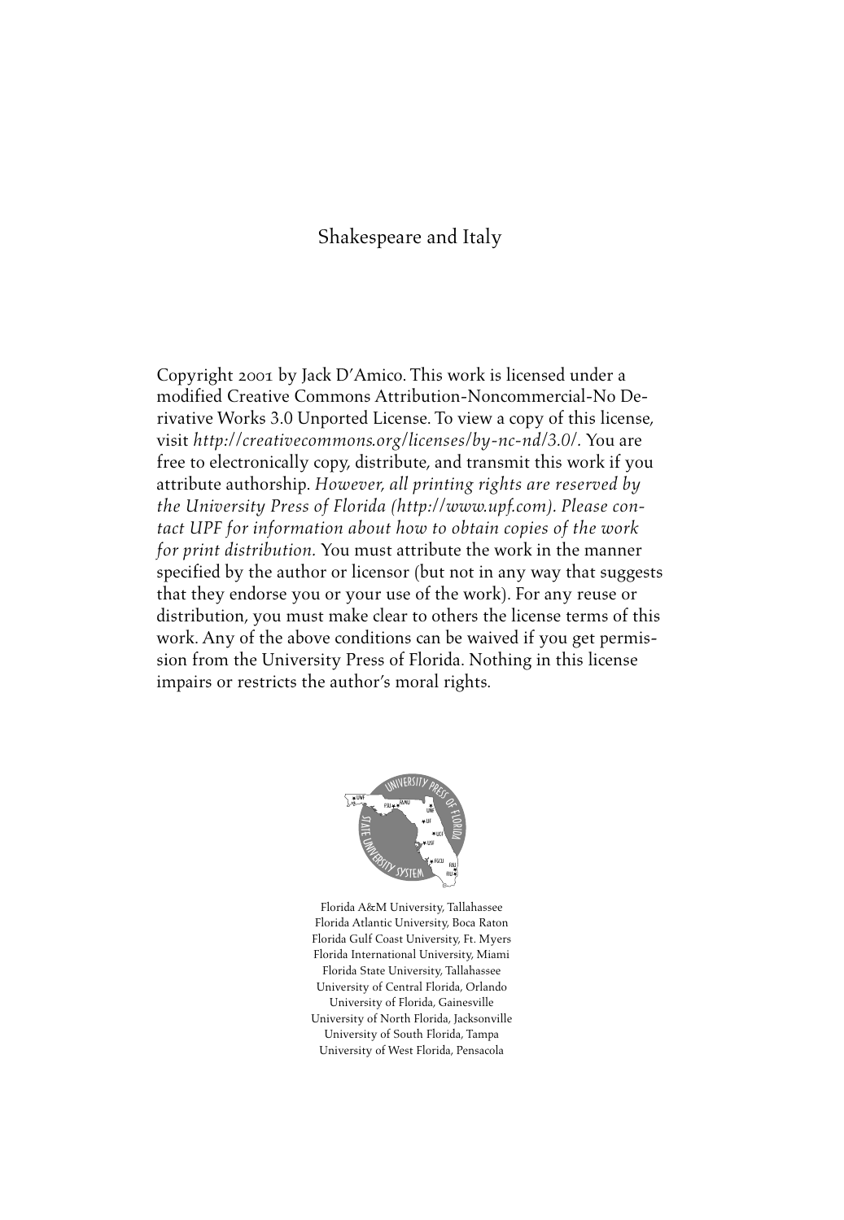# Shakespeare and Italy

Copyright 2001 by Jack D'Amico. This work is licensed under a modified Creative Commons Attribution-Noncommercial-No Derivative Works 3.0 Unported License. To view a copy of this license, visit *http://creativecommons.org/licenses/by-nc-nd/3.0/*. You are free to electronically copy, distribute, and transmit this work if you attribute authorship. *However, all printing rights are reserved by the University Press of Florida (http://www.upf.com). Please contact UPF for information about how to obtain copies of the work for print distribution.* You must attribute the work in the manner specified by the author or licensor (but not in any way that suggests that they endorse you or your use of the work). For any reuse or distribution, you must make clear to others the license terms of this work. Any of the above conditions can be waived if you get permission from the University Press of Florida. Nothing in this license impairs or restricts the author's moral rights.

University Press of Florida
State University System

Florida A&M University, Tallahassee
Florida Atlantic University, Boca Raton
Florida Gulf Coast University, Ft. Myers
Florida International University, Miami
Florida State University, Tallahassee
University of Central Florida, Orlando
University of Florida, Gainesville
University of North Florida, Jacksonville
University of South Florida, Tampa
University of West Florida, Pensacola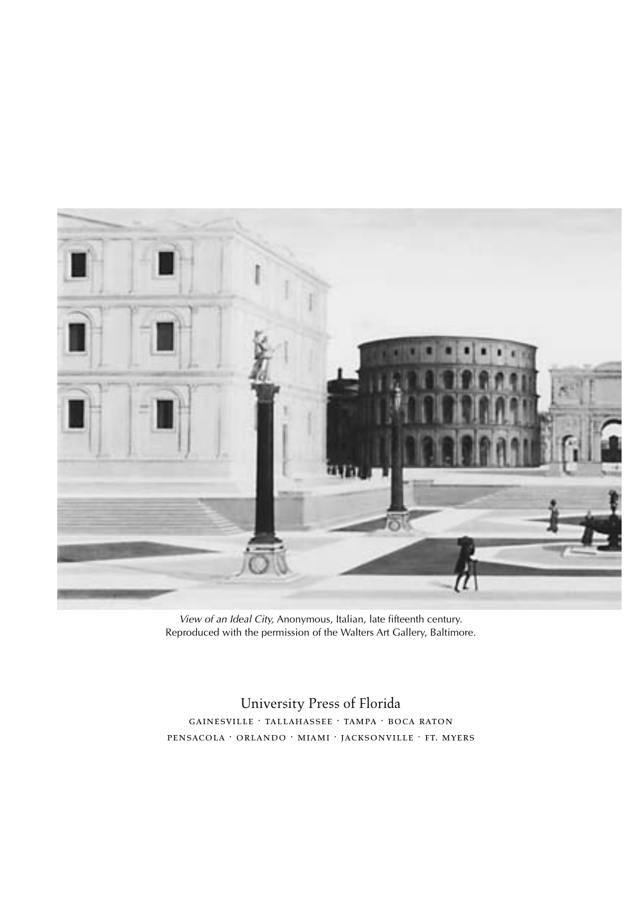*View of an Ideal City,* Anonymous, Italian, late fifteenth century.
Reproduced with the permission of the Walters Art Gallery, Baltimore.

University Press of Florida

GAINESVILLE · TALLAHASSEE · TAMPA · BOCA RATON

PENSACOLA · ORLANDO · MIAMI · JACKSONVILLE · FT. MYERS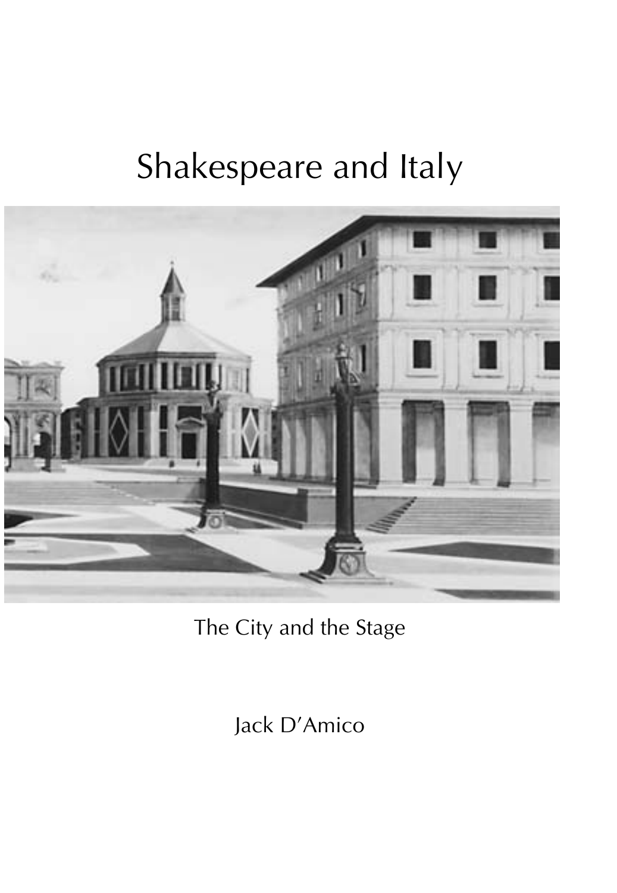# Shakespeare and Italy

The City and the Stage

Jack D'Amico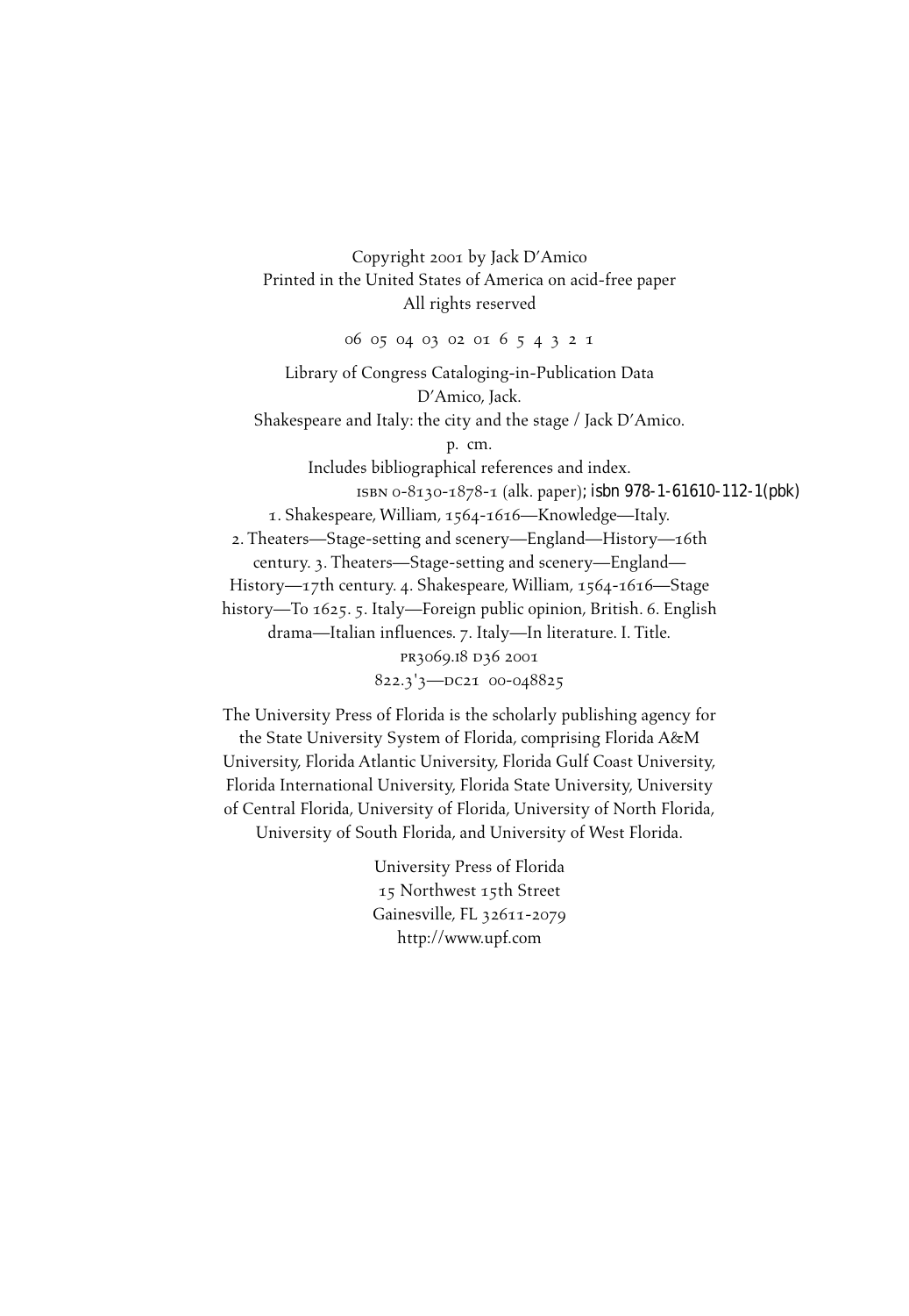Copyright 2001 by Jack D'Amico
Printed in the United States of America on acid-free paper
All rights reserved

06 05 04 03 02 01 6 5 4 3 2 1

Library of Congress Cataloging-in-Publication Data
D'Amico, Jack.
Shakespeare and Italy: the city and the stage / Jack D'Amico.
p. cm.
Includes bibliographical references and index.
ISBN 0-8130-1878-1 (alk. paper); isbn 978-1-61610-112-1(pbk)
1. Shakespeare, William, 1564-1616—Knowledge—Italy.
2. Theaters—Stage-setting and scenery—England—History—16th century. 3. Theaters—Stage-setting and scenery—England—History—17th century. 4. Shakespeare, William, 1564-1616—Stage history—To 1625. 5. Italy—Foreign public opinion, British. 6. English drama—Italian influences. 7. Italy—In literature. I. Title.
PR3069.I8 D36 2001
822.3'3—DC21 00-048825

The University Press of Florida is the scholarly publishing agency for the State University System of Florida, comprising Florida A&M University, Florida Atlantic University, Florida Gulf Coast University, Florida International University, Florida State University, University of Central Florida, University of Florida, University of North Florida, University of South Florida, and University of West Florida.

University Press of Florida
15 Northwest 15th Street
Gainesville, FL 32611-2079
http://www.upf.com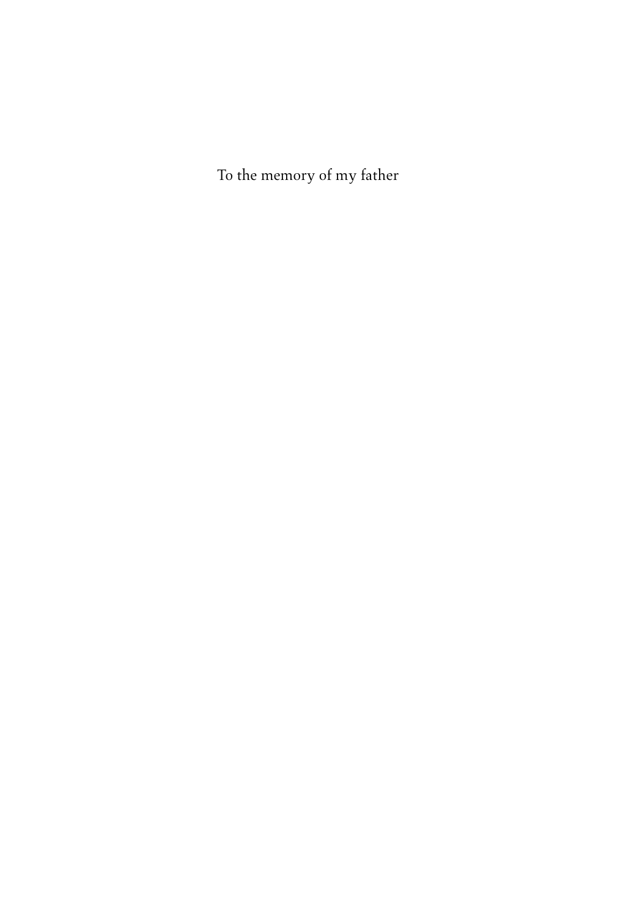To the memory of my father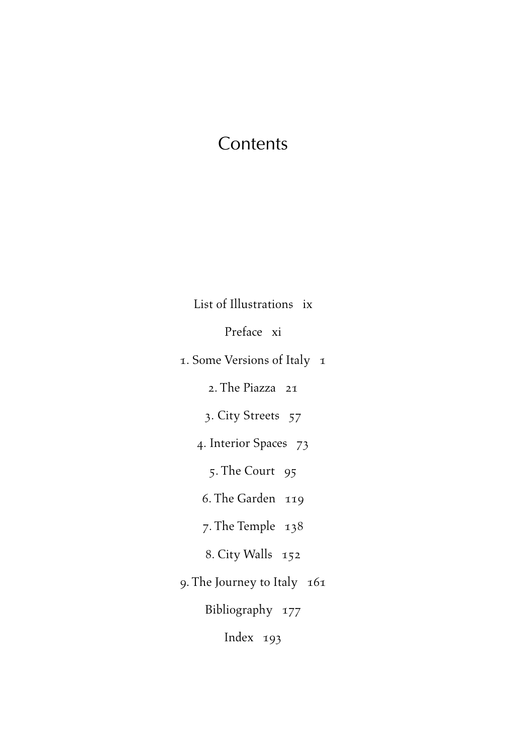# Contents

List of Illustrations ix

Preface xi

1. Some Versions of Italy 1

2. The Piazza 21

3. City Streets 57

4. Interior Spaces 73

5. The Court 95

6. The Garden 119

7. The Temple 138

8. City Walls 152

9. The Journey to Italy 161

Bibliography 177

Index 193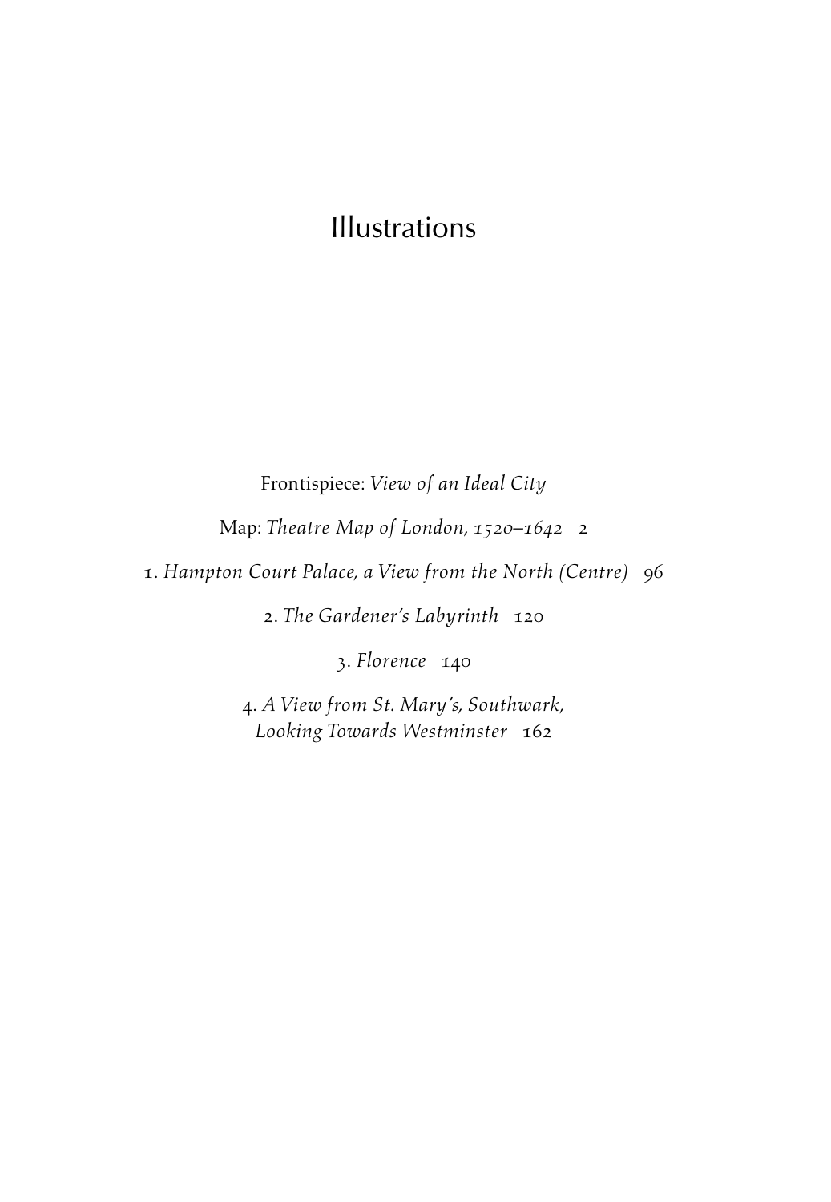# Illustrations

Frontispiece: *View of an Ideal City*

Map: *Theatre Map of London, 1520–1642* 2

1. *Hampton Court Palace, a View from the North (Centre)* 96

2. *The Gardener's Labyrinth* 120

3. *Florence* 140

4. *A View from St. Mary's, Southwark, Looking Towards Westminster* 162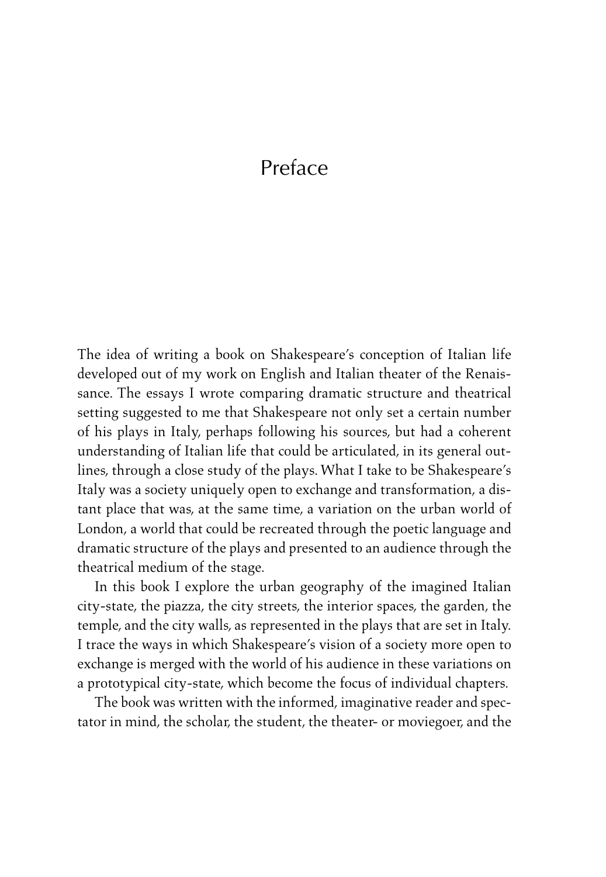# Preface

The idea of writing a book on Shakespeare's conception of Italian life developed out of my work on English and Italian theater of the Renaissance. The essays I wrote comparing dramatic structure and theatrical setting suggested to me that Shakespeare not only set a certain number of his plays in Italy, perhaps following his sources, but had a coherent understanding of Italian life that could be articulated, in its general outlines, through a close study of the plays. What I take to be Shakespeare's Italy was a society uniquely open to exchange and transformation, a distant place that was, at the same time, a variation on the urban world of London, a world that could be recreated through the poetic language and dramatic structure of the plays and presented to an audience through the theatrical medium of the stage.

In this book I explore the urban geography of the imagined Italian city-state, the piazza, the city streets, the interior spaces, the garden, the temple, and the city walls, as represented in the plays that are set in Italy. I trace the ways in which Shakespeare's vision of a society more open to exchange is merged with the world of his audience in these variations on a prototypical city-state, which become the focus of individual chapters.

The book was written with the informed, imaginative reader and spectator in mind, the scholar, the student, the theater- or moviegoer, and the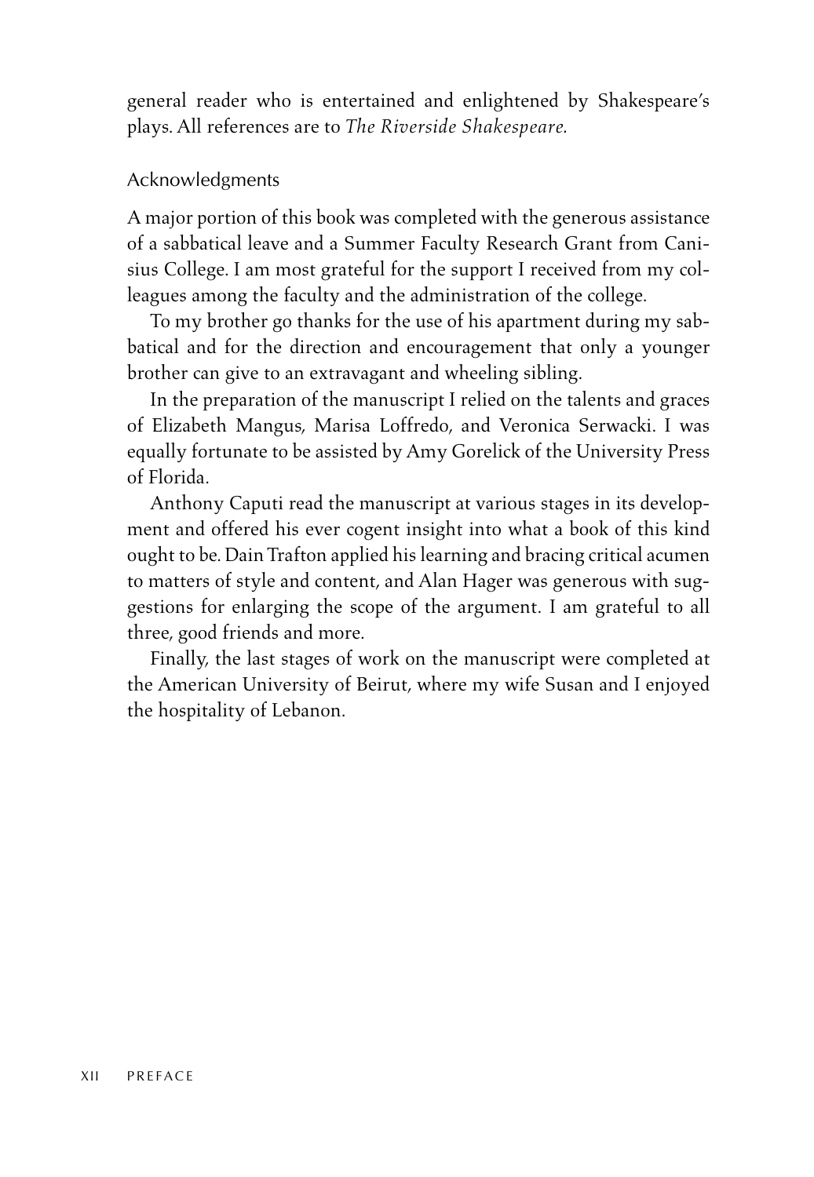general reader who is entertained and enlightened by Shakespeare's plays. All references are to *The Riverside Shakespeare.*

## Acknowledgments

A major portion of this book was completed with the generous assistance of a sabbatical leave and a Summer Faculty Research Grant from Canisius College. I am most grateful for the support I received from my colleagues among the faculty and the administration of the college.

To my brother go thanks for the use of his apartment during my sabbatical and for the direction and encouragement that only a younger brother can give to an extravagant and wheeling sibling.

In the preparation of the manuscript I relied on the talents and graces of Elizabeth Mangus, Marisa Loffredo, and Veronica Serwacki. I was equally fortunate to be assisted by Amy Gorelick of the University Press of Florida.

Anthony Caputi read the manuscript at various stages in its development and offered his ever cogent insight into what a book of this kind ought to be. Dain Trafton applied his learning and bracing critical acumen to matters of style and content, and Alan Hager was generous with suggestions for enlarging the scope of the argument. I am grateful to all three, good friends and more.

Finally, the last stages of work on the manuscript were completed at the American University of Beirut, where my wife Susan and I enjoyed the hospitality of Lebanon.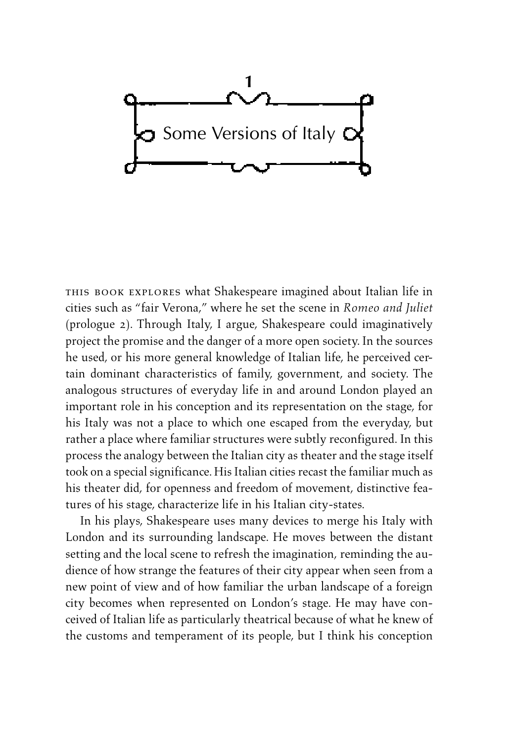# 1 Some Versions of Italy

THIS BOOK EXPLORES what Shakespeare imagined about Italian life in cities such as "fair Verona," where he set the scene in *Romeo and Juliet* (prologue 2). Through Italy, I argue, Shakespeare could imaginatively project the promise and the danger of a more open society. In the sources he used, or his more general knowledge of Italian life, he perceived certain dominant characteristics of family, government, and society. The analogous structures of everyday life in and around London played an important role in his conception and its representation on the stage, for his Italy was not a place to which one escaped from the everyday, but rather a place where familiar structures were subtly reconfigured. In this process the analogy between the Italian city as theater and the stage itself took on a special significance. His Italian cities recast the familiar much as his theater did, for openness and freedom of movement, distinctive features of his stage, characterize life in his Italian city-states.

In his plays, Shakespeare uses many devices to merge his Italy with London and its surrounding landscape. He moves between the distant setting and the local scene to refresh the imagination, reminding the audience of how strange the features of their city appear when seen from a new point of view and of how familiar the urban landscape of a foreign city becomes when represented on London's stage. He may have conceived of Italian life as particularly theatrical because of what he knew of the customs and temperament of its people, but I think his conception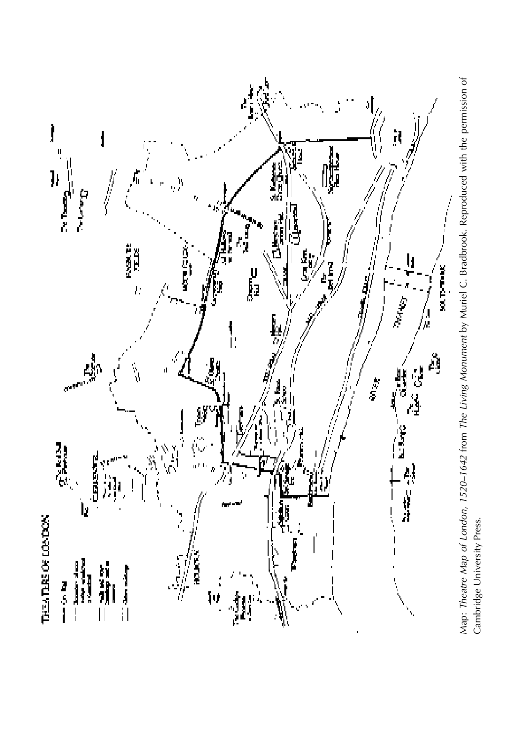Map: *Theatre Map of London, 1520–1642* from *The Living Monument* by Muriel C. Bradbrook. Reproduced with the permission of Cambridge University Press.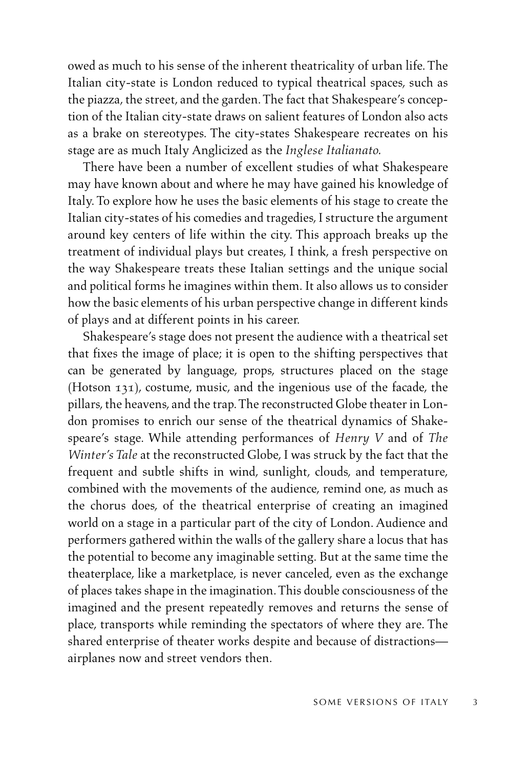owed as much to his sense of the inherent theatricality of urban life. The Italian city-state is London reduced to typical theatrical spaces, such as the piazza, the street, and the garden. The fact that Shakespeare's conception of the Italian city-state draws on salient features of London also acts as a brake on stereotypes. The city-states Shakespeare recreates on his stage are as much Italy Anglicized as the *Inglese Italianato.*

There have been a number of excellent studies of what Shakespeare may have known about and where he may have gained his knowledge of Italy. To explore how he uses the basic elements of his stage to create the Italian city-states of his comedies and tragedies, I structure the argument around key centers of life within the city. This approach breaks up the treatment of individual plays but creates, I think, a fresh perspective on the way Shakespeare treats these Italian settings and the unique social and political forms he imagines within them. It also allows us to consider how the basic elements of his urban perspective change in different kinds of plays and at different points in his career.

Shakespeare's stage does not present the audience with a theatrical set that fixes the image of place; it is open to the shifting perspectives that can be generated by language, props, structures placed on the stage (Hotson 131), costume, music, and the ingenious use of the facade, the pillars, the heavens, and the trap. The reconstructed Globe theater in London promises to enrich our sense of the theatrical dynamics of Shakespeare's stage. While attending performances of *Henry V* and of *The Winter's Tale* at the reconstructed Globe, I was struck by the fact that the frequent and subtle shifts in wind, sunlight, clouds, and temperature, combined with the movements of the audience, remind one, as much as the chorus does, of the theatrical enterprise of creating an imagined world on a stage in a particular part of the city of London. Audience and performers gathered within the walls of the gallery share a locus that has the potential to become any imaginable setting. But at the same time the theaterplace, like a marketplace, is never canceled, even as the exchange of places takes shape in the imagination. This double consciousness of the imagined and the present repeatedly removes and returns the sense of place, transports while reminding the spectators of where they are. The shared enterprise of theater works despite and because of distractions—airplanes now and street vendors then.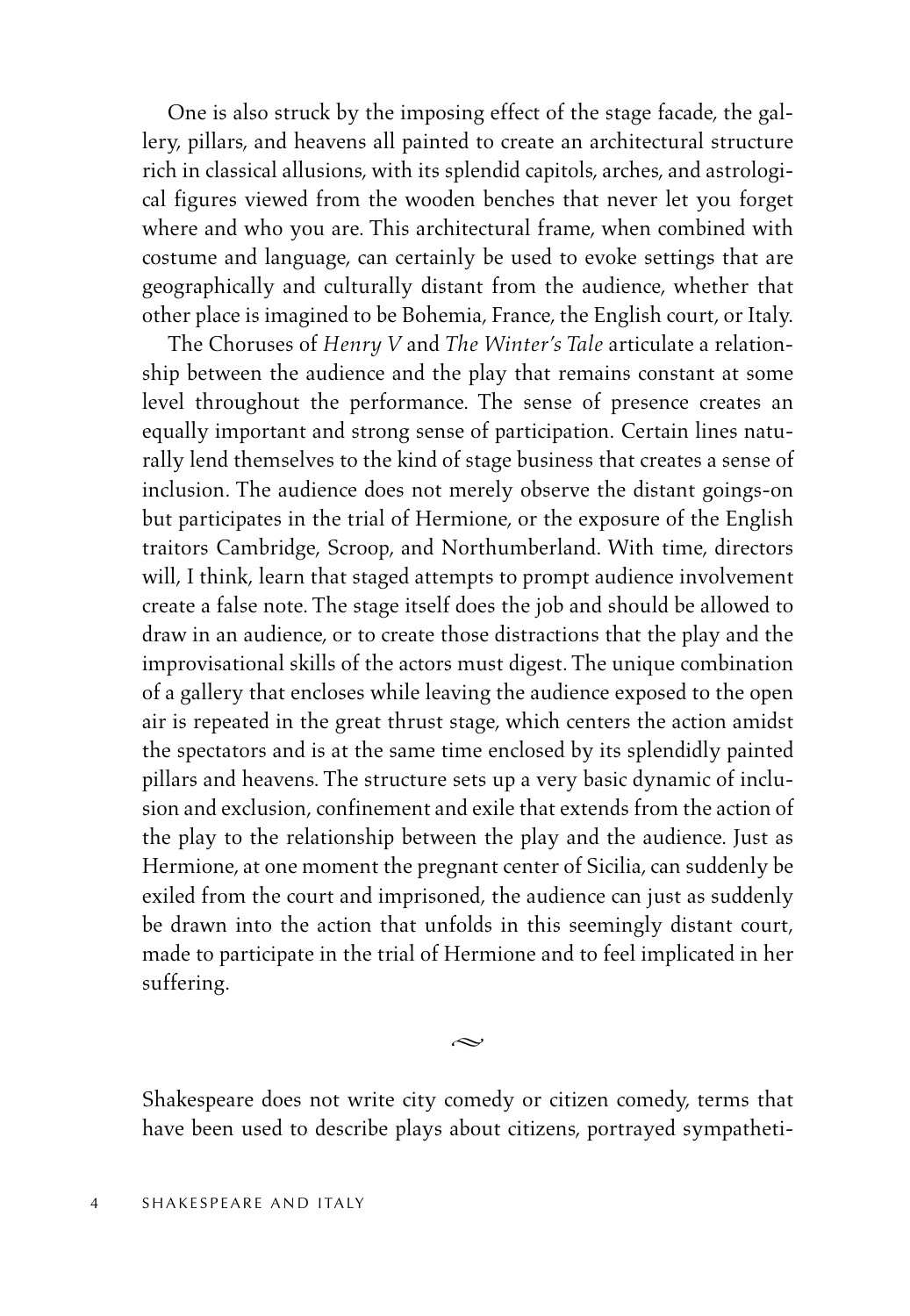One is also struck by the imposing effect of the stage facade, the gallery, pillars, and heavens all painted to create an architectural structure rich in classical allusions, with its splendid capitols, arches, and astrological figures viewed from the wooden benches that never let you forget where and who you are. This architectural frame, when combined with costume and language, can certainly be used to evoke settings that are geographically and culturally distant from the audience, whether that other place is imagined to be Bohemia, France, the English court, or Italy.

The Choruses of *Henry V* and *The Winter's Tale* articulate a relationship between the audience and the play that remains constant at some level throughout the performance. The sense of presence creates an equally important and strong sense of participation. Certain lines naturally lend themselves to the kind of stage business that creates a sense of inclusion. The audience does not merely observe the distant goings-on but participates in the trial of Hermione, or the exposure of the English traitors Cambridge, Scroop, and Northumberland. With time, directors will, I think, learn that staged attempts to prompt audience involvement create a false note. The stage itself does the job and should be allowed to draw in an audience, or to create those distractions that the play and the improvisational skills of the actors must digest. The unique combination of a gallery that encloses while leaving the audience exposed to the open air is repeated in the great thrust stage, which centers the action amidst the spectators and is at the same time enclosed by its splendidly painted pillars and heavens. The structure sets up a very basic dynamic of inclusion and exclusion, confinement and exile that extends from the action of the play to the relationship between the play and the audience. Just as Hermione, at one moment the pregnant center of Sicilia, can suddenly be exiled from the court and imprisoned, the audience can just as suddenly be drawn into the action that unfolds in this seemingly distant court, made to participate in the trial of Hermione and to feel implicated in her suffering.

~

Shakespeare does not write city comedy or citizen comedy, terms that have been used to describe plays about citizens, portrayed sympatheti-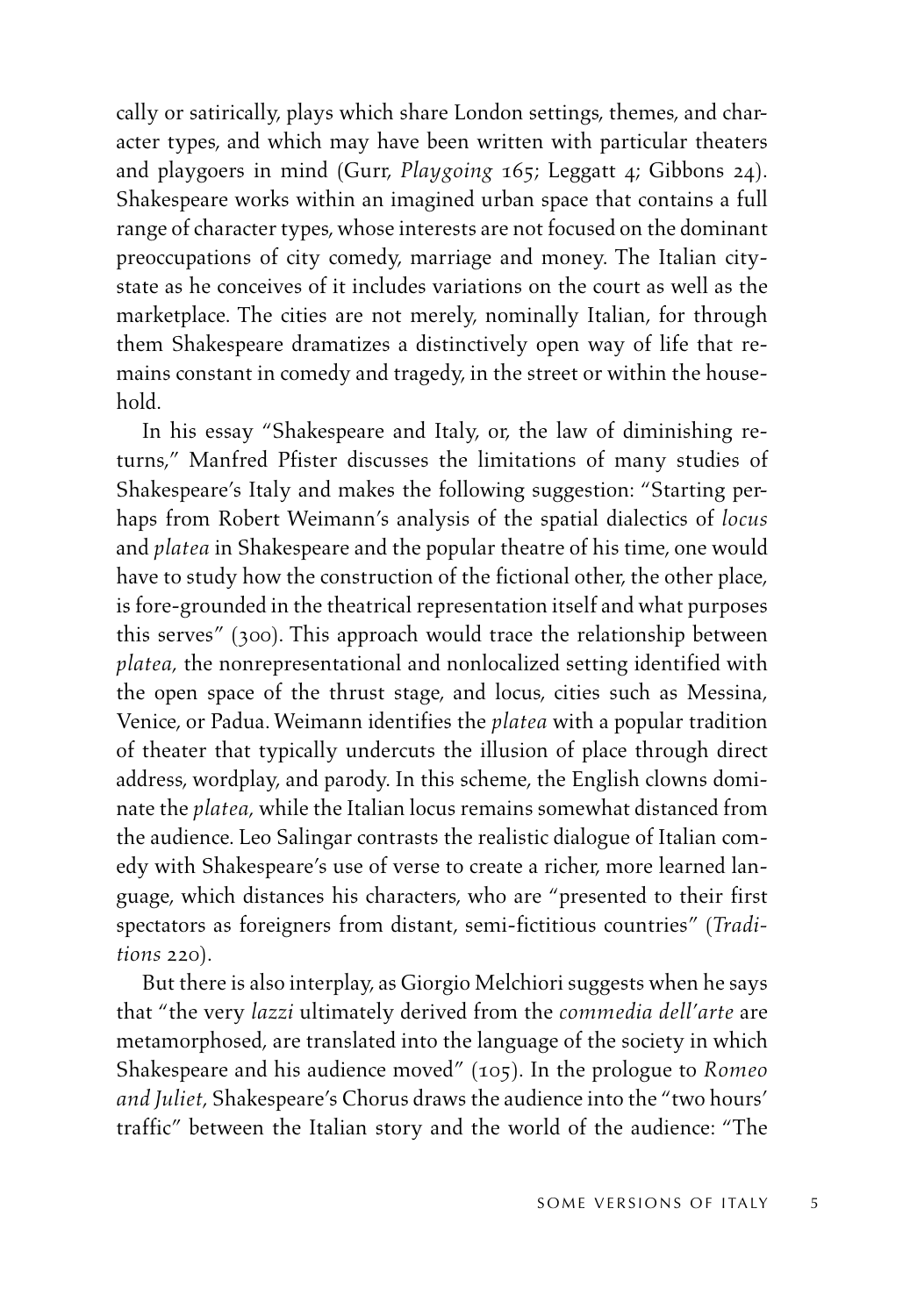cally or satirically, plays which share London settings, themes, and character types, and which may have been written with particular theaters and playgoers in mind (Gurr, *Playgoing* 165; Leggatt 4; Gibbons 24). Shakespeare works within an imagined urban space that contains a full range of character types, whose interests are not focused on the dominant preoccupations of city comedy, marriage and money. The Italian city-state as he conceives of it includes variations on the court as well as the marketplace. The cities are not merely, nominally Italian, for through them Shakespeare dramatizes a distinctively open way of life that remains constant in comedy and tragedy, in the street or within the household.

In his essay "Shakespeare and Italy, or, the law of diminishing returns," Manfred Pfister discusses the limitations of many studies of Shakespeare's Italy and makes the following suggestion: "Starting perhaps from Robert Weimann's analysis of the spatial dialectics of *locus* and *platea* in Shakespeare and the popular theatre of his time, one would have to study how the construction of the fictional other, the other place, is fore-grounded in the theatrical representation itself and what purposes this serves" (300). This approach would trace the relationship between *platea,* the nonrepresentational and nonlocalized setting identified with the open space of the thrust stage, and locus, cities such as Messina, Venice, or Padua. Weimann identifies the *platea* with a popular tradition of theater that typically undercuts the illusion of place through direct address, wordplay, and parody. In this scheme, the English clowns dominate the *platea,* while the Italian locus remains somewhat distanced from the audience. Leo Salingar contrasts the realistic dialogue of Italian comedy with Shakespeare's use of verse to create a richer, more learned language, which distances his characters, who are "presented to their first spectators as foreigners from distant, semi-fictitious countries" (*Traditions* 220).

But there is also interplay, as Giorgio Melchiori suggests when he says that "the very *lazzi* ultimately derived from the *commedia dell'arte* are metamorphosed, are translated into the language of the society in which Shakespeare and his audience moved" (105). In the prologue to *Romeo and Juliet,* Shakespeare's Chorus draws the audience into the "two hours' traffic" between the Italian story and the world of the audience: "The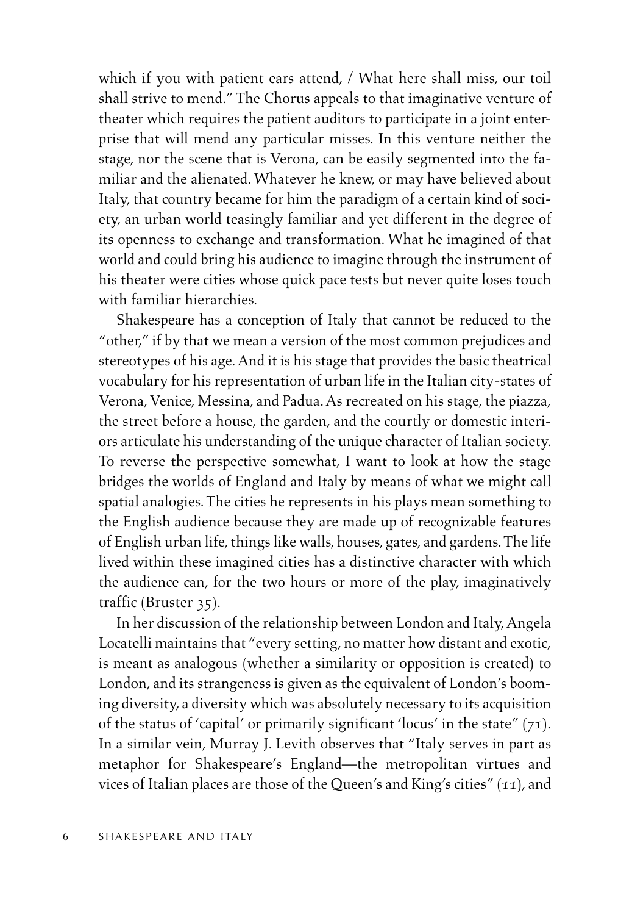which if you with patient ears attend, / What here shall miss, our toil shall strive to mend." The Chorus appeals to that imaginative venture of theater which requires the patient auditors to participate in a joint enterprise that will mend any particular misses. In this venture neither the stage, nor the scene that is Verona, can be easily segmented into the familiar and the alienated. Whatever he knew, or may have believed about Italy, that country became for him the paradigm of a certain kind of society, an urban world teasingly familiar and yet different in the degree of its openness to exchange and transformation. What he imagined of that world and could bring his audience to imagine through the instrument of his theater were cities whose quick pace tests but never quite loses touch with familiar hierarchies.

Shakespeare has a conception of Italy that cannot be reduced to the "other," if by that we mean a version of the most common prejudices and stereotypes of his age. And it is his stage that provides the basic theatrical vocabulary for his representation of urban life in the Italian city-states of Verona, Venice, Messina, and Padua. As recreated on his stage, the piazza, the street before a house, the garden, and the courtly or domestic interiors articulate his understanding of the unique character of Italian society. To reverse the perspective somewhat, I want to look at how the stage bridges the worlds of England and Italy by means of what we might call spatial analogies. The cities he represents in his plays mean something to the English audience because they are made up of recognizable features of English urban life, things like walls, houses, gates, and gardens. The life lived within these imagined cities has a distinctive character with which the audience can, for the two hours or more of the play, imaginatively traffic (Bruster 35).

In her discussion of the relationship between London and Italy, Angela Locatelli maintains that "every setting, no matter how distant and exotic, is meant as analogous (whether a similarity or opposition is created) to London, and its strangeness is given as the equivalent of London's booming diversity, a diversity which was absolutely necessary to its acquisition of the status of 'capital' or primarily significant 'locus' in the state" (71). In a similar vein, Murray J. Levith observes that "Italy serves in part as metaphor for Shakespeare's England—the metropolitan virtues and vices of Italian places are those of the Queen's and King's cities" (11), and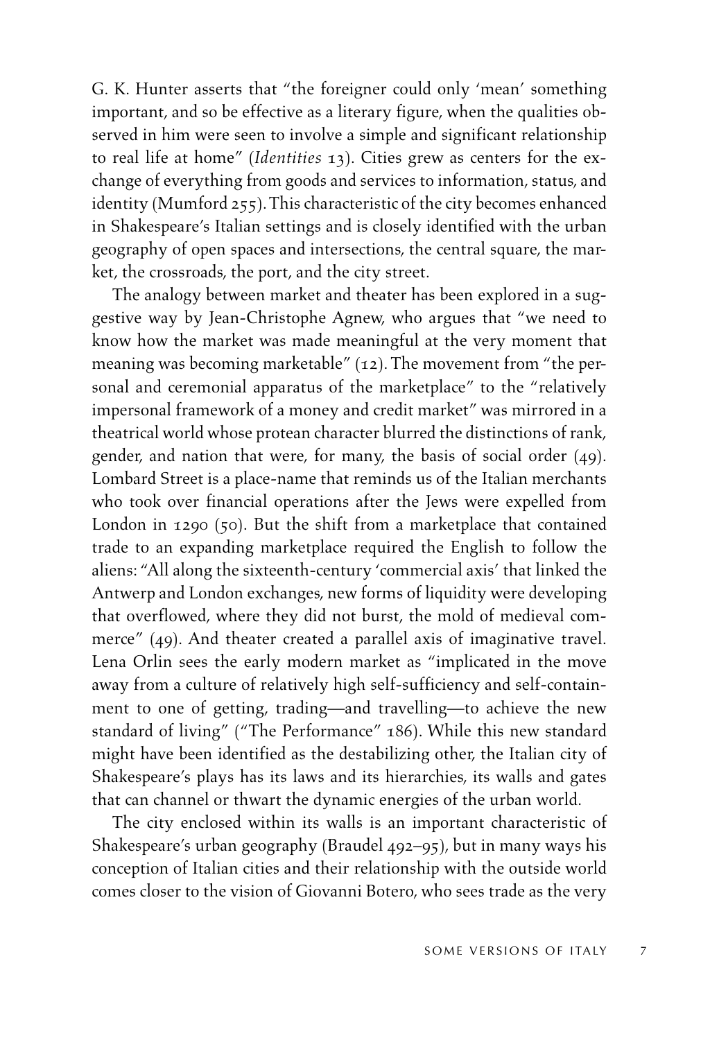G. K. Hunter asserts that "the foreigner could only 'mean' something important, and so be effective as a literary figure, when the qualities observed in him were seen to involve a simple and significant relationship to real life at home" (*Identities* 13). Cities grew as centers for the exchange of everything from goods and services to information, status, and identity (Mumford 255). This characteristic of the city becomes enhanced in Shakespeare's Italian settings and is closely identified with the urban geography of open spaces and intersections, the central square, the market, the crossroads, the port, and the city street.

The analogy between market and theater has been explored in a suggestive way by Jean-Christophe Agnew, who argues that "we need to know how the market was made meaningful at the very moment that meaning was becoming marketable" (12). The movement from "the personal and ceremonial apparatus of the marketplace" to the "relatively impersonal framework of a money and credit market" was mirrored in a theatrical world whose protean character blurred the distinctions of rank, gender, and nation that were, for many, the basis of social order (49). Lombard Street is a place-name that reminds us of the Italian merchants who took over financial operations after the Jews were expelled from London in 1290 (50). But the shift from a marketplace that contained trade to an expanding marketplace required the English to follow the aliens: "All along the sixteenth-century 'commercial axis' that linked the Antwerp and London exchanges, new forms of liquidity were developing that overflowed, where they did not burst, the mold of medieval commerce" (49). And theater created a parallel axis of imaginative travel. Lena Orlin sees the early modern market as "implicated in the move away from a culture of relatively high self-sufficiency and self-containment to one of getting, trading—and travelling—to achieve the new standard of living" ("The Performance" 186). While this new standard might have been identified as the destabilizing other, the Italian city of Shakespeare's plays has its laws and its hierarchies, its walls and gates that can channel or thwart the dynamic energies of the urban world.

The city enclosed within its walls is an important characteristic of Shakespeare's urban geography (Braudel 492–95), but in many ways his conception of Italian cities and their relationship with the outside world comes closer to the vision of Giovanni Botero, who sees trade as the very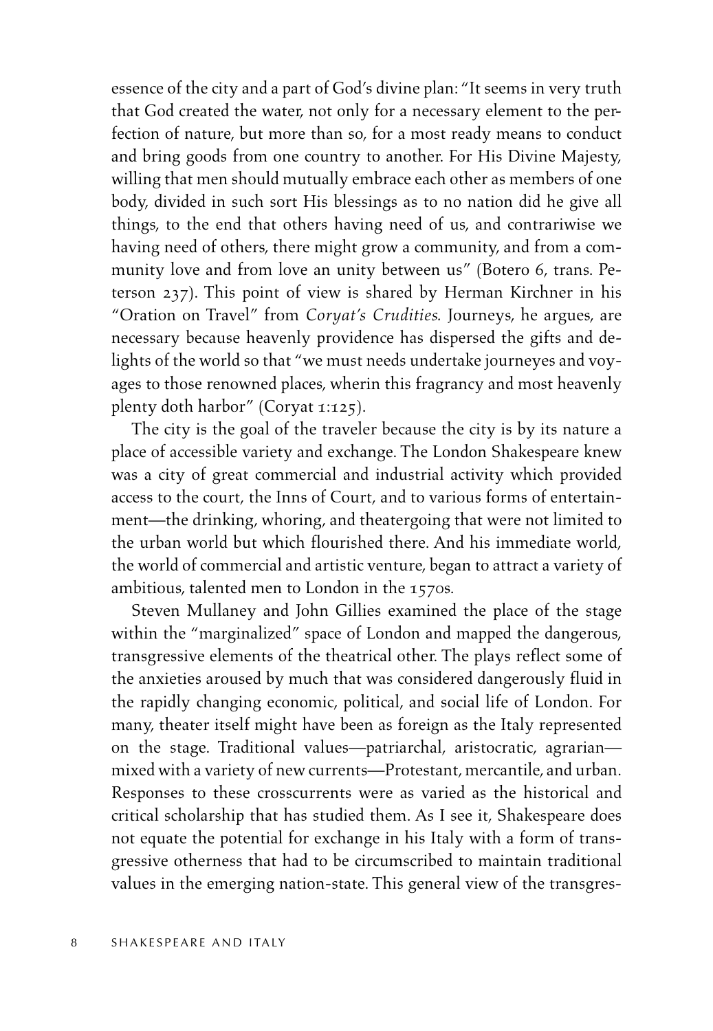essence of the city and a part of God's divine plan: "It seems in very truth that God created the water, not only for a necessary element to the perfection of nature, but more than so, for a most ready means to conduct and bring goods from one country to another. For His Divine Majesty, willing that men should mutually embrace each other as members of one body, divided in such sort His blessings as to no nation did he give all things, to the end that others having need of us, and contrariwise we having need of others, there might grow a community, and from a community love and from love an unity between us" (Botero 6, trans. Peterson 237). This point of view is shared by Herman Kirchner in his "Oration on Travel" from *Coryat's Crudities.* Journeys, he argues, are necessary because heavenly providence has dispersed the gifts and delights of the world so that "we must needs undertake journeyes and voyages to those renowned places, wherin this fragrancy and most heavenly plenty doth harbor" (Coryat 1:125).

The city is the goal of the traveler because the city is by its nature a place of accessible variety and exchange. The London Shakespeare knew was a city of great commercial and industrial activity which provided access to the court, the Inns of Court, and to various forms of entertainment—the drinking, whoring, and theatergoing that were not limited to the urban world but which flourished there. And his immediate world, the world of commercial and artistic venture, began to attract a variety of ambitious, talented men to London in the 1570s.

Steven Mullaney and John Gillies examined the place of the stage within the "marginalized" space of London and mapped the dangerous, transgressive elements of the theatrical other. The plays reflect some of the anxieties aroused by much that was considered dangerously fluid in the rapidly changing economic, political, and social life of London. For many, theater itself might have been as foreign as the Italy represented on the stage. Traditional values—patriarchal, aristocratic, agrarian—mixed with a variety of new currents—Protestant, mercantile, and urban. Responses to these crosscurrents were as varied as the historical and critical scholarship that has studied them. As I see it, Shakespeare does not equate the potential for exchange in his Italy with a form of transgressive otherness that had to be circumscribed to maintain traditional values in the emerging nation-state. This general view of the transgres-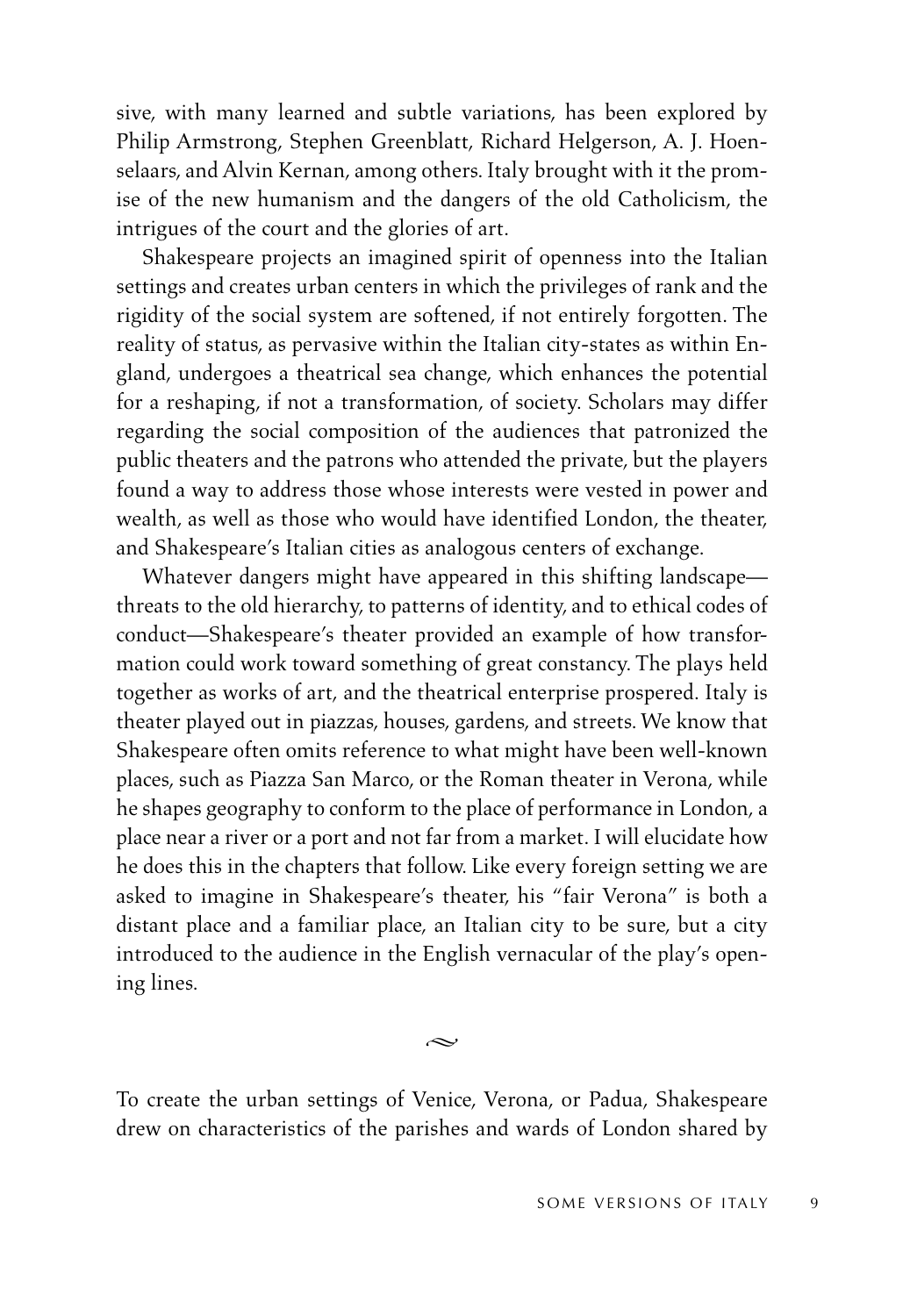sive, with many learned and subtle variations, has been explored by Philip Armstrong, Stephen Greenblatt, Richard Helgerson, A. J. Hoenselaars, and Alvin Kernan, among others. Italy brought with it the promise of the new humanism and the dangers of the old Catholicism, the intrigues of the court and the glories of art.

Shakespeare projects an imagined spirit of openness into the Italian settings and creates urban centers in which the privileges of rank and the rigidity of the social system are softened, if not entirely forgotten. The reality of status, as pervasive within the Italian city-states as within England, undergoes a theatrical sea change, which enhances the potential for a reshaping, if not a transformation, of society. Scholars may differ regarding the social composition of the audiences that patronized the public theaters and the patrons who attended the private, but the players found a way to address those whose interests were vested in power and wealth, as well as those who would have identified London, the theater, and Shakespeare's Italian cities as analogous centers of exchange.

Whatever dangers might have appeared in this shifting landscape—threats to the old hierarchy, to patterns of identity, and to ethical codes of conduct—Shakespeare's theater provided an example of how transformation could work toward something of great constancy. The plays held together as works of art, and the theatrical enterprise prospered. Italy is theater played out in piazzas, houses, gardens, and streets. We know that Shakespeare often omits reference to what might have been well-known places, such as Piazza San Marco, or the Roman theater in Verona, while he shapes geography to conform to the place of performance in London, a place near a river or a port and not far from a market. I will elucidate how he does this in the chapters that follow. Like every foreign setting we are asked to imagine in Shakespeare's theater, his "fair Verona" is both a distant place and a familiar place, an Italian city to be sure, but a city introduced to the audience in the English vernacular of the play's opening lines.

~

To create the urban settings of Venice, Verona, or Padua, Shakespeare drew on characteristics of the parishes and wards of London shared by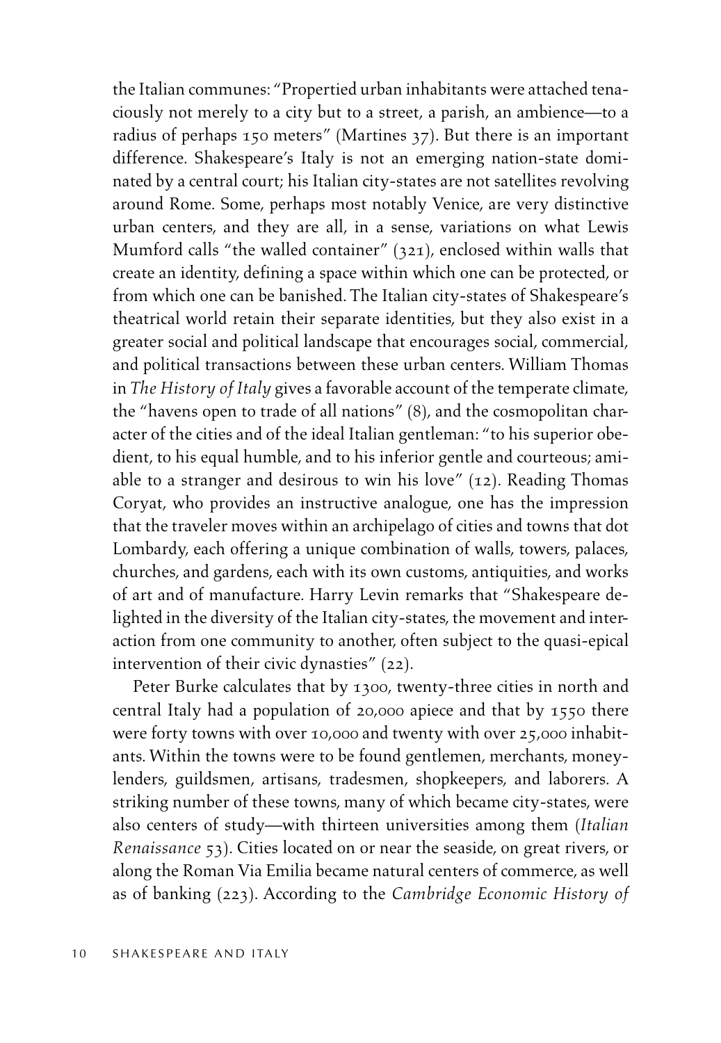the Italian communes: "Propertied urban inhabitants were attached tenaciously not merely to a city but to a street, a parish, an ambience—to a radius of perhaps 150 meters" (Martines 37). But there is an important difference. Shakespeare's Italy is not an emerging nation-state dominated by a central court; his Italian city-states are not satellites revolving around Rome. Some, perhaps most notably Venice, are very distinctive urban centers, and they are all, in a sense, variations on what Lewis Mumford calls "the walled container" (321), enclosed within walls that create an identity, defining a space within which one can be protected, or from which one can be banished. The Italian city-states of Shakespeare's theatrical world retain their separate identities, but they also exist in a greater social and political landscape that encourages social, commercial, and political transactions between these urban centers. William Thomas in *The History of Italy* gives a favorable account of the temperate climate, the "havens open to trade of all nations" (8), and the cosmopolitan character of the cities and of the ideal Italian gentleman: "to his superior obedient, to his equal humble, and to his inferior gentle and courteous; amiable to a stranger and desirous to win his love" (12). Reading Thomas Coryat, who provides an instructive analogue, one has the impression that the traveler moves within an archipelago of cities and towns that dot Lombardy, each offering a unique combination of walls, towers, palaces, churches, and gardens, each with its own customs, antiquities, and works of art and of manufacture. Harry Levin remarks that "Shakespeare delighted in the diversity of the Italian city-states, the movement and interaction from one community to another, often subject to the quasi-epical intervention of their civic dynasties" (22).

Peter Burke calculates that by 1300, twenty-three cities in north and central Italy had a population of 20,000 apiece and that by 1550 there were forty towns with over 10,000 and twenty with over 25,000 inhabitants. Within the towns were to be found gentlemen, merchants, moneylenders, guildsmen, artisans, tradesmen, shopkeepers, and laborers. A striking number of these towns, many of which became city-states, were also centers of study—with thirteen universities among them (*Italian Renaissance* 53). Cities located on or near the seaside, on great rivers, or along the Roman Via Emilia became natural centers of commerce, as well as of banking (223). According to the *Cambridge Economic History of*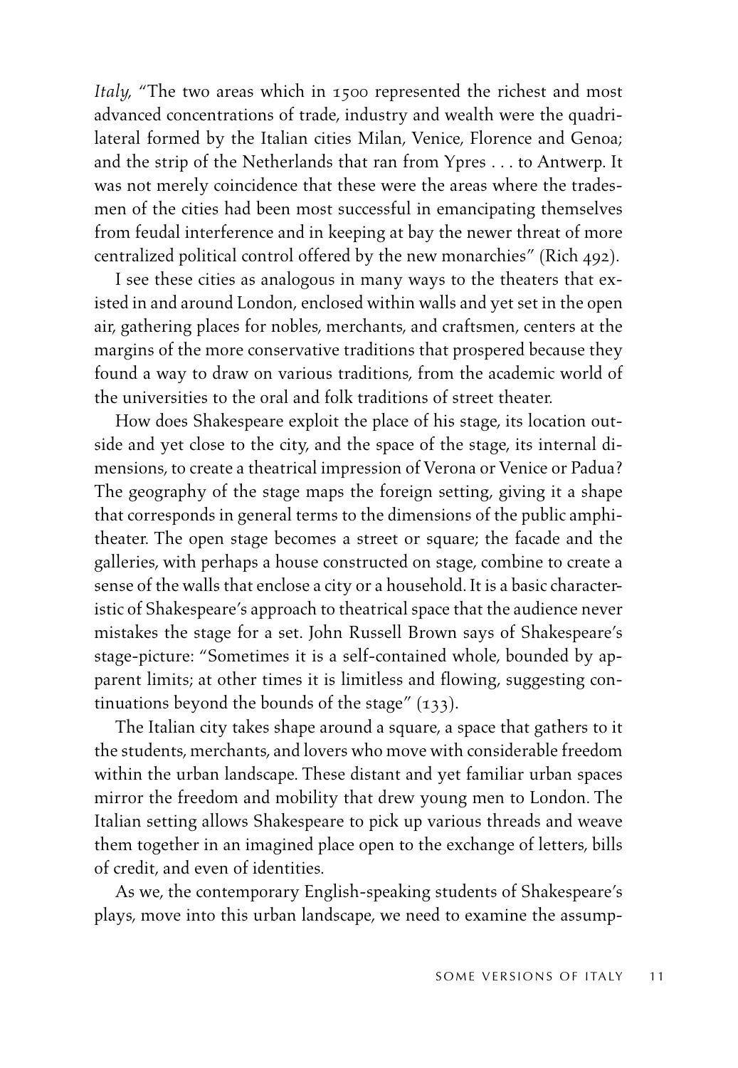*Italy*, "The two areas which in 1500 represented the richest and most advanced concentrations of trade, industry and wealth were the quadrilateral formed by the Italian cities Milan, Venice, Florence and Genoa; and the strip of the Netherlands that ran from Ypres . . . to Antwerp. It was not merely coincidence that these were the areas where the tradesmen of the cities had been most successful in emancipating themselves from feudal interference and in keeping at bay the newer threat of more centralized political control offered by the new monarchies" (Rich 492).

I see these cities as analogous in many ways to the theaters that existed in and around London, enclosed within walls and yet set in the open air, gathering places for nobles, merchants, and craftsmen, centers at the margins of the more conservative traditions that prospered because they found a way to draw on various traditions, from the academic world of the universities to the oral and folk traditions of street theater.

How does Shakespeare exploit the place of his stage, its location outside and yet close to the city, and the space of the stage, its internal dimensions, to create a theatrical impression of Verona or Venice or Padua? The geography of the stage maps the foreign setting, giving it a shape that corresponds in general terms to the dimensions of the public amphitheater. The open stage becomes a street or square; the facade and the galleries, with perhaps a house constructed on stage, combine to create a sense of the walls that enclose a city or a household. It is a basic characteristic of Shakespeare's approach to theatrical space that the audience never mistakes the stage for a set. John Russell Brown says of Shakespeare's stage-picture: "Sometimes it is a self-contained whole, bounded by apparent limits; at other times it is limitless and flowing, suggesting continuations beyond the bounds of the stage" (133).

The Italian city takes shape around a square, a space that gathers to it the students, merchants, and lovers who move with considerable freedom within the urban landscape. These distant and yet familiar urban spaces mirror the freedom and mobility that drew young men to London. The Italian setting allows Shakespeare to pick up various threads and weave them together in an imagined place open to the exchange of letters, bills of credit, and even of identities.

As we, the contemporary English-speaking students of Shakespeare's plays, move into this urban landscape, we need to examine the assump-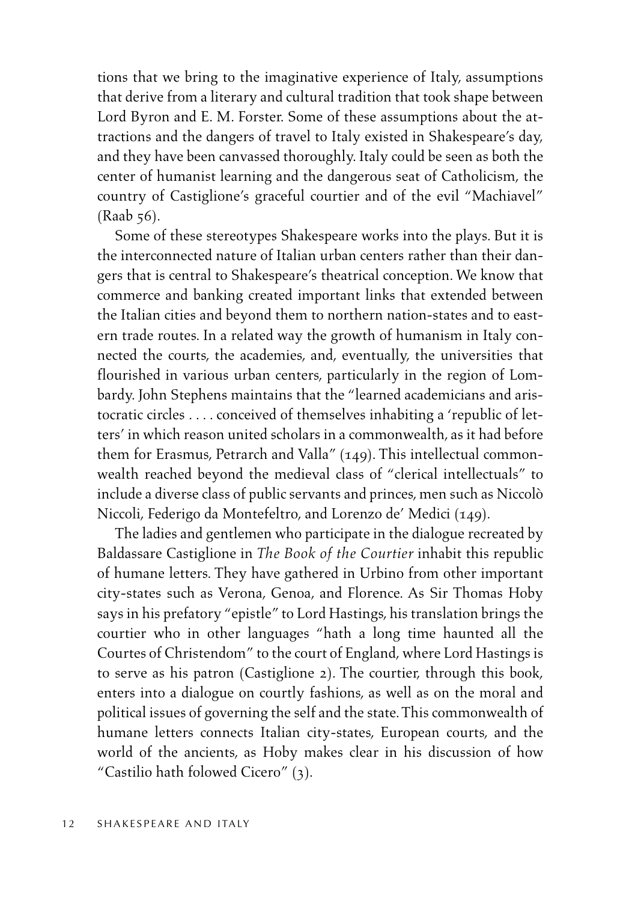tions that we bring to the imaginative experience of Italy, assumptions that derive from a literary and cultural tradition that took shape between Lord Byron and E. M. Forster. Some of these assumptions about the attractions and the dangers of travel to Italy existed in Shakespeare's day, and they have been canvassed thoroughly. Italy could be seen as both the center of humanist learning and the dangerous seat of Catholicism, the country of Castiglione's graceful courtier and of the evil "Machiavel" (Raab 56).

Some of these stereotypes Shakespeare works into the plays. But it is the interconnected nature of Italian urban centers rather than their dangers that is central to Shakespeare's theatrical conception. We know that commerce and banking created important links that extended between the Italian cities and beyond them to northern nation-states and to eastern trade routes. In a related way the growth of humanism in Italy connected the courts, the academies, and, eventually, the universities that flourished in various urban centers, particularly in the region of Lombardy. John Stephens maintains that the "learned academicians and aristocratic circles . . . . conceived of themselves inhabiting a 'republic of letters' in which reason united scholars in a commonwealth, as it had before them for Erasmus, Petrarch and Valla" (149). This intellectual commonwealth reached beyond the medieval class of "clerical intellectuals" to include a diverse class of public servants and princes, men such as Niccolò Niccoli, Federigo da Montefeltro, and Lorenzo de' Medici (149).

The ladies and gentlemen who participate in the dialogue recreated by Baldassare Castiglione in *The Book of the Courtier* inhabit this republic of humane letters. They have gathered in Urbino from other important city-states such as Verona, Genoa, and Florence. As Sir Thomas Hoby says in his prefatory "epistle" to Lord Hastings, his translation brings the courtier who in other languages "hath a long time haunted all the Courtes of Christendom" to the court of England, where Lord Hastings is to serve as his patron (Castiglione 2). The courtier, through this book, enters into a dialogue on courtly fashions, as well as on the moral and political issues of governing the self and the state. This commonwealth of humane letters connects Italian city-states, European courts, and the world of the ancients, as Hoby makes clear in his discussion of how "Castilio hath folowed Cicero" (3).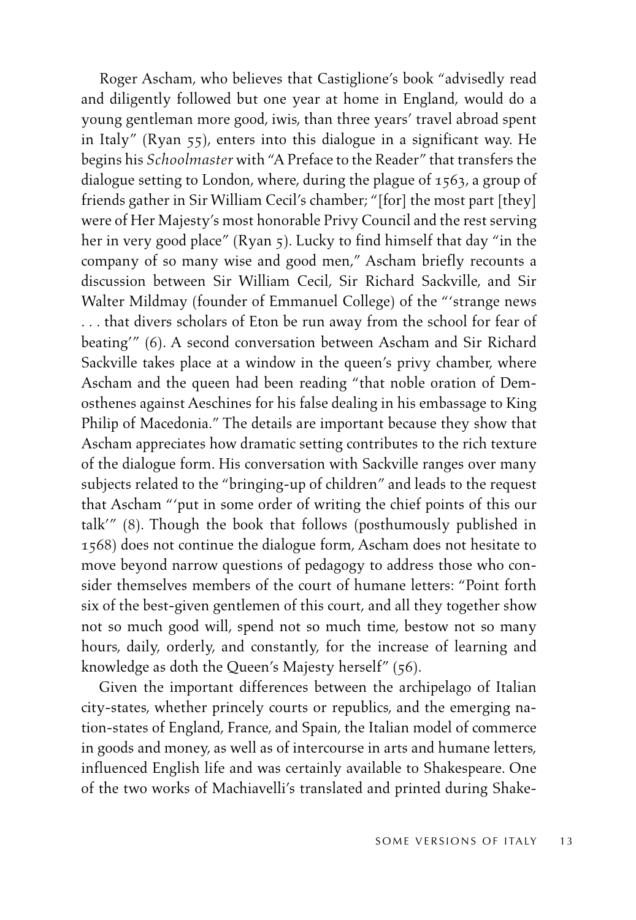Roger Ascham, who believes that Castiglione's book "advisedly read and diligently followed but one year at home in England, would do a young gentleman more good, iwis, than three years' travel abroad spent in Italy" (Ryan 55), enters into this dialogue in a significant way. He begins his *Schoolmaster* with "A Preface to the Reader" that transfers the dialogue setting to London, where, during the plague of 1563, a group of friends gather in Sir William Cecil's chamber; "[for] the most part [they] were of Her Majesty's most honorable Privy Council and the rest serving her in very good place" (Ryan 5). Lucky to find himself that day "in the company of so many wise and good men," Ascham briefly recounts a discussion between Sir William Cecil, Sir Richard Sackville, and Sir Walter Mildmay (founder of Emmanuel College) of the "'strange news . . . that divers scholars of Eton be run away from the school for fear of beating'" (6). A second conversation between Ascham and Sir Richard Sackville takes place at a window in the queen's privy chamber, where Ascham and the queen had been reading "that noble oration of Demosthenes against Aeschines for his false dealing in his embassage to King Philip of Macedonia." The details are important because they show that Ascham appreciates how dramatic setting contributes to the rich texture of the dialogue form. His conversation with Sackville ranges over many subjects related to the "bringing-up of children" and leads to the request that Ascham "'put in some order of writing the chief points of this our talk'" (8). Though the book that follows (posthumously published in 1568) does not continue the dialogue form, Ascham does not hesitate to move beyond narrow questions of pedagogy to address those who consider themselves members of the court of humane letters: "Point forth six of the best-given gentlemen of this court, and all they together show not so much good will, spend not so much time, bestow not so many hours, daily, orderly, and constantly, for the increase of learning and knowledge as doth the Queen's Majesty herself" (56).

Given the important differences between the archipelago of Italian city-states, whether princely courts or republics, and the emerging nation-states of England, France, and Spain, the Italian model of commerce in goods and money, as well as of intercourse in arts and humane letters, influenced English life and was certainly available to Shakespeare. One of the two works of Machiavelli's translated and printed during Shake-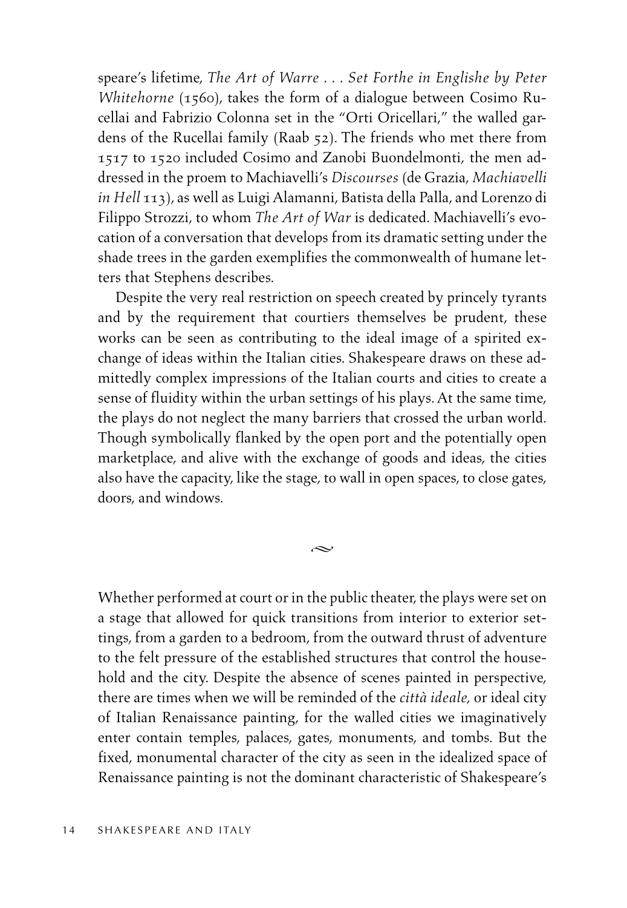speare's lifetime, *The Art of Warre . . . Set Forthe in Englishe by Peter Whitehorne* (1560), takes the form of a dialogue between Cosimo Rucellai and Fabrizio Colonna set in the "Orti Oricellari," the walled gardens of the Rucellai family (Raab 52). The friends who met there from 1517 to 1520 included Cosimo and Zanobi Buondelmonti, the men addressed in the proem to Machiavelli's *Discourses* (de Grazia, *Machiavelli in Hell* 113), as well as Luigi Alamanni, Batista della Palla, and Lorenzo di Filippo Strozzi, to whom *The Art of War* is dedicated. Machiavelli's evocation of a conversation that develops from its dramatic setting under the shade trees in the garden exemplifies the commonwealth of humane letters that Stephens describes.

Despite the very real restriction on speech created by princely tyrants and by the requirement that courtiers themselves be prudent, these works can be seen as contributing to the ideal image of a spirited exchange of ideas within the Italian cities. Shakespeare draws on these admittedly complex impressions of the Italian courts and cities to create a sense of fluidity within the urban settings of his plays. At the same time, the plays do not neglect the many barriers that crossed the urban world. Though symbolically flanked by the open port and the potentially open marketplace, and alive with the exchange of goods and ideas, the cities also have the capacity, like the stage, to wall in open spaces, to close gates, doors, and windows.

~

Whether performed at court or in the public theater, the plays were set on a stage that allowed for quick transitions from interior to exterior settings, from a garden to a bedroom, from the outward thrust of adventure to the felt pressure of the established structures that control the household and the city. Despite the absence of scenes painted in perspective, there are times when we will be reminded of the *città ideale,* or ideal city of Italian Renaissance painting, for the walled cities we imaginatively enter contain temples, palaces, gates, monuments, and tombs. But the fixed, monumental character of the city as seen in the idealized space of Renaissance painting is not the dominant characteristic of Shakespeare's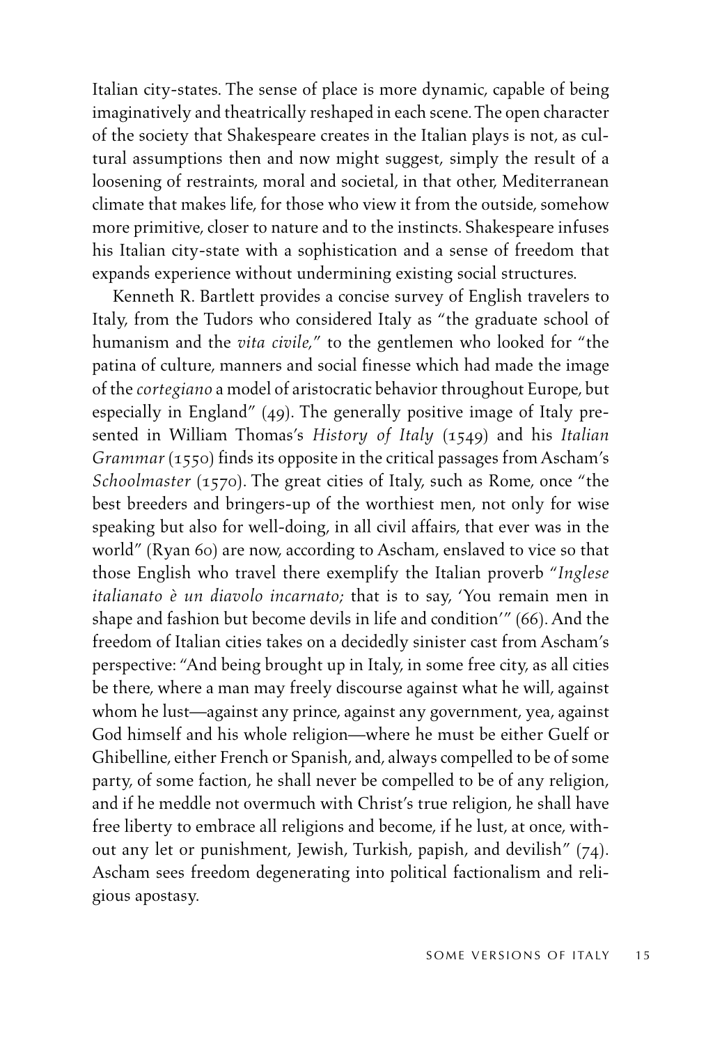Italian city-states. The sense of place is more dynamic, capable of being imaginatively and theatrically reshaped in each scene. The open character of the society that Shakespeare creates in the Italian plays is not, as cultural assumptions then and now might suggest, simply the result of a loosening of restraints, moral and societal, in that other, Mediterranean climate that makes life, for those who view it from the outside, somehow more primitive, closer to nature and to the instincts. Shakespeare infuses his Italian city-state with a sophistication and a sense of freedom that expands experience without undermining existing social structures.

Kenneth R. Bartlett provides a concise survey of English travelers to Italy, from the Tudors who considered Italy as "the graduate school of humanism and the *vita civile*," to the gentlemen who looked for "the patina of culture, manners and social finesse which had made the image of the *cortegiano* a model of aristocratic behavior throughout Europe, but especially in England" (49). The generally positive image of Italy presented in William Thomas's *History of Italy* (1549) and his *Italian Grammar* (1550) finds its opposite in the critical passages from Ascham's *Schoolmaster* (1570). The great cities of Italy, such as Rome, once "the best breeders and bringers-up of the worthiest men, not only for wise speaking but also for well-doing, in all civil affairs, that ever was in the world" (Ryan 60) are now, according to Ascham, enslaved to vice so that those English who travel there exemplify the Italian proverb "*Inglese italianato è un diavolo incarnato;* that is to say, 'You remain men in shape and fashion but become devils in life and condition'" (66). And the freedom of Italian cities takes on a decidedly sinister cast from Ascham's perspective: "And being brought up in Italy, in some free city, as all cities be there, where a man may freely discourse against what he will, against whom he lust—against any prince, against any government, yea, against God himself and his whole religion—where he must be either Guelf or Ghibelline, either French or Spanish, and, always compelled to be of some party, of some faction, he shall never be compelled to be of any religion, and if he meddle not overmuch with Christ's true religion, he shall have free liberty to embrace all religions and become, if he lust, at once, without any let or punishment, Jewish, Turkish, papish, and devilish" (74). Ascham sees freedom degenerating into political factionalism and religious apostasy.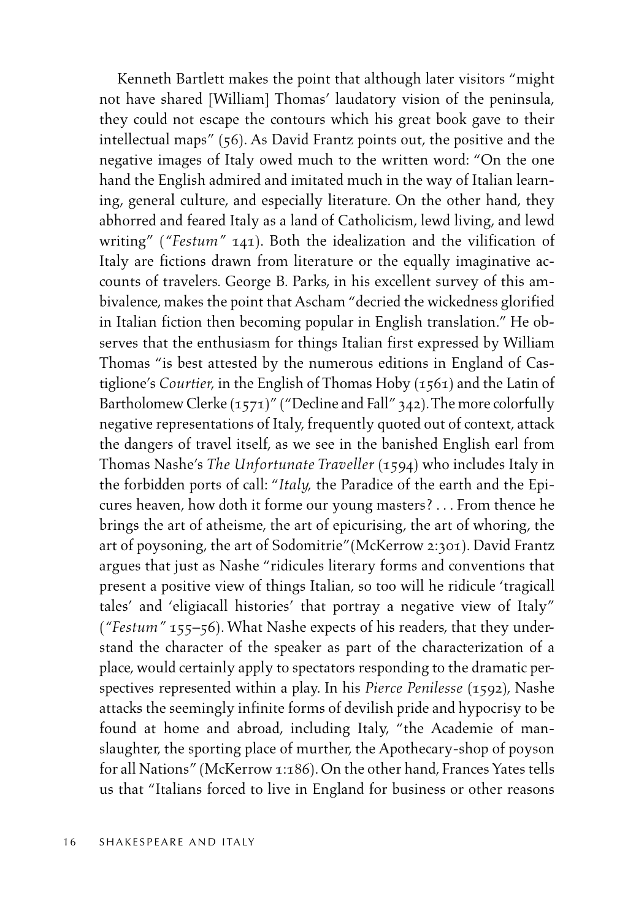Kenneth Bartlett makes the point that although later visitors "might not have shared [William] Thomas' laudatory vision of the peninsula, they could not escape the contours which his great book gave to their intellectual maps" (56). As David Frantz points out, the positive and the negative images of Italy owed much to the written word: "On the one hand the English admired and imitated much in the way of Italian learning, general culture, and especially literature. On the other hand, they abhorred and feared Italy as a land of Catholicism, lewd living, and lewd writing" (*"Festum"* 141). Both the idealization and the vilification of Italy are fictions drawn from literature or the equally imaginative accounts of travelers. George B. Parks, in his excellent survey of this ambivalence, makes the point that Ascham "decried the wickedness glorified in Italian fiction then becoming popular in English translation." He observes that the enthusiasm for things Italian first expressed by William Thomas "is best attested by the numerous editions in England of Castiglione's *Courtier,* in the English of Thomas Hoby (1561) and the Latin of Bartholomew Clerke (1571)" ("Decline and Fall" 342). The more colorfully negative representations of Italy, frequently quoted out of context, attack the dangers of travel itself, as we see in the banished English earl from Thomas Nashe's *The Unfortunate Traveller* (1594) who includes Italy in the forbidden ports of call: "*Italy,* the Paradice of the earth and the Epicures heaven, how doth it forme our young masters? . . . From thence he brings the art of atheisme, the art of epicurising, the art of whoring, the art of poysoning, the art of Sodomitrie"(McKerrow 2:301). David Frantz argues that just as Nashe "ridicules literary forms and conventions that present a positive view of things Italian, so too will he ridicule 'tragicall tales' and 'eligiacall histories' that portray a negative view of Italy" (*"Festum"* 155–56). What Nashe expects of his readers, that they understand the character of the speaker as part of the characterization of a place, would certainly apply to spectators responding to the dramatic perspectives represented within a play. In his *Pierce Penilesse* (1592), Nashe attacks the seemingly infinite forms of devilish pride and hypocrisy to be found at home and abroad, including Italy, "the Academie of manslaughter, the sporting place of murther, the Apothecary-shop of poyson for all Nations" (McKerrow 1:186). On the other hand, Frances Yates tells us that "Italians forced to live in England for business or other reasons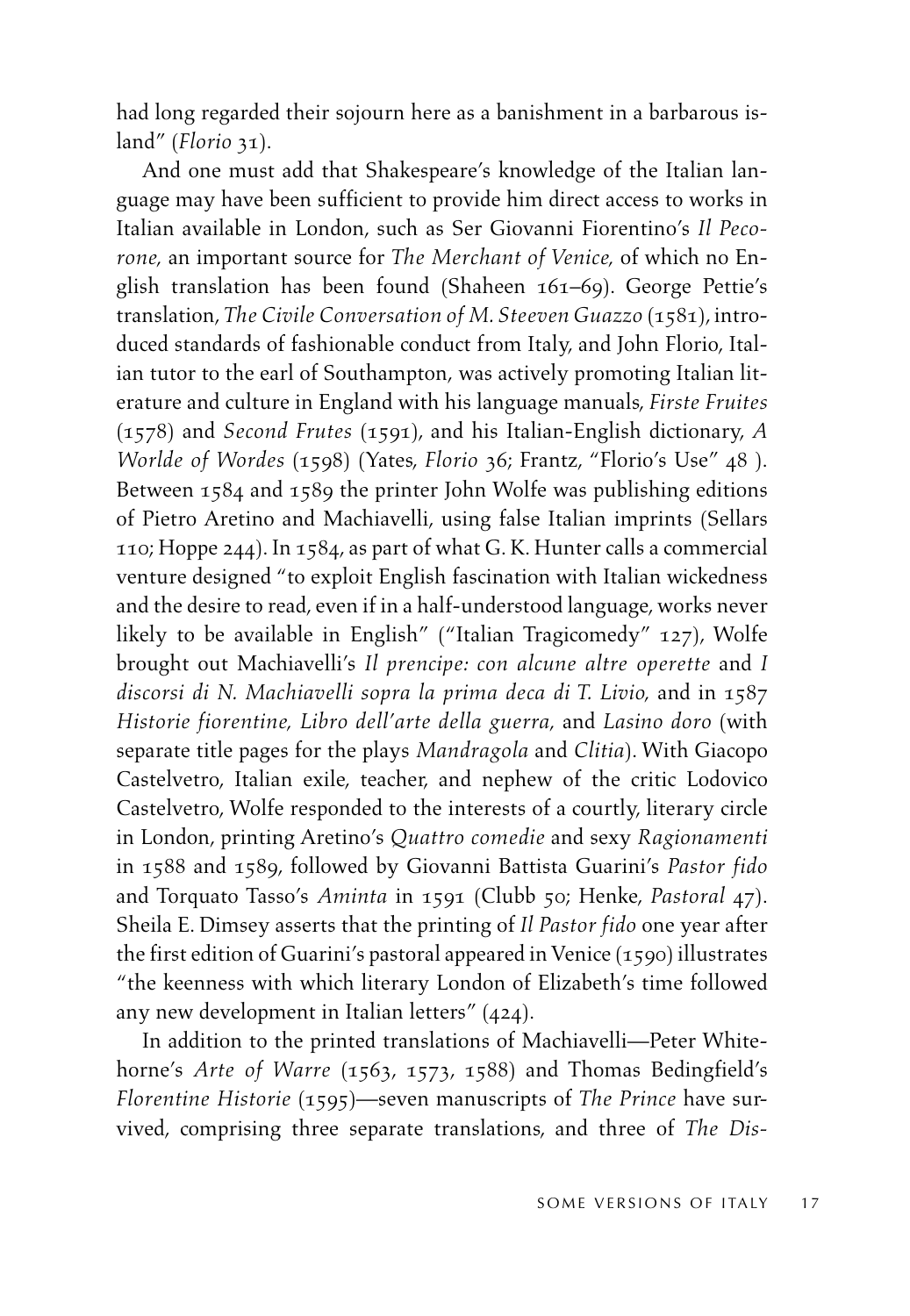had long regarded their sojourn here as a banishment in a barbarous island" (*Florio* 31).

And one must add that Shakespeare's knowledge of the Italian language may have been sufficient to provide him direct access to works in Italian available in London, such as Ser Giovanni Fiorentino's *Il Pecorone*, an important source for *The Merchant of Venice*, of which no English translation has been found (Shaheen 161–69). George Pettie's translation, *The Civile Conversation of M. Steeven Guazzo* (1581), introduced standards of fashionable conduct from Italy, and John Florio, Italian tutor to the earl of Southampton, was actively promoting Italian literature and culture in England with his language manuals, *Firste Fruites* (1578) and *Second Frutes* (1591), and his Italian-English dictionary, *A Worlde of Wordes* (1598) (Yates, *Florio* 36; Frantz, "Florio's Use" 48 ). Between 1584 and 1589 the printer John Wolfe was publishing editions of Pietro Aretino and Machiavelli, using false Italian imprints (Sellars 110; Hoppe 244). In 1584, as part of what G. K. Hunter calls a commercial venture designed "to exploit English fascination with Italian wickedness and the desire to read, even if in a half-understood language, works never likely to be available in English" ("Italian Tragicomedy" 127), Wolfe brought out Machiavelli's *Il prencipe: con alcune altre operette* and *I discorsi di N. Machiavelli sopra la prima deca di T. Livio,* and in 1587 *Historie fiorentine, Libro dell'arte della guerra,* and *Lasino doro* (with separate title pages for the plays *Mandragola* and *Clitia*). With Giacopo Castelvetro, Italian exile, teacher, and nephew of the critic Lodovico Castelvetro, Wolfe responded to the interests of a courtly, literary circle in London, printing Aretino's *Quattro comedie* and sexy *Ragionamenti* in 1588 and 1589, followed by Giovanni Battista Guarini's *Pastor fido* and Torquato Tasso's *Aminta* in 1591 (Clubb 50; Henke, *Pastoral* 47). Sheila E. Dimsey asserts that the printing of *Il Pastor fido* one year after the first edition of Guarini's pastoral appeared in Venice (1590) illustrates "the keenness with which literary London of Elizabeth's time followed any new development in Italian letters" (424).

In addition to the printed translations of Machiavelli—Peter Whitehorne's *Arte of Warre* (1563, 1573, 1588) and Thomas Bedingfield's *Florentine Historie* (1595)—seven manuscripts of *The Prince* have survived, comprising three separate translations, and three of *The Dis-*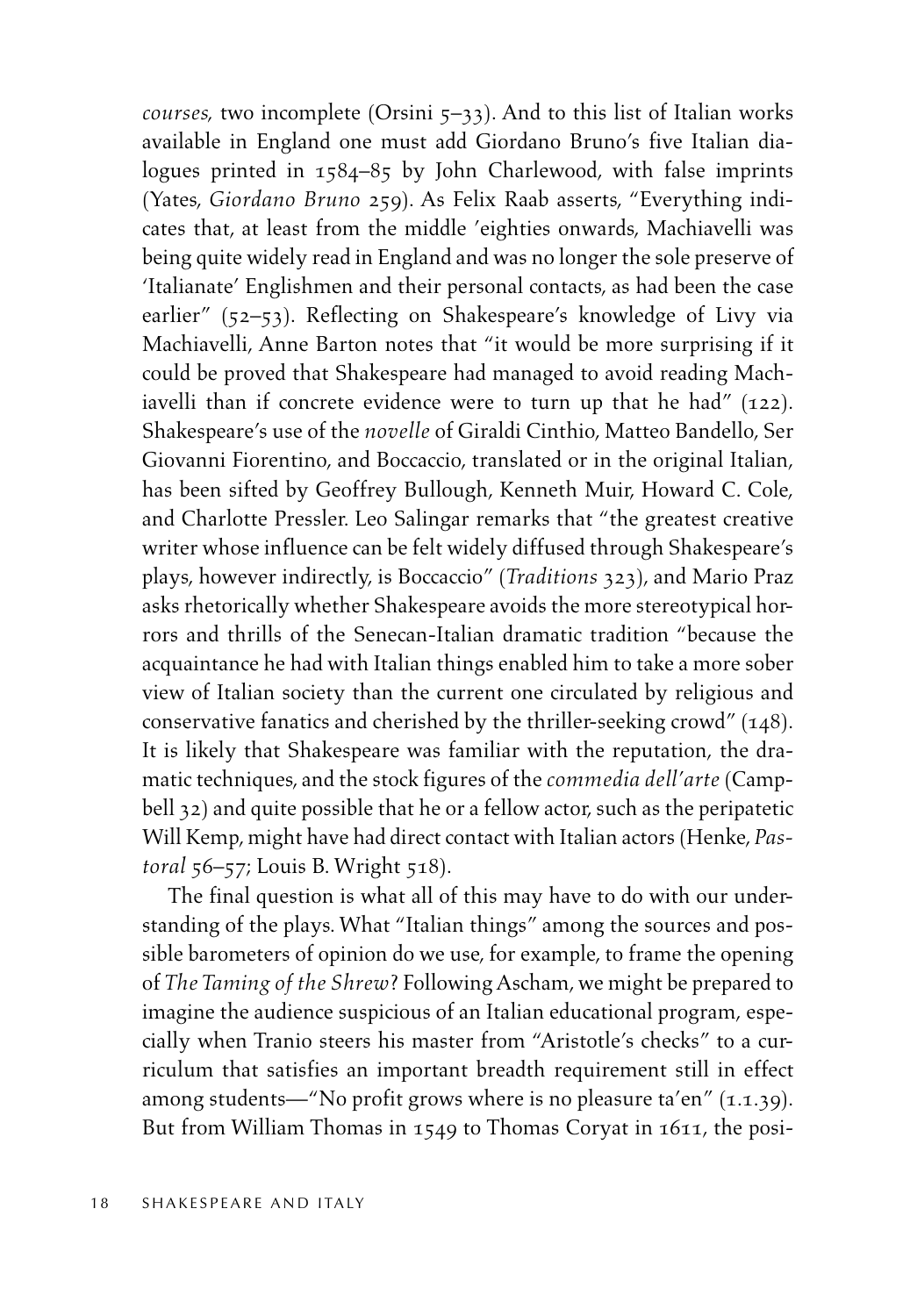*courses,* two incomplete (Orsini 5–33). And to this list of Italian works available in England one must add Giordano Bruno's five Italian dialogues printed in 1584–85 by John Charlewood, with false imprints (Yates, *Giordano Bruno* 259). As Felix Raab asserts, "Everything indicates that, at least from the middle 'eighties onwards, Machiavelli was being quite widely read in England and was no longer the sole preserve of 'Italianate' Englishmen and their personal contacts, as had been the case earlier" (52–53). Reflecting on Shakespeare's knowledge of Livy via Machiavelli, Anne Barton notes that "it would be more surprising if it could be proved that Shakespeare had managed to avoid reading Machiavelli than if concrete evidence were to turn up that he had" (122). Shakespeare's use of the *novelle* of Giraldi Cinthio, Matteo Bandello, Ser Giovanni Fiorentino, and Boccaccio, translated or in the original Italian, has been sifted by Geoffrey Bullough, Kenneth Muir, Howard C. Cole, and Charlotte Pressler. Leo Salingar remarks that "the greatest creative writer whose influence can be felt widely diffused through Shakespeare's plays, however indirectly, is Boccaccio" (*Traditions* 323), and Mario Praz asks rhetorically whether Shakespeare avoids the more stereotypical horrors and thrills of the Senecan-Italian dramatic tradition "because the acquaintance he had with Italian things enabled him to take a more sober view of Italian society than the current one circulated by religious and conservative fanatics and cherished by the thriller-seeking crowd" (148). It is likely that Shakespeare was familiar with the reputation, the dramatic techniques, and the stock figures of the *commedia dell'arte* (Campbell 32) and quite possible that he or a fellow actor, such as the peripatetic Will Kemp, might have had direct contact with Italian actors (Henke, *Pastoral* 56–57; Louis B. Wright 518).

The final question is what all of this may have to do with our understanding of the plays. What "Italian things" among the sources and possible barometers of opinion do we use, for example, to frame the opening of *The Taming of the Shrew*? Following Ascham, we might be prepared to imagine the audience suspicious of an Italian educational program, especially when Tranio steers his master from "Aristotle's checks" to a curriculum that satisfies an important breadth requirement still in effect among students—"No profit grows where is no pleasure ta'en" (1.1.39). But from William Thomas in 1549 to Thomas Coryat in 1611, the posi-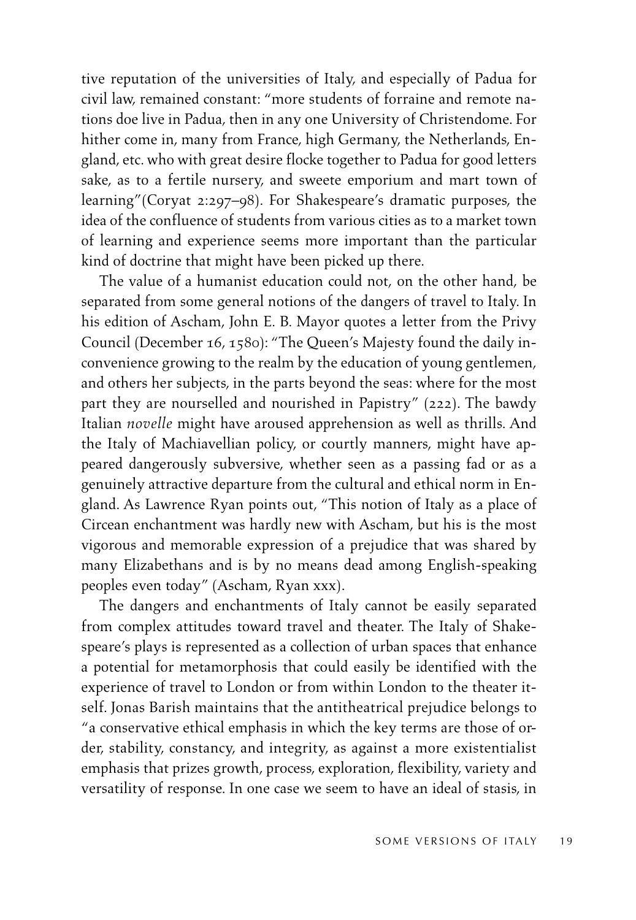tive reputation of the universities of Italy, and especially of Padua for civil law, remained constant: "more students of forraine and remote nations doe live in Padua, then in any one University of Christendome. For hither come in, many from France, high Germany, the Netherlands, England, etc. who with great desire flocke together to Padua for good letters sake, as to a fertile nursery, and sweete emporium and mart town of learning"(Coryat 2:297–98). For Shakespeare's dramatic purposes, the idea of the confluence of students from various cities as to a market town of learning and experience seems more important than the particular kind of doctrine that might have been picked up there.

The value of a humanist education could not, on the other hand, be separated from some general notions of the dangers of travel to Italy. In his edition of Ascham, John E. B. Mayor quotes a letter from the Privy Council (December 16, 1580): "The Queen's Majesty found the daily inconvenience growing to the realm by the education of young gentlemen, and others her subjects, in the parts beyond the seas: where for the most part they are nourselled and nourished in Papistry" (222). The bawdy Italian *novelle* might have aroused apprehension as well as thrills. And the Italy of Machiavellian policy, or courtly manners, might have appeared dangerously subversive, whether seen as a passing fad or as a genuinely attractive departure from the cultural and ethical norm in England. As Lawrence Ryan points out, "This notion of Italy as a place of Circean enchantment was hardly new with Ascham, but his is the most vigorous and memorable expression of a prejudice that was shared by many Elizabethans and is by no means dead among English-speaking peoples even today" (Ascham, Ryan xxx).

The dangers and enchantments of Italy cannot be easily separated from complex attitudes toward travel and theater. The Italy of Shakespeare's plays is represented as a collection of urban spaces that enhance a potential for metamorphosis that could easily be identified with the experience of travel to London or from within London to the theater itself. Jonas Barish maintains that the antitheatrical prejudice belongs to "a conservative ethical emphasis in which the key terms are those of order, stability, constancy, and integrity, as against a more existentialist emphasis that prizes growth, process, exploration, flexibility, variety and versatility of response. In one case we seem to have an ideal of stasis, in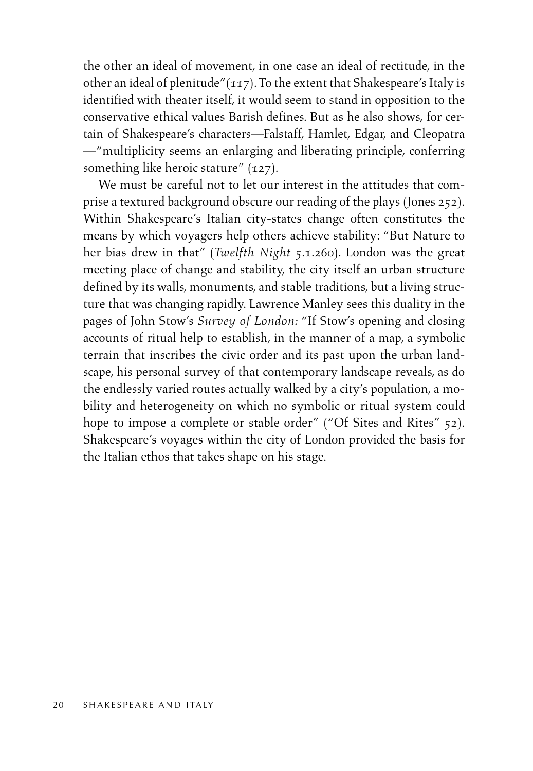the other an ideal of movement, in one case an ideal of rectitude, in the other an ideal of plenitude" (117). To the extent that Shakespeare's Italy is identified with theater itself, it would seem to stand in opposition to the conservative ethical values Barish defines. But as he also shows, for certain of Shakespeare's characters—Falstaff, Hamlet, Edgar, and Cleopatra—"multiplicity seems an enlarging and liberating principle, conferring something like heroic stature" (127).

We must be careful not to let our interest in the attitudes that comprise a textured background obscure our reading of the plays (Jones 252). Within Shakespeare's Italian city-states change often constitutes the means by which voyagers help others achieve stability: "But Nature to her bias drew in that" (*Twelfth Night* 5.1.260). London was the great meeting place of change and stability, the city itself an urban structure defined by its walls, monuments, and stable traditions, but a living structure that was changing rapidly. Lawrence Manley sees this duality in the pages of John Stow's *Survey of London:* "If Stow's opening and closing accounts of ritual help to establish, in the manner of a map, a symbolic terrain that inscribes the civic order and its past upon the urban landscape, his personal survey of that contemporary landscape reveals, as do the endlessly varied routes actually walked by a city's population, a mobility and heterogeneity on which no symbolic or ritual system could hope to impose a complete or stable order" ("Of Sites and Rites" 52). Shakespeare's voyages within the city of London provided the basis for the Italian ethos that takes shape on his stage.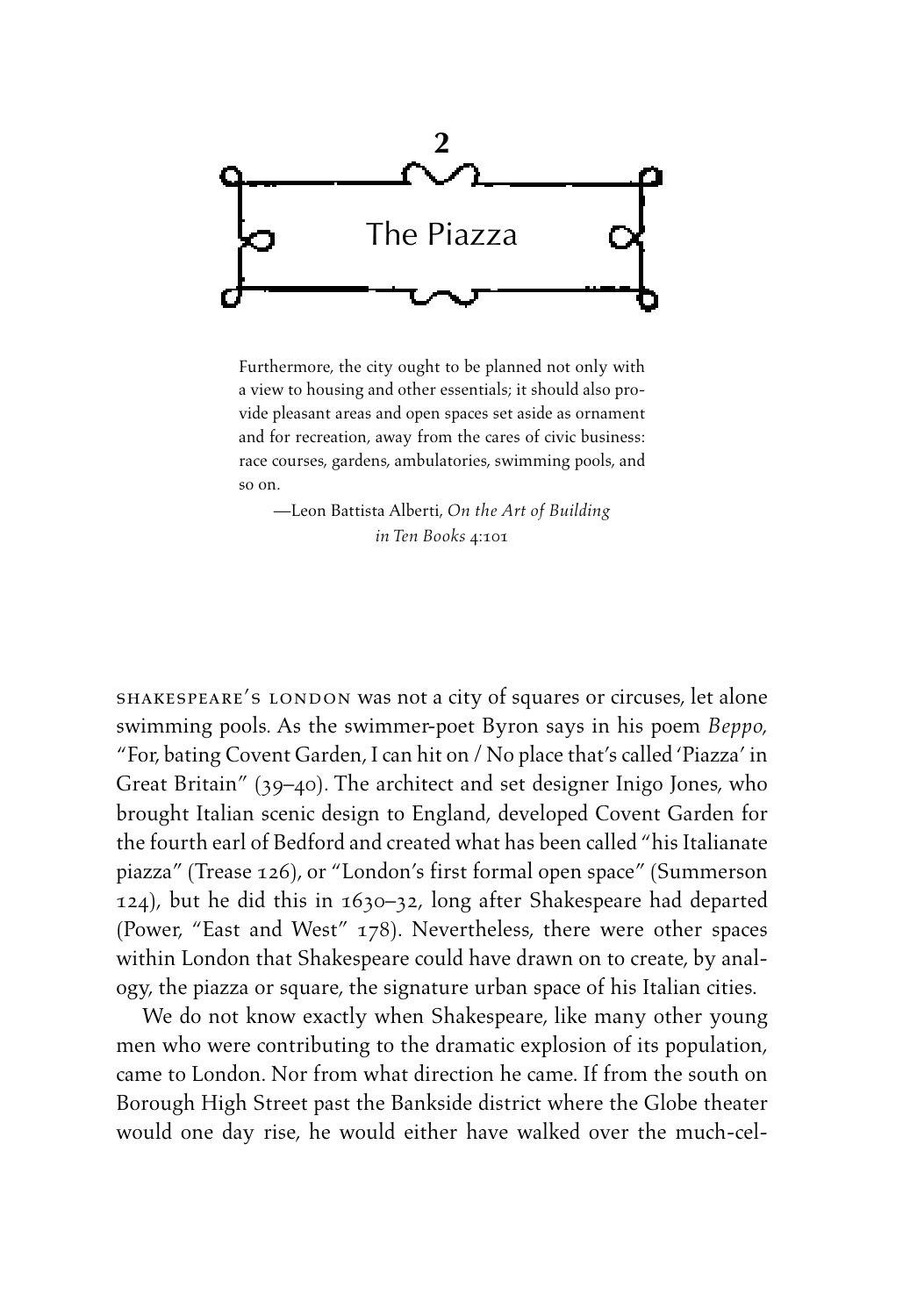# 2 The Piazza

> Furthermore, the city ought to be planned not only with a view to housing and other essentials; it should also provide pleasant areas and open spaces set aside as ornament and for recreation, away from the cares of civic business: race courses, gardens, ambulatories, swimming pools, and so on.
>
> —Leon Battista Alberti, *On the Art of Building in Ten Books* 4:101

SHAKESPEARE'S LONDON was not a city of squares or circuses, let alone swimming pools. As the swimmer-poet Byron says in his poem *Beppo,* "For, bating Covent Garden, I can hit on / No place that's called 'Piazza' in Great Britain" (39–40). The architect and set designer Inigo Jones, who brought Italian scenic design to England, developed Covent Garden for the fourth earl of Bedford and created what has been called "his Italianate piazza" (Trease 126), or "London's first formal open space" (Summerson 124), but he did this in 1630–32, long after Shakespeare had departed (Power, "East and West" 178). Nevertheless, there were other spaces within London that Shakespeare could have drawn on to create, by analogy, the piazza or square, the signature urban space of his Italian cities.

We do not know exactly when Shakespeare, like many other young men who were contributing to the dramatic explosion of its population, came to London. Nor from what direction he came. If from the south on Borough High Street past the Bankside district where the Globe theater would one day rise, he would either have walked over the much-cel-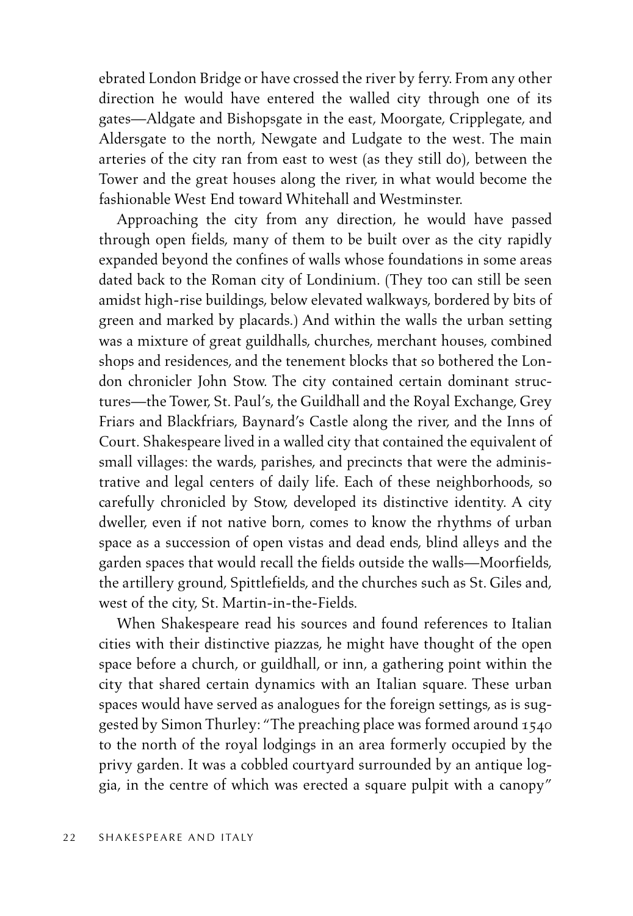ebrated London Bridge or have crossed the river by ferry. From any other direction he would have entered the walled city through one of its gates—Aldgate and Bishopsgate in the east, Moorgate, Cripplegate, and Aldersgate to the north, Newgate and Ludgate to the west. The main arteries of the city ran from east to west (as they still do), between the Tower and the great houses along the river, in what would become the fashionable West End toward Whitehall and Westminster.

Approaching the city from any direction, he would have passed through open fields, many of them to be built over as the city rapidly expanded beyond the confines of walls whose foundations in some areas dated back to the Roman city of Londinium. (They too can still be seen amidst high-rise buildings, below elevated walkways, bordered by bits of green and marked by placards.) And within the walls the urban setting was a mixture of great guildhalls, churches, merchant houses, combined shops and residences, and the tenement blocks that so bothered the London chronicler John Stow. The city contained certain dominant structures—the Tower, St. Paul's, the Guildhall and the Royal Exchange, Grey Friars and Blackfriars, Baynard's Castle along the river, and the Inns of Court. Shakespeare lived in a walled city that contained the equivalent of small villages: the wards, parishes, and precincts that were the administrative and legal centers of daily life. Each of these neighborhoods, so carefully chronicled by Stow, developed its distinctive identity. A city dweller, even if not native born, comes to know the rhythms of urban space as a succession of open vistas and dead ends, blind alleys and the garden spaces that would recall the fields outside the walls—Moorfields, the artillery ground, Spittlefields, and the churches such as St. Giles and, west of the city, St. Martin-in-the-Fields.

When Shakespeare read his sources and found references to Italian cities with their distinctive piazzas, he might have thought of the open space before a church, or guildhall, or inn, a gathering point within the city that shared certain dynamics with an Italian square. These urban spaces would have served as analogues for the foreign settings, as is suggested by Simon Thurley: "The preaching place was formed around 1540 to the north of the royal lodgings in an area formerly occupied by the privy garden. It was a cobbled courtyard surrounded by an antique loggia, in the centre of which was erected a square pulpit with a canopy"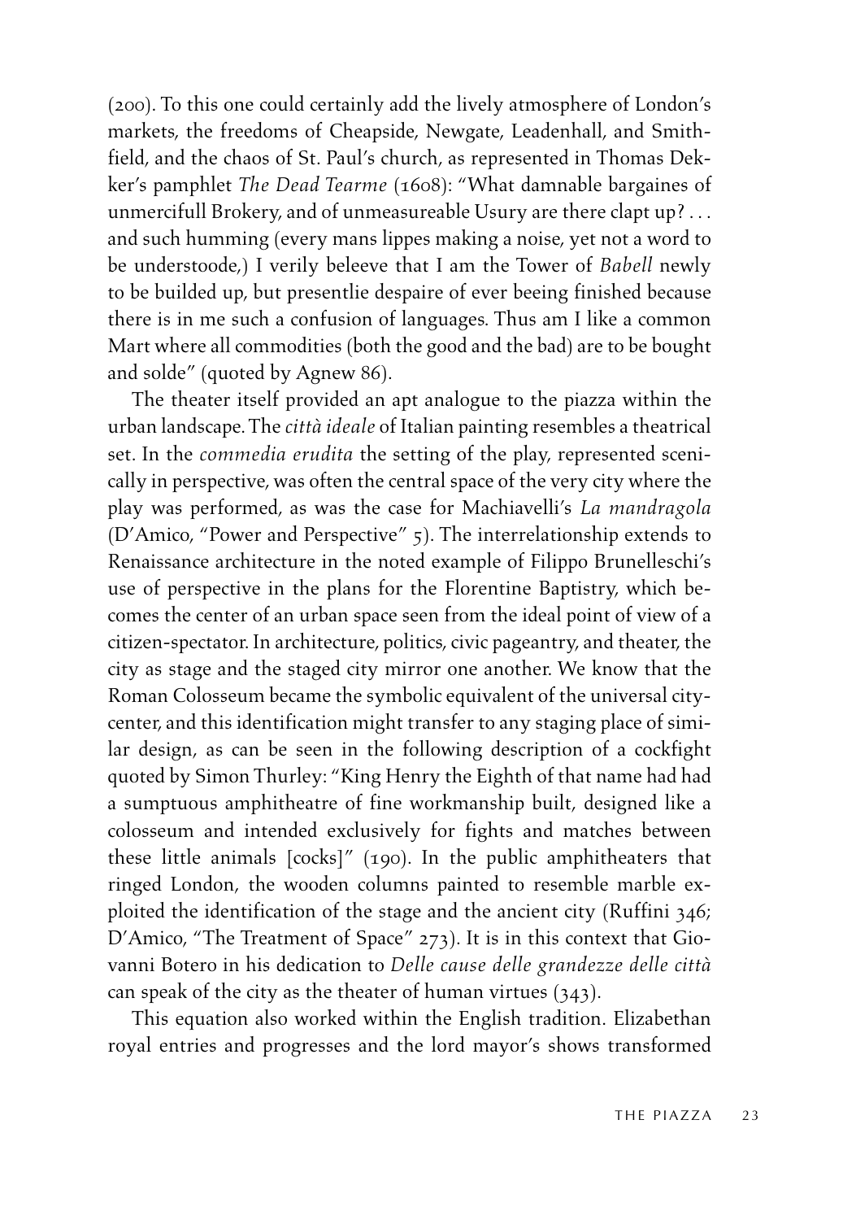(200). To this one could certainly add the lively atmosphere of London's markets, the freedoms of Cheapside, Newgate, Leadenhall, and Smithfield, and the chaos of St. Paul's church, as represented in Thomas Dekker's pamphlet *The Dead Tearme* (1608): "What damnable bargaines of unmercifull Brokery, and of unmeasureable Usury are there clapt up? . . . and such humming (every mans lippes making a noise, yet not a word to be understoode,) I verily beleeve that I am the Tower of *Babell* newly to be builded up, but presentlie despaire of ever beeing finished because there is in me such a confusion of languages. Thus am I like a common Mart where all commodities (both the good and the bad) are to be bought and solde" (quoted by Agnew 86).

The theater itself provided an apt analogue to the piazza within the urban landscape. The *città ideale* of Italian painting resembles a theatrical set. In the *commedia erudita* the setting of the play, represented scenically in perspective, was often the central space of the very city where the play was performed, as was the case for Machiavelli's *La mandragola* (D'Amico, "Power and Perspective" 5). The interrelationship extends to Renaissance architecture in the noted example of Filippo Brunelleschi's use of perspective in the plans for the Florentine Baptistry, which becomes the center of an urban space seen from the ideal point of view of a citizen-spectator. In architecture, politics, civic pageantry, and theater, the city as stage and the staged city mirror one another. We know that the Roman Colosseum became the symbolic equivalent of the universal city-center, and this identification might transfer to any staging place of similar design, as can be seen in the following description of a cockfight quoted by Simon Thurley: "King Henry the Eighth of that name had had a sumptuous amphitheatre of fine workmanship built, designed like a colosseum and intended exclusively for fights and matches between these little animals [cocks]" (190). In the public amphitheaters that ringed London, the wooden columns painted to resemble marble exploited the identification of the stage and the ancient city (Ruffini 346; D'Amico, "The Treatment of Space" 273). It is in this context that Giovanni Botero in his dedication to *Delle cause delle grandezze delle città* can speak of the city as the theater of human virtues (343).

This equation also worked within the English tradition. Elizabethan royal entries and progresses and the lord mayor's shows transformed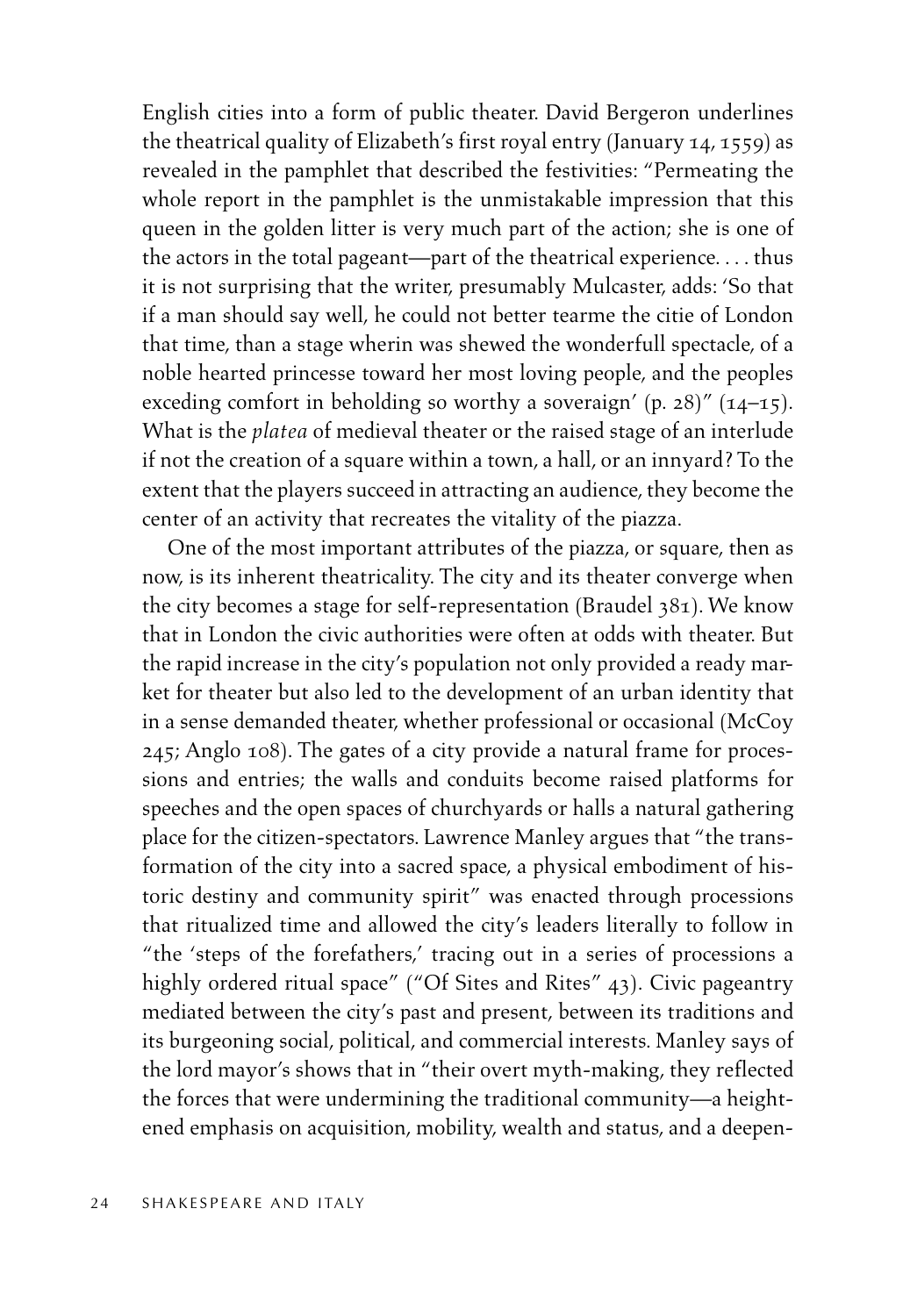English cities into a form of public theater. David Bergeron underlines the theatrical quality of Elizabeth's first royal entry (January 14, 1559) as revealed in the pamphlet that described the festivities: "Permeating the whole report in the pamphlet is the unmistakable impression that this queen in the golden litter is very much part of the action; she is one of the actors in the total pageant—part of the theatrical experience. . . . thus it is not surprising that the writer, presumably Mulcaster, adds: 'So that if a man should say well, he could not better tearme the citie of London that time, than a stage wherin was shewed the wonderfull spectacle, of a noble hearted princesse toward her most loving people, and the peoples exceding comfort in beholding so worthy a soveraign' (p. 28)" (14–15). What is the *platea* of medieval theater or the raised stage of an interlude if not the creation of a square within a town, a hall, or an innyard? To the extent that the players succeed in attracting an audience, they become the center of an activity that recreates the vitality of the piazza.

One of the most important attributes of the piazza, or square, then as now, is its inherent theatricality. The city and its theater converge when the city becomes a stage for self-representation (Braudel 381). We know that in London the civic authorities were often at odds with theater. But the rapid increase in the city's population not only provided a ready market for theater but also led to the development of an urban identity that in a sense demanded theater, whether professional or occasional (McCoy 245; Anglo 108). The gates of a city provide a natural frame for processions and entries; the walls and conduits become raised platforms for speeches and the open spaces of churchyards or halls a natural gathering place for the citizen-spectators. Lawrence Manley argues that "the transformation of the city into a sacred space, a physical embodiment of historic destiny and community spirit" was enacted through processions that ritualized time and allowed the city's leaders literally to follow in "the 'steps of the forefathers,' tracing out in a series of processions a highly ordered ritual space" ("Of Sites and Rites" 43). Civic pageantry mediated between the city's past and present, between its traditions and its burgeoning social, political, and commercial interests. Manley says of the lord mayor's shows that in "their overt myth-making, they reflected the forces that were undermining the traditional community—a heightened emphasis on acquisition, mobility, wealth and status, and a deepen-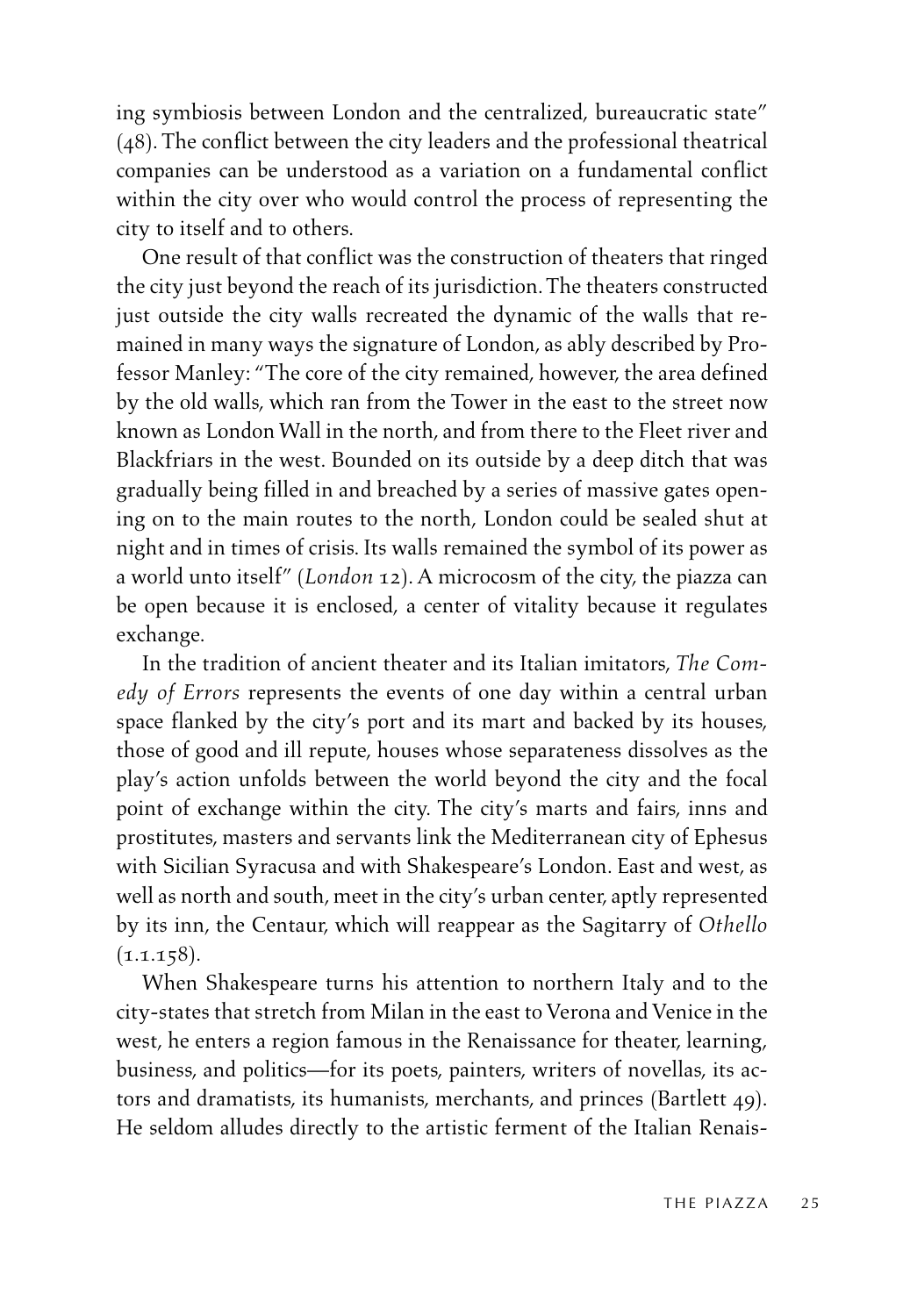ing symbiosis between London and the centralized, bureaucratic state" (48). The conflict between the city leaders and the professional theatrical companies can be understood as a variation on a fundamental conflict within the city over who would control the process of representing the city to itself and to others.

One result of that conflict was the construction of theaters that ringed the city just beyond the reach of its jurisdiction. The theaters constructed just outside the city walls recreated the dynamic of the walls that remained in many ways the signature of London, as ably described by Professor Manley: "The core of the city remained, however, the area defined by the old walls, which ran from the Tower in the east to the street now known as London Wall in the north, and from there to the Fleet river and Blackfriars in the west. Bounded on its outside by a deep ditch that was gradually being filled in and breached by a series of massive gates opening on to the main routes to the north, London could be sealed shut at night and in times of crisis. Its walls remained the symbol of its power as a world unto itself" (*London* 12). A microcosm of the city, the piazza can be open because it is enclosed, a center of vitality because it regulates exchange.

In the tradition of ancient theater and its Italian imitators, *The Comedy of Errors* represents the events of one day within a central urban space flanked by the city's port and its mart and backed by its houses, those of good and ill repute, houses whose separateness dissolves as the play's action unfolds between the world beyond the city and the focal point of exchange within the city. The city's marts and fairs, inns and prostitutes, masters and servants link the Mediterranean city of Ephesus with Sicilian Syracusa and with Shakespeare's London. East and west, as well as north and south, meet in the city's urban center, aptly represented by its inn, the Centaur, which will reappear as the Sagitarry of *Othello* (1.1.158).

When Shakespeare turns his attention to northern Italy and to the city-states that stretch from Milan in the east to Verona and Venice in the west, he enters a region famous in the Renaissance for theater, learning, business, and politics—for its poets, painters, writers of novellas, its actors and dramatists, its humanists, merchants, and princes (Bartlett 49). He seldom alludes directly to the artistic ferment of the Italian Renais-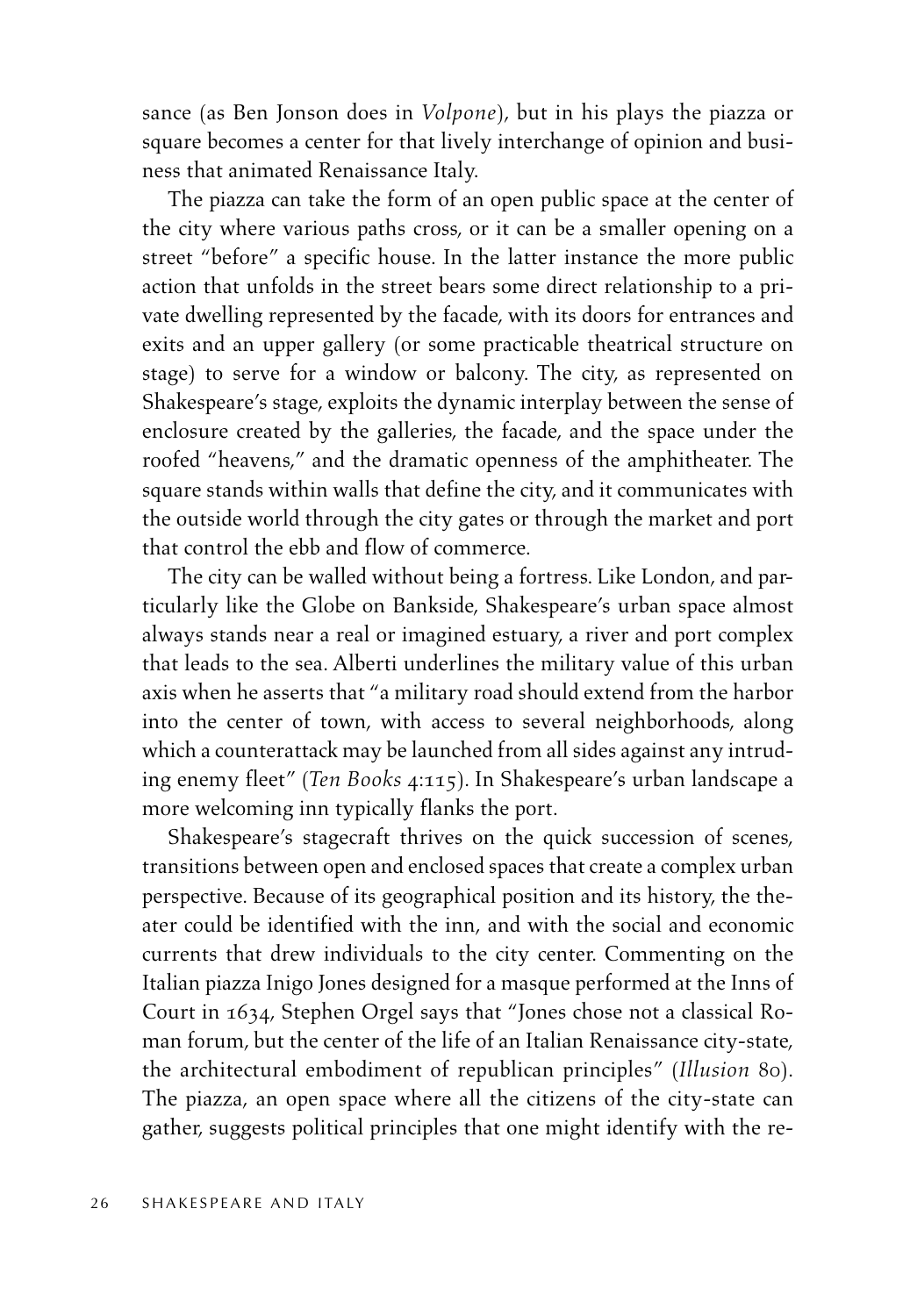sance (as Ben Jonson does in *Volpone*), but in his plays the piazza or square becomes a center for that lively interchange of opinion and business that animated Renaissance Italy.

The piazza can take the form of an open public space at the center of the city where various paths cross, or it can be a smaller opening on a street "before" a specific house. In the latter instance the more public action that unfolds in the street bears some direct relationship to a private dwelling represented by the facade, with its doors for entrances and exits and an upper gallery (or some practicable theatrical structure on stage) to serve for a window or balcony. The city, as represented on Shakespeare's stage, exploits the dynamic interplay between the sense of enclosure created by the galleries, the facade, and the space under the roofed "heavens," and the dramatic openness of the amphitheater. The square stands within walls that define the city, and it communicates with the outside world through the city gates or through the market and port that control the ebb and flow of commerce.

The city can be walled without being a fortress. Like London, and particularly like the Globe on Bankside, Shakespeare's urban space almost always stands near a real or imagined estuary, a river and port complex that leads to the sea. Alberti underlines the military value of this urban axis when he asserts that "a military road should extend from the harbor into the center of town, with access to several neighborhoods, along which a counterattack may be launched from all sides against any intruding enemy fleet" (*Ten Books* 4:115). In Shakespeare's urban landscape a more welcoming inn typically flanks the port.

Shakespeare's stagecraft thrives on the quick succession of scenes, transitions between open and enclosed spaces that create a complex urban perspective. Because of its geographical position and its history, the theater could be identified with the inn, and with the social and economic currents that drew individuals to the city center. Commenting on the Italian piazza Inigo Jones designed for a masque performed at the Inns of Court in 1634, Stephen Orgel says that "Jones chose not a classical Roman forum, but the center of the life of an Italian Renaissance city-state, the architectural embodiment of republican principles" (*Illusion* 80). The piazza, an open space where all the citizens of the city-state can gather, suggests political principles that one might identify with the re-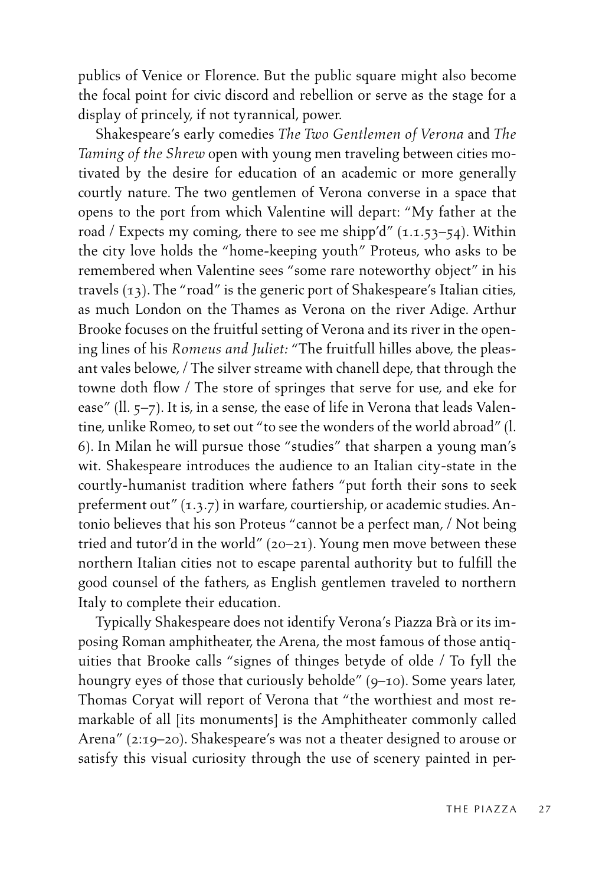publics of Venice or Florence. But the public square might also become the focal point for civic discord and rebellion or serve as the stage for a display of princely, if not tyrannical, power.

Shakespeare's early comedies *The Two Gentlemen of Verona* and *The Taming of the Shrew* open with young men traveling between cities motivated by the desire for education of an academic or more generally courtly nature. The two gentlemen of Verona converse in a space that opens to the port from which Valentine will depart: "My father at the road / Expects my coming, there to see me shipp'd" (1.1.53–54). Within the city love holds the "home-keeping youth" Proteus, who asks to be remembered when Valentine sees "some rare noteworthy object" in his travels (13). The "road" is the generic port of Shakespeare's Italian cities, as much London on the Thames as Verona on the river Adige. Arthur Brooke focuses on the fruitful setting of Verona and its river in the opening lines of his *Romeus and Juliet:* "The fruitfull hilles above, the pleasant vales belowe, / The silver streame with chanell depe, that through the towne doth flow / The store of springes that serve for use, and eke for ease" (ll. 5–7). It is, in a sense, the ease of life in Verona that leads Valentine, unlike Romeo, to set out "to see the wonders of the world abroad" (l. 6). In Milan he will pursue those "studies" that sharpen a young man's wit. Shakespeare introduces the audience to an Italian city-state in the courtly-humanist tradition where fathers "put forth their sons to seek preferment out" (1.3.7) in warfare, courtiership, or academic studies. Antonio believes that his son Proteus "cannot be a perfect man, / Not being tried and tutor'd in the world" (20–21). Young men move between these northern Italian cities not to escape parental authority but to fulfill the good counsel of the fathers, as English gentlemen traveled to northern Italy to complete their education.

Typically Shakespeare does not identify Verona's Piazza Brà or its imposing Roman amphitheater, the Arena, the most famous of those antiquities that Brooke calls "signes of thinges betyde of olde / To fyll the houngry eyes of those that curiously beholde" (9–10). Some years later, Thomas Coryat will report of Verona that "the worthiest and most remarkable of all [its monuments] is the Amphitheater commonly called Arena" (2:19–20). Shakespeare's was not a theater designed to arouse or satisfy this visual curiosity through the use of scenery painted in per-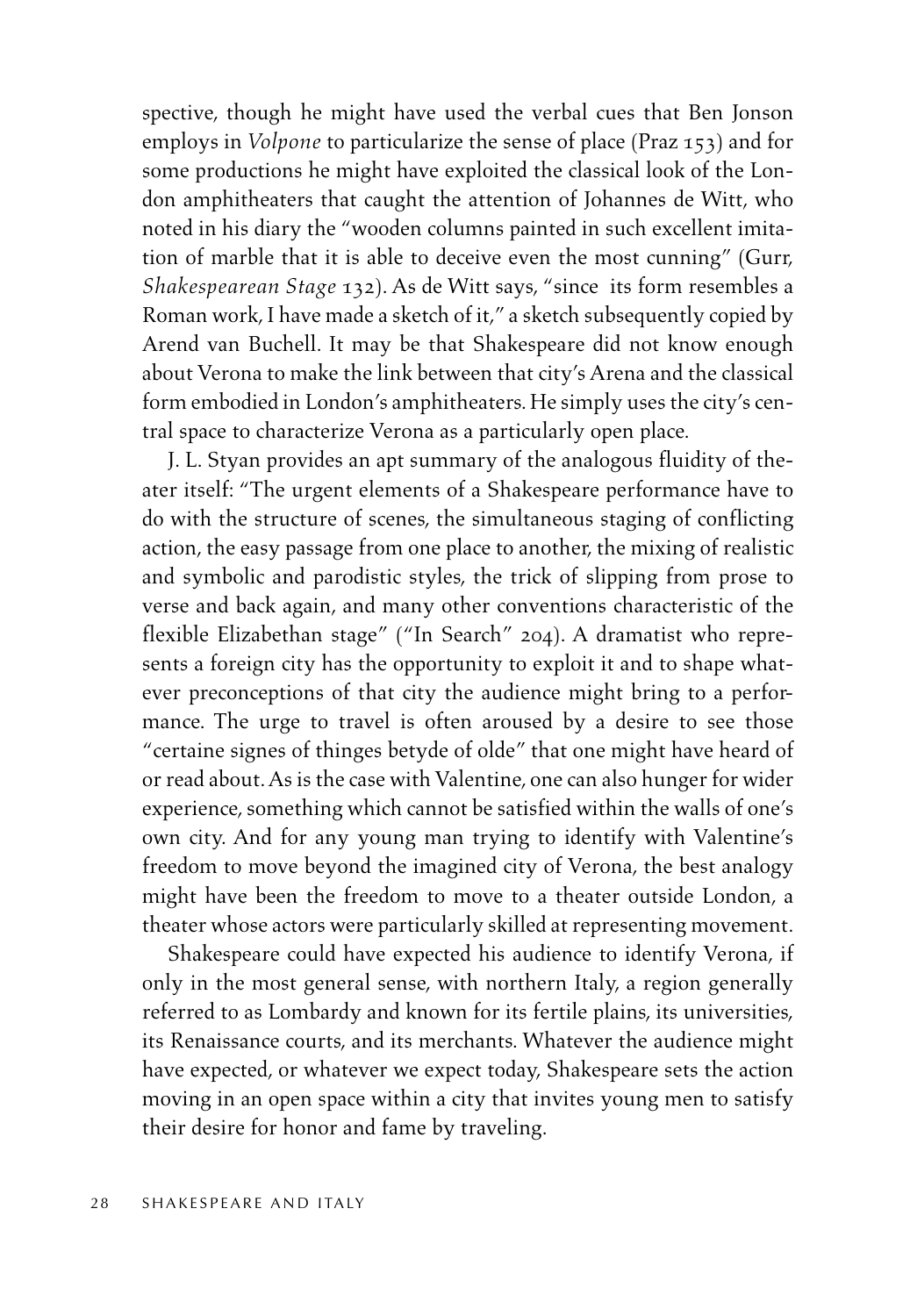spective, though he might have used the verbal cues that Ben Jonson employs in *Volpone* to particularize the sense of place (Praz 153) and for some productions he might have exploited the classical look of the London amphitheaters that caught the attention of Johannes de Witt, who noted in his diary the "wooden columns painted in such excellent imitation of marble that it is able to deceive even the most cunning" (Gurr, *Shakespearean Stage* 132). As de Witt says, "since its form resembles a Roman work, I have made a sketch of it," a sketch subsequently copied by Arend van Buchell. It may be that Shakespeare did not know enough about Verona to make the link between that city's Arena and the classical form embodied in London's amphitheaters. He simply uses the city's central space to characterize Verona as a particularly open place.

J. L. Styan provides an apt summary of the analogous fluidity of theater itself: "The urgent elements of a Shakespeare performance have to do with the structure of scenes, the simultaneous staging of conflicting action, the easy passage from one place to another, the mixing of realistic and symbolic and parodistic styles, the trick of slipping from prose to verse and back again, and many other conventions characteristic of the flexible Elizabethan stage" ("In Search" 204). A dramatist who represents a foreign city has the opportunity to exploit it and to shape whatever preconceptions of that city the audience might bring to a performance. The urge to travel is often aroused by a desire to see those "certaine signes of thinges betyde of olde" that one might have heard of or read about. As is the case with Valentine, one can also hunger for wider experience, something which cannot be satisfied within the walls of one's own city. And for any young man trying to identify with Valentine's freedom to move beyond the imagined city of Verona, the best analogy might have been the freedom to move to a theater outside London, a theater whose actors were particularly skilled at representing movement.

Shakespeare could have expected his audience to identify Verona, if only in the most general sense, with northern Italy, a region generally referred to as Lombardy and known for its fertile plains, its universities, its Renaissance courts, and its merchants. Whatever the audience might have expected, or whatever we expect today, Shakespeare sets the action moving in an open space within a city that invites young men to satisfy their desire for honor and fame by traveling.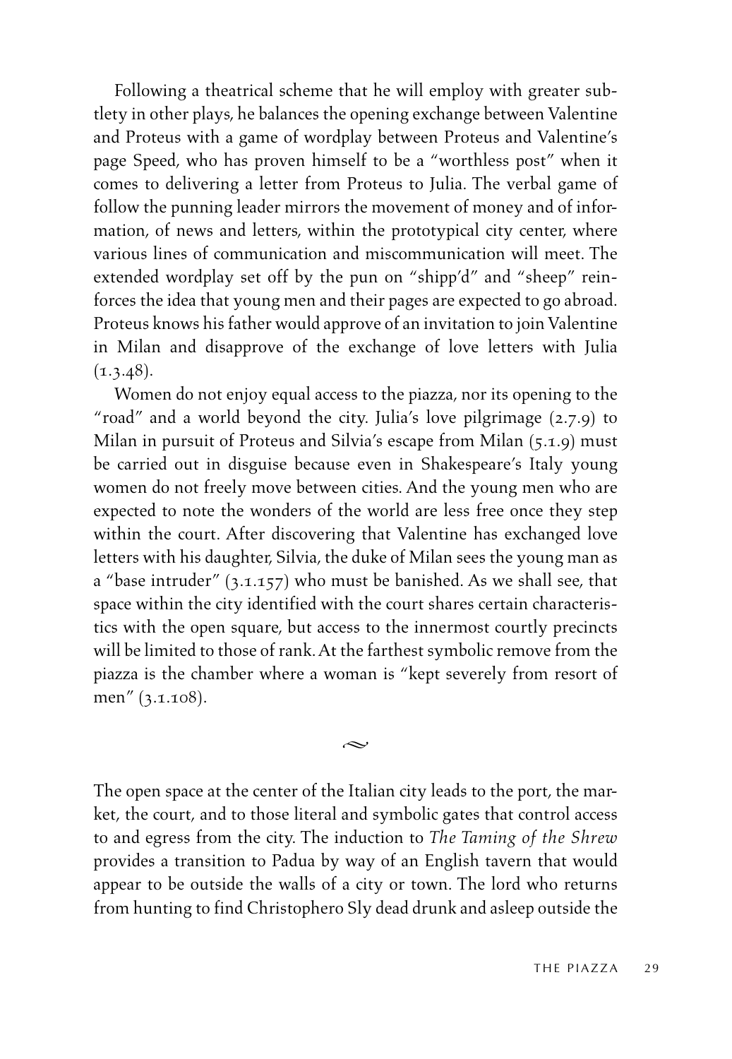Following a theatrical scheme that he will employ with greater subtlety in other plays, he balances the opening exchange between Valentine and Proteus with a game of wordplay between Proteus and Valentine's page Speed, who has proven himself to be a "worthless post" when it comes to delivering a letter from Proteus to Julia. The verbal game of follow the punning leader mirrors the movement of money and of information, of news and letters, within the prototypical city center, where various lines of communication and miscommunication will meet. The extended wordplay set off by the pun on "shipp'd" and "sheep" reinforces the idea that young men and their pages are expected to go abroad. Proteus knows his father would approve of an invitation to join Valentine in Milan and disapprove of the exchange of love letters with Julia (1.3.48).

Women do not enjoy equal access to the piazza, nor its opening to the "road" and a world beyond the city. Julia's love pilgrimage (2.7.9) to Milan in pursuit of Proteus and Silvia's escape from Milan (5.1.9) must be carried out in disguise because even in Shakespeare's Italy young women do not freely move between cities. And the young men who are expected to note the wonders of the world are less free once they step within the court. After discovering that Valentine has exchanged love letters with his daughter, Silvia, the duke of Milan sees the young man as a "base intruder" (3.1.157) who must be banished. As we shall see, that space within the city identified with the court shares certain characteristics with the open square, but access to the innermost courtly precincts will be limited to those of rank. At the farthest symbolic remove from the piazza is the chamber where a woman is "kept severely from resort of men" (3.1.108).

~

The open space at the center of the Italian city leads to the port, the market, the court, and to those literal and symbolic gates that control access to and egress from the city. The induction to *The Taming of the Shrew* provides a transition to Padua by way of an English tavern that would appear to be outside the walls of a city or town. The lord who returns from hunting to find Christophero Sly dead drunk and asleep outside the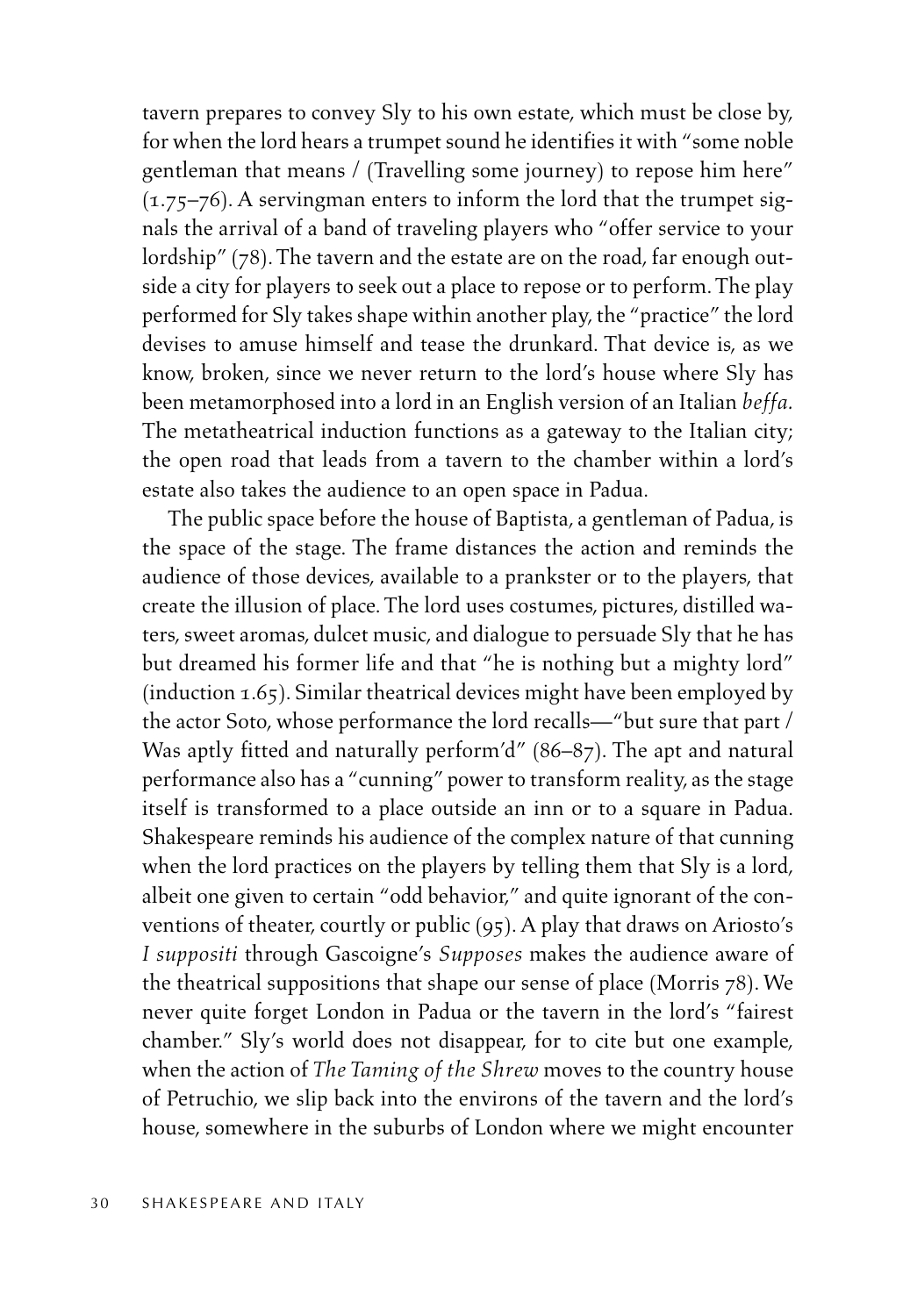tavern prepares to convey Sly to his own estate, which must be close by, for when the lord hears a trumpet sound he identifies it with "some noble gentleman that means / (Travelling some journey) to repose him here" (1.75–76). A servingman enters to inform the lord that the trumpet signals the arrival of a band of traveling players who "offer service to your lordship" (78). The tavern and the estate are on the road, far enough outside a city for players to seek out a place to repose or to perform. The play performed for Sly takes shape within another play, the "practice" the lord devises to amuse himself and tease the drunkard. That device is, as we know, broken, since we never return to the lord's house where Sly has been metamorphosed into a lord in an English version of an Italian *beffa*. The metatheatrical induction functions as a gateway to the Italian city; the open road that leads from a tavern to the chamber within a lord's estate also takes the audience to an open space in Padua.

The public space before the house of Baptista, a gentleman of Padua, is the space of the stage. The frame distances the action and reminds the audience of those devices, available to a prankster or to the players, that create the illusion of place. The lord uses costumes, pictures, distilled waters, sweet aromas, dulcet music, and dialogue to persuade Sly that he has but dreamed his former life and that "he is nothing but a mighty lord" (induction 1.65). Similar theatrical devices might have been employed by the actor Soto, whose performance the lord recalls—"but sure that part / Was aptly fitted and naturally perform'd" (86–87). The apt and natural performance also has a "cunning" power to transform reality, as the stage itself is transformed to a place outside an inn or to a square in Padua. Shakespeare reminds his audience of the complex nature of that cunning when the lord practices on the players by telling them that Sly is a lord, albeit one given to certain "odd behavior," and quite ignorant of the conventions of theater, courtly or public (95). A play that draws on Ariosto's *I suppositi* through Gascoigne's *Supposes* makes the audience aware of the theatrical suppositions that shape our sense of place (Morris 78). We never quite forget London in Padua or the tavern in the lord's "fairest chamber." Sly's world does not disappear, for to cite but one example, when the action of *The Taming of the Shrew* moves to the country house of Petruchio, we slip back into the environs of the tavern and the lord's house, somewhere in the suburbs of London where we might encounter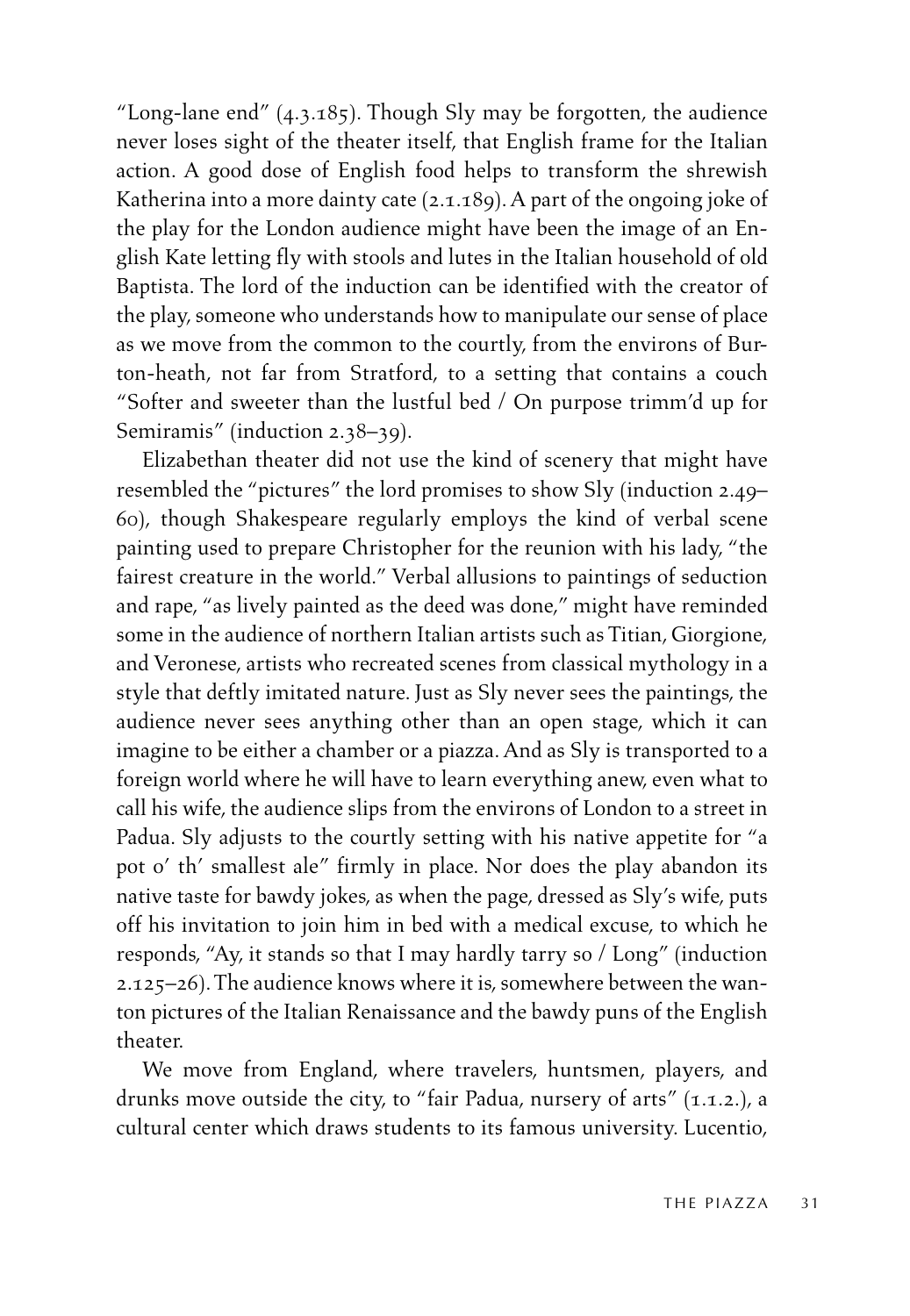"Long-lane end" (4.3.185). Though Sly may be forgotten, the audience never loses sight of the theater itself, that English frame for the Italian action. A good dose of English food helps to transform the shrewish Katherina into a more dainty cate (2.1.189). A part of the ongoing joke of the play for the London audience might have been the image of an English Kate letting fly with stools and lutes in the Italian household of old Baptista. The lord of the induction can be identified with the creator of the play, someone who understands how to manipulate our sense of place as we move from the common to the courtly, from the environs of Burton-heath, not far from Stratford, to a setting that contains a couch "Softer and sweeter than the lustful bed / On purpose trimm'd up for Semiramis" (induction 2.38–39).

Elizabethan theater did not use the kind of scenery that might have resembled the "pictures" the lord promises to show Sly (induction 2.49–60), though Shakespeare regularly employs the kind of verbal scene painting used to prepare Christopher for the reunion with his lady, "the fairest creature in the world." Verbal allusions to paintings of seduction and rape, "as lively painted as the deed was done," might have reminded some in the audience of northern Italian artists such as Titian, Giorgione, and Veronese, artists who recreated scenes from classical mythology in a style that deftly imitated nature. Just as Sly never sees the paintings, the audience never sees anything other than an open stage, which it can imagine to be either a chamber or a piazza. And as Sly is transported to a foreign world where he will have to learn everything anew, even what to call his wife, the audience slips from the environs of London to a street in Padua. Sly adjusts to the courtly setting with his native appetite for "a pot o' th' smallest ale" firmly in place. Nor does the play abandon its native taste for bawdy jokes, as when the page, dressed as Sly's wife, puts off his invitation to join him in bed with a medical excuse, to which he responds, "Ay, it stands so that I may hardly tarry so / Long" (induction 2.125–26). The audience knows where it is, somewhere between the wanton pictures of the Italian Renaissance and the bawdy puns of the English theater.

We move from England, where travelers, huntsmen, players, and drunks move outside the city, to "fair Padua, nursery of arts" (1.1.2.), a cultural center which draws students to its famous university. Lucentio,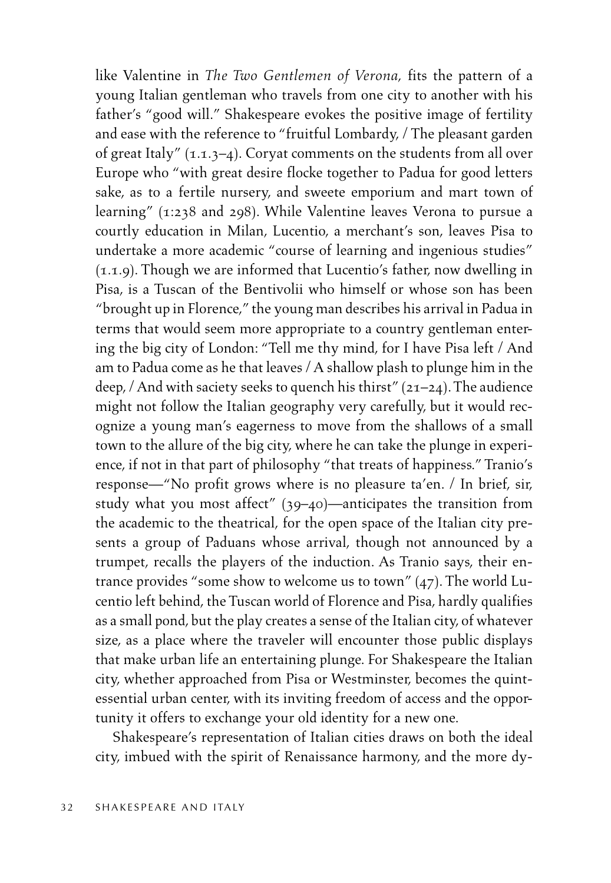like Valentine in *The Two Gentlemen of Verona*, fits the pattern of a young Italian gentleman who travels from one city to another with his father's "good will." Shakespeare evokes the positive image of fertility and ease with the reference to "fruitful Lombardy, / The pleasant garden of great Italy" (1.1.3–4). Coryat comments on the students from all over Europe who "with great desire flocke together to Padua for good letters sake, as to a fertile nursery, and sweete emporium and mart town of learning" (1:238 and 298). While Valentine leaves Verona to pursue a courtly education in Milan, Lucentio, a merchant's son, leaves Pisa to undertake a more academic "course of learning and ingenious studies" (1.1.9). Though we are informed that Lucentio's father, now dwelling in Pisa, is a Tuscan of the Bentivolii who himself or whose son has been "brought up in Florence," the young man describes his arrival in Padua in terms that would seem more appropriate to a country gentleman entering the big city of London: "Tell me thy mind, for I have Pisa left / And am to Padua come as he that leaves / A shallow plash to plunge him in the deep, / And with saciety seeks to quench his thirst" (21–24). The audience might not follow the Italian geography very carefully, but it would recognize a young man's eagerness to move from the shallows of a small town to the allure of the big city, where he can take the plunge in experience, if not in that part of philosophy "that treats of happiness." Tranio's response—"No profit grows where is no pleasure ta'en. / In brief, sir, study what you most affect" (39–40)—anticipates the transition from the academic to the theatrical, for the open space of the Italian city presents a group of Paduans whose arrival, though not announced by a trumpet, recalls the players of the induction. As Tranio says, their entrance provides "some show to welcome us to town" (47). The world Lucentio left behind, the Tuscan world of Florence and Pisa, hardly qualifies as a small pond, but the play creates a sense of the Italian city, of whatever size, as a place where the traveler will encounter those public displays that make urban life an entertaining plunge. For Shakespeare the Italian city, whether approached from Pisa or Westminster, becomes the quintessential urban center, with its inviting freedom of access and the opportunity it offers to exchange your old identity for a new one.

Shakespeare's representation of Italian cities draws on both the ideal city, imbued with the spirit of Renaissance harmony, and the more dy-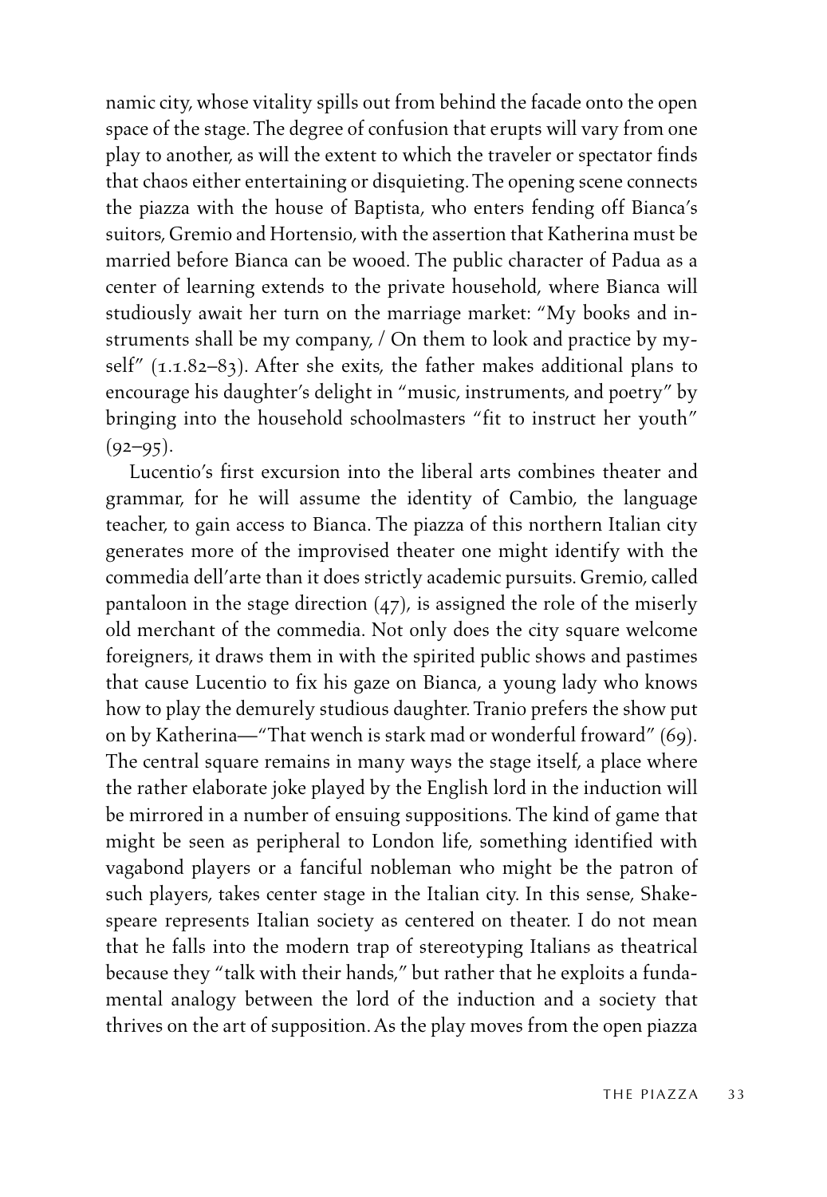namic city, whose vitality spills out from behind the facade onto the open space of the stage. The degree of confusion that erupts will vary from one play to another, as will the extent to which the traveler or spectator finds that chaos either entertaining or disquieting. The opening scene connects the piazza with the house of Baptista, who enters fending off Bianca's suitors, Gremio and Hortensio, with the assertion that Katherina must be married before Bianca can be wooed. The public character of Padua as a center of learning extends to the private household, where Bianca will studiously await her turn on the marriage market: "My books and instruments shall be my company, / On them to look and practice by myself" (1.1.82–83). After she exits, the father makes additional plans to encourage his daughter's delight in "music, instruments, and poetry" by bringing into the household schoolmasters "fit to instruct her youth" (92–95).

Lucentio's first excursion into the liberal arts combines theater and grammar, for he will assume the identity of Cambio, the language teacher, to gain access to Bianca. The piazza of this northern Italian city generates more of the improvised theater one might identify with the commedia dell'arte than it does strictly academic pursuits. Gremio, called pantaloon in the stage direction (47), is assigned the role of the miserly old merchant of the commedia. Not only does the city square welcome foreigners, it draws them in with the spirited public shows and pastimes that cause Lucentio to fix his gaze on Bianca, a young lady who knows how to play the demurely studious daughter. Tranio prefers the show put on by Katherina—"That wench is stark mad or wonderful froward" (69). The central square remains in many ways the stage itself, a place where the rather elaborate joke played by the English lord in the induction will be mirrored in a number of ensuing suppositions. The kind of game that might be seen as peripheral to London life, something identified with vagabond players or a fanciful nobleman who might be the patron of such players, takes center stage in the Italian city. In this sense, Shakespeare represents Italian society as centered on theater. I do not mean that he falls into the modern trap of stereotyping Italians as theatrical because they "talk with their hands," but rather that he exploits a fundamental analogy between the lord of the induction and a society that thrives on the art of supposition. As the play moves from the open piazza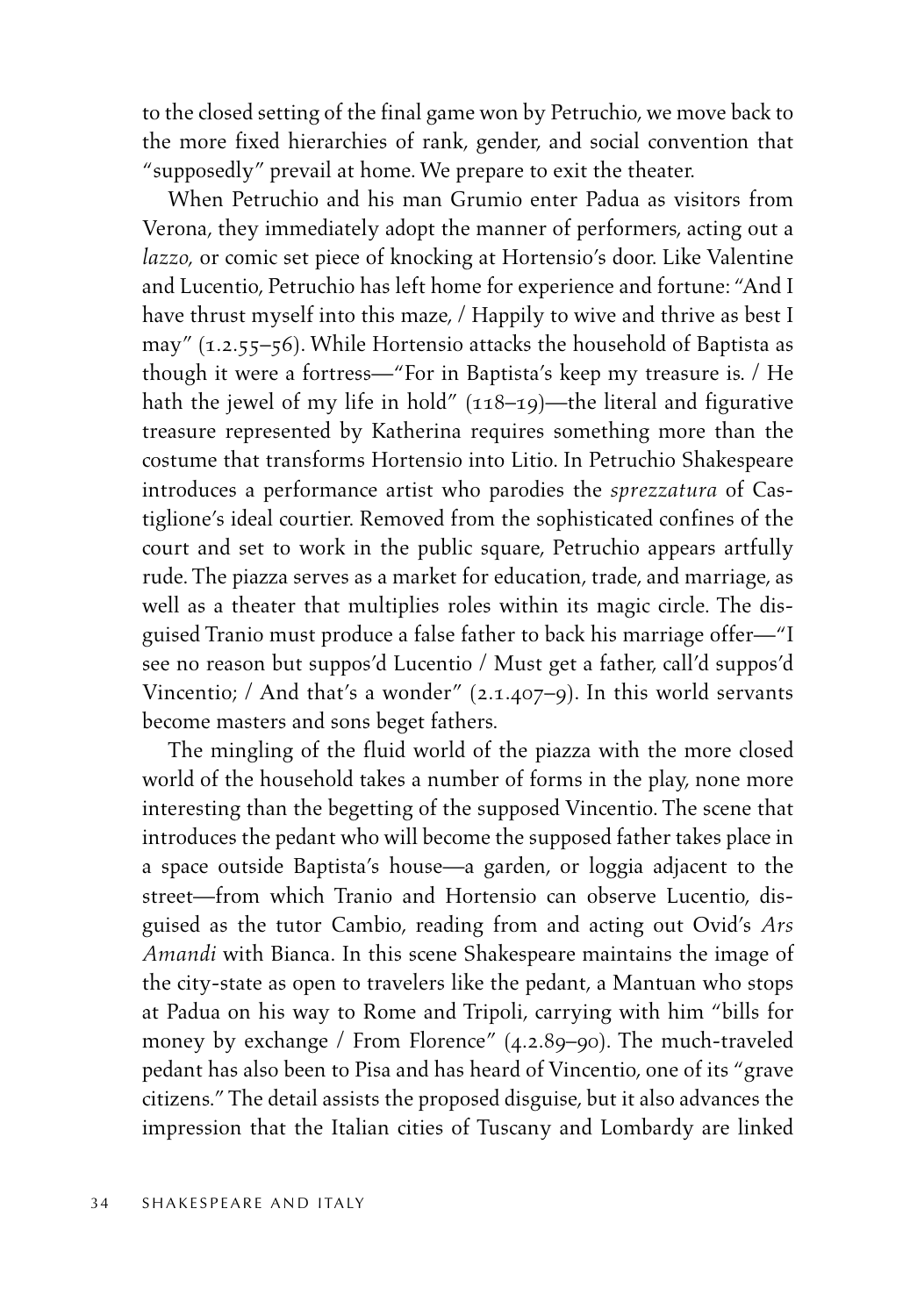to the closed setting of the final game won by Petruchio, we move back to the more fixed hierarchies of rank, gender, and social convention that "supposedly" prevail at home. We prepare to exit the theater.

When Petruchio and his man Grumio enter Padua as visitors from Verona, they immediately adopt the manner of performers, acting out a *lazzo,* or comic set piece of knocking at Hortensio's door. Like Valentine and Lucentio, Petruchio has left home for experience and fortune: "And I have thrust myself into this maze, / Happily to wive and thrive as best I may" (1.2.55–56). While Hortensio attacks the household of Baptista as though it were a fortress—"For in Baptista's keep my treasure is. / He hath the jewel of my life in hold" (118–19)—the literal and figurative treasure represented by Katherina requires something more than the costume that transforms Hortensio into Litio. In Petruchio Shakespeare introduces a performance artist who parodies the *sprezzatura* of Castiglione's ideal courtier. Removed from the sophisticated confines of the court and set to work in the public square, Petruchio appears artfully rude. The piazza serves as a market for education, trade, and marriage, as well as a theater that multiplies roles within its magic circle. The disguised Tranio must produce a false father to back his marriage offer—"I see no reason but suppos'd Lucentio / Must get a father, call'd suppos'd Vincentio; / And that's a wonder" (2.1.407–9). In this world servants become masters and sons beget fathers.

The mingling of the fluid world of the piazza with the more closed world of the household takes a number of forms in the play, none more interesting than the begetting of the supposed Vincentio. The scene that introduces the pedant who will become the supposed father takes place in a space outside Baptista's house—a garden, or loggia adjacent to the street—from which Tranio and Hortensio can observe Lucentio, disguised as the tutor Cambio, reading from and acting out Ovid's *Ars Amandi* with Bianca. In this scene Shakespeare maintains the image of the city-state as open to travelers like the pedant, a Mantuan who stops at Padua on his way to Rome and Tripoli, carrying with him "bills for money by exchange / From Florence" (4.2.89–90). The much-traveled pedant has also been to Pisa and has heard of Vincentio, one of its "grave citizens." The detail assists the proposed disguise, but it also advances the impression that the Italian cities of Tuscany and Lombardy are linked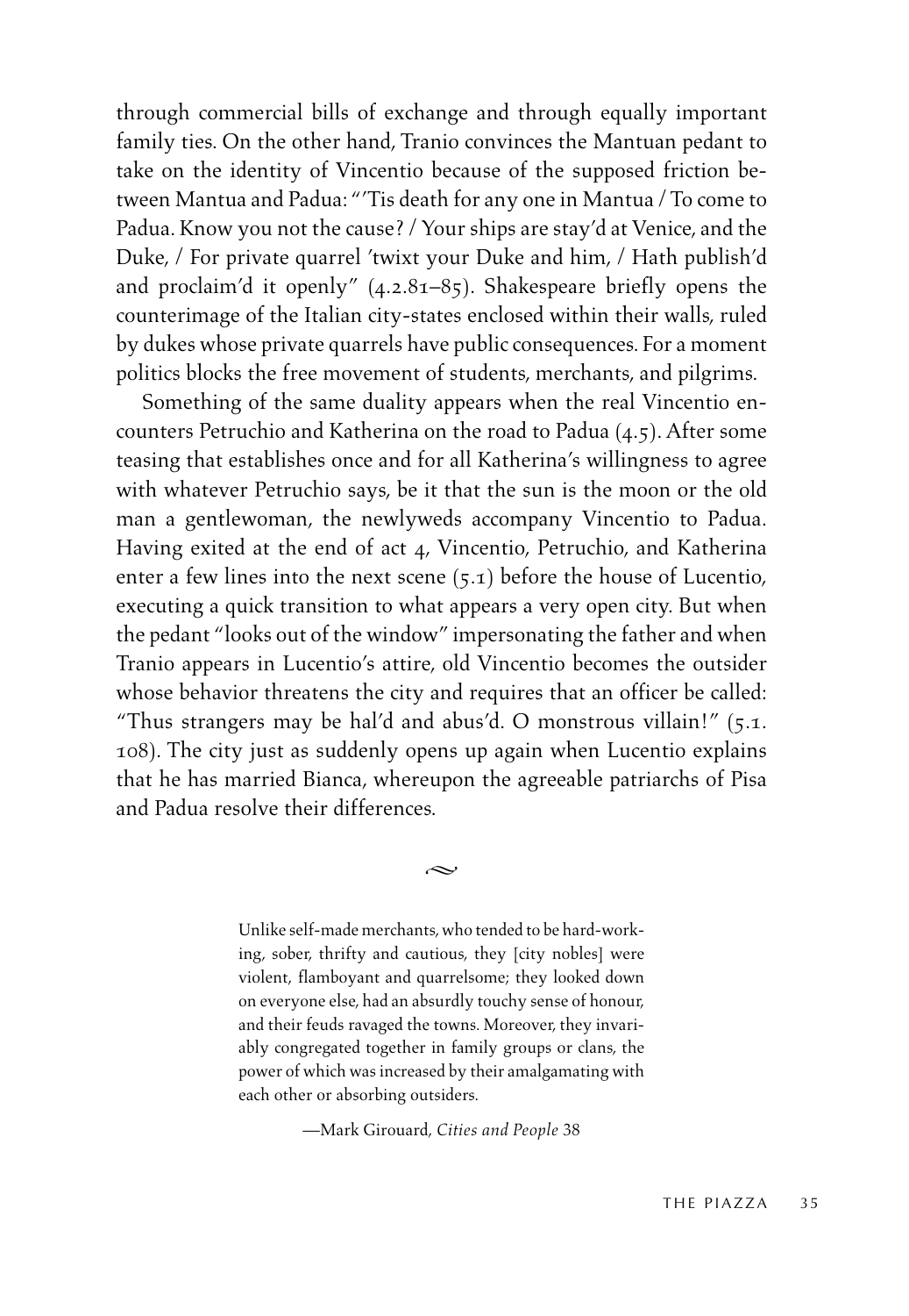through commercial bills of exchange and through equally important family ties. On the other hand, Tranio convinces the Mantuan pedant to take on the identity of Vincentio because of the supposed friction between Mantua and Padua: "'Tis death for any one in Mantua / To come to Padua. Know you not the cause? / Your ships are stay'd at Venice, and the Duke, / For private quarrel 'twixt your Duke and him, / Hath publish'd and proclaim'd it openly" (4.2.81–85). Shakespeare briefly opens the counterimage of the Italian city-states enclosed within their walls, ruled by dukes whose private quarrels have public consequences. For a moment politics blocks the free movement of students, merchants, and pilgrims.

Something of the same duality appears when the real Vincentio encounters Petruchio and Katherina on the road to Padua (4.5). After some teasing that establishes once and for all Katherina's willingness to agree with whatever Petruchio says, be it that the sun is the moon or the old man a gentlewoman, the newlyweds accompany Vincentio to Padua. Having exited at the end of act 4, Vincentio, Petruchio, and Katherina enter a few lines into the next scene (5.1) before the house of Lucentio, executing a quick transition to what appears a very open city. But when the pedant "looks out of the window" impersonating the father and when Tranio appears in Lucentio's attire, old Vincentio becomes the outsider whose behavior threatens the city and requires that an officer be called: "Thus strangers may be hal'd and abus'd. O monstrous villain!" (5.1. 108). The city just as suddenly opens up again when Lucentio explains that he has married Bianca, whereupon the agreeable patriarchs of Pisa and Padua resolve their differences.

~

> Unlike self-made merchants, who tended to be hard-working, sober, thrifty and cautious, they [city nobles] were violent, flamboyant and quarrelsome; they looked down on everyone else, had an absurdly touchy sense of honour, and their feuds ravaged the towns. Moreover, they invariably congregated together in family groups or clans, the power of which was increased by their amalgamating with each other or absorbing outsiders.
>
> —Mark Girouard, *Cities and People* 38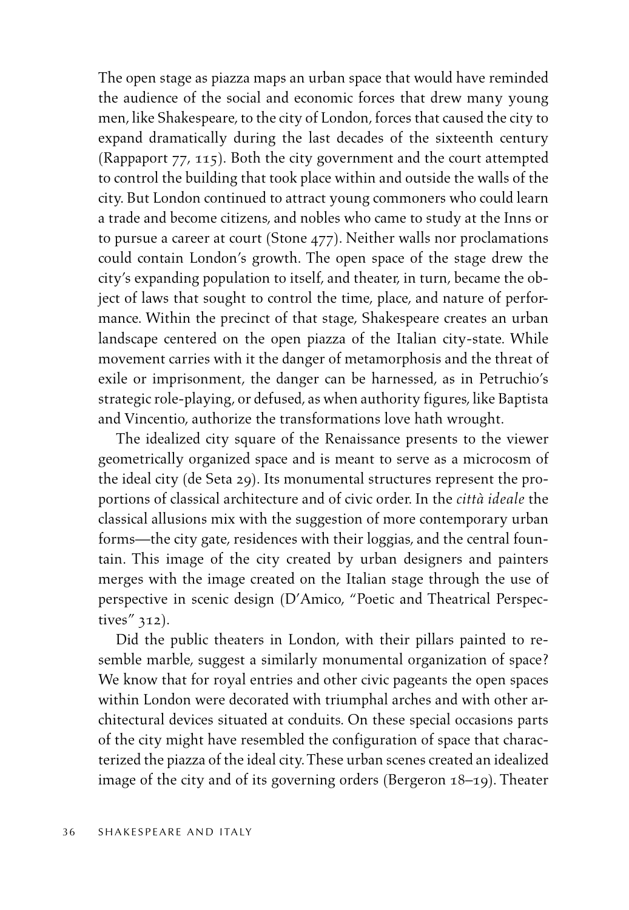The open stage as piazza maps an urban space that would have reminded the audience of the social and economic forces that drew many young men, like Shakespeare, to the city of London, forces that caused the city to expand dramatically during the last decades of the sixteenth century (Rappaport 77, 115). Both the city government and the court attempted to control the building that took place within and outside the walls of the city. But London continued to attract young commoners who could learn a trade and become citizens, and nobles who came to study at the Inns or to pursue a career at court (Stone 477). Neither walls nor proclamations could contain London's growth. The open space of the stage drew the city's expanding population to itself, and theater, in turn, became the object of laws that sought to control the time, place, and nature of performance. Within the precinct of that stage, Shakespeare creates an urban landscape centered on the open piazza of the Italian city-state. While movement carries with it the danger of metamorphosis and the threat of exile or imprisonment, the danger can be harnessed, as in Petruchio's strategic role-playing, or defused, as when authority figures, like Baptista and Vincentio, authorize the transformations love hath wrought.

The idealized city square of the Renaissance presents to the viewer geometrically organized space and is meant to serve as a microcosm of the ideal city (de Seta 29). Its monumental structures represent the proportions of classical architecture and of civic order. In the *città ideale* the classical allusions mix with the suggestion of more contemporary urban forms—the city gate, residences with their loggias, and the central fountain. This image of the city created by urban designers and painters merges with the image created on the Italian stage through the use of perspective in scenic design (D'Amico, "Poetic and Theatrical Perspectives" 312).

Did the public theaters in London, with their pillars painted to resemble marble, suggest a similarly monumental organization of space? We know that for royal entries and other civic pageants the open spaces within London were decorated with triumphal arches and with other architectural devices situated at conduits. On these special occasions parts of the city might have resembled the configuration of space that characterized the piazza of the ideal city. These urban scenes created an idealized image of the city and of its governing orders (Bergeron 18–19). Theater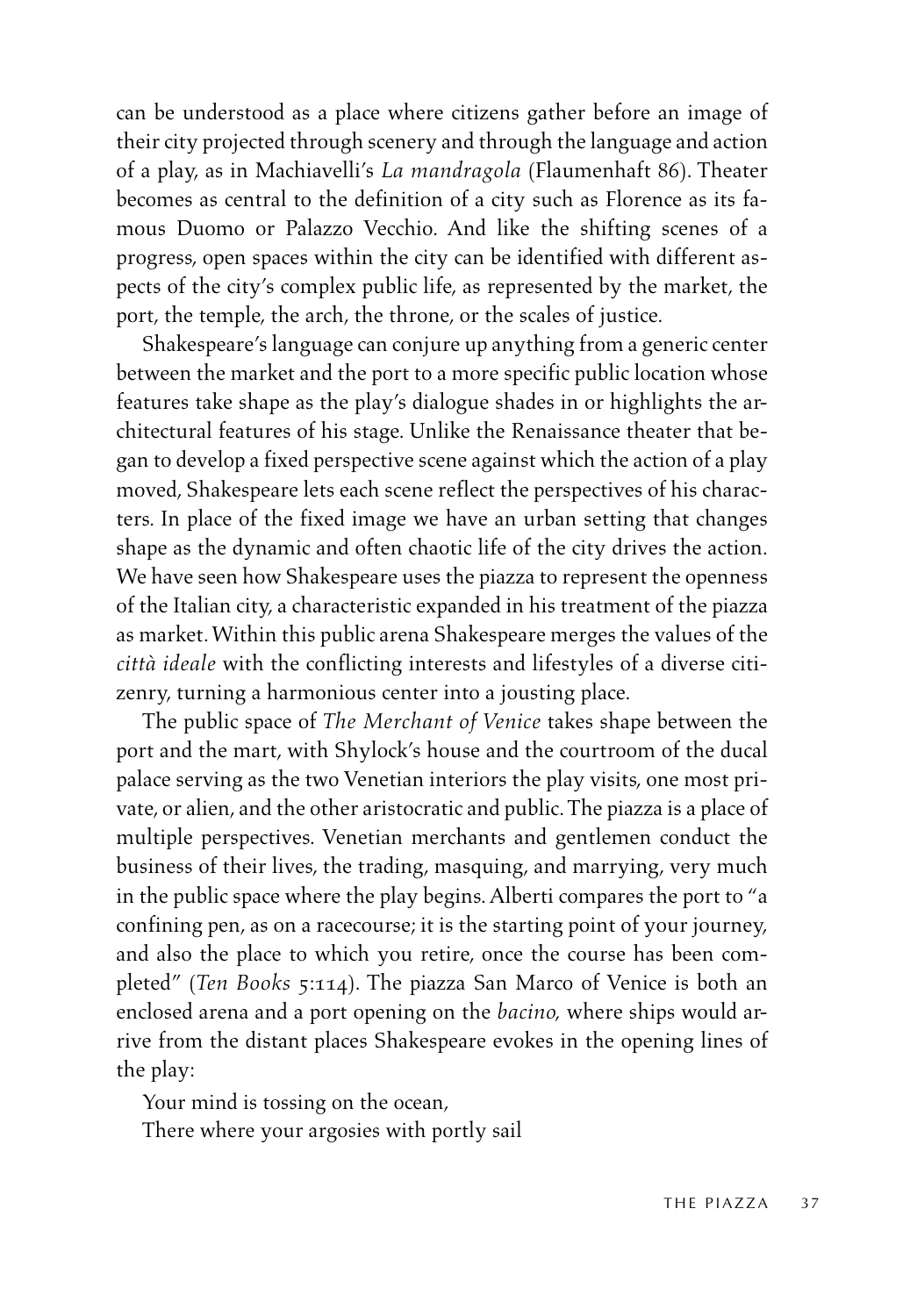can be understood as a place where citizens gather before an image of their city projected through scenery and through the language and action of a play, as in Machiavelli's *La mandragola* (Flaumenhaft 86). Theater becomes as central to the definition of a city such as Florence as its famous Duomo or Palazzo Vecchio. And like the shifting scenes of a progress, open spaces within the city can be identified with different aspects of the city's complex public life, as represented by the market, the port, the temple, the arch, the throne, or the scales of justice.

Shakespeare's language can conjure up anything from a generic center between the market and the port to a more specific public location whose features take shape as the play's dialogue shades in or highlights the architectural features of his stage. Unlike the Renaissance theater that began to develop a fixed perspective scene against which the action of a play moved, Shakespeare lets each scene reflect the perspectives of his characters. In place of the fixed image we have an urban setting that changes shape as the dynamic and often chaotic life of the city drives the action. We have seen how Shakespeare uses the piazza to represent the openness of the Italian city, a characteristic expanded in his treatment of the piazza as market. Within this public arena Shakespeare merges the values of the *città ideale* with the conflicting interests and lifestyles of a diverse citizenry, turning a harmonious center into a jousting place.

The public space of *The Merchant of Venice* takes shape between the port and the mart, with Shylock's house and the courtroom of the ducal palace serving as the two Venetian interiors the play visits, one most private, or alien, and the other aristocratic and public. The piazza is a place of multiple perspectives. Venetian merchants and gentlemen conduct the business of their lives, the trading, masquing, and marrying, very much in the public space where the play begins. Alberti compares the port to "a confining pen, as on a racecourse; it is the starting point of your journey, and also the place to which you retire, once the course has been completed" (*Ten Books* 5:114). The piazza San Marco of Venice is both an enclosed arena and a port opening on the *bacino,* where ships would arrive from the distant places Shakespeare evokes in the opening lines of the play:

> Your mind is tossing on the ocean,
> There where your argosies with portly sail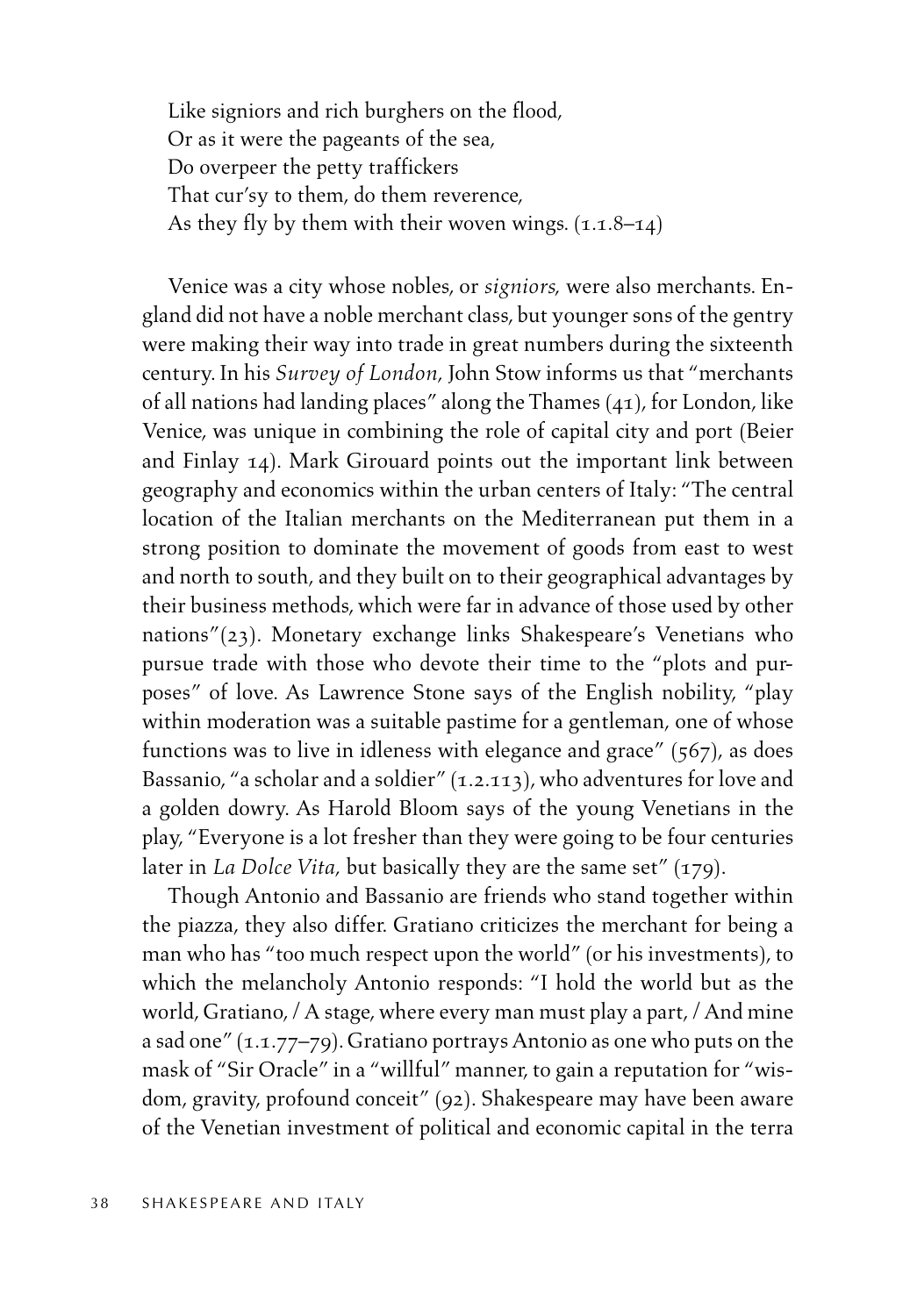Like signiors and rich burghers on the flood,
Or as it were the pageants of the sea,
Do overpeer the petty traffickers
That cur'sy to them, do them reverence,
As they fly by them with their woven wings. (1.1.8–14)

Venice was a city whose nobles, or *signiors,* were also merchants. England did not have a noble merchant class, but younger sons of the gentry were making their way into trade in great numbers during the sixteenth century. In his *Survey of London,* John Stow informs us that "merchants of all nations had landing places" along the Thames (41), for London, like Venice, was unique in combining the role of capital city and port (Beier and Finlay 14). Mark Girouard points out the important link between geography and economics within the urban centers of Italy: "The central location of the Italian merchants on the Mediterranean put them in a strong position to dominate the movement of goods from east to west and north to south, and they built on to their geographical advantages by their business methods, which were far in advance of those used by other nations"(23). Monetary exchange links Shakespeare's Venetians who pursue trade with those who devote their time to the "plots and purposes" of love. As Lawrence Stone says of the English nobility, "play within moderation was a suitable pastime for a gentleman, one of whose functions was to live in idleness with elegance and grace" (567), as does Bassanio, "a scholar and a soldier" (1.2.113), who adventures for love and a golden dowry. As Harold Bloom says of the young Venetians in the play, "Everyone is a lot fresher than they were going to be four centuries later in *La Dolce Vita,* but basically they are the same set" (179).

Though Antonio and Bassanio are friends who stand together within the piazza, they also differ. Gratiano criticizes the merchant for being a man who has "too much respect upon the world" (or his investments), to which the melancholy Antonio responds: "I hold the world but as the world, Gratiano, / A stage, where every man must play a part, / And mine a sad one" (1.1.77–79). Gratiano portrays Antonio as one who puts on the mask of "Sir Oracle" in a "willful" manner, to gain a reputation for "wisdom, gravity, profound conceit" (92). Shakespeare may have been aware of the Venetian investment of political and economic capital in the terra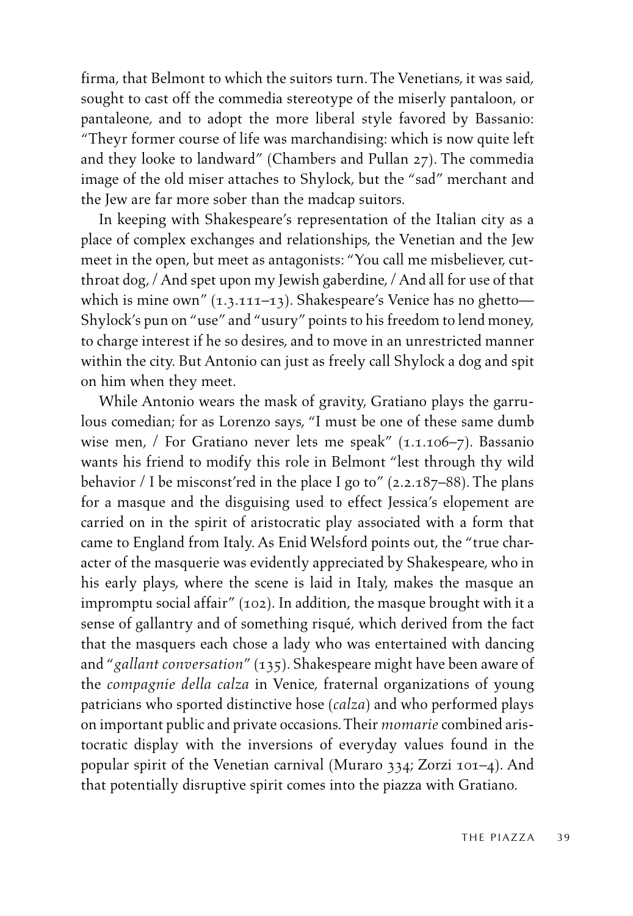firma, that Belmont to which the suitors turn. The Venetians, it was said, sought to cast off the commedia stereotype of the miserly pantaloon, or pantaleone, and to adopt the more liberal style favored by Bassanio: "Theyr former course of life was marchandising: which is now quite left and they looke to landward" (Chambers and Pullan 27). The commedia image of the old miser attaches to Shylock, but the "sad" merchant and the Jew are far more sober than the madcap suitors.

In keeping with Shakespeare's representation of the Italian city as a place of complex exchanges and relationships, the Venetian and the Jew meet in the open, but meet as antagonists: "You call me misbeliever, cut-throat dog, / And spet upon my Jewish gaberdine, / And all for use of that which is mine own" (1.3.111–13). Shakespeare's Venice has no ghetto—Shylock's pun on "use" and "usury" points to his freedom to lend money, to charge interest if he so desires, and to move in an unrestricted manner within the city. But Antonio can just as freely call Shylock a dog and spit on him when they meet.

While Antonio wears the mask of gravity, Gratiano plays the garrulous comedian; for as Lorenzo says, "I must be one of these same dumb wise men, / For Gratiano never lets me speak" (1.1.106–7). Bassanio wants his friend to modify this role in Belmont "lest through thy wild behavior / I be misconst'red in the place I go to" (2.2.187–88). The plans for a masque and the disguising used to effect Jessica's elopement are carried on in the spirit of aristocratic play associated with a form that came to England from Italy. As Enid Welsford points out, the "true character of the masquerie was evidently appreciated by Shakespeare, who in his early plays, where the scene is laid in Italy, makes the masque an impromptu social affair" (102). In addition, the masque brought with it a sense of gallantry and of something risqué, which derived from the fact that the masquers each chose a lady who was entertained with dancing and "*gallant conversation*" (135). Shakespeare might have been aware of the *compagnie della calza* in Venice, fraternal organizations of young patricians who sported distinctive hose (*calza*) and who performed plays on important public and private occasions. Their *momarie* combined aristocratic display with the inversions of everyday values found in the popular spirit of the Venetian carnival (Muraro 334; Zorzi 101–4). And that potentially disruptive spirit comes into the piazza with Gratiano.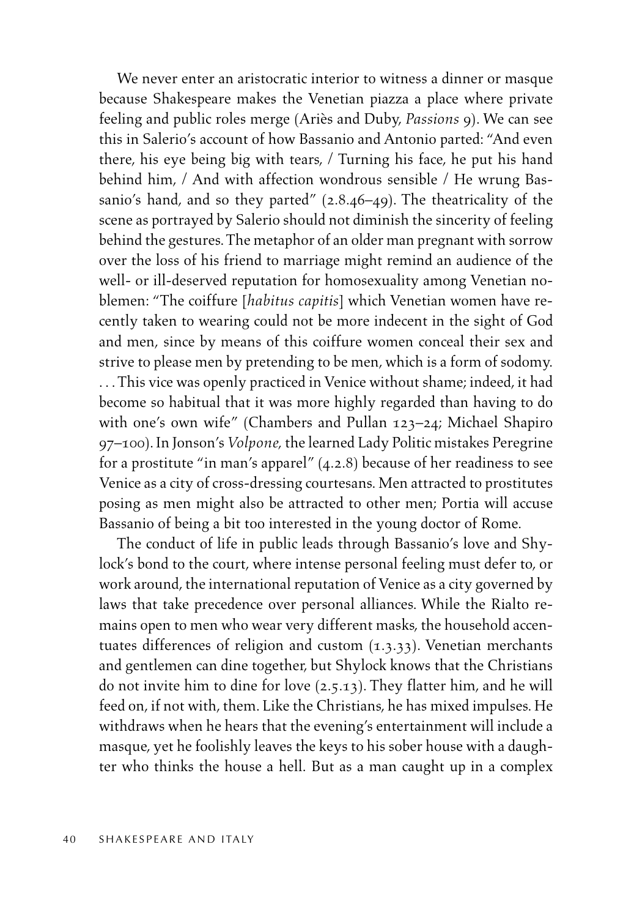We never enter an aristocratic interior to witness a dinner or masque because Shakespeare makes the Venetian piazza a place where private feeling and public roles merge (Ariès and Duby, *Passions* 9). We can see this in Salerio's account of how Bassanio and Antonio parted: "And even there, his eye being big with tears, / Turning his face, he put his hand behind him, / And with affection wondrous sensible / He wrung Bassanio's hand, and so they parted" (2.8.46–49). The theatricality of the scene as portrayed by Salerio should not diminish the sincerity of feeling behind the gestures. The metaphor of an older man pregnant with sorrow over the loss of his friend to marriage might remind an audience of the well- or ill-deserved reputation for homosexuality among Venetian noblemen: "The coiffure [*habitus capitis*] which Venetian women have recently taken to wearing could not be more indecent in the sight of God and men, since by means of this coiffure women conceal their sex and strive to please men by pretending to be men, which is a form of sodomy. . . . This vice was openly practiced in Venice without shame; indeed, it had become so habitual that it was more highly regarded than having to do with one's own wife" (Chambers and Pullan 123–24; Michael Shapiro 97–100). In Jonson's *Volpone,* the learned Lady Politic mistakes Peregrine for a prostitute "in man's apparel" (4.2.8) because of her readiness to see Venice as a city of cross-dressing courtesans. Men attracted to prostitutes posing as men might also be attracted to other men; Portia will accuse Bassanio of being a bit too interested in the young doctor of Rome.

The conduct of life in public leads through Bassanio's love and Shylock's bond to the court, where intense personal feeling must defer to, or work around, the international reputation of Venice as a city governed by laws that take precedence over personal alliances. While the Rialto remains open to men who wear very different masks, the household accentuates differences of religion and custom (1.3.33). Venetian merchants and gentlemen can dine together, but Shylock knows that the Christians do not invite him to dine for love (2.5.13). They flatter him, and he will feed on, if not with, them. Like the Christians, he has mixed impulses. He withdraws when he hears that the evening's entertainment will include a masque, yet he foolishly leaves the keys to his sober house with a daughter who thinks the house a hell. But as a man caught up in a complex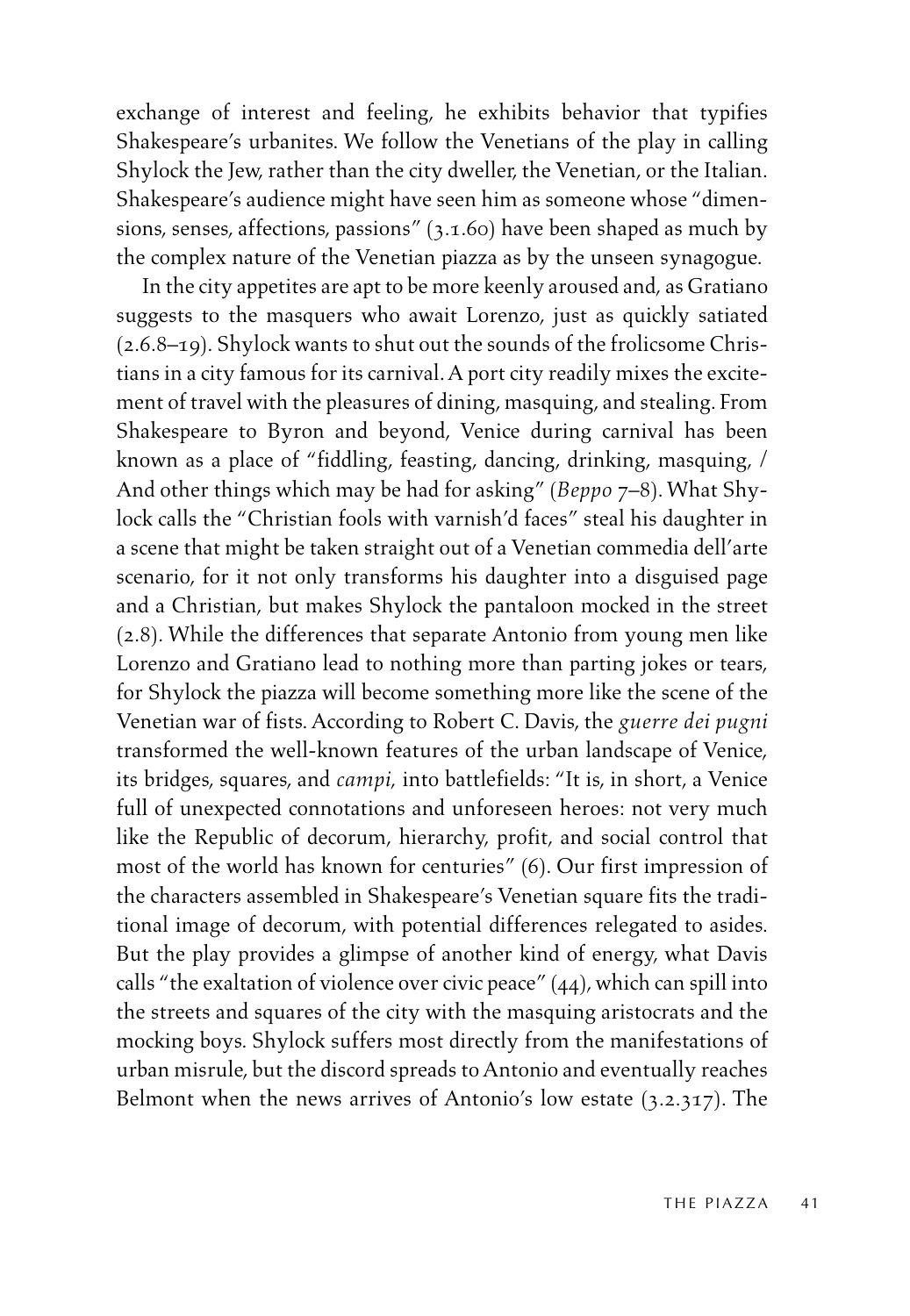exchange of interest and feeling, he exhibits behavior that typifies Shakespeare's urbanites. We follow the Venetians of the play in calling Shylock the Jew, rather than the city dweller, the Venetian, or the Italian. Shakespeare's audience might have seen him as someone whose "dimensions, senses, affections, passions" (3.1.60) have been shaped as much by the complex nature of the Venetian piazza as by the unseen synagogue.

In the city appetites are apt to be more keenly aroused and, as Gratiano suggests to the masquers who await Lorenzo, just as quickly satiated (2.6.8–19). Shylock wants to shut out the sounds of the frolicsome Christians in a city famous for its carnival. A port city readily mixes the excitement of travel with the pleasures of dining, masquing, and stealing. From Shakespeare to Byron and beyond, Venice during carnival has been known as a place of "fiddling, feasting, dancing, drinking, masquing, / And other things which may be had for asking" (*Beppo* 7–8). What Shylock calls the "Christian fools with varnish'd faces" steal his daughter in a scene that might be taken straight out of a Venetian commedia dell'arte scenario, for it not only transforms his daughter into a disguised page and a Christian, but makes Shylock the pantaloon mocked in the street (2.8). While the differences that separate Antonio from young men like Lorenzo and Gratiano lead to nothing more than parting jokes or tears, for Shylock the piazza will become something more like the scene of the Venetian war of fists. According to Robert C. Davis, the *guerre dei pugni* transformed the well-known features of the urban landscape of Venice, its bridges, squares, and *campi*, into battlefields: "It is, in short, a Venice full of unexpected connotations and unforeseen heroes: not very much like the Republic of decorum, hierarchy, profit, and social control that most of the world has known for centuries" (6). Our first impression of the characters assembled in Shakespeare's Venetian square fits the traditional image of decorum, with potential differences relegated to asides. But the play provides a glimpse of another kind of energy, what Davis calls "the exaltation of violence over civic peace" (44), which can spill into the streets and squares of the city with the masquing aristocrats and the mocking boys. Shylock suffers most directly from the manifestations of urban misrule, but the discord spreads to Antonio and eventually reaches Belmont when the news arrives of Antonio's low estate (3.2.317). The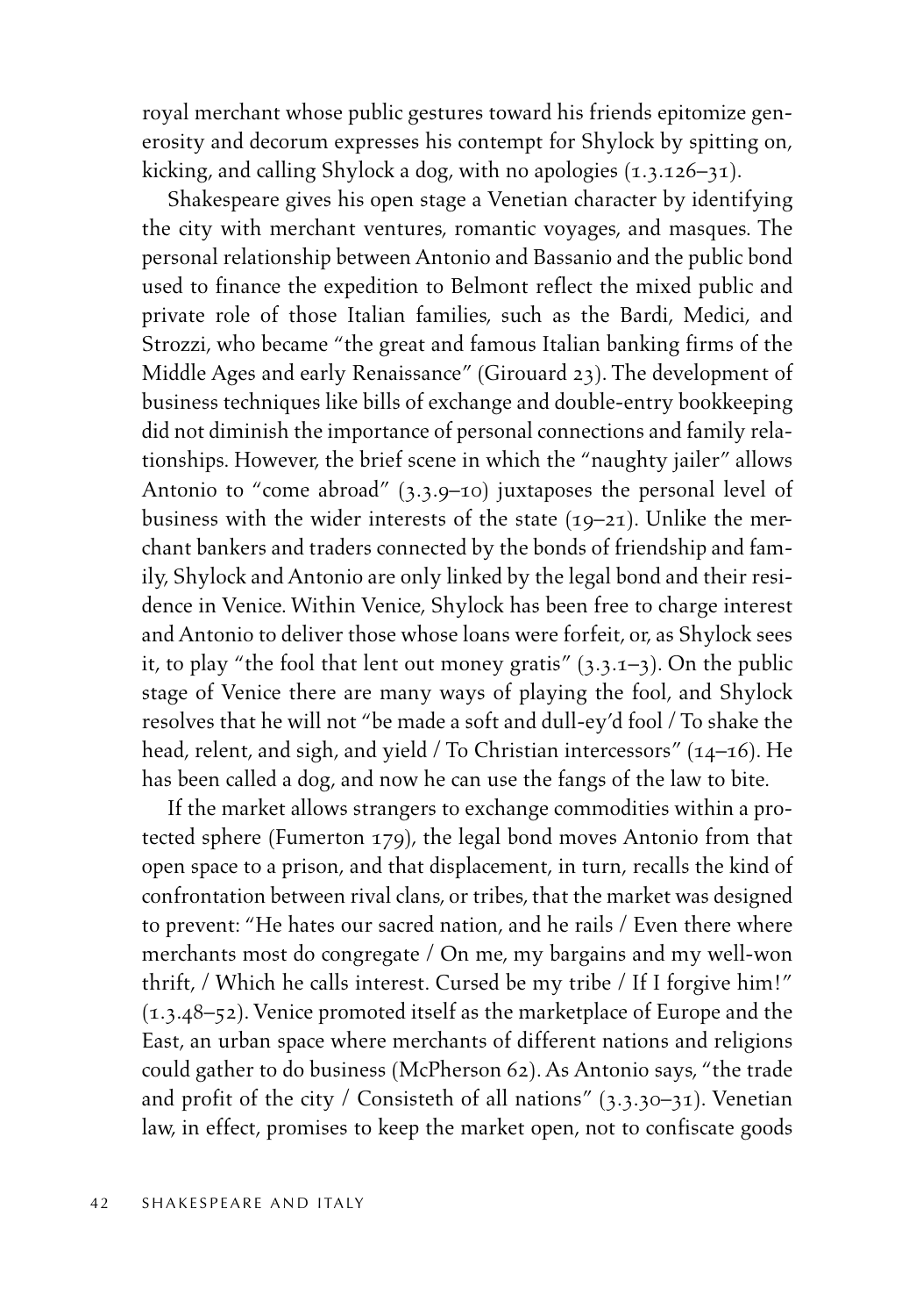royal merchant whose public gestures toward his friends epitomize generosity and decorum expresses his contempt for Shylock by spitting on, kicking, and calling Shylock a dog, with no apologies (1.3.126–31).

Shakespeare gives his open stage a Venetian character by identifying the city with merchant ventures, romantic voyages, and masques. The personal relationship between Antonio and Bassanio and the public bond used to finance the expedition to Belmont reflect the mixed public and private role of those Italian families, such as the Bardi, Medici, and Strozzi, who became "the great and famous Italian banking firms of the Middle Ages and early Renaissance" (Girouard 23). The development of business techniques like bills of exchange and double-entry bookkeeping did not diminish the importance of personal connections and family relationships. However, the brief scene in which the "naughty jailer" allows Antonio to "come abroad" (3.3.9–10) juxtaposes the personal level of business with the wider interests of the state (19–21). Unlike the merchant bankers and traders connected by the bonds of friendship and family, Shylock and Antonio are only linked by the legal bond and their residence in Venice. Within Venice, Shylock has been free to charge interest and Antonio to deliver those whose loans were forfeit, or, as Shylock sees it, to play "the fool that lent out money gratis" (3.3.1–3). On the public stage of Venice there are many ways of playing the fool, and Shylock resolves that he will not "be made a soft and dull-ey'd fool / To shake the head, relent, and sigh, and yield / To Christian intercessors" (14–16). He has been called a dog, and now he can use the fangs of the law to bite.

If the market allows strangers to exchange commodities within a protected sphere (Fumerton 179), the legal bond moves Antonio from that open space to a prison, and that displacement, in turn, recalls the kind of confrontation between rival clans, or tribes, that the market was designed to prevent: "He hates our sacred nation, and he rails / Even there where merchants most do congregate / On me, my bargains and my well-won thrift, / Which he calls interest. Cursed be my tribe / If I forgive him!" (1.3.48–52). Venice promoted itself as the marketplace of Europe and the East, an urban space where merchants of different nations and religions could gather to do business (McPherson 62). As Antonio says, "the trade and profit of the city / Consisteth of all nations" (3.3.30–31). Venetian law, in effect, promises to keep the market open, not to confiscate goods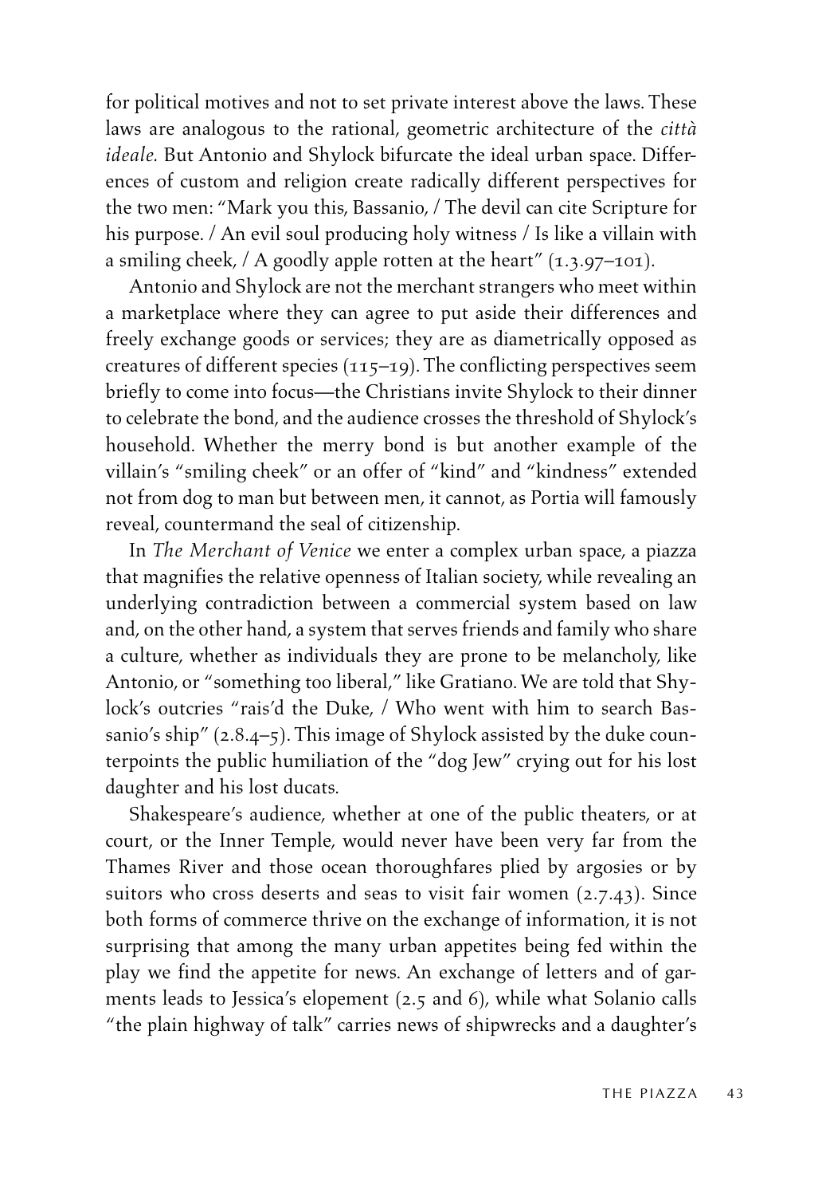for political motives and not to set private interest above the laws. These laws are analogous to the rational, geometric architecture of the *città ideale.* But Antonio and Shylock bifurcate the ideal urban space. Differences of custom and religion create radically different perspectives for the two men: "Mark you this, Bassanio, / The devil can cite Scripture for his purpose. / An evil soul producing holy witness / Is like a villain with a smiling cheek, / A goodly apple rotten at the heart" (1.3.97–101).

Antonio and Shylock are not the merchant strangers who meet within a marketplace where they can agree to put aside their differences and freely exchange goods or services; they are as diametrically opposed as creatures of different species (115–19). The conflicting perspectives seem briefly to come into focus—the Christians invite Shylock to their dinner to celebrate the bond, and the audience crosses the threshold of Shylock's household. Whether the merry bond is but another example of the villain's "smiling cheek" or an offer of "kind" and "kindness" extended not from dog to man but between men, it cannot, as Portia will famously reveal, countermand the seal of citizenship.

In *The Merchant of Venice* we enter a complex urban space, a piazza that magnifies the relative openness of Italian society, while revealing an underlying contradiction between a commercial system based on law and, on the other hand, a system that serves friends and family who share a culture, whether as individuals they are prone to be melancholy, like Antonio, or "something too liberal," like Gratiano. We are told that Shylock's outcries "rais'd the Duke, / Who went with him to search Bassanio's ship" (2.8.4–5). This image of Shylock assisted by the duke counterpoints the public humiliation of the "dog Jew" crying out for his lost daughter and his lost ducats.

Shakespeare's audience, whether at one of the public theaters, or at court, or the Inner Temple, would never have been very far from the Thames River and those ocean thoroughfares plied by argosies or by suitors who cross deserts and seas to visit fair women (2.7.43). Since both forms of commerce thrive on the exchange of information, it is not surprising that among the many urban appetites being fed within the play we find the appetite for news. An exchange of letters and of garments leads to Jessica's elopement (2.5 and 6), while what Solanio calls "the plain highway of talk" carries news of shipwrecks and a daughter's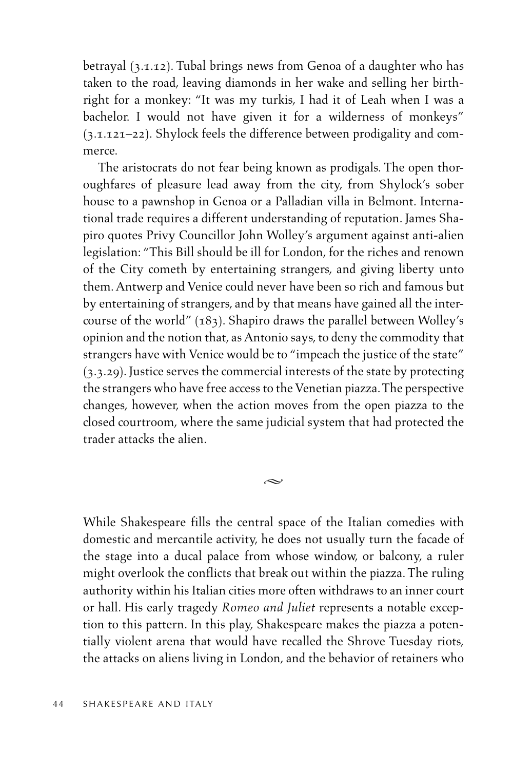betrayal (3.1.12). Tubal brings news from Genoa of a daughter who has taken to the road, leaving diamonds in her wake and selling her birthright for a monkey: "It was my turkis, I had it of Leah when I was a bachelor. I would not have given it for a wilderness of monkeys" (3.1.121–22). Shylock feels the difference between prodigality and commerce.

The aristocrats do not fear being known as prodigals. The open thoroughfares of pleasure lead away from the city, from Shylock's sober house to a pawnshop in Genoa or a Palladian villa in Belmont. International trade requires a different understanding of reputation. James Shapiro quotes Privy Councillor John Wolley's argument against anti-alien legislation: "This Bill should be ill for London, for the riches and renown of the City cometh by entertaining strangers, and giving liberty unto them. Antwerp and Venice could never have been so rich and famous but by entertaining of strangers, and by that means have gained all the intercourse of the world" (183). Shapiro draws the parallel between Wolley's opinion and the notion that, as Antonio says, to deny the commodity that strangers have with Venice would be to "impeach the justice of the state" (3.3.29). Justice serves the commercial interests of the state by protecting the strangers who have free access to the Venetian piazza. The perspective changes, however, when the action moves from the open piazza to the closed courtroom, where the same judicial system that had protected the trader attacks the alien.

~

While Shakespeare fills the central space of the Italian comedies with domestic and mercantile activity, he does not usually turn the facade of the stage into a ducal palace from whose window, or balcony, a ruler might overlook the conflicts that break out within the piazza. The ruling authority within his Italian cities more often withdraws to an inner court or hall. His early tragedy *Romeo and Juliet* represents a notable exception to this pattern. In this play, Shakespeare makes the piazza a potentially violent arena that would have recalled the Shrove Tuesday riots, the attacks on aliens living in London, and the behavior of retainers who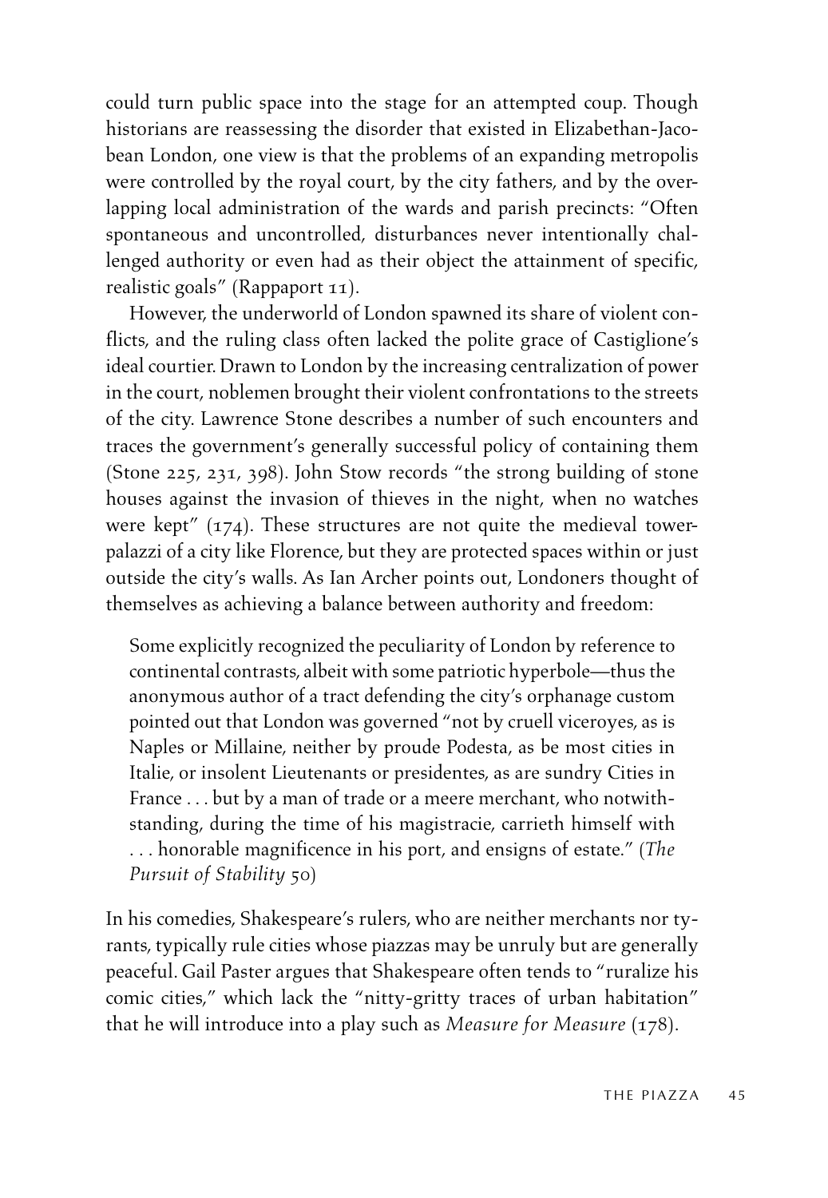could turn public space into the stage for an attempted coup. Though historians are reassessing the disorder that existed in Elizabethan-Jacobean London, one view is that the problems of an expanding metropolis were controlled by the royal court, by the city fathers, and by the overlapping local administration of the wards and parish precincts: "Often spontaneous and uncontrolled, disturbances never intentionally challenged authority or even had as their object the attainment of specific, realistic goals" (Rappaport 11).

However, the underworld of London spawned its share of violent conflicts, and the ruling class often lacked the polite grace of Castiglione's ideal courtier. Drawn to London by the increasing centralization of power in the court, noblemen brought their violent confrontations to the streets of the city. Lawrence Stone describes a number of such encounters and traces the government's generally successful policy of containing them (Stone 225, 231, 398). John Stow records "the strong building of stone houses against the invasion of thieves in the night, when no watches were kept" (174). These structures are not quite the medieval tower-palazzi of a city like Florence, but they are protected spaces within or just outside the city's walls. As Ian Archer points out, Londoners thought of themselves as achieving a balance between authority and freedom:

> Some explicitly recognized the peculiarity of London by reference to continental contrasts, albeit with some patriotic hyperbole—thus the anonymous author of a tract defending the city's orphanage custom pointed out that London was governed "not by cruell viceroyes, as is Naples or Millaine, neither by proude Podesta, as be most cities in Italie, or insolent Lieutenants or presidentes, as are sundry Cities in France . . . but by a man of trade or a meere merchant, who notwithstanding, during the time of his magistracie, carrieth himself with . . . honorable magnificence in his port, and ensigns of estate." (*The Pursuit of Stability* 50)

In his comedies, Shakespeare's rulers, who are neither merchants nor tyrants, typically rule cities whose piazzas may be unruly but are generally peaceful. Gail Paster argues that Shakespeare often tends to "ruralize his comic cities," which lack the "nitty-gritty traces of urban habitation" that he will introduce into a play such as *Measure for Measure* (178).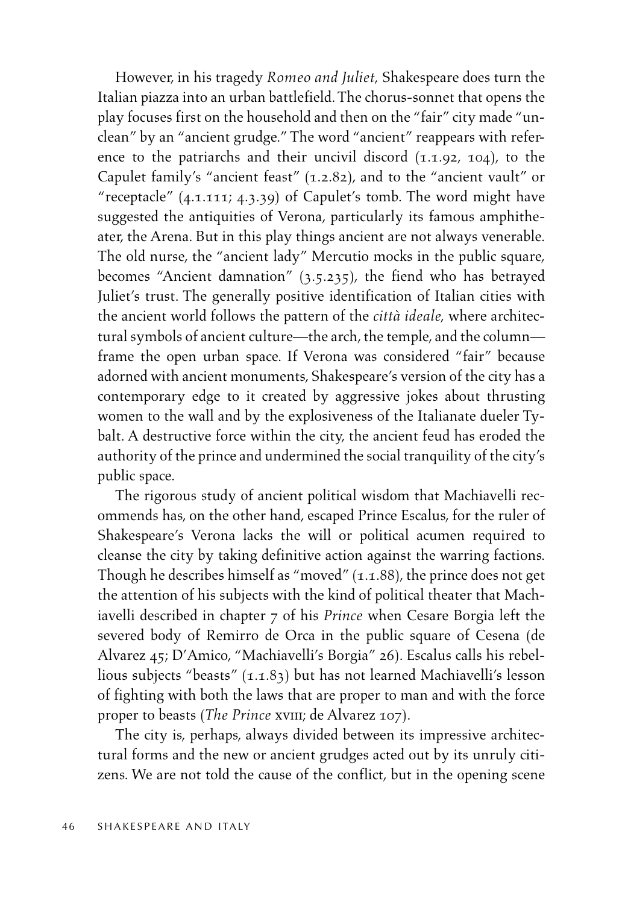However, in his tragedy *Romeo and Juliet,* Shakespeare does turn the Italian piazza into an urban battlefield. The chorus-sonnet that opens the play focuses first on the household and then on the "fair" city made "unclean" by an "ancient grudge." The word "ancient" reappears with reference to the patriarchs and their uncivil discord (1.1.92, 104), to the Capulet family's "ancient feast" (1.2.82), and to the "ancient vault" or "receptacle" (4.1.111; 4.3.39) of Capulet's tomb. The word might have suggested the antiquities of Verona, particularly its famous amphitheater, the Arena. But in this play things ancient are not always venerable. The old nurse, the "ancient lady" Mercutio mocks in the public square, becomes "Ancient damnation" (3.5.235), the fiend who has betrayed Juliet's trust. The generally positive identification of Italian cities with the ancient world follows the pattern of the *città ideale,* where architectural symbols of ancient culture—the arch, the temple, and the column—frame the open urban space. If Verona was considered "fair" because adorned with ancient monuments, Shakespeare's version of the city has a contemporary edge to it created by aggressive jokes about thrusting women to the wall and by the explosiveness of the Italianate dueler Tybalt. A destructive force within the city, the ancient feud has eroded the authority of the prince and undermined the social tranquility of the city's public space.

The rigorous study of ancient political wisdom that Machiavelli recommends has, on the other hand, escaped Prince Escalus, for the ruler of Shakespeare's Verona lacks the will or political acumen required to cleanse the city by taking definitive action against the warring factions. Though he describes himself as "moved" (1.1.88), the prince does not get the attention of his subjects with the kind of political theater that Machiavelli described in chapter 7 of his *Prince* when Cesare Borgia left the severed body of Remirro de Orca in the public square of Cesena (de Alvarez 45; D'Amico, "Machiavelli's Borgia" 26). Escalus calls his rebellious subjects "beasts" (1.1.83) but has not learned Machiavelli's lesson of fighting with both the laws that are proper to man and with the force proper to beasts (*The Prince* XVIII; de Alvarez 107).

The city is, perhaps, always divided between its impressive architectural forms and the new or ancient grudges acted out by its unruly citizens. We are not told the cause of the conflict, but in the opening scene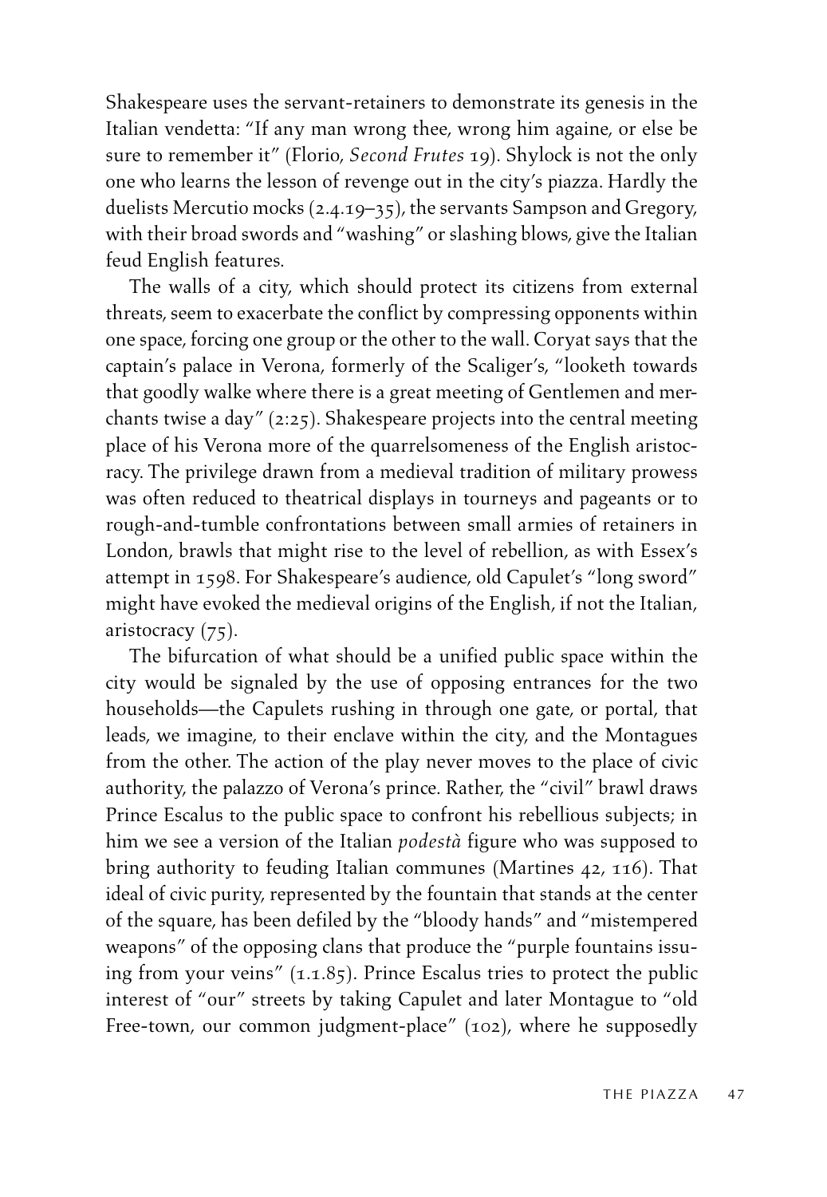Shakespeare uses the servant-retainers to demonstrate its genesis in the Italian vendetta: "If any man wrong thee, wrong him againe, or else be sure to remember it" (Florio, *Second Frutes* 19). Shylock is not the only one who learns the lesson of revenge out in the city's piazza. Hardly the duelists Mercutio mocks (2.4.19–35), the servants Sampson and Gregory, with their broad swords and "washing" or slashing blows, give the Italian feud English features.

The walls of a city, which should protect its citizens from external threats, seem to exacerbate the conflict by compressing opponents within one space, forcing one group or the other to the wall. Coryat says that the captain's palace in Verona, formerly of the Scaliger's, "looketh towards that goodly walke where there is a great meeting of Gentlemen and merchants twise a day" (2:25). Shakespeare projects into the central meeting place of his Verona more of the quarrelsomeness of the English aristocracy. The privilege drawn from a medieval tradition of military prowess was often reduced to theatrical displays in tourneys and pageants or to rough-and-tumble confrontations between small armies of retainers in London, brawls that might rise to the level of rebellion, as with Essex's attempt in 1598. For Shakespeare's audience, old Capulet's "long sword" might have evoked the medieval origins of the English, if not the Italian, aristocracy (75).

The bifurcation of what should be a unified public space within the city would be signaled by the use of opposing entrances for the two households—the Capulets rushing in through one gate, or portal, that leads, we imagine, to their enclave within the city, and the Montagues from the other. The action of the play never moves to the place of civic authority, the palazzo of Verona's prince. Rather, the "civil" brawl draws Prince Escalus to the public space to confront his rebellious subjects; in him we see a version of the Italian *podestà* figure who was supposed to bring authority to feuding Italian communes (Martines 42, 116). That ideal of civic purity, represented by the fountain that stands at the center of the square, has been defiled by the "bloody hands" and "mistempered weapons" of the opposing clans that produce the "purple fountains issuing from your veins" (1.1.85). Prince Escalus tries to protect the public interest of "our" streets by taking Capulet and later Montague to "old Free-town, our common judgment-place" (102), where he supposedly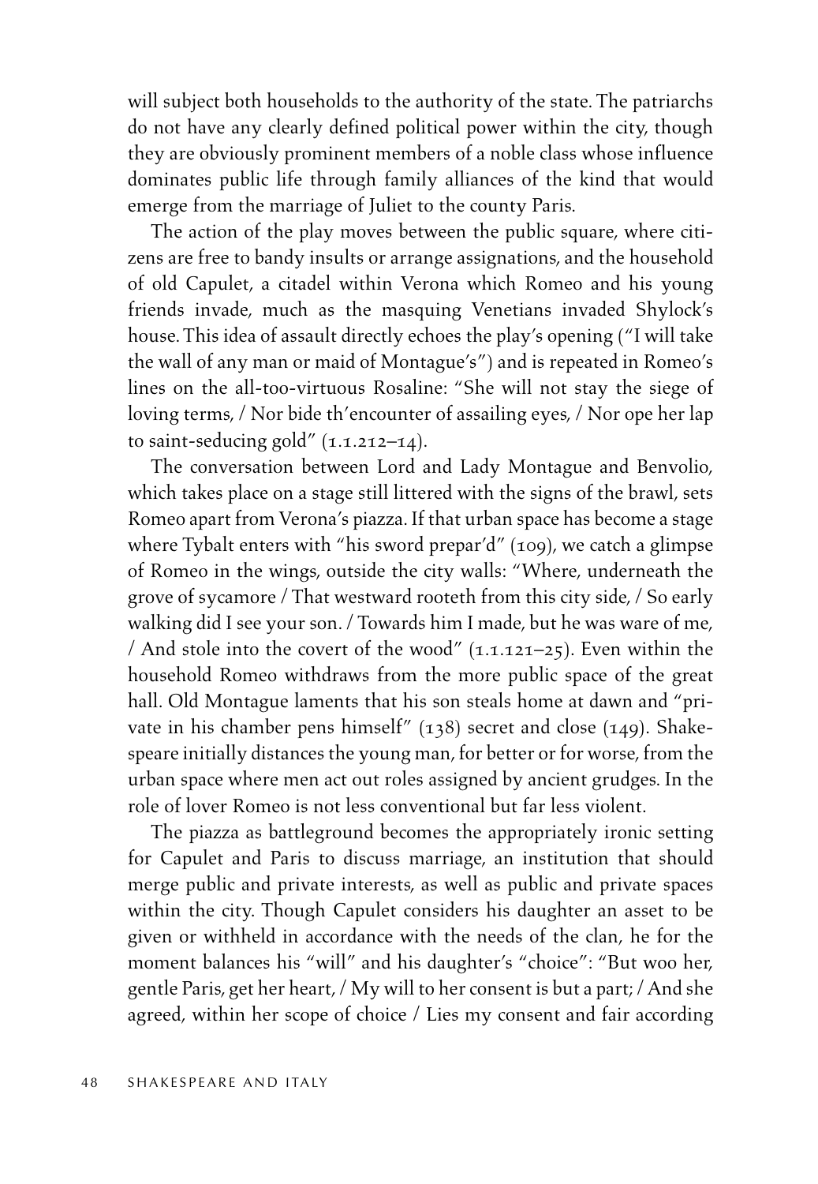will subject both households to the authority of the state. The patriarchs do not have any clearly defined political power within the city, though they are obviously prominent members of a noble class whose influence dominates public life through family alliances of the kind that would emerge from the marriage of Juliet to the county Paris.

The action of the play moves between the public square, where citizens are free to bandy insults or arrange assignations, and the household of old Capulet, a citadel within Verona which Romeo and his young friends invade, much as the masquing Venetians invaded Shylock's house. This idea of assault directly echoes the play's opening ("I will take the wall of any man or maid of Montague's") and is repeated in Romeo's lines on the all-too-virtuous Rosaline: "She will not stay the siege of loving terms, / Nor bide th'encounter of assailing eyes, / Nor ope her lap to saint-seducing gold" (1.1.212–14).

The conversation between Lord and Lady Montague and Benvolio, which takes place on a stage still littered with the signs of the brawl, sets Romeo apart from Verona's piazza. If that urban space has become a stage where Tybalt enters with "his sword prepar'd" (109), we catch a glimpse of Romeo in the wings, outside the city walls: "Where, underneath the grove of sycamore / That westward rooteth from this city side, / So early walking did I see your son. / Towards him I made, but he was ware of me, / And stole into the covert of the wood" (1.1.121–25). Even within the household Romeo withdraws from the more public space of the great hall. Old Montague laments that his son steals home at dawn and "private in his chamber pens himself" (138) secret and close (149). Shakespeare initially distances the young man, for better or for worse, from the urban space where men act out roles assigned by ancient grudges. In the role of lover Romeo is not less conventional but far less violent.

The piazza as battleground becomes the appropriately ironic setting for Capulet and Paris to discuss marriage, an institution that should merge public and private interests, as well as public and private spaces within the city. Though Capulet considers his daughter an asset to be given or withheld in accordance with the needs of the clan, he for the moment balances his "will" and his daughter's "choice": "But woo her, gentle Paris, get her heart, / My will to her consent is but a part; / And she agreed, within her scope of choice / Lies my consent and fair according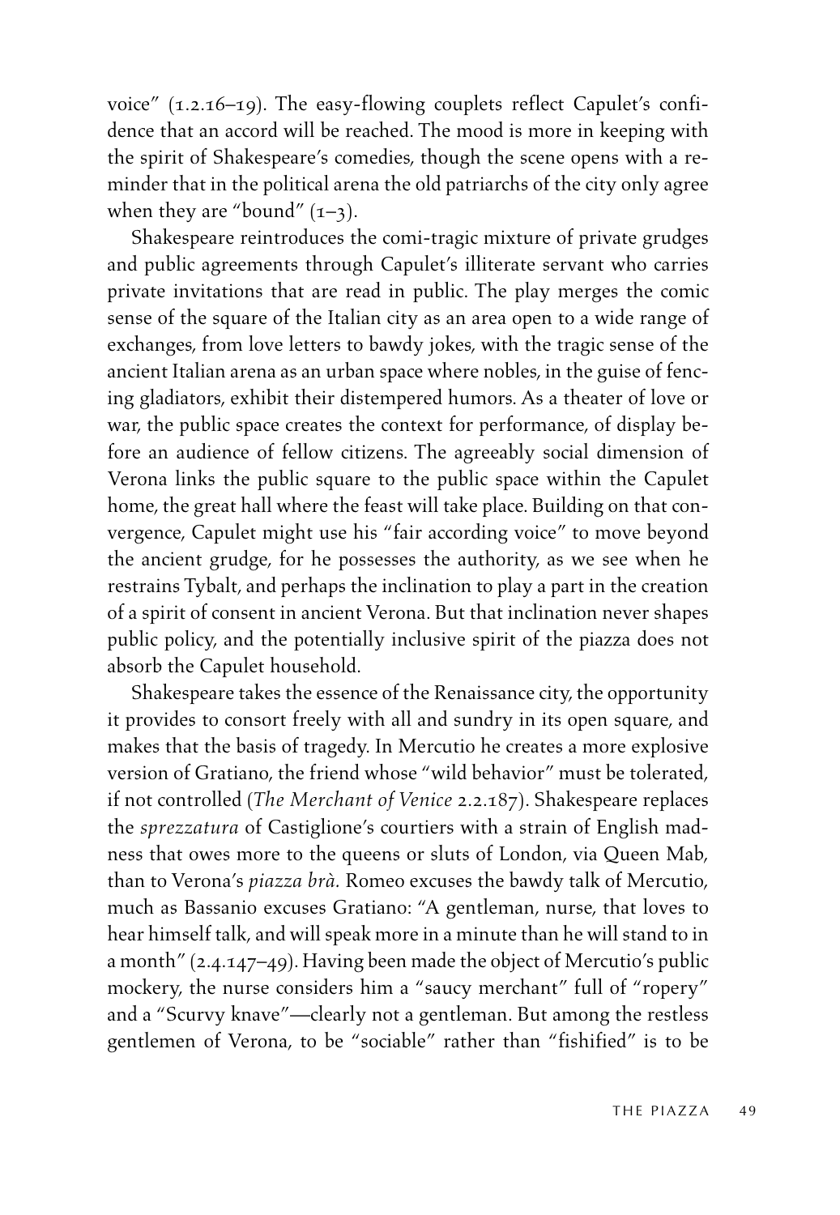voice" (1.2.16–19). The easy-flowing couplets reflect Capulet's confidence that an accord will be reached. The mood is more in keeping with the spirit of Shakespeare's comedies, though the scene opens with a reminder that in the political arena the old patriarchs of the city only agree when they are "bound" (1–3).

Shakespeare reintroduces the comi-tragic mixture of private grudges and public agreements through Capulet's illiterate servant who carries private invitations that are read in public. The play merges the comic sense of the square of the Italian city as an area open to a wide range of exchanges, from love letters to bawdy jokes, with the tragic sense of the ancient Italian arena as an urban space where nobles, in the guise of fencing gladiators, exhibit their distempered humors. As a theater of love or war, the public space creates the context for performance, of display before an audience of fellow citizens. The agreeably social dimension of Verona links the public square to the public space within the Capulet home, the great hall where the feast will take place. Building on that convergence, Capulet might use his "fair according voice" to move beyond the ancient grudge, for he possesses the authority, as we see when he restrains Tybalt, and perhaps the inclination to play a part in the creation of a spirit of consent in ancient Verona. But that inclination never shapes public policy, and the potentially inclusive spirit of the piazza does not absorb the Capulet household.

Shakespeare takes the essence of the Renaissance city, the opportunity it provides to consort freely with all and sundry in its open square, and makes that the basis of tragedy. In Mercutio he creates a more explosive version of Gratiano, the friend whose "wild behavior" must be tolerated, if not controlled (*The Merchant of Venice* 2.2.187). Shakespeare replaces the *sprezzatura* of Castiglione's courtiers with a strain of English madness that owes more to the queens or sluts of London, via Queen Mab, than to Verona's *piazza brà.* Romeo excuses the bawdy talk of Mercutio, much as Bassanio excuses Gratiano: "A gentleman, nurse, that loves to hear himself talk, and will speak more in a minute than he will stand to in a month" (2.4.147–49). Having been made the object of Mercutio's public mockery, the nurse considers him a "saucy merchant" full of "ropery" and a "Scurvy knave"—clearly not a gentleman. But among the restless gentlemen of Verona, to be "sociable" rather than "fishified" is to be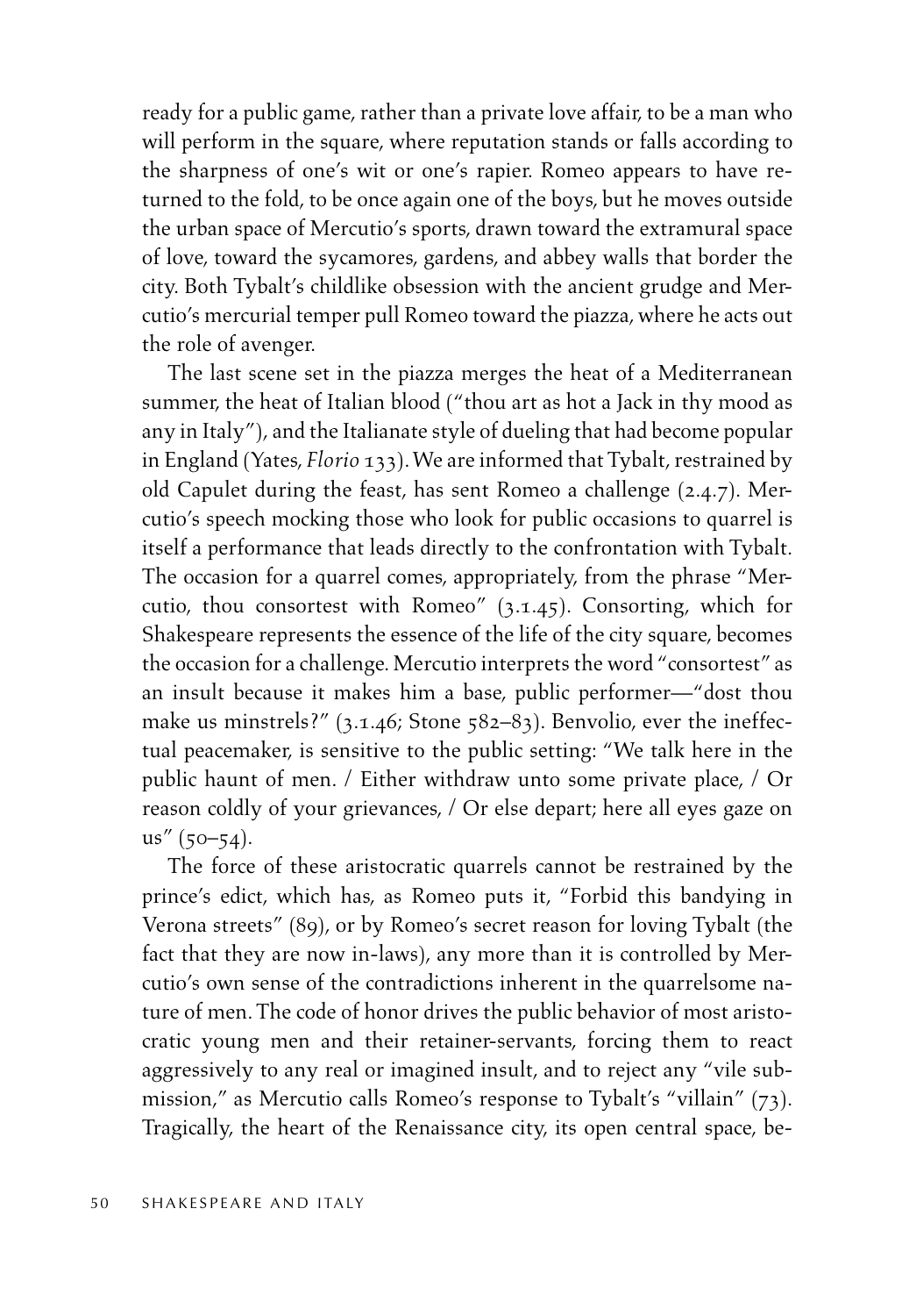ready for a public game, rather than a private love affair, to be a man who will perform in the square, where reputation stands or falls according to the sharpness of one's wit or one's rapier. Romeo appears to have returned to the fold, to be once again one of the boys, but he moves outside the urban space of Mercutio's sports, drawn toward the extramural space of love, toward the sycamores, gardens, and abbey walls that border the city. Both Tybalt's childlike obsession with the ancient grudge and Mercutio's mercurial temper pull Romeo toward the piazza, where he acts out the role of avenger.

The last scene set in the piazza merges the heat of a Mediterranean summer, the heat of Italian blood ("thou art as hot a Jack in thy mood as any in Italy"), and the Italianate style of dueling that had become popular in England (Yates, *Florio* 133). We are informed that Tybalt, restrained by old Capulet during the feast, has sent Romeo a challenge (2.4.7). Mercutio's speech mocking those who look for public occasions to quarrel is itself a performance that leads directly to the confrontation with Tybalt. The occasion for a quarrel comes, appropriately, from the phrase "Mercutio, thou consortest with Romeo" (3.1.45). Consorting, which for Shakespeare represents the essence of the life of the city square, becomes the occasion for a challenge. Mercutio interprets the word "consortest" as an insult because it makes him a base, public performer—"dost thou make us minstrels?" (3.1.46; Stone 582–83). Benvolio, ever the ineffectual peacemaker, is sensitive to the public setting: "We talk here in the public haunt of men. / Either withdraw unto some private place, / Or reason coldly of your grievances, / Or else depart; here all eyes gaze on us" (50–54).

The force of these aristocratic quarrels cannot be restrained by the prince's edict, which has, as Romeo puts it, "Forbid this bandying in Verona streets" (89), or by Romeo's secret reason for loving Tybalt (the fact that they are now in-laws), any more than it is controlled by Mercutio's own sense of the contradictions inherent in the quarrelsome nature of men. The code of honor drives the public behavior of most aristocratic young men and their retainer-servants, forcing them to react aggressively to any real or imagined insult, and to reject any "vile submission," as Mercutio calls Romeo's response to Tybalt's "villain" (73). Tragically, the heart of the Renaissance city, its open central space, be-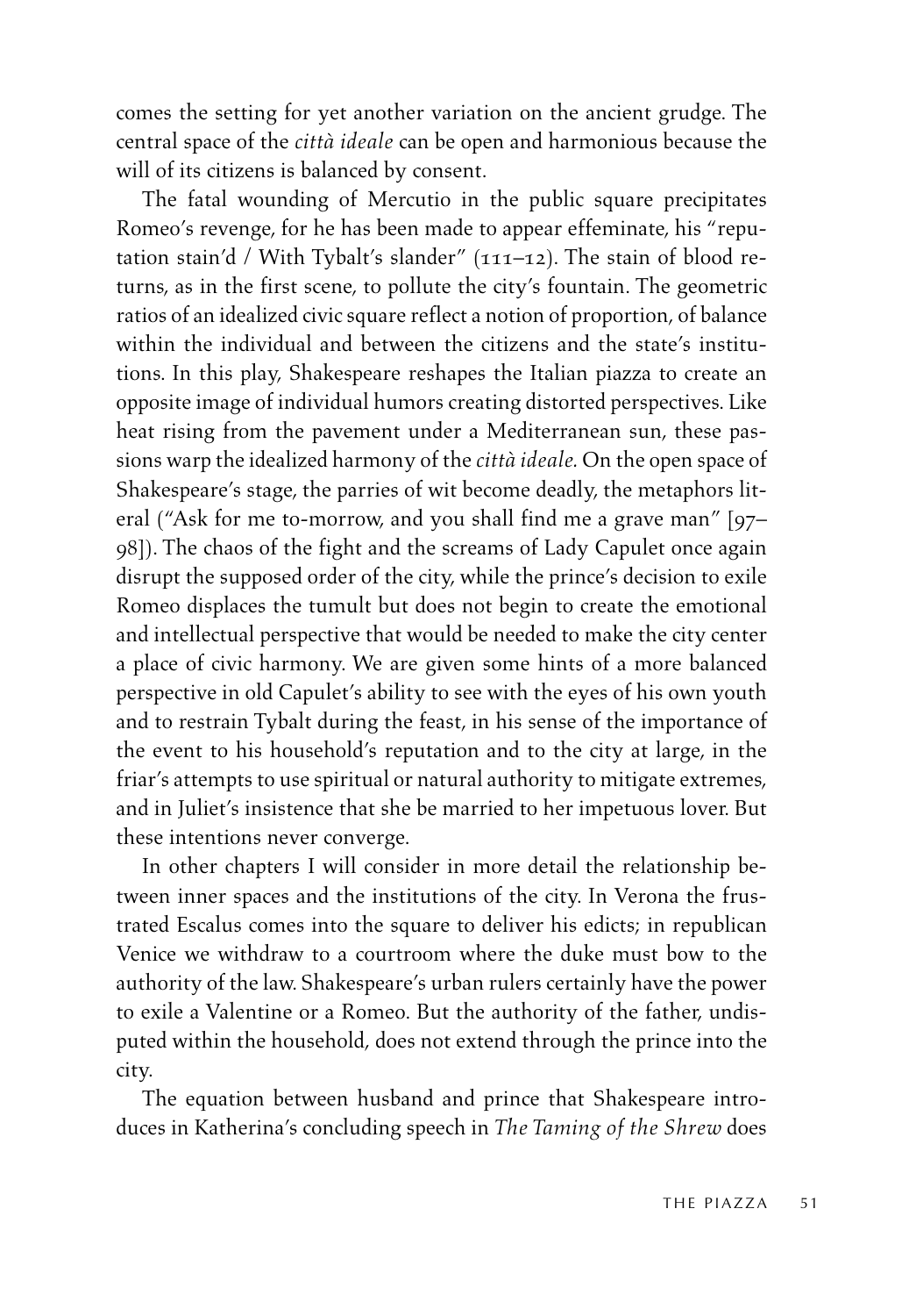comes the setting for yet another variation on the ancient grudge. The central space of the *città ideale* can be open and harmonious because the will of its citizens is balanced by consent.

The fatal wounding of Mercutio in the public square precipitates Romeo's revenge, for he has been made to appear effeminate, his "reputation stain'd / With Tybalt's slander" (111–12). The stain of blood returns, as in the first scene, to pollute the city's fountain. The geometric ratios of an idealized civic square reflect a notion of proportion, of balance within the individual and between the citizens and the state's institutions. In this play, Shakespeare reshapes the Italian piazza to create an opposite image of individual humors creating distorted perspectives. Like heat rising from the pavement under a Mediterranean sun, these passions warp the idealized harmony of the *città ideale.* On the open space of Shakespeare's stage, the parries of wit become deadly, the metaphors literal ("Ask for me to-morrow, and you shall find me a grave man" [97–98]). The chaos of the fight and the screams of Lady Capulet once again disrupt the supposed order of the city, while the prince's decision to exile Romeo displaces the tumult but does not begin to create the emotional and intellectual perspective that would be needed to make the city center a place of civic harmony. We are given some hints of a more balanced perspective in old Capulet's ability to see with the eyes of his own youth and to restrain Tybalt during the feast, in his sense of the importance of the event to his household's reputation and to the city at large, in the friar's attempts to use spiritual or natural authority to mitigate extremes, and in Juliet's insistence that she be married to her impetuous lover. But these intentions never converge.

In other chapters I will consider in more detail the relationship between inner spaces and the institutions of the city. In Verona the frustrated Escalus comes into the square to deliver his edicts; in republican Venice we withdraw to a courtroom where the duke must bow to the authority of the law. Shakespeare's urban rulers certainly have the power to exile a Valentine or a Romeo. But the authority of the father, undisputed within the household, does not extend through the prince into the city.

The equation between husband and prince that Shakespeare introduces in Katherina's concluding speech in *The Taming of the Shrew* does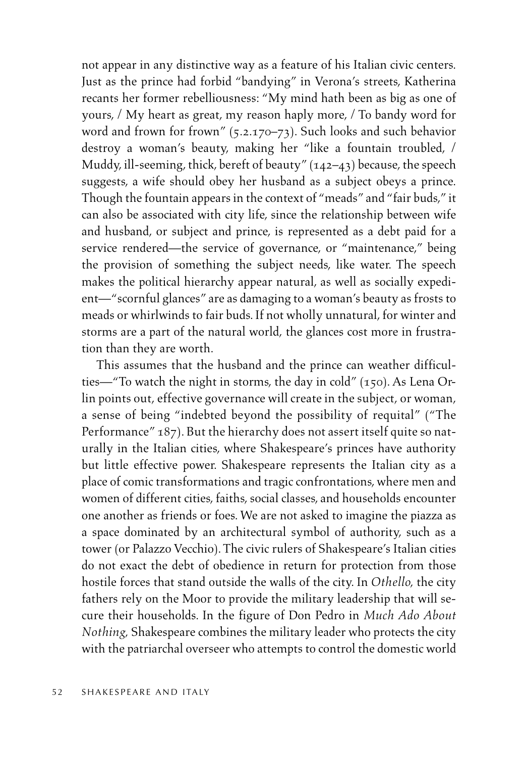not appear in any distinctive way as a feature of his Italian civic centers. Just as the prince had forbid "bandying" in Verona's streets, Katherina recants her former rebelliousness: "My mind hath been as big as one of yours, / My heart as great, my reason haply more, / To bandy word for word and frown for frown" (5.2.170–73). Such looks and such behavior destroy a woman's beauty, making her "like a fountain troubled, / Muddy, ill-seeming, thick, bereft of beauty" (142–43) because, the speech suggests, a wife should obey her husband as a subject obeys a prince. Though the fountain appears in the context of "meads" and "fair buds," it can also be associated with city life, since the relationship between wife and husband, or subject and prince, is represented as a debt paid for a service rendered—the service of governance, or "maintenance," being the provision of something the subject needs, like water. The speech makes the political hierarchy appear natural, as well as socially expedient—"scornful glances" are as damaging to a woman's beauty as frosts to meads or whirlwinds to fair buds. If not wholly unnatural, for winter and storms are a part of the natural world, the glances cost more in frustration than they are worth.

This assumes that the husband and the prince can weather difficulties—"To watch the night in storms, the day in cold" (150). As Lena Orlin points out, effective governance will create in the subject, or woman, a sense of being "indebted beyond the possibility of requital" ("The Performance" 187). But the hierarchy does not assert itself quite so naturally in the Italian cities, where Shakespeare's princes have authority but little effective power. Shakespeare represents the Italian city as a place of comic transformations and tragic confrontations, where men and women of different cities, faiths, social classes, and households encounter one another as friends or foes. We are not asked to imagine the piazza as a space dominated by an architectural symbol of authority, such as a tower (or Palazzo Vecchio). The civic rulers of Shakespeare's Italian cities do not exact the debt of obedience in return for protection from those hostile forces that stand outside the walls of the city. In *Othello,* the city fathers rely on the Moor to provide the military leadership that will secure their households. In the figure of Don Pedro in *Much Ado About Nothing,* Shakespeare combines the military leader who protects the city with the patriarchal overseer who attempts to control the domestic world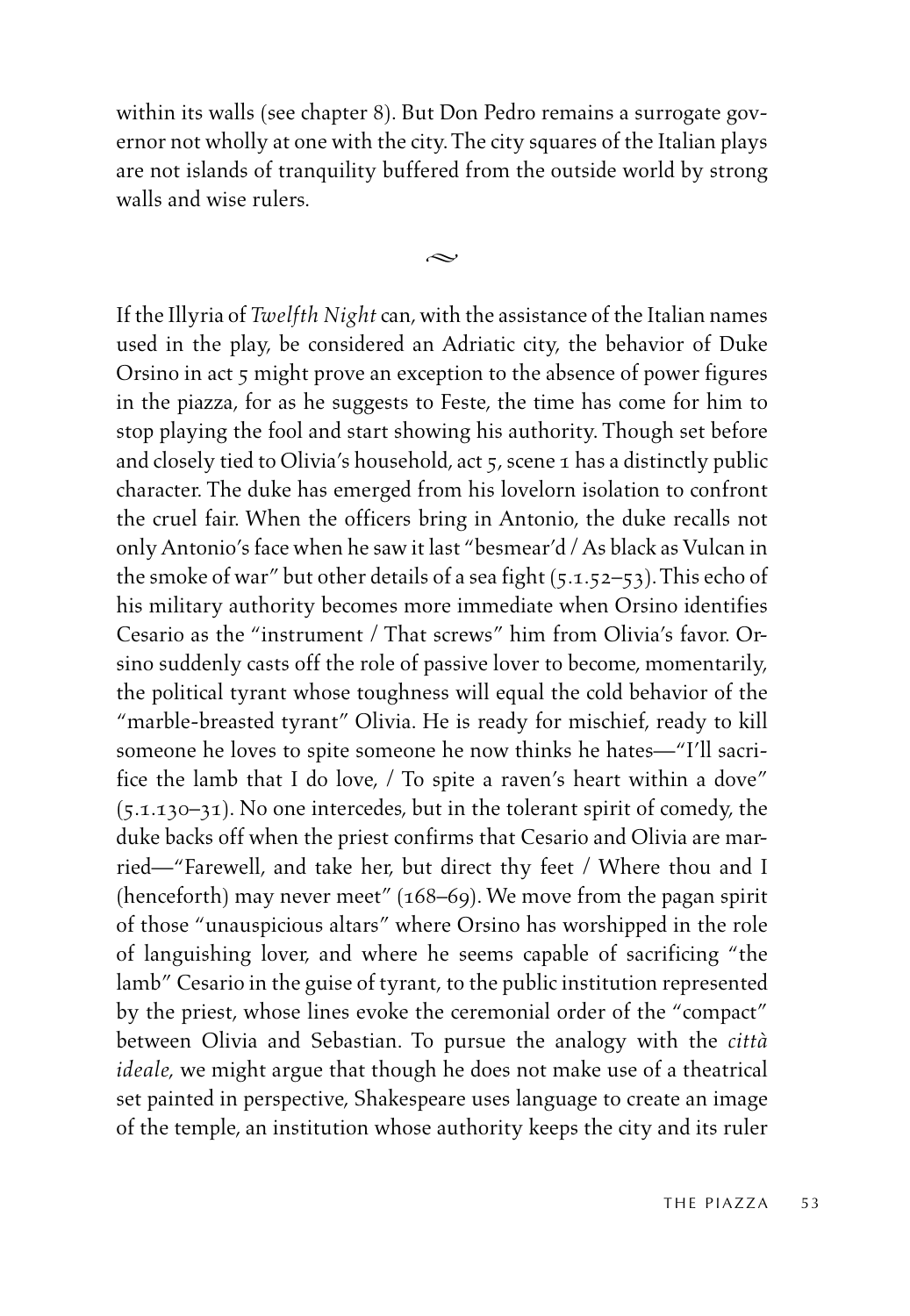within its walls (see chapter 8). But Don Pedro remains a surrogate governor not wholly at one with the city. The city squares of the Italian plays are not islands of tranquility buffered from the outside world by strong walls and wise rulers.

~

If the Illyria of *Twelfth Night* can, with the assistance of the Italian names used in the play, be considered an Adriatic city, the behavior of Duke Orsino in act 5 might prove an exception to the absence of power figures in the piazza, for as he suggests to Feste, the time has come for him to stop playing the fool and start showing his authority. Though set before and closely tied to Olivia's household, act 5, scene 1 has a distinctly public character. The duke has emerged from his lovelorn isolation to confront the cruel fair. When the officers bring in Antonio, the duke recalls not only Antonio's face when he saw it last "besmear'd / As black as Vulcan in the smoke of war" but other details of a sea fight (5.1.52–53). This echo of his military authority becomes more immediate when Orsino identifies Cesario as the "instrument / That screws" him from Olivia's favor. Orsino suddenly casts off the role of passive lover to become, momentarily, the political tyrant whose toughness will equal the cold behavior of the "marble-breasted tyrant" Olivia. He is ready for mischief, ready to kill someone he loves to spite someone he now thinks he hates—"I'll sacrifice the lamb that I do love, / To spite a raven's heart within a dove" (5.1.130–31). No one intercedes, but in the tolerant spirit of comedy, the duke backs off when the priest confirms that Cesario and Olivia are married—"Farewell, and take her, but direct thy feet / Where thou and I (henceforth) may never meet" (168–69). We move from the pagan spirit of those "unauspicious altars" where Orsino has worshipped in the role of languishing lover, and where he seems capable of sacrificing "the lamb" Cesario in the guise of tyrant, to the public institution represented by the priest, whose lines evoke the ceremonial order of the "compact" between Olivia and Sebastian. To pursue the analogy with the *città ideale,* we might argue that though he does not make use of a theatrical set painted in perspective, Shakespeare uses language to create an image of the temple, an institution whose authority keeps the city and its ruler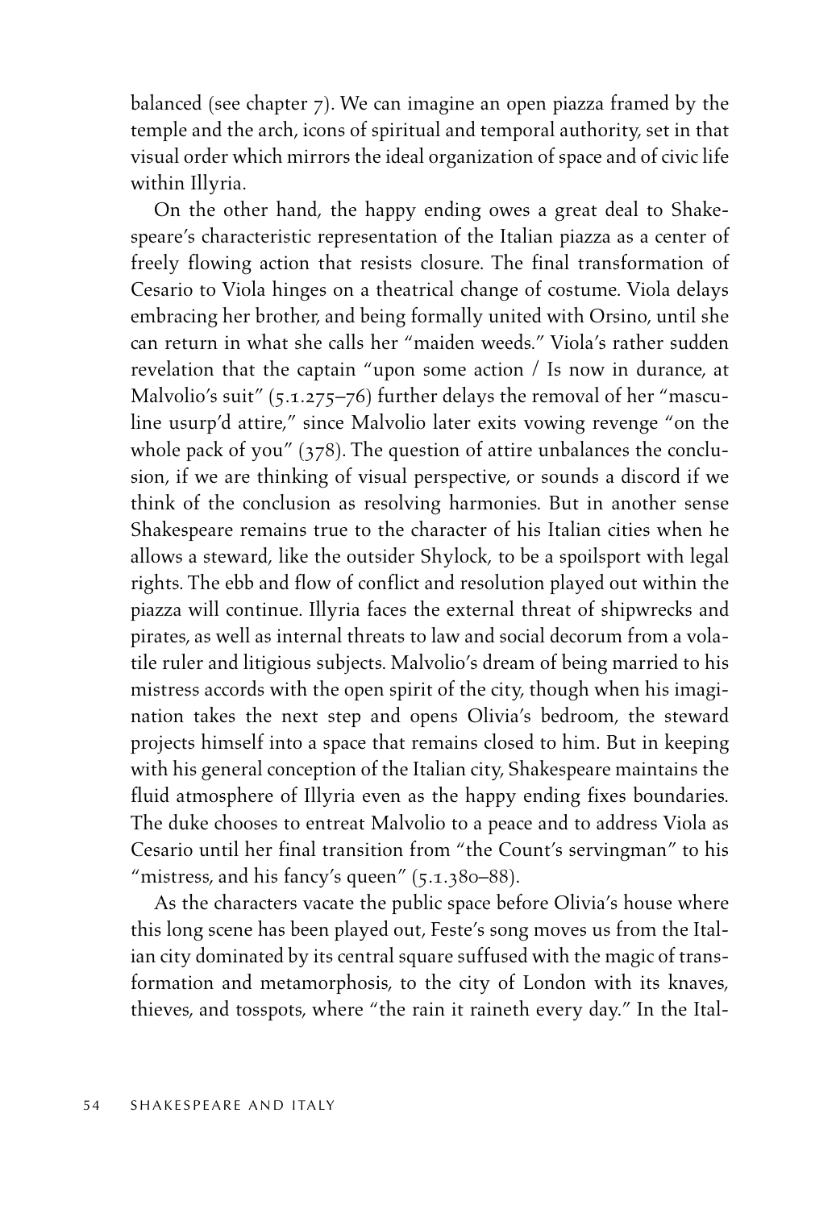balanced (see chapter 7). We can imagine an open piazza framed by the temple and the arch, icons of spiritual and temporal authority, set in that visual order which mirrors the ideal organization of space and of civic life within Illyria.

On the other hand, the happy ending owes a great deal to Shakespeare's characteristic representation of the Italian piazza as a center of freely flowing action that resists closure. The final transformation of Cesario to Viola hinges on a theatrical change of costume. Viola delays embracing her brother, and being formally united with Orsino, until she can return in what she calls her "maiden weeds." Viola's rather sudden revelation that the captain "upon some action / Is now in durance, at Malvolio's suit" (5.1.275–76) further delays the removal of her "masculine usurp'd attire," since Malvolio later exits vowing revenge "on the whole pack of you" (378). The question of attire unbalances the conclusion, if we are thinking of visual perspective, or sounds a discord if we think of the conclusion as resolving harmonies. But in another sense Shakespeare remains true to the character of his Italian cities when he allows a steward, like the outsider Shylock, to be a spoilsport with legal rights. The ebb and flow of conflict and resolution played out within the piazza will continue. Illyria faces the external threat of shipwrecks and pirates, as well as internal threats to law and social decorum from a volatile ruler and litigious subjects. Malvolio's dream of being married to his mistress accords with the open spirit of the city, though when his imagination takes the next step and opens Olivia's bedroom, the steward projects himself into a space that remains closed to him. But in keeping with his general conception of the Italian city, Shakespeare maintains the fluid atmosphere of Illyria even as the happy ending fixes boundaries. The duke chooses to entreat Malvolio to a peace and to address Viola as Cesario until her final transition from "the Count's servingman" to his "mistress, and his fancy's queen" (5.1.380–88).

As the characters vacate the public space before Olivia's house where this long scene has been played out, Feste's song moves us from the Italian city dominated by its central square suffused with the magic of transformation and metamorphosis, to the city of London with its knaves, thieves, and tosspots, where "the rain it raineth every day." In the Ital-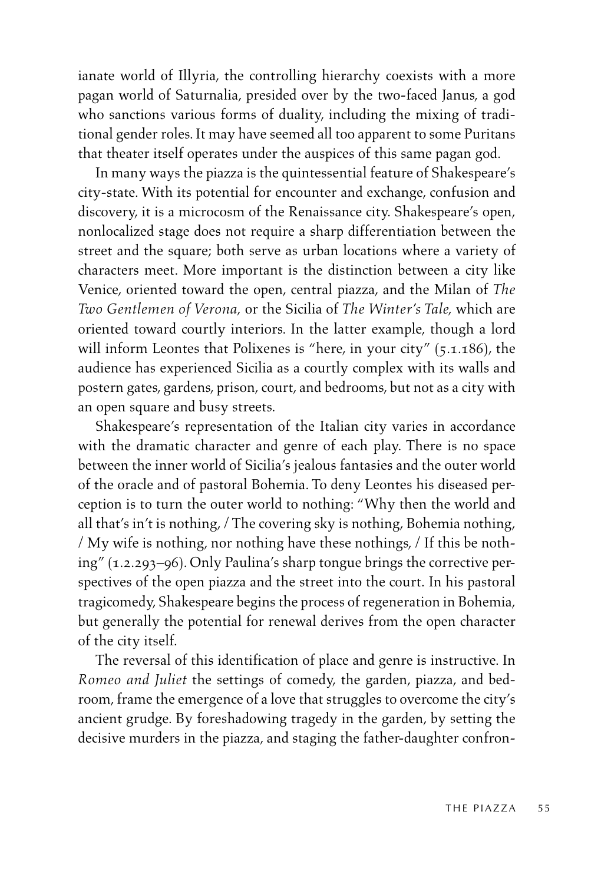ianate world of Illyria, the controlling hierarchy coexists with a more pagan world of Saturnalia, presided over by the two-faced Janus, a god who sanctions various forms of duality, including the mixing of traditional gender roles. It may have seemed all too apparent to some Puritans that theater itself operates under the auspices of this same pagan god.

In many ways the piazza is the quintessential feature of Shakespeare's city-state. With its potential for encounter and exchange, confusion and discovery, it is a microcosm of the Renaissance city. Shakespeare's open, nonlocalized stage does not require a sharp differentiation between the street and the square; both serve as urban locations where a variety of characters meet. More important is the distinction between a city like Venice, oriented toward the open, central piazza, and the Milan of *The Two Gentlemen of Verona*, or the Sicilia of *The Winter's Tale*, which are oriented toward courtly interiors. In the latter example, though a lord will inform Leontes that Polixenes is "here, in your city" (5.1.186), the audience has experienced Sicilia as a courtly complex with its walls and postern gates, gardens, prison, court, and bedrooms, but not as a city with an open square and busy streets.

Shakespeare's representation of the Italian city varies in accordance with the dramatic character and genre of each play. There is no space between the inner world of Sicilia's jealous fantasies and the outer world of the oracle and of pastoral Bohemia. To deny Leontes his diseased perception is to turn the outer world to nothing: "Why then the world and all that's in't is nothing, / The covering sky is nothing, Bohemia nothing, / My wife is nothing, nor nothing have these nothings, / If this be nothing" (1.2.293–96). Only Paulina's sharp tongue brings the corrective perspectives of the open piazza and the street into the court. In his pastoral tragicomedy, Shakespeare begins the process of regeneration in Bohemia, but generally the potential for renewal derives from the open character of the city itself.

The reversal of this identification of place and genre is instructive. In *Romeo and Juliet* the settings of comedy, the garden, piazza, and bedroom, frame the emergence of a love that struggles to overcome the city's ancient grudge. By foreshadowing tragedy in the garden, by setting the decisive murders in the piazza, and staging the father-daughter confron-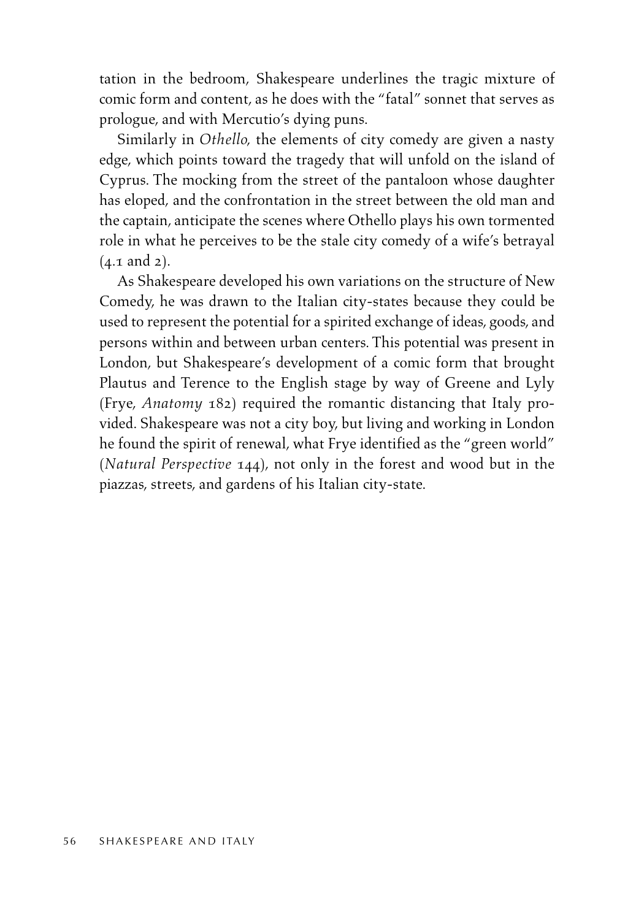tation in the bedroom, Shakespeare underlines the tragic mixture of comic form and content, as he does with the "fatal" sonnet that serves as prologue, and with Mercutio's dying puns.

Similarly in *Othello*, the elements of city comedy are given a nasty edge, which points toward the tragedy that will unfold on the island of Cyprus. The mocking from the street of the pantaloon whose daughter has eloped, and the confrontation in the street between the old man and the captain, anticipate the scenes where Othello plays his own tormented role in what he perceives to be the stale city comedy of a wife's betrayal (4.1 and 2).

As Shakespeare developed his own variations on the structure of New Comedy, he was drawn to the Italian city-states because they could be used to represent the potential for a spirited exchange of ideas, goods, and persons within and between urban centers. This potential was present in London, but Shakespeare's development of a comic form that brought Plautus and Terence to the English stage by way of Greene and Lyly (Frye, *Anatomy* 182) required the romantic distancing that Italy provided. Shakespeare was not a city boy, but living and working in London he found the spirit of renewal, what Frye identified as the "green world" (*Natural Perspective* 144), not only in the forest and wood but in the piazzas, streets, and gardens of his Italian city-state.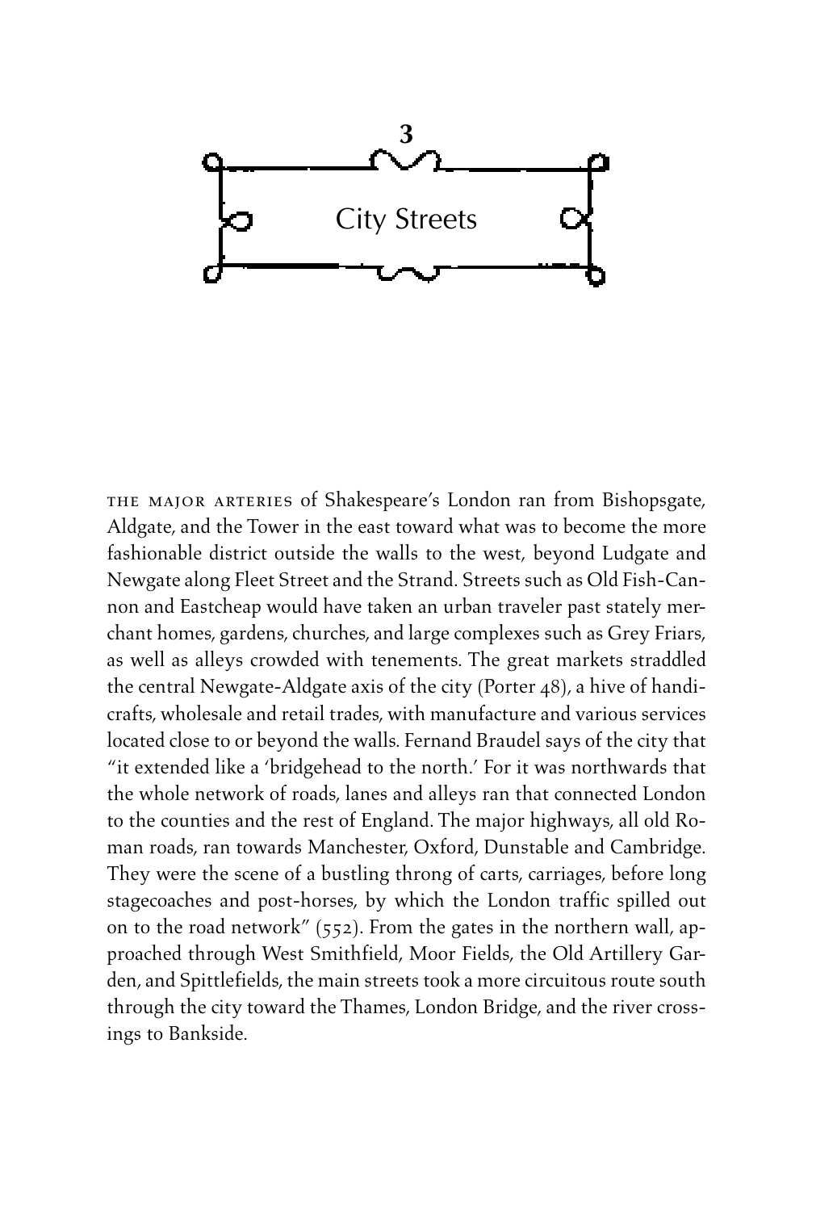# 3

# City Streets

THE MAJOR ARTERIES of Shakespeare's London ran from Bishopsgate, Aldgate, and the Tower in the east toward what was to become the more fashionable district outside the walls to the west, beyond Ludgate and Newgate along Fleet Street and the Strand. Streets such as Old Fish-Cannon and Eastcheap would have taken an urban traveler past stately merchant homes, gardens, churches, and large complexes such as Grey Friars, as well as alleys crowded with tenements. The great markets straddled the central Newgate-Aldgate axis of the city (Porter 48), a hive of handicrafts, wholesale and retail trades, with manufacture and various services located close to or beyond the walls. Fernand Braudel says of the city that "it extended like a 'bridgehead to the north.' For it was northwards that the whole network of roads, lanes and alleys ran that connected London to the counties and the rest of England. The major highways, all old Roman roads, ran towards Manchester, Oxford, Dunstable and Cambridge. They were the scene of a bustling throng of carts, carriages, before long stagecoaches and post-horses, by which the London traffic spilled out on to the road network" (552). From the gates in the northern wall, approached through West Smithfield, Moor Fields, the Old Artillery Garden, and Spittlefields, the main streets took a more circuitous route south through the city toward the Thames, London Bridge, and the river crossings to Bankside.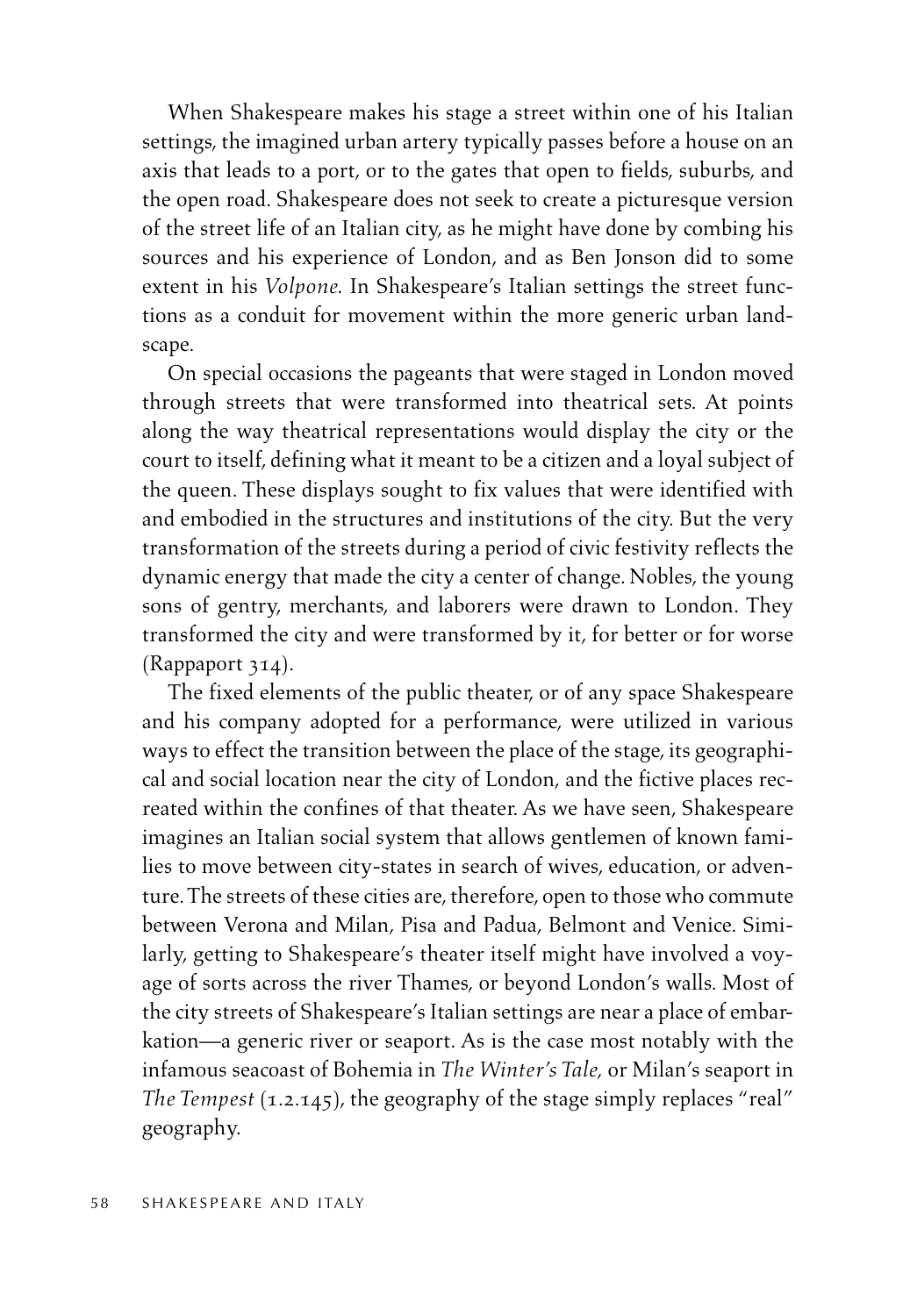When Shakespeare makes his stage a street within one of his Italian settings, the imagined urban artery typically passes before a house on an axis that leads to a port, or to the gates that open to fields, suburbs, and the open road. Shakespeare does not seek to create a picturesque version of the street life of an Italian city, as he might have done by combing his sources and his experience of London, and as Ben Jonson did to some extent in his *Volpone.* In Shakespeare's Italian settings the street functions as a conduit for movement within the more generic urban landscape.

On special occasions the pageants that were staged in London moved through streets that were transformed into theatrical sets. At points along the way theatrical representations would display the city or the court to itself, defining what it meant to be a citizen and a loyal subject of the queen. These displays sought to fix values that were identified with and embodied in the structures and institutions of the city. But the very transformation of the streets during a period of civic festivity reflects the dynamic energy that made the city a center of change. Nobles, the young sons of gentry, merchants, and laborers were drawn to London. They transformed the city and were transformed by it, for better or for worse (Rappaport 314).

The fixed elements of the public theater, or of any space Shakespeare and his company adopted for a performance, were utilized in various ways to effect the transition between the place of the stage, its geographical and social location near the city of London, and the fictive places recreated within the confines of that theater. As we have seen, Shakespeare imagines an Italian social system that allows gentlemen of known families to move between city-states in search of wives, education, or adventure. The streets of these cities are, therefore, open to those who commute between Verona and Milan, Pisa and Padua, Belmont and Venice. Similarly, getting to Shakespeare's theater itself might have involved a voyage of sorts across the river Thames, or beyond London's walls. Most of the city streets of Shakespeare's Italian settings are near a place of embarkation—a generic river or seaport. As is the case most notably with the infamous seacoast of Bohemia in *The Winter's Tale,* or Milan's seaport in *The Tempest* (1.2.145), the geography of the stage simply replaces "real" geography.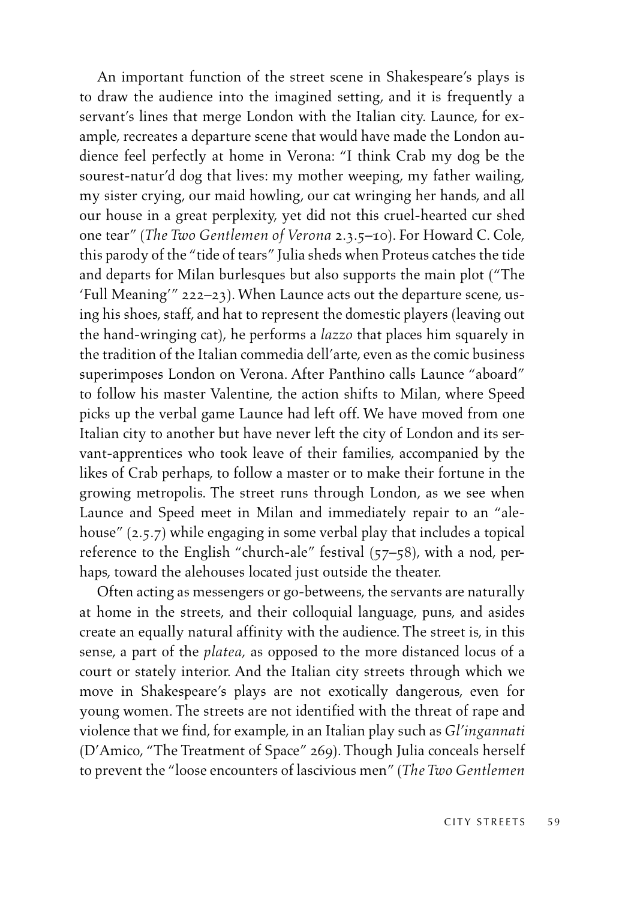An important function of the street scene in Shakespeare's plays is to draw the audience into the imagined setting, and it is frequently a servant's lines that merge London with the Italian city. Launce, for example, recreates a departure scene that would have made the London audience feel perfectly at home in Verona: "I think Crab my dog be the sourest-natur'd dog that lives: my mother weeping, my father wailing, my sister crying, our maid howling, our cat wringing her hands, and all our house in a great perplexity, yet did not this cruel-hearted cur shed one tear" (*The Two Gentlemen of Verona* 2.3.5–10). For Howard C. Cole, this parody of the "tide of tears" Julia sheds when Proteus catches the tide and departs for Milan burlesques but also supports the main plot ("The 'Full Meaning'" 222–23). When Launce acts out the departure scene, using his shoes, staff, and hat to represent the domestic players (leaving out the hand-wringing cat), he performs a *lazzo* that places him squarely in the tradition of the Italian commedia dell'arte, even as the comic business superimposes London on Verona. After Panthino calls Launce "aboard" to follow his master Valentine, the action shifts to Milan, where Speed picks up the verbal game Launce had left off. We have moved from one Italian city to another but have never left the city of London and its servant-apprentices who took leave of their families, accompanied by the likes of Crab perhaps, to follow a master or to make their fortune in the growing metropolis. The street runs through London, as we see when Launce and Speed meet in Milan and immediately repair to an "alehouse" (2.5.7) while engaging in some verbal play that includes a topical reference to the English "church-ale" festival (57–58), with a nod, perhaps, toward the alehouses located just outside the theater.

Often acting as messengers or go-betweens, the servants are naturally at home in the streets, and their colloquial language, puns, and asides create an equally natural affinity with the audience. The street is, in this sense, a part of the *platea*, as opposed to the more distanced locus of a court or stately interior. And the Italian city streets through which we move in Shakespeare's plays are not exotically dangerous, even for young women. The streets are not identified with the threat of rape and violence that we find, for example, in an Italian play such as *Gl'inganati* (D'Amico, "The Treatment of Space" 269). Though Julia conceals herself to prevent the "loose encounters of lascivious men" (*The Two Gentlemen*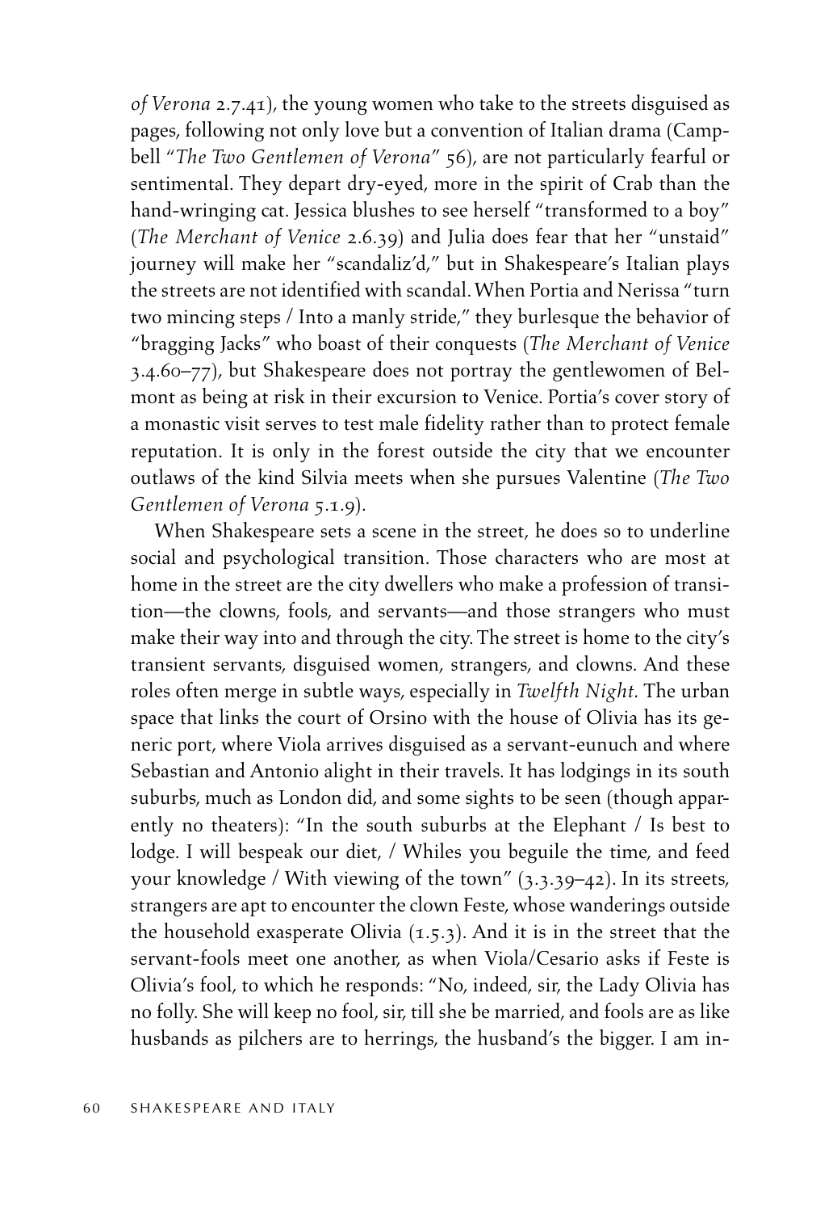*of Verona* 2.7.41), the young women who take to the streets disguised as pages, following not only love but a convention of Italian drama (Campbell "*The Two Gentlemen of Verona*" 56), are not particularly fearful or sentimental. They depart dry-eyed, more in the spirit of Crab than the hand-wringing cat. Jessica blushes to see herself "transformed to a boy" (*The Merchant of Venice* 2.6.39) and Julia does fear that her "unstaid" journey will make her "scandaliz'd," but in Shakespeare's Italian plays the streets are not identified with scandal. When Portia and Nerissa "turn two mincing steps / Into a manly stride," they burlesque the behavior of "bragging Jacks" who boast of their conquests (*The Merchant of Venice* 3.4.60–77), but Shakespeare does not portray the gentlewomen of Belmont as being at risk in their excursion to Venice. Portia's cover story of a monastic visit serves to test male fidelity rather than to protect female reputation. It is only in the forest outside the city that we encounter outlaws of the kind Silvia meets when she pursues Valentine (*The Two Gentlemen of Verona* 5.1.9).

When Shakespeare sets a scene in the street, he does so to underline social and psychological transition. Those characters who are most at home in the street are the city dwellers who make a profession of transition—the clowns, fools, and servants—and those strangers who must make their way into and through the city. The street is home to the city's transient servants, disguised women, strangers, and clowns. And these roles often merge in subtle ways, especially in *Twelfth Night*. The urban space that links the court of Orsino with the house of Olivia has its generic port, where Viola arrives disguised as a servant-eunuch and where Sebastian and Antonio alight in their travels. It has lodgings in its south suburbs, much as London did, and some sights to be seen (though apparently no theaters): "In the south suburbs at the Elephant / Is best to lodge. I will bespeak our diet, / Whiles you beguile the time, and feed your knowledge / With viewing of the town" (3.3.39–42). In its streets, strangers are apt to encounter the clown Feste, whose wanderings outside the household exasperate Olivia (1.5.3). And it is in the street that the servant-fools meet one another, as when Viola/Cesario asks if Feste is Olivia's fool, to which he responds: "No, indeed, sir, the Lady Olivia has no folly. She will keep no fool, sir, till she be married, and fools are as like husbands as pilchers are to herrings, the husband's the bigger. I am in-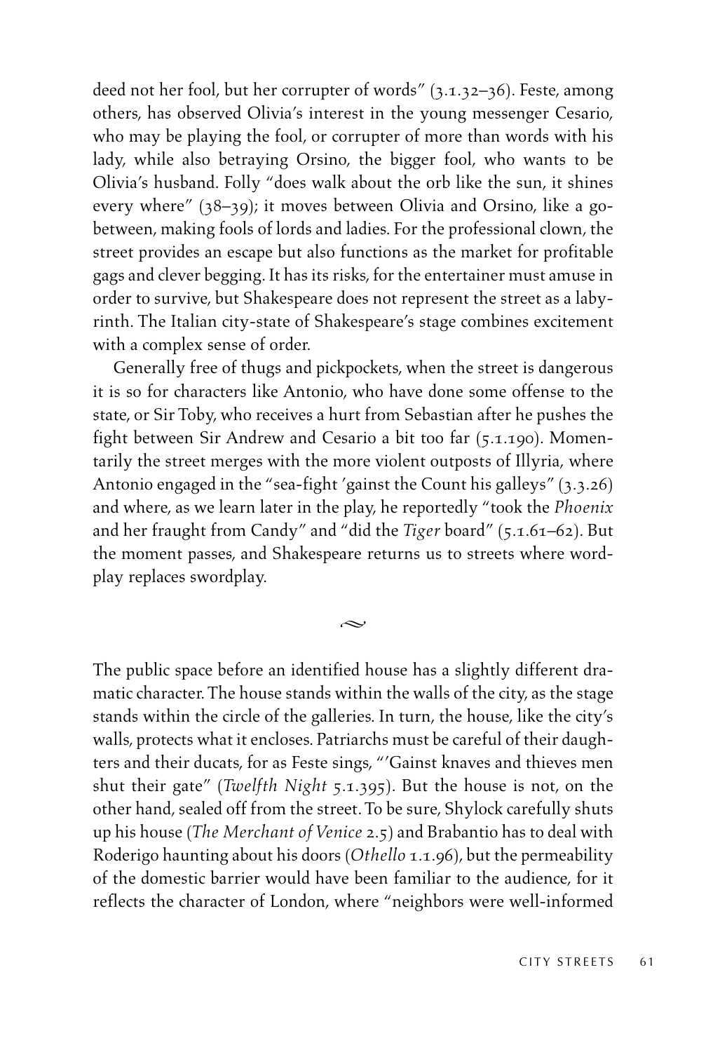deed not her fool, but her corrupter of words" (3.1.32–36). Feste, among others, has observed Olivia's interest in the young messenger Cesario, who may be playing the fool, or corrupter of more than words with his lady, while also betraying Orsino, the bigger fool, who wants to be Olivia's husband. Folly "does walk about the orb like the sun, it shines every where" (38–39); it moves between Olivia and Orsino, like a go-between, making fools of lords and ladies. For the professional clown, the street provides an escape but also functions as the market for profitable gags and clever begging. It has its risks, for the entertainer must amuse in order to survive, but Shakespeare does not represent the street as a labyrinth. The Italian city-state of Shakespeare's stage combines excitement with a complex sense of order.

Generally free of thugs and pickpockets, when the street is dangerous it is so for characters like Antonio, who have done some offense to the state, or Sir Toby, who receives a hurt from Sebastian after he pushes the fight between Sir Andrew and Cesario a bit too far (5.1.190). Momentarily the street merges with the more violent outposts of Illyria, where Antonio engaged in the "sea-fight 'gainst the Count his galleys" (3.3.26) and where, as we learn later in the play, he reportedly "took the *Phoenix* and her fraught from Candy" and "did the *Tiger* board" (5.1.61–62). But the moment passes, and Shakespeare returns us to streets where wordplay replaces swordplay.

~

The public space before an identified house has a slightly different dramatic character. The house stands within the walls of the city, as the stage stands within the circle of the galleries. In turn, the house, like the city's walls, protects what it encloses. Patriarchs must be careful of their daughters and their ducats, for as Feste sings, "'Gainst knaves and thieves men shut their gate" (*Twelfth Night* 5.1.395). But the house is not, on the other hand, sealed off from the street. To be sure, Shylock carefully shuts up his house (*The Merchant of Venice* 2.5) and Brabantio has to deal with Roderigo haunting about his doors (*Othello* 1.1.96), but the permeability of the domestic barrier would have been familiar to the audience, for it reflects the character of London, where "neighbors were well-informed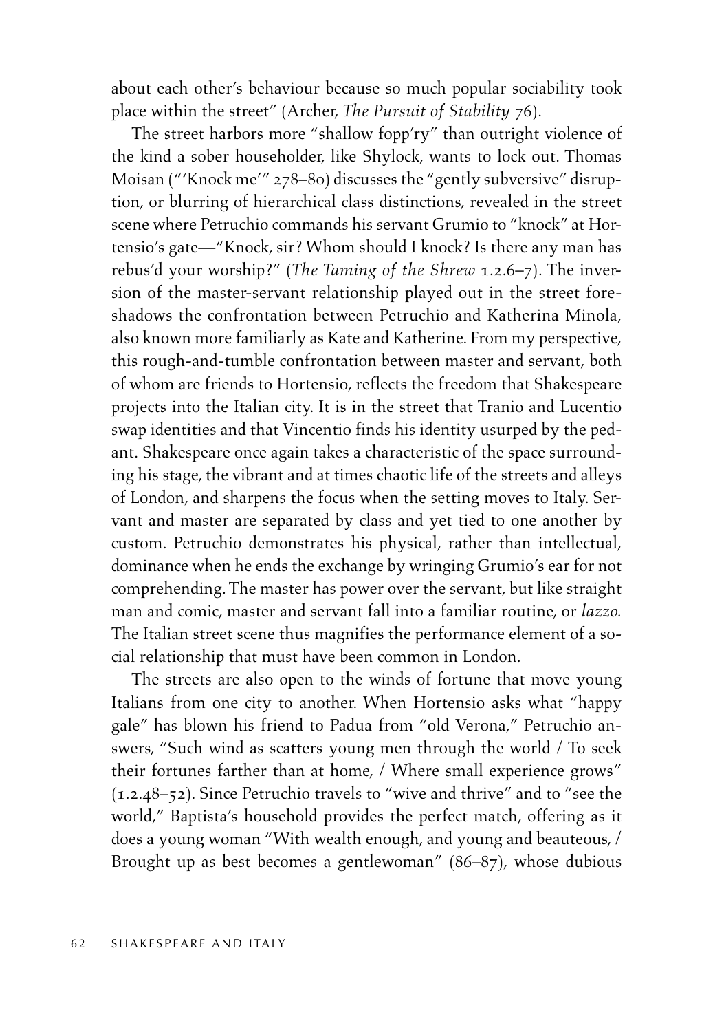about each other's behaviour because so much popular sociability took place within the street" (Archer, *The Pursuit of Stability* 76).

The street harbors more "shallow fopp'ry" than outright violence of the kind a sober householder, like Shylock, wants to lock out. Thomas Moisan ("'Knock me'" 278–80) discusses the "gently subversive" disruption, or blurring of hierarchical class distinctions, revealed in the street scene where Petruchio commands his servant Grumio to "knock" at Hortensio's gate—"Knock, sir? Whom should I knock? Is there any man has rebus'd your worship?" (*The Taming of the Shrew* 1.2.6–7). The inversion of the master-servant relationship played out in the street foreshadows the confrontation between Petruchio and Katherina Minola, also known more familiarly as Kate and Katherine. From my perspective, this rough-and-tumble confrontation between master and servant, both of whom are friends to Hortensio, reflects the freedom that Shakespeare projects into the Italian city. It is in the street that Tranio and Lucentio swap identities and that Vincentio finds his identity usurped by the pedant. Shakespeare once again takes a characteristic of the space surrounding his stage, the vibrant and at times chaotic life of the streets and alleys of London, and sharpens the focus when the setting moves to Italy. Servant and master are separated by class and yet tied to one another by custom. Petruchio demonstrates his physical, rather than intellectual, dominance when he ends the exchange by wringing Grumio's ear for not comprehending. The master has power over the servant, but like straight man and comic, master and servant fall into a familiar routine, or *lazzo.* The Italian street scene thus magnifies the performance element of a social relationship that must have been common in London.

The streets are also open to the winds of fortune that move young Italians from one city to another. When Hortensio asks what "happy gale" has blown his friend to Padua from "old Verona," Petruchio answers, "Such wind as scatters young men through the world / To seek their fortunes farther than at home, / Where small experience grows" (1.2.48–52). Since Petruchio travels to "wive and thrive" and to "see the world," Baptista's household provides the perfect match, offering as it does a young woman "With wealth enough, and young and beauteous, / Brought up as best becomes a gentlewoman" (86–87), whose dubious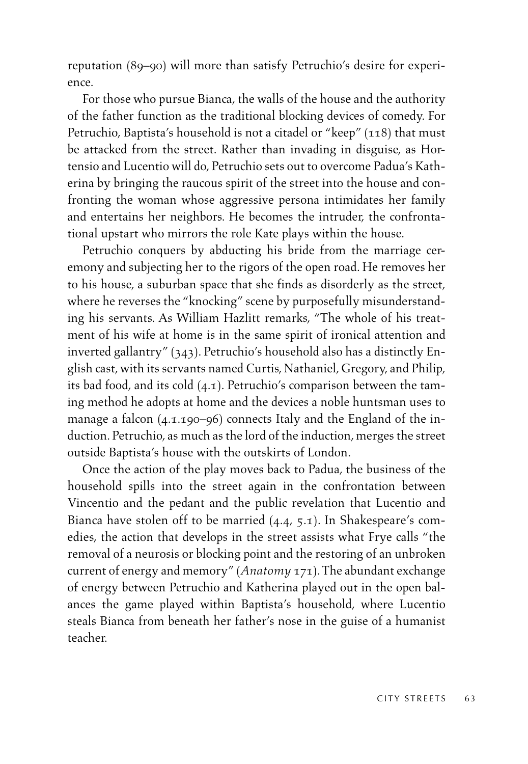reputation (89–90) will more than satisfy Petruchio's desire for experience.

For those who pursue Bianca, the walls of the house and the authority of the father function as the traditional blocking devices of comedy. For Petruchio, Baptista's household is not a citadel or "keep" (118) that must be attacked from the street. Rather than invading in disguise, as Hortensio and Lucentio will do, Petruchio sets out to overcome Padua's Katherina by bringing the raucous spirit of the street into the house and confronting the woman whose aggressive persona intimidates her family and entertains her neighbors. He becomes the intruder, the confrontational upstart who mirrors the role Kate plays within the house.

Petruchio conquers by abducting his bride from the marriage ceremony and subjecting her to the rigors of the open road. He removes her to his house, a suburban space that she finds as disorderly as the street, where he reverses the "knocking" scene by purposefully misunderstanding his servants. As William Hazlitt remarks, "The whole of his treatment of his wife at home is in the same spirit of ironical attention and inverted gallantry" (343). Petruchio's household also has a distinctly English cast, with its servants named Curtis, Nathaniel, Gregory, and Philip, its bad food, and its cold (4.1). Petruchio's comparison between the taming method he adopts at home and the devices a noble huntsman uses to manage a falcon (4.1.190–96) connects Italy and the England of the induction. Petruchio, as much as the lord of the induction, merges the street outside Baptista's house with the outskirts of London.

Once the action of the play moves back to Padua, the business of the household spills into the street again in the confrontation between Vincentio and the pedant and the public revelation that Lucentio and Bianca have stolen off to be married (4.4, 5.1). In Shakespeare's comedies, the action that develops in the street assists what Frye calls "the removal of a neurosis or blocking point and the restoring of an unbroken current of energy and memory" (*Anatomy* 171). The abundant exchange of energy between Petruchio and Katherina played out in the open balances the game played within Baptista's household, where Lucentio steals Bianca from beneath her father's nose in the guise of a humanist teacher.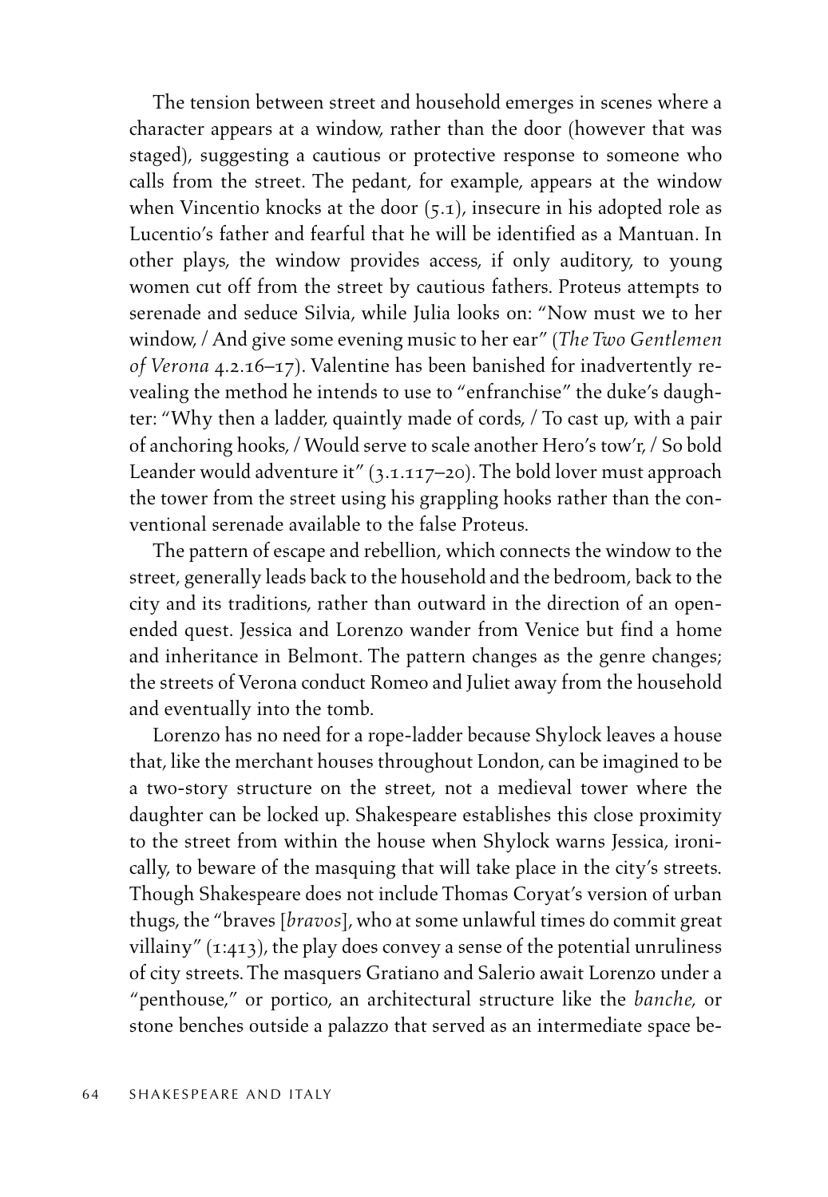The tension between street and household emerges in scenes where a character appears at a window, rather than the door (however that was staged), suggesting a cautious or protective response to someone who calls from the street. The pedant, for example, appears at the window when Vincentio knocks at the door (5.1), insecure in his adopted role as Lucentio's father and fearful that he will be identified as a Mantuan. In other plays, the window provides access, if only auditory, to young women cut off from the street by cautious fathers. Proteus attempts to serenade and seduce Silvia, while Julia looks on: "Now must we to her window, / And give some evening music to her ear" (*The Two Gentlemen of Verona* 4.2.16–17). Valentine has been banished for inadvertently revealing the method he intends to use to "enfranchise" the duke's daughter: "Why then a ladder, quaintly made of cords, / To cast up, with a pair of anchoring hooks, / Would serve to scale another Hero's tow'r, / So bold Leander would adventure it" (3.1.117–20). The bold lover must approach the tower from the street using his grappling hooks rather than the conventional serenade available to the false Proteus.

The pattern of escape and rebellion, which connects the window to the street, generally leads back to the household and the bedroom, back to the city and its traditions, rather than outward in the direction of an open-ended quest. Jessica and Lorenzo wander from Venice but find a home and inheritance in Belmont. The pattern changes as the genre changes; the streets of Verona conduct Romeo and Juliet away from the household and eventually into the tomb.

Lorenzo has no need for a rope-ladder because Shylock leaves a house that, like the merchant houses throughout London, can be imagined to be a two-story structure on the street, not a medieval tower where the daughter can be locked up. Shakespeare establishes this close proximity to the street from within the house when Shylock warns Jessica, ironically, to beware of the masquing that will take place in the city's streets. Though Shakespeare does not include Thomas Coryat's version of urban thugs, the "braves [*bravos*], who at some unlawful times do commit great villainy" (1:413), the play does convey a sense of the potential unruliness of city streets. The masquers Gratiano and Salerio await Lorenzo under a "penthouse," or portico, an architectural structure like the *banche,* or stone benches outside a palazzo that served as an intermediate space be-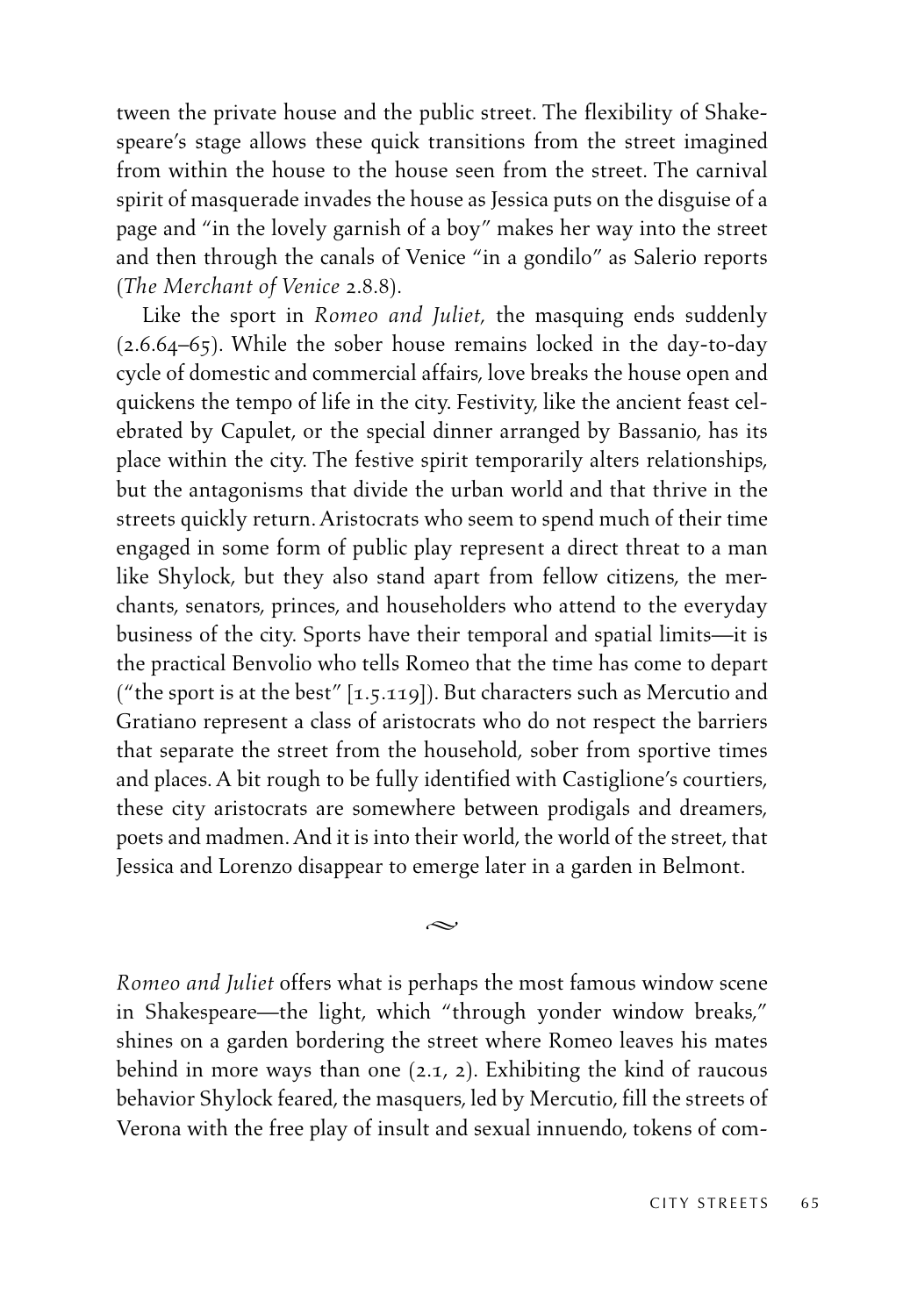tween the private house and the public street. The flexibility of Shakespeare's stage allows these quick transitions from the street imagined from within the house to the house seen from the street. The carnival spirit of masquerade invades the house as Jessica puts on the disguise of a page and "in the lovely garnish of a boy" makes her way into the street and then through the canals of Venice "in a gondilo" as Salerio reports (*The Merchant of Venice* 2.8.8).

Like the sport in *Romeo and Juliet,* the masquing ends suddenly (2.6.64–65). While the sober house remains locked in the day-to-day cycle of domestic and commercial affairs, love breaks the house open and quickens the tempo of life in the city. Festivity, like the ancient feast celebrated by Capulet, or the special dinner arranged by Bassanio, has its place within the city. The festive spirit temporarily alters relationships, but the antagonisms that divide the urban world and that thrive in the streets quickly return. Aristocrats who seem to spend much of their time engaged in some form of public play represent a direct threat to a man like Shylock, but they also stand apart from fellow citizens, the merchants, senators, princes, and householders who attend to the everyday business of the city. Sports have their temporal and spatial limits—it is the practical Benvolio who tells Romeo that the time has come to depart ("the sport is at the best" [1.5.119]). But characters such as Mercutio and Gratiano represent a class of aristocrats who do not respect the barriers that separate the street from the household, sober from sportive times and places. A bit rough to be fully identified with Castiglione's courtiers, these city aristocrats are somewhere between prodigals and dreamers, poets and madmen. And it is into their world, the world of the street, that Jessica and Lorenzo disappear to emerge later in a garden in Belmont.

~

*Romeo and Juliet* offers what is perhaps the most famous window scene in Shakespeare—the light, which "through yonder window breaks," shines on a garden bordering the street where Romeo leaves his mates behind in more ways than one (2.1, 2). Exhibiting the kind of raucous behavior Shylock feared, the masquers, led by Mercutio, fill the streets of Verona with the free play of insult and sexual innuendo, tokens of com-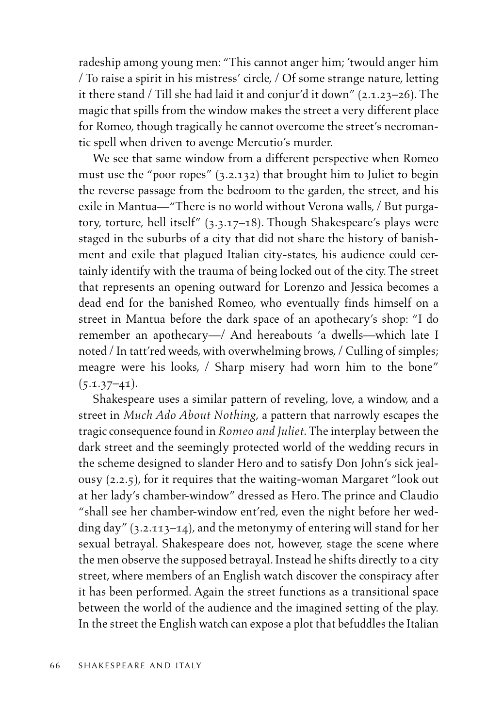radeship among young men: "This cannot anger him; 'twould anger him / To raise a spirit in his mistress' circle, / Of some strange nature, letting it there stand / Till she had laid it and conjur'd it down" (2.1.23–26). The magic that spills from the window makes the street a very different place for Romeo, though tragically he cannot overcome the street's necromantic spell when driven to avenge Mercutio's murder.

We see that same window from a different perspective when Romeo must use the "poor ropes" (3.2.132) that brought him to Juliet to begin the reverse passage from the bedroom to the garden, the street, and his exile in Mantua—"There is no world without Verona walls, / But purgatory, torture, hell itself" (3.3.17–18). Though Shakespeare's plays were staged in the suburbs of a city that did not share the history of banishment and exile that plagued Italian city-states, his audience could certainly identify with the trauma of being locked out of the city. The street that represents an opening outward for Lorenzo and Jessica becomes a dead end for the banished Romeo, who eventually finds himself on a street in Mantua before the dark space of an apothecary's shop: "I do remember an apothecary—/ And hereabouts 'a dwells—which late I noted / In tatt'red weeds, with overwhelming brows, / Culling of simples; meagre were his looks, / Sharp misery had worn him to the bone" (5.1.37–41).

Shakespeare uses a similar pattern of reveling, love, a window, and a street in *Much Ado About Nothing*, a pattern that narrowly escapes the tragic consequence found in *Romeo and Juliet*. The interplay between the dark street and the seemingly protected world of the wedding recurs in the scheme designed to slander Hero and to satisfy Don John's sick jealousy (2.2.5), for it requires that the waiting-woman Margaret "look out at her lady's chamber-window" dressed as Hero. The prince and Claudio "shall see her chamber-window ent'red, even the night before her wedding day" (3.2.113–14), and the metonymy of entering will stand for her sexual betrayal. Shakespeare does not, however, stage the scene where the men observe the supposed betrayal. Instead he shifts directly to a city street, where members of an English watch discover the conspiracy after it has been performed. Again the street functions as a transitional space between the world of the audience and the imagined setting of the play. In the street the English watch can expose a plot that befuddles the Italian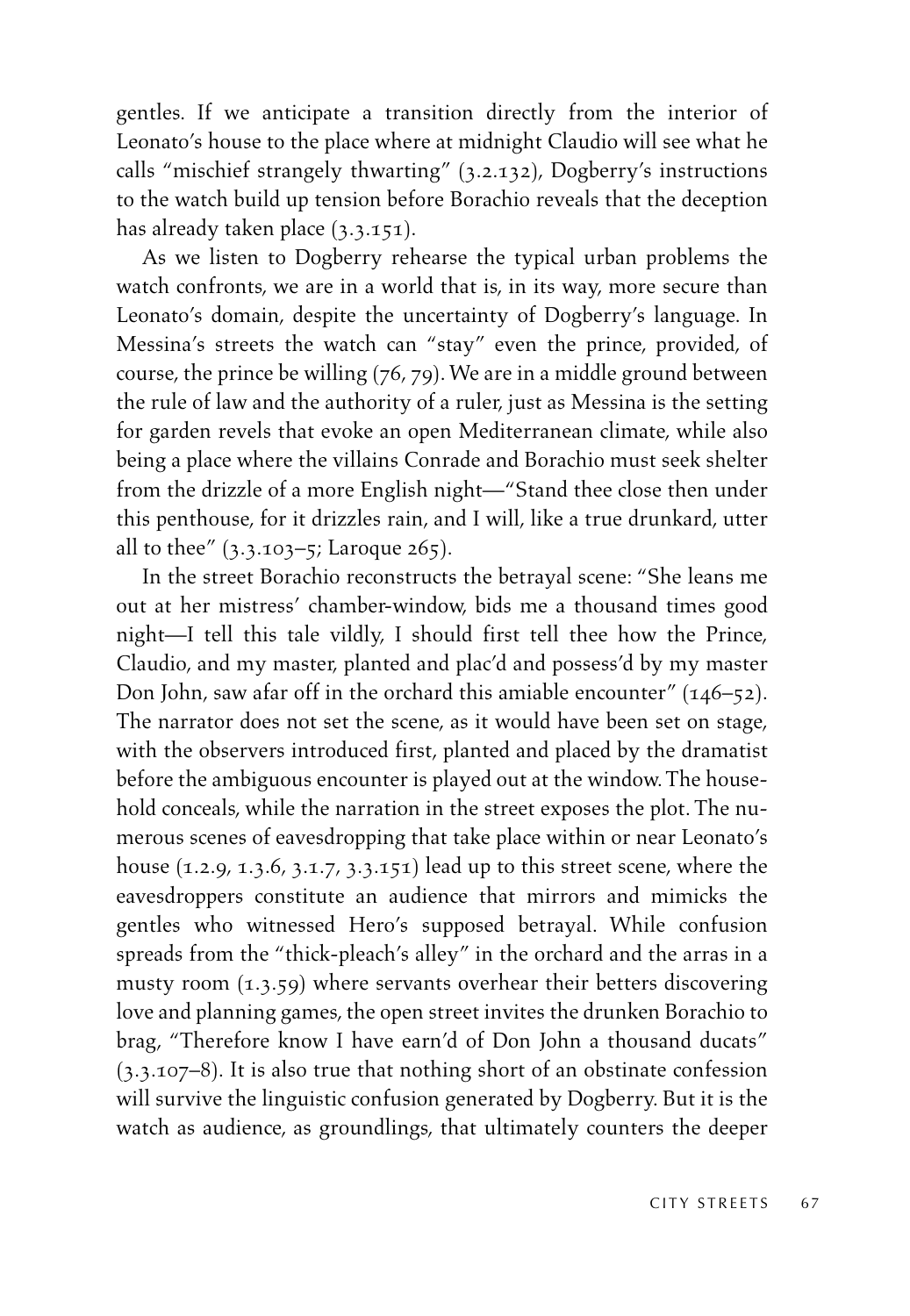gentles. If we anticipate a transition directly from the interior of Leonato's house to the place where at midnight Claudio will see what he calls "mischief strangely thwarting" (3.2.132), Dogberry's instructions to the watch build up tension before Borachio reveals that the deception has already taken place (3.3.151).

As we listen to Dogberry rehearse the typical urban problems the watch confronts, we are in a world that is, in its way, more secure than Leonato's domain, despite the uncertainty of Dogberry's language. In Messina's streets the watch can "stay" even the prince, provided, of course, the prince be willing (76, 79). We are in a middle ground between the rule of law and the authority of a ruler, just as Messina is the setting for garden revels that evoke an open Mediterranean climate, while also being a place where the villains Conrade and Borachio must seek shelter from the drizzle of a more English night—"Stand thee close then under this penthouse, for it drizzles rain, and I will, like a true drunkard, utter all to thee" (3.3.103–5; Laroque 265).

In the street Borachio reconstructs the betrayal scene: "She leans me out at her mistress' chamber-window, bids me a thousand times good night—I tell this tale vildly, I should first tell thee how the Prince, Claudio, and my master, planted and plac'd and possess'd by my master Don John, saw afar off in the orchard this amiable encounter" (146–52). The narrator does not set the scene, as it would have been set on stage, with the observers introduced first, planted and placed by the dramatist before the ambiguous encounter is played out at the window. The household conceals, while the narration in the street exposes the plot. The numerous scenes of eavesdropping that take place within or near Leonato's house (1.2.9, 1.3.6, 3.1.7, 3.3.151) lead up to this street scene, where the eavesdroppers constitute an audience that mirrors and mimicks the gentles who witnessed Hero's supposed betrayal. While confusion spreads from the "thick-pleach's alley" in the orchard and the arras in a musty room (1.3.59) where servants overhear their betters discovering love and planning games, the open street invites the drunken Borachio to brag, "Therefore know I have earn'd of Don John a thousand ducats" (3.3.107–8). It is also true that nothing short of an obstinate confession will survive the linguistic confusion generated by Dogberry. But it is the watch as audience, as groundlings, that ultimately counters the deeper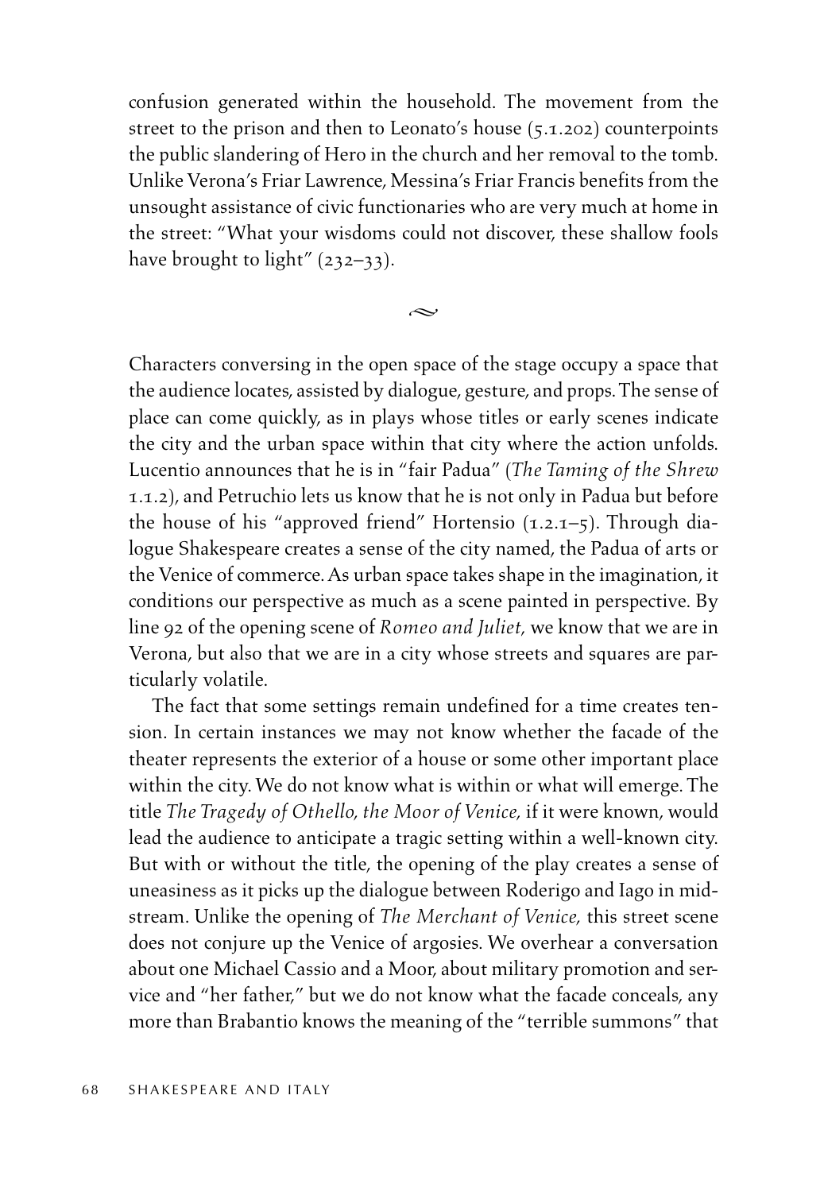confusion generated within the household. The movement from the street to the prison and then to Leonato's house (5.1.202) counterpoints the public slandering of Hero in the church and her removal to the tomb. Unlike Verona's Friar Lawrence, Messina's Friar Francis benefits from the unsought assistance of civic functionaries who are very much at home in the street: "What your wisdoms could not discover, these shallow fools have brought to light" (232–33).

~

Characters conversing in the open space of the stage occupy a space that the audience locates, assisted by dialogue, gesture, and props. The sense of place can come quickly, as in plays whose titles or early scenes indicate the city and the urban space within that city where the action unfolds. Lucentio announces that he is in "fair Padua" (*The Taming of the Shrew* 1.1.2), and Petruchio lets us know that he is not only in Padua but before the house of his "approved friend" Hortensio (1.2.1–5). Through dialogue Shakespeare creates a sense of the city named, the Padua of arts or the Venice of commerce. As urban space takes shape in the imagination, it conditions our perspective as much as a scene painted in perspective. By line 92 of the opening scene of *Romeo and Juliet,* we know that we are in Verona, but also that we are in a city whose streets and squares are particularly volatile.

The fact that some settings remain undefined for a time creates tension. In certain instances we may not know whether the facade of the theater represents the exterior of a house or some other important place within the city. We do not know what is within or what will emerge. The title *The Tragedy of Othello, the Moor of Venice,* if it were known, would lead the audience to anticipate a tragic setting within a well-known city. But with or without the title, the opening of the play creates a sense of uneasiness as it picks up the dialogue between Roderigo and Iago in midstream. Unlike the opening of *The Merchant of Venice,* this street scene does not conjure up the Venice of argosies. We overhear a conversation about one Michael Cassio and a Moor, about military promotion and service and "her father," but we do not know what the facade conceals, any more than Brabantio knows the meaning of the "terrible summons" that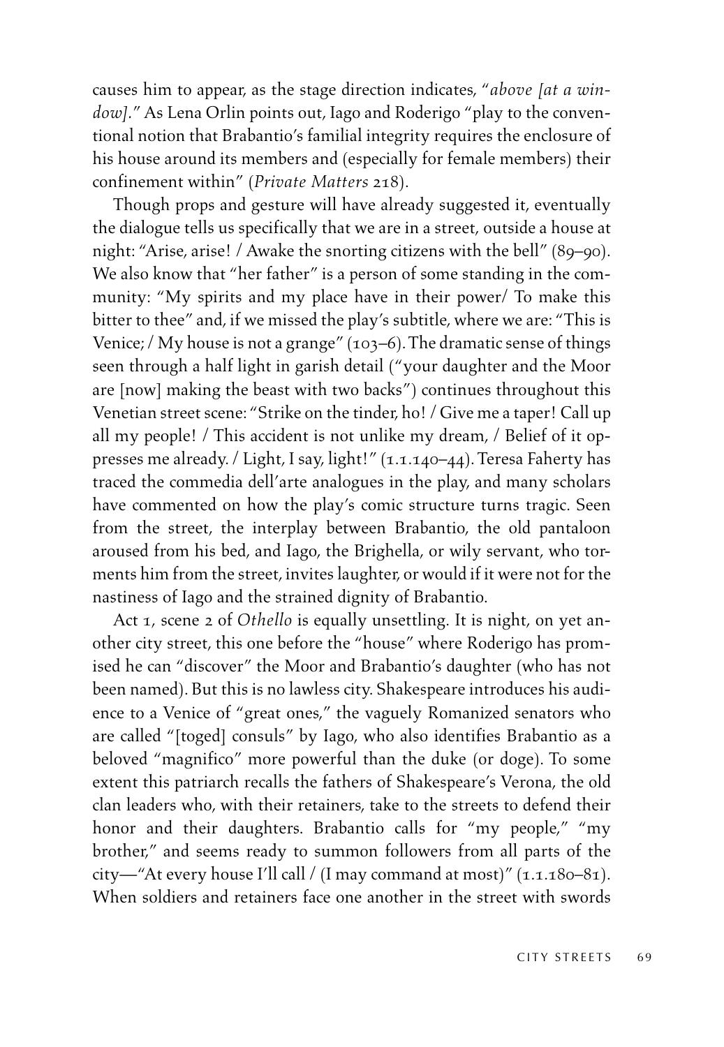causes him to appear, as the stage direction indicates, "*above [at a window]*." As Lena Orlin points out, Iago and Roderigo "play to the conventional notion that Brabantio's familial integrity requires the enclosure of his house around its members and (especially for female members) their confinement within" (*Private Matters* 218).

Though props and gesture will have already suggested it, eventually the dialogue tells us specifically that we are in a street, outside a house at night: "Arise, arise! / Awake the snorting citizens with the bell" (89–90). We also know that "her father" is a person of some standing in the community: "My spirits and my place have in their power/ To make this bitter to thee" and, if we missed the play's subtitle, where we are: "This is Venice; / My house is not a grange" (103–6). The dramatic sense of things seen through a half light in garish detail ("your daughter and the Moor are [now] making the beast with two backs") continues throughout this Venetian street scene: "Strike on the tinder, ho! / Give me a taper! Call up all my people! / This accident is not unlike my dream, / Belief of it oppresses me already. / Light, I say, light!" (1.1.140–44). Teresa Faherty has traced the commedia dell'arte analogues in the play, and many scholars have commented on how the play's comic structure turns tragic. Seen from the street, the interplay between Brabantio, the old pantaloon aroused from his bed, and Iago, the Brighella, or wily servant, who torments him from the street, invites laughter, or would if it were not for the nastiness of Iago and the strained dignity of Brabantio.

Act 1, scene 2 of *Othello* is equally unsettling. It is night, on yet another city street, this one before the "house" where Roderigo has promised he can "discover" the Moor and Brabantio's daughter (who has not been named). But this is no lawless city. Shakespeare introduces his audience to a Venice of "great ones," the vaguely Romanized senators who are called "[toged] consuls" by Iago, who also identifies Brabantio as a beloved "magnifico" more powerful than the duke (or doge). To some extent this patriarch recalls the fathers of Shakespeare's Verona, the old clan leaders who, with their retainers, take to the streets to defend their honor and their daughters. Brabantio calls for "my people," "my brother," and seems ready to summon followers from all parts of the city—"At every house I'll call / (I may command at most)" (1.1.180–81). When soldiers and retainers face one another in the street with swords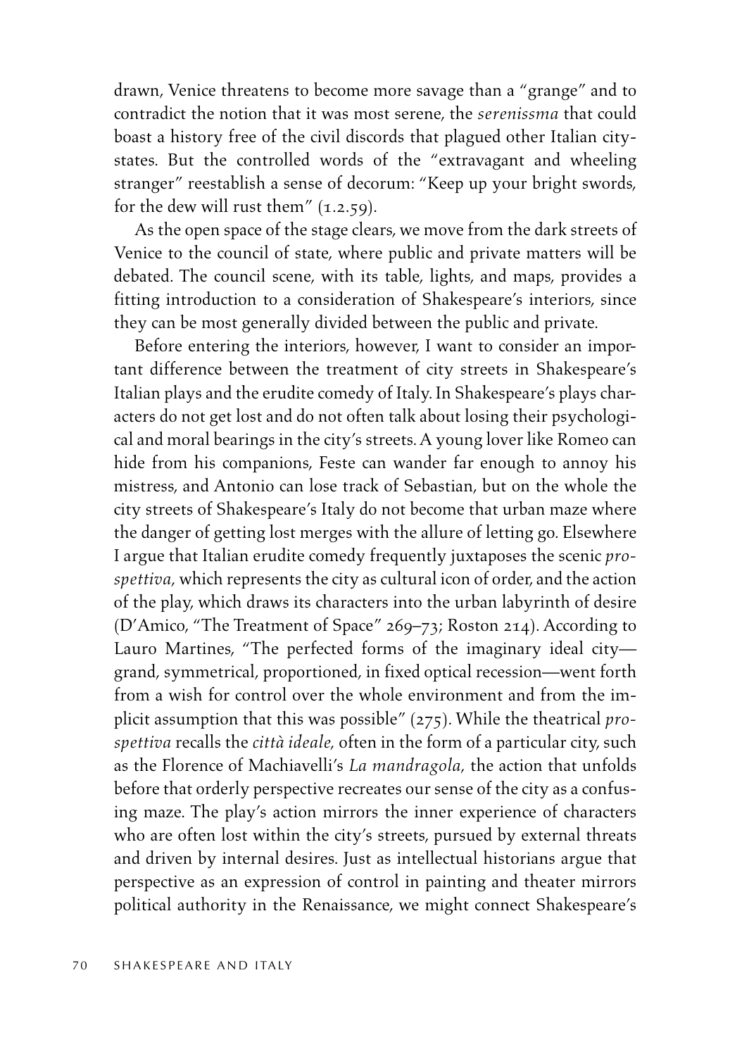drawn, Venice threatens to become more savage than a "grange" and to contradict the notion that it was most serene, the *serenissma* that could boast a history free of the civil discords that plagued other Italian city-states. But the controlled words of the "extravagant and wheeling stranger" reestablish a sense of decorum: "Keep up your bright swords, for the dew will rust them" (1.2.59).

As the open space of the stage clears, we move from the dark streets of Venice to the council of state, where public and private matters will be debated. The council scene, with its table, lights, and maps, provides a fitting introduction to a consideration of Shakespeare's interiors, since they can be most generally divided between the public and private.

Before entering the interiors, however, I want to consider an important difference between the treatment of city streets in Shakespeare's Italian plays and the erudite comedy of Italy. In Shakespeare's plays characters do not get lost and do not often talk about losing their psychological and moral bearings in the city's streets. A young lover like Romeo can hide from his companions, Feste can wander far enough to annoy his mistress, and Antonio can lose track of Sebastian, but on the whole the city streets of Shakespeare's Italy do not become that urban maze where the danger of getting lost merges with the allure of letting go. Elsewhere I argue that Italian erudite comedy frequently juxtaposes the scenic *prospettiva*, which represents the city as cultural icon of order, and the action of the play, which draws its characters into the urban labyrinth of desire (D'Amico, "The Treatment of Space" 269–73; Roston 214). According to Lauro Martines, "The perfected forms of the imaginary ideal city—grand, symmetrical, proportioned, in fixed optical recession—went forth from a wish for control over the whole environment and from the implicit assumption that this was possible" (275). While the theatrical *prospettiva* recalls the *città ideale*, often in the form of a particular city, such as the Florence of Machiavelli's *La mandragola*, the action that unfolds before that orderly perspective recreates our sense of the city as a confusing maze. The play's action mirrors the inner experience of characters who are often lost within the city's streets, pursued by external threats and driven by internal desires. Just as intellectual historians argue that perspective as an expression of control in painting and theater mirrors political authority in the Renaissance, we might connect Shakespeare's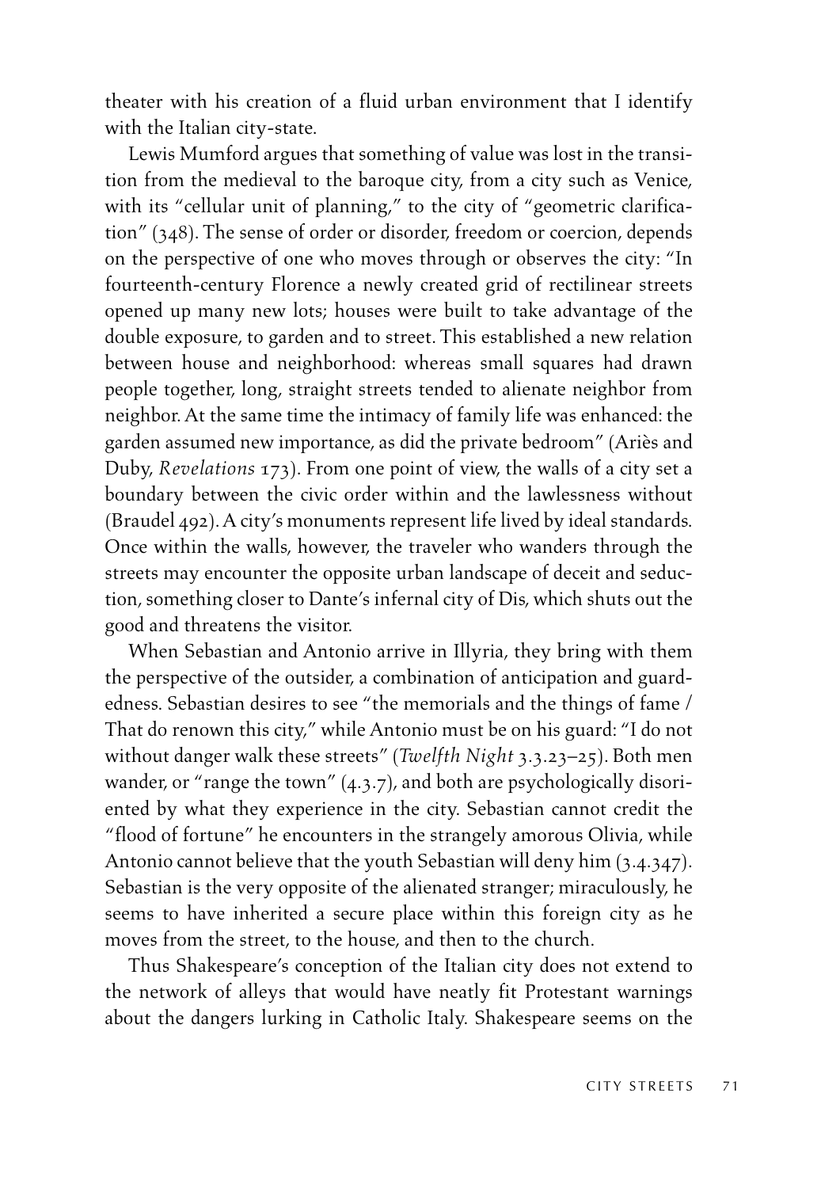theater with his creation of a fluid urban environment that I identify with the Italian city-state.

Lewis Mumford argues that something of value was lost in the transition from the medieval to the baroque city, from a city such as Venice, with its "cellular unit of planning," to the city of "geometric clarification" (348). The sense of order or disorder, freedom or coercion, depends on the perspective of one who moves through or observes the city: "In fourteenth-century Florence a newly created grid of rectilinear streets opened up many new lots; houses were built to take advantage of the double exposure, to garden and to street. This established a new relation between house and neighborhood: whereas small squares had drawn people together, long, straight streets tended to alienate neighbor from neighbor. At the same time the intimacy of family life was enhanced: the garden assumed new importance, as did the private bedroom" (Ariès and Duby, *Revelations* 173). From one point of view, the walls of a city set a boundary between the civic order within and the lawlessness without (Braudel 492). A city's monuments represent life lived by ideal standards. Once within the walls, however, the traveler who wanders through the streets may encounter the opposite urban landscape of deceit and seduction, something closer to Dante's infernal city of Dis, which shuts out the good and threatens the visitor.

When Sebastian and Antonio arrive in Illyria, they bring with them the perspective of the outsider, a combination of anticipation and guardedness. Sebastian desires to see "the memorials and the things of fame / That do renown this city," while Antonio must be on his guard: "I do not without danger walk these streets" (*Twelfth Night* 3.3.23–25). Both men wander, or "range the town" (4.3.7), and both are psychologically disoriented by what they experience in the city. Sebastian cannot credit the "flood of fortune" he encounters in the strangely amorous Olivia, while Antonio cannot believe that the youth Sebastian will deny him (3.4.347). Sebastian is the very opposite of the alienated stranger; miraculously, he seems to have inherited a secure place within this foreign city as he moves from the street, to the house, and then to the church.

Thus Shakespeare's conception of the Italian city does not extend to the network of alleys that would have neatly fit Protestant warnings about the dangers lurking in Catholic Italy. Shakespeare seems on the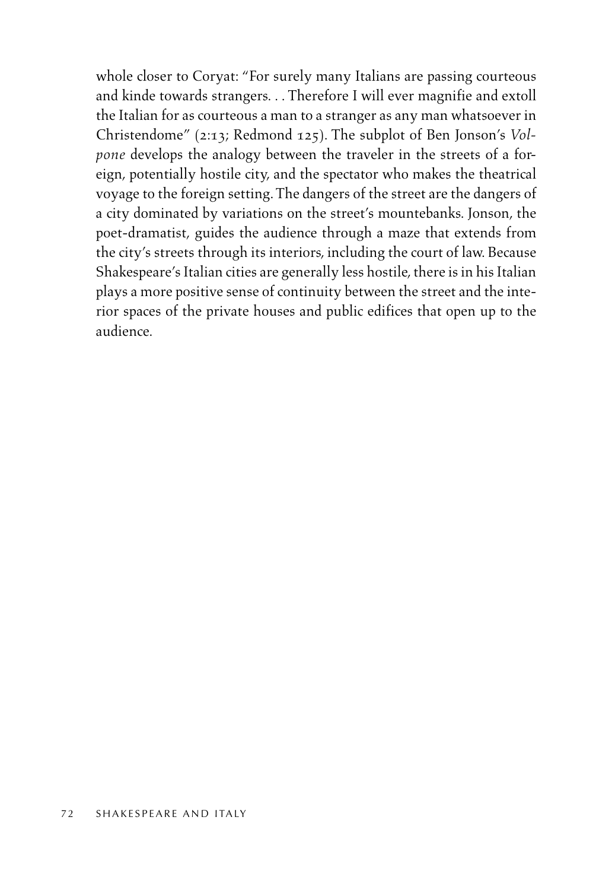whole closer to Coryat: "For surely many Italians are passing courteous and kinde towards strangers. . . Therefore I will ever magnifie and extoll the Italian for as courteous a man to a stranger as any man whatsoever in Christendome" (2:13; Redmond 125). The subplot of Ben Jonson's *Volpone* develops the analogy between the traveler in the streets of a foreign, potentially hostile city, and the spectator who makes the theatrical voyage to the foreign setting. The dangers of the street are the dangers of a city dominated by variations on the street's mountebanks. Jonson, the poet-dramatist, guides the audience through a maze that extends from the city's streets through its interiors, including the court of law. Because Shakespeare's Italian cities are generally less hostile, there is in his Italian plays a more positive sense of continuity between the street and the interior spaces of the private houses and public edifices that open up to the audience.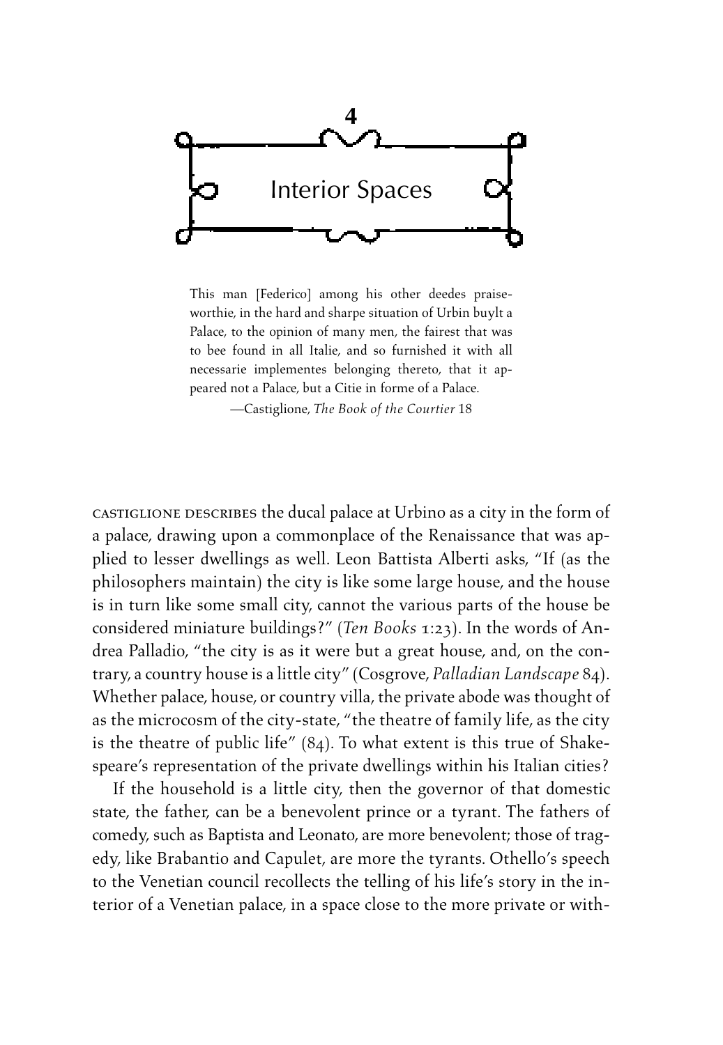# 4

# Interior Spaces

> This man [Federico] among his other deedes praiseworthie, in the hard and sharpe situation of Urbin buylt a Palace, to the opinion of many men, the fairest that was to bee found in all Italie, and so furnished it with all necessarie implementes belonging thereto, that it appeared not a Palace, but a Citie in forme of a Palace.
>
> —Castiglione, *The Book of the Courtier* 18

Castiglione describes the ducal palace at Urbino as a city in the form of a palace, drawing upon a commonplace of the Renaissance that was applied to lesser dwellings as well. Leon Battista Alberti asks, "If (as the philosophers maintain) the city is like some large house, and the house is in turn like some small city, cannot the various parts of the house be considered miniature buildings?" (*Ten Books* 1:23). In the words of Andrea Palladio, "the city is as it were but a great house, and, on the contrary, a country house is a little city" (Cosgrove, *Palladian Landscape* 84). Whether palace, house, or country villa, the private abode was thought of as the microcosm of the city-state, "the theatre of family life, as the city is the theatre of public life" (84). To what extent is this true of Shakespeare's representation of the private dwellings within his Italian cities?

If the household is a little city, then the governor of that domestic state, the father, can be a benevolent prince or a tyrant. The fathers of comedy, such as Baptista and Leonato, are more benevolent; those of tragedy, like Brabantio and Capulet, are more the tyrants. Othello's speech to the Venetian council recollects the telling of his life's story in the interior of a Venetian palace, in a space close to the more private or with-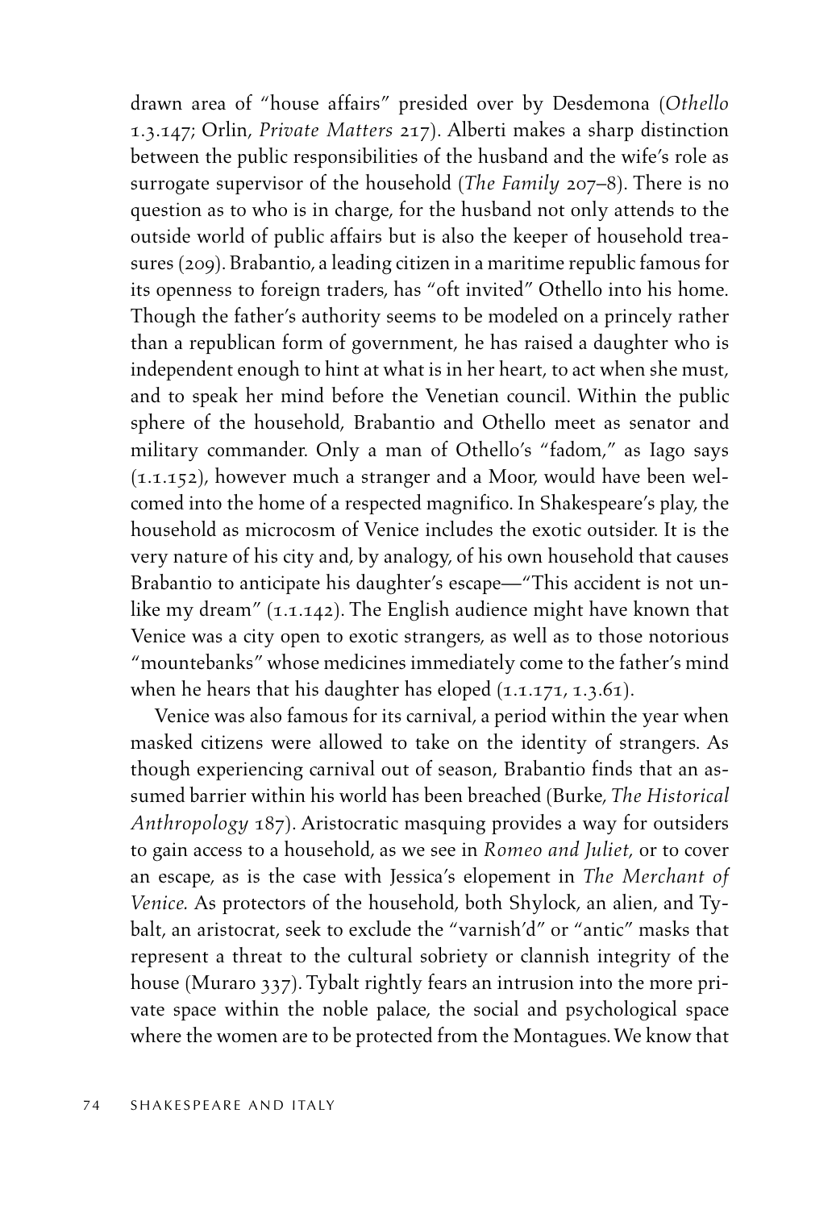drawn area of "house affairs" presided over by Desdemona (*Othello* 1.3.147; Orlin, *Private Matters* 217). Alberti makes a sharp distinction between the public responsibilities of the husband and the wife's role as surrogate supervisor of the household (*The Family* 207–8). There is no question as to who is in charge, for the husband not only attends to the outside world of public affairs but is also the keeper of household treasures (209). Brabantio, a leading citizen in a maritime republic famous for its openness to foreign traders, has "oft invited" Othello into his home. Though the father's authority seems to be modeled on a princely rather than a republican form of government, he has raised a daughter who is independent enough to hint at what is in her heart, to act when she must, and to speak her mind before the Venetian council. Within the public sphere of the household, Brabantio and Othello meet as senator and military commander. Only a man of Othello's "fadom," as Iago says (1.1.152), however much a stranger and a Moor, would have been welcomed into the home of a respected magnifico. In Shakespeare's play, the household as microcosm of Venice includes the exotic outsider. It is the very nature of his city and, by analogy, of his own household that causes Brabantio to anticipate his daughter's escape—"This accident is not unlike my dream" (1.1.142). The English audience might have known that Venice was a city open to exotic strangers, as well as to those notorious "mountebanks" whose medicines immediately come to the father's mind when he hears that his daughter has eloped (1.1.171, 1.3.61).

Venice was also famous for its carnival, a period within the year when masked citizens were allowed to take on the identity of strangers. As though experiencing carnival out of season, Brabantio finds that an assumed barrier within his world has been breached (Burke, *The Historical Anthropology* 187). Aristocratic masquing provides a way for outsiders to gain access to a household, as we see in *Romeo and Juliet*, or to cover an escape, as is the case with Jessica's elopement in *The Merchant of Venice*. As protectors of the household, both Shylock, an alien, and Tybalt, an aristocrat, seek to exclude the "varnish'd" or "antic" masks that represent a threat to the cultural sobriety or clannish integrity of the house (Muraro 337). Tybalt rightly fears an intrusion into the more private space within the noble palace, the social and psychological space where the women are to be protected from the Montagues. We know that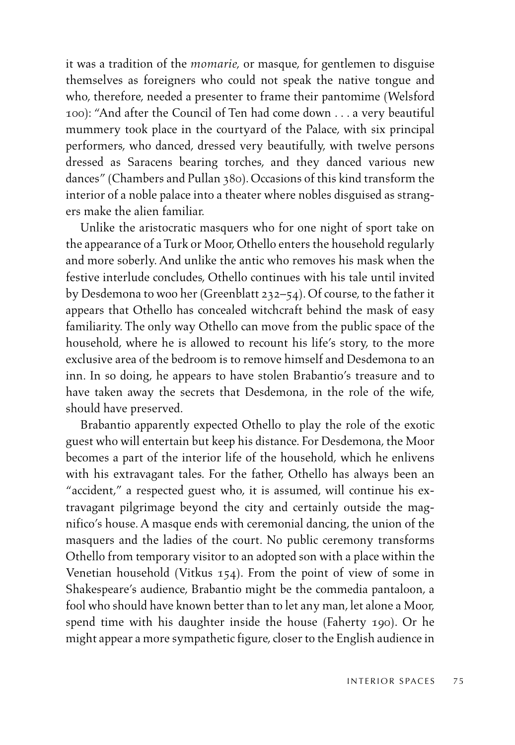it was a tradition of the *momarie,* or masque, for gentlemen to disguise themselves as foreigners who could not speak the native tongue and who, therefore, needed a presenter to frame their pantomime (Welsford 100): "And after the Council of Ten had come down . . . a very beautiful mummery took place in the courtyard of the Palace, with six principal performers, who danced, dressed very beautifully, with twelve persons dressed as Saracens bearing torches, and they danced various new dances" (Chambers and Pullan 380). Occasions of this kind transform the interior of a noble palace into a theater where nobles disguised as strangers make the alien familiar.

Unlike the aristocratic masquers who for one night of sport take on the appearance of a Turk or Moor, Othello enters the household regularly and more soberly. And unlike the antic who removes his mask when the festive interlude concludes, Othello continues with his tale until invited by Desdemona to woo her (Greenblatt 232–54). Of course, to the father it appears that Othello has concealed witchcraft behind the mask of easy familiarity. The only way Othello can move from the public space of the household, where he is allowed to recount his life's story, to the more exclusive area of the bedroom is to remove himself and Desdemona to an inn. In so doing, he appears to have stolen Brabantio's treasure and to have taken away the secrets that Desdemona, in the role of the wife, should have preserved.

Brabantio apparently expected Othello to play the role of the exotic guest who will entertain but keep his distance. For Desdemona, the Moor becomes a part of the interior life of the household, which he enlivens with his extravagant tales. For the father, Othello has always been an "accident," a respected guest who, it is assumed, will continue his extravagant pilgrimage beyond the city and certainly outside the magnifico's house. A masque ends with ceremonial dancing, the union of the masquers and the ladies of the court. No public ceremony transforms Othello from temporary visitor to an adopted son with a place within the Venetian household (Vitkus 154). From the point of view of some in Shakespeare's audience, Brabantio might be the commedia pantaloon, a fool who should have known better than to let any man, let alone a Moor, spend time with his daughter inside the house (Faherty 190). Or he might appear a more sympathetic figure, closer to the English audience in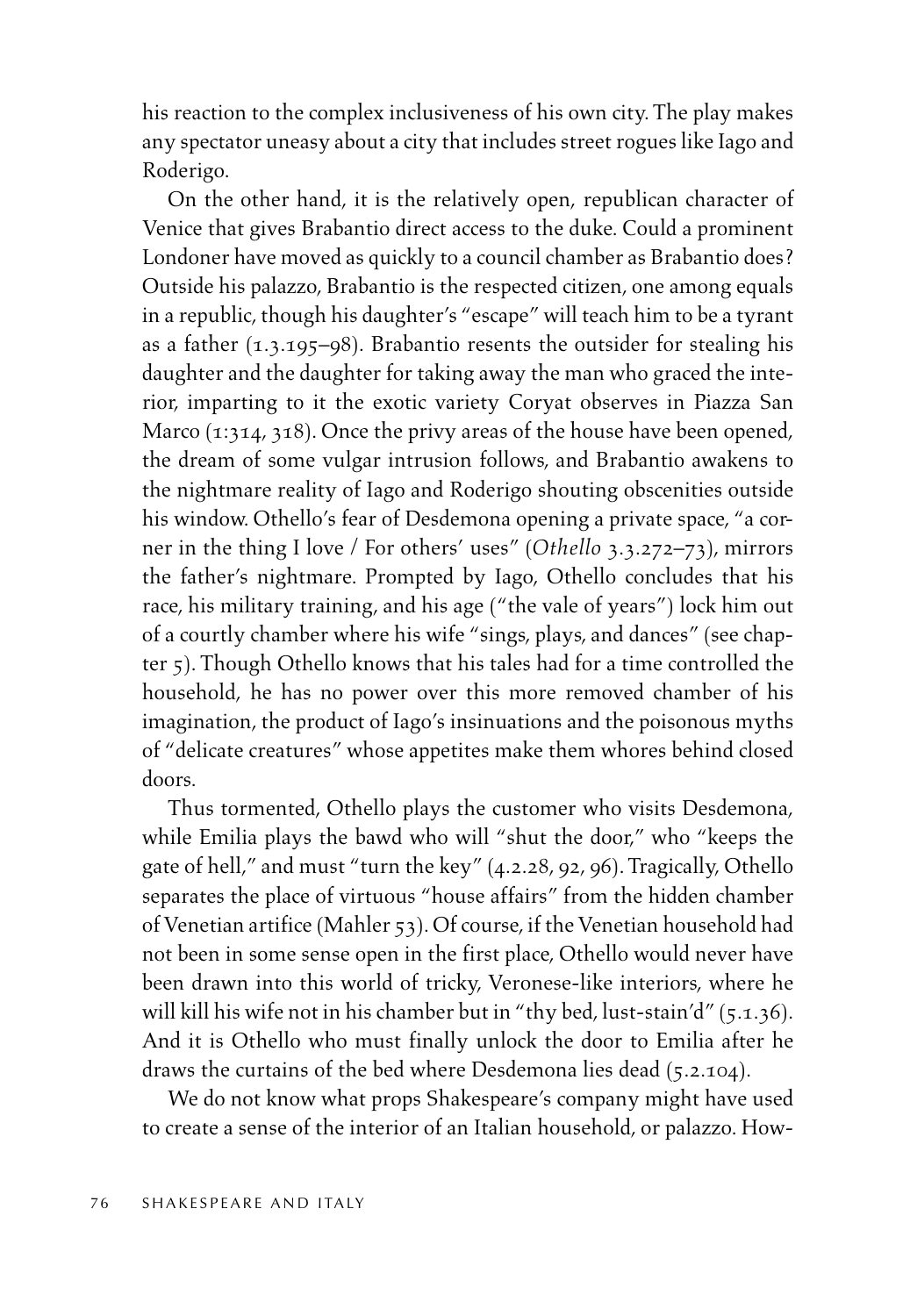his reaction to the complex inclusiveness of his own city. The play makes any spectator uneasy about a city that includes street rogues like Iago and Roderigo.

On the other hand, it is the relatively open, republican character of Venice that gives Brabantio direct access to the duke. Could a prominent Londoner have moved as quickly to a council chamber as Brabantio does? Outside his palazzo, Brabantio is the respected citizen, one among equals in a republic, though his daughter's "escape" will teach him to be a tyrant as a father (1.3.195–98). Brabantio resents the outsider for stealing his daughter and the daughter for taking away the man who graced the interior, imparting to it the exotic variety Coryat observes in Piazza San Marco (1:314, 318). Once the privy areas of the house have been opened, the dream of some vulgar intrusion follows, and Brabantio awakens to the nightmare reality of Iago and Roderigo shouting obscenities outside his window. Othello's fear of Desdemona opening a private space, "a corner in the thing I love / For others' uses" (*Othello* 3.3.272–73), mirrors the father's nightmare. Prompted by Iago, Othello concludes that his race, his military training, and his age ("the vale of years") lock him out of a courtly chamber where his wife "sings, plays, and dances" (see chapter 5). Though Othello knows that his tales had for a time controlled the household, he has no power over this more removed chamber of his imagination, the product of Iago's insinuations and the poisonous myths of "delicate creatures" whose appetites make them whores behind closed doors.

Thus tormented, Othello plays the customer who visits Desdemona, while Emilia plays the bawd who will "shut the door," who "keeps the gate of hell," and must "turn the key" (4.2.28, 92, 96). Tragically, Othello separates the place of virtuous "house affairs" from the hidden chamber of Venetian artifice (Mahler 53). Of course, if the Venetian household had not been in some sense open in the first place, Othello would never have been drawn into this world of tricky, Veronese-like interiors, where he will kill his wife not in his chamber but in "thy bed, lust-stain'd" (5.1.36). And it is Othello who must finally unlock the door to Emilia after he draws the curtains of the bed where Desdemona lies dead (5.2.104).

We do not know what props Shakespeare's company might have used to create a sense of the interior of an Italian household, or palazzo. How-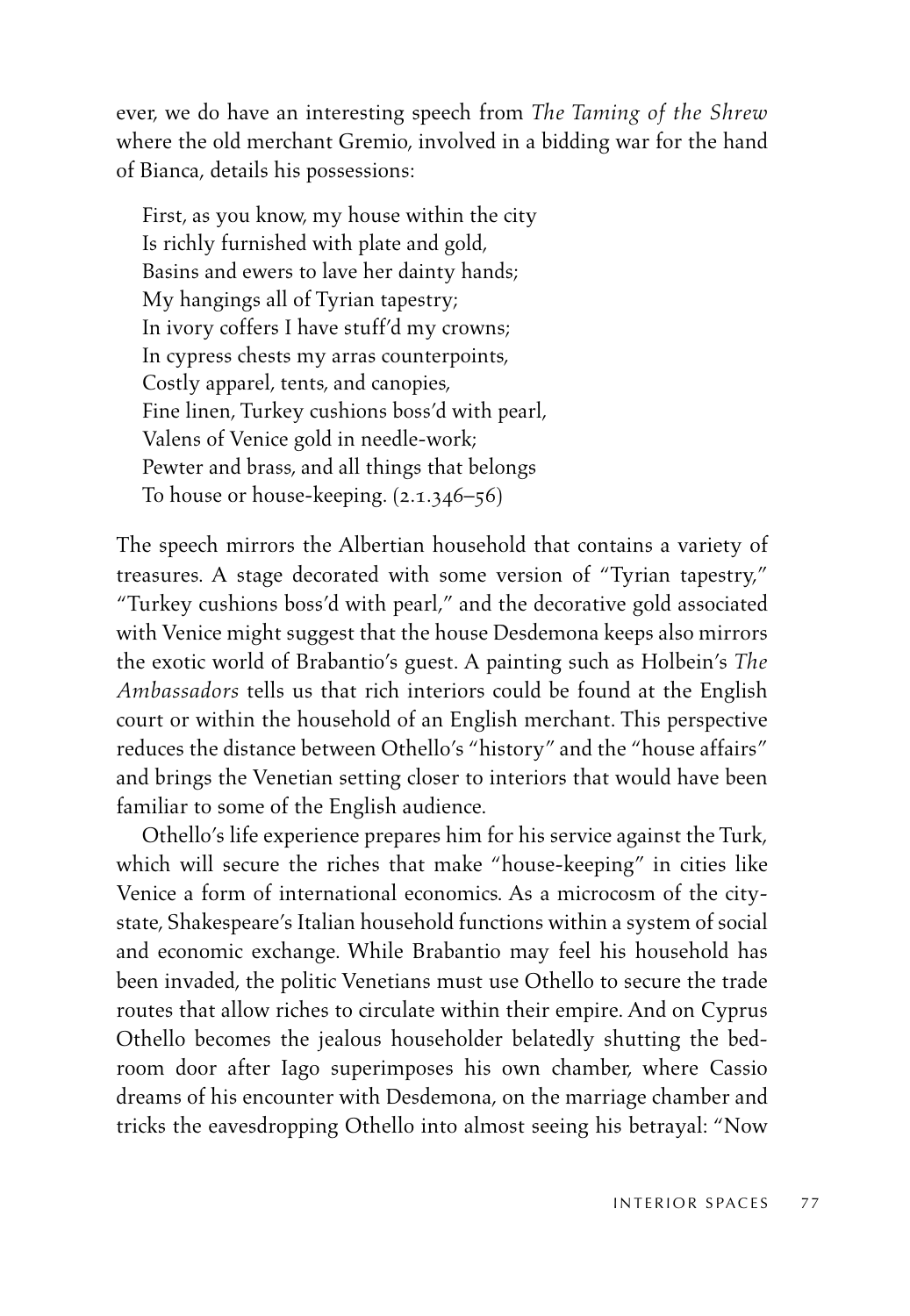ever, we do have an interesting speech from *The Taming of the Shrew* where the old merchant Gremio, involved in a bidding war for the hand of Bianca, details his possessions:

> First, as you know, my house within the city
> Is richly furnished with plate and gold,
> Basins and ewers to lave her dainty hands;
> My hangings all of Tyrian tapestry;
> In ivory coffers I have stuff'd my crowns;
> In cypress chests my arras counterpoints,
> Costly apparel, tents, and canopies,
> Fine linen, Turkey cushions boss'd with pearl,
> Valens of Venice gold in needle-work;
> Pewter and brass, and all things that belongs
> To house or house-keeping. (2.1.346–56)

The speech mirrors the Albertian household that contains a variety of treasures. A stage decorated with some version of "Tyrian tapestry," "Turkey cushions boss'd with pearl," and the decorative gold associated with Venice might suggest that the house Desdemona keeps also mirrors the exotic world of Brabantio's guest. A painting such as Holbein's *The Ambassadors* tells us that rich interiors could be found at the English court or within the household of an English merchant. This perspective reduces the distance between Othello's "history" and the "house affairs" and brings the Venetian setting closer to interiors that would have been familiar to some of the English audience.

Othello's life experience prepares him for his service against the Turk, which will secure the riches that make "house-keeping" in cities like Venice a form of international economics. As a microcosm of the city-state, Shakespeare's Italian household functions within a system of social and economic exchange. While Brabantio may feel his household has been invaded, the politic Venetians must use Othello to secure the trade routes that allow riches to circulate within their empire. And on Cyprus Othello becomes the jealous householder belatedly shutting the bedroom door after Iago superimposes his own chamber, where Cassio dreams of his encounter with Desdemona, on the marriage chamber and tricks the eavesdropping Othello into almost seeing his betrayal: "Now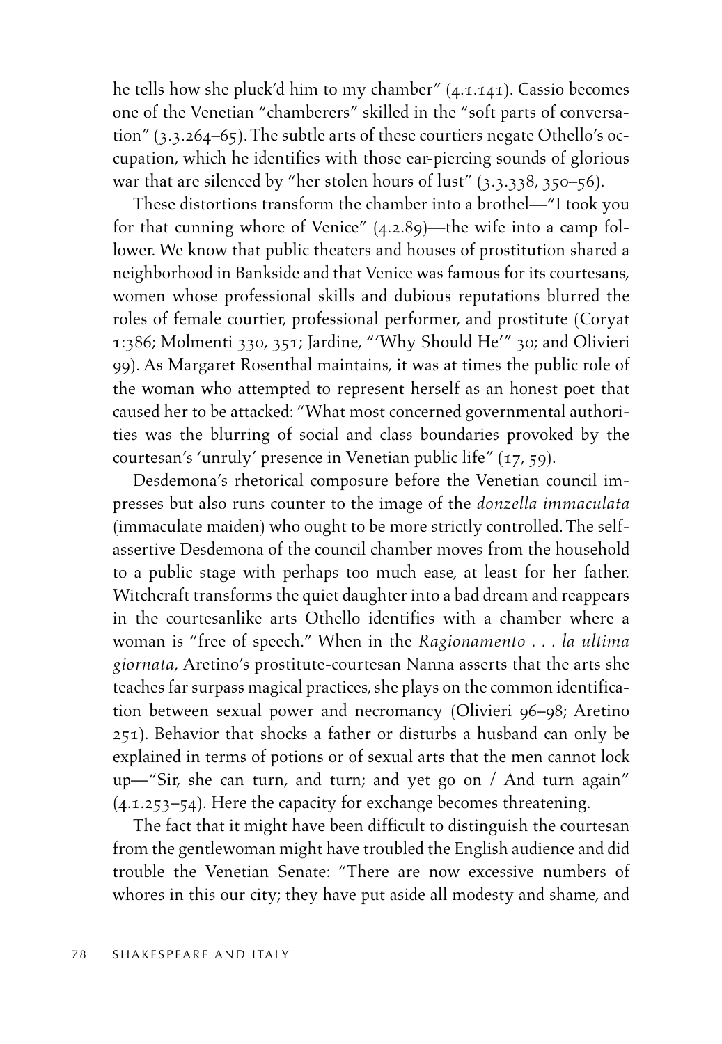he tells how she pluck'd him to my chamber" (4.1.141). Cassio becomes one of the Venetian "chamberers" skilled in the "soft parts of conversation" (3.3.264–65). The subtle arts of these courtiers negate Othello's occupation, which he identifies with those ear-piercing sounds of glorious war that are silenced by "her stolen hours of lust" (3.3.338, 350–56).

These distortions transform the chamber into a brothel—"I took you for that cunning whore of Venice" (4.2.89)—the wife into a camp follower. We know that public theaters and houses of prostitution shared a neighborhood in Bankside and that Venice was famous for its courtesans, women whose professional skills and dubious reputations blurred the roles of female courtier, professional performer, and prostitute (Coryat 1:386; Molmenti 330, 351; Jardine, "'Why Should He'" 30; and Olivieri 99). As Margaret Rosenthal maintains, it was at times the public role of the woman who attempted to represent herself as an honest poet that caused her to be attacked: "What most concerned governmental authorities was the blurring of social and class boundaries provoked by the courtesan's 'unruly' presence in Venetian public life" (17, 59).

Desdemona's rhetorical composure before the Venetian council impresses but also runs counter to the image of the *donzella immaculata* (immaculate maiden) who ought to be more strictly controlled. The self-assertive Desdemona of the council chamber moves from the household to a public stage with perhaps too much ease, at least for her father. Witchcraft transforms the quiet daughter into a bad dream and reappears in the courtesanlike arts Othello identifies with a chamber where a woman is "free of speech." When in the *Ragionamento . . . la ultima giornata,* Aretino's prostitute-courtesan Nanna asserts that the arts she teaches far surpass magical practices, she plays on the common identification between sexual power and necromancy (Olivieri 96–98; Aretino 251). Behavior that shocks a father or disturbs a husband can only be explained in terms of potions or of sexual arts that the men cannot lock up—"Sir, she can turn, and turn; and yet go on / And turn again" (4.1.253–54). Here the capacity for exchange becomes threatening.

The fact that it might have been difficult to distinguish the courtesan from the gentlewoman might have troubled the English audience and did trouble the Venetian Senate: "There are now excessive numbers of whores in this our city; they have put aside all modesty and shame, and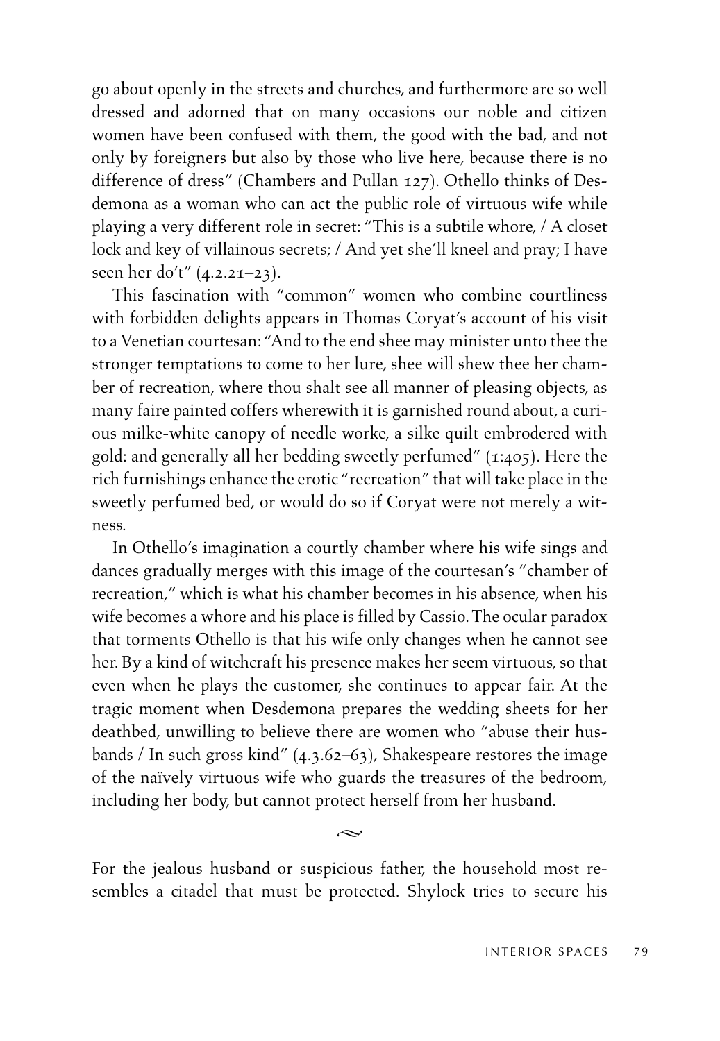go about openly in the streets and churches, and furthermore are so well dressed and adorned that on many occasions our noble and citizen women have been confused with them, the good with the bad, and not only by foreigners but also by those who live here, because there is no difference of dress" (Chambers and Pullan 127). Othello thinks of Desdemona as a woman who can act the public role of virtuous wife while playing a very different role in secret: "This is a subtile whore, / A closet lock and key of villainous secrets; / And yet she'll kneel and pray; I have seen her do't" (4.2.21–23).

This fascination with "common" women who combine courtliness with forbidden delights appears in Thomas Coryat's account of his visit to a Venetian courtesan: "And to the end shee may minister unto thee the stronger temptations to come to her lure, shee will shew thee her chamber of recreation, where thou shalt see all manner of pleasing objects, as many faire painted coffers wherewith it is garnished round about, a curious milke-white canopy of needle worke, a silke quilt embrodered with gold: and generally all her bedding sweetly perfumed" (1:405). Here the rich furnishings enhance the erotic "recreation" that will take place in the sweetly perfumed bed, or would do so if Coryat were not merely a witness.

In Othello's imagination a courtly chamber where his wife sings and dances gradually merges with this image of the courtesan's "chamber of recreation," which is what his chamber becomes in his absence, when his wife becomes a whore and his place is filled by Cassio. The ocular paradox that torments Othello is that his wife only changes when he cannot see her. By a kind of witchcraft his presence makes her seem virtuous, so that even when he plays the customer, she continues to appear fair. At the tragic moment when Desdemona prepares the wedding sheets for her deathbed, unwilling to believe there are women who "abuse their husbands / In such gross kind" (4.3.62–63), Shakespeare restores the image of the naïvely virtuous wife who guards the treasures of the bedroom, including her body, but cannot protect herself from her husband.

~

For the jealous husband or suspicious father, the household most resembles a citadel that must be protected. Shylock tries to secure his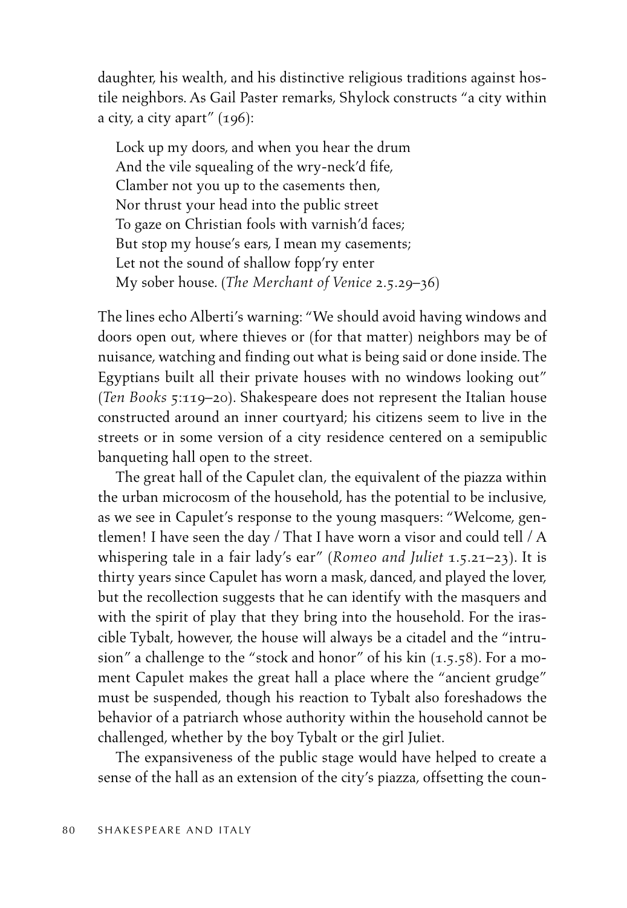daughter, his wealth, and his distinctive religious traditions against hostile neighbors. As Gail Paster remarks, Shylock constructs "a city within a city, a city apart" (196):

> Lock up my doors, and when you hear the drum
> And the vile squealing of the wry-neck'd fife,
> Clamber not you up to the casements then,
> Nor thrust your head into the public street
> To gaze on Christian fools with varnish'd faces;
> But stop my house's ears, I mean my casements;
> Let not the sound of shallow fopp'ry enter
> My sober house. (*The Merchant of Venice* 2.5.29–36)

The lines echo Alberti's warning: "We should avoid having windows and doors open out, where thieves or (for that matter) neighbors may be of nuisance, watching and finding out what is being said or done inside. The Egyptians built all their private houses with no windows looking out" (*Ten Books* 5:119–20). Shakespeare does not represent the Italian house constructed around an inner courtyard; his citizens seem to live in the streets or in some version of a city residence centered on a semipublic banqueting hall open to the street.

The great hall of the Capulet clan, the equivalent of the piazza within the urban microcosm of the household, has the potential to be inclusive, as we see in Capulet's response to the young masquers: "Welcome, gentlemen! I have seen the day / That I have worn a visor and could tell / A whispering tale in a fair lady's ear" (*Romeo and Juliet* 1.5.21–23). It is thirty years since Capulet has worn a mask, danced, and played the lover, but the recollection suggests that he can identify with the masquers and with the spirit of play that they bring into the household. For the irascible Tybalt, however, the house will always be a citadel and the "intrusion" a challenge to the "stock and honor" of his kin (1.5.58). For a moment Capulet makes the great hall a place where the "ancient grudge" must be suspended, though his reaction to Tybalt also foreshadows the behavior of a patriarch whose authority within the household cannot be challenged, whether by the boy Tybalt or the girl Juliet.

The expansiveness of the public stage would have helped to create a sense of the hall as an extension of the city's piazza, offsetting the coun-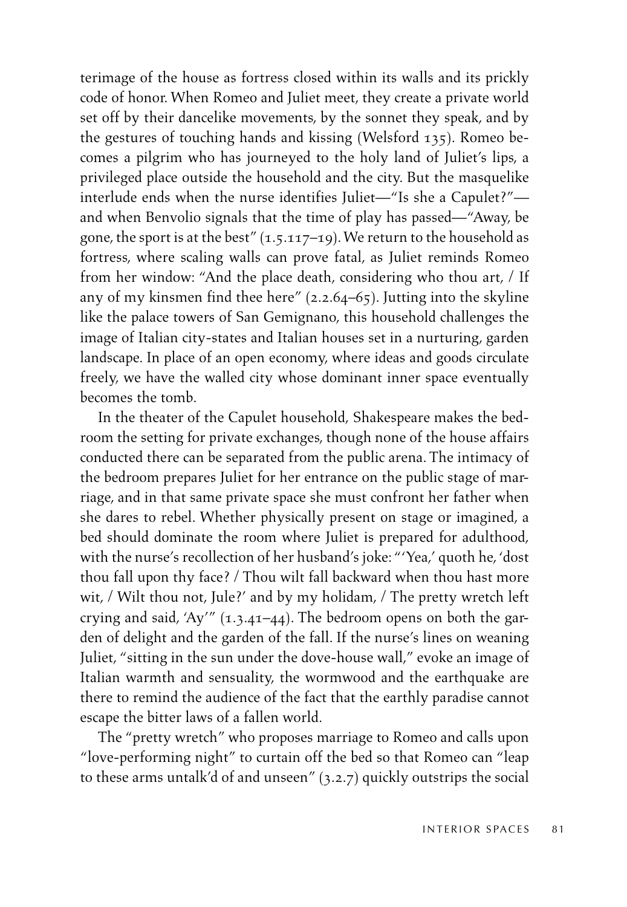terimage of the house as fortress closed within its walls and its prickly code of honor. When Romeo and Juliet meet, they create a private world set off by their dancelike movements, by the sonnet they speak, and by the gestures of touching hands and kissing (Welsford 135). Romeo becomes a pilgrim who has journeyed to the holy land of Juliet's lips, a privileged place outside the household and the city. But the masquelike interlude ends when the nurse identifies Juliet—"Is she a Capulet?"—and when Benvolio signals that the time of play has passed—"Away, be gone, the sport is at the best" (1.5.117–19). We return to the household as fortress, where scaling walls can prove fatal, as Juliet reminds Romeo from her window: "And the place death, considering who thou art, / If any of my kinsmen find thee here" (2.2.64–65). Jutting into the skyline like the palace towers of San Gemignano, this household challenges the image of Italian city-states and Italian houses set in a nurturing, garden landscape. In place of an open economy, where ideas and goods circulate freely, we have the walled city whose dominant inner space eventually becomes the tomb.

In the theater of the Capulet household, Shakespeare makes the bedroom the setting for private exchanges, though none of the house affairs conducted there can be separated from the public arena. The intimacy of the bedroom prepares Juliet for her entrance on the public stage of marriage, and in that same private space she must confront her father when she dares to rebel. Whether physically present on stage or imagined, a bed should dominate the room where Juliet is prepared for adulthood, with the nurse's recollection of her husband's joke: "'Yea,' quoth he, 'dost thou fall upon thy face? / Thou wilt fall backward when thou hast more wit, / Wilt thou not, Jule?' and by my holidam, / The pretty wretch left crying and said, 'Ay'" (1.3.41–44). The bedroom opens on both the garden of delight and the garden of the fall. If the nurse's lines on weaning Juliet, "sitting in the sun under the dove-house wall," evoke an image of Italian warmth and sensuality, the wormwood and the earthquake are there to remind the audience of the fact that the earthly paradise cannot escape the bitter laws of a fallen world.

The "pretty wretch" who proposes marriage to Romeo and calls upon "love-performing night" to curtain off the bed so that Romeo can "leap to these arms untalk'd of and unseen" (3.2.7) quickly outstrips the social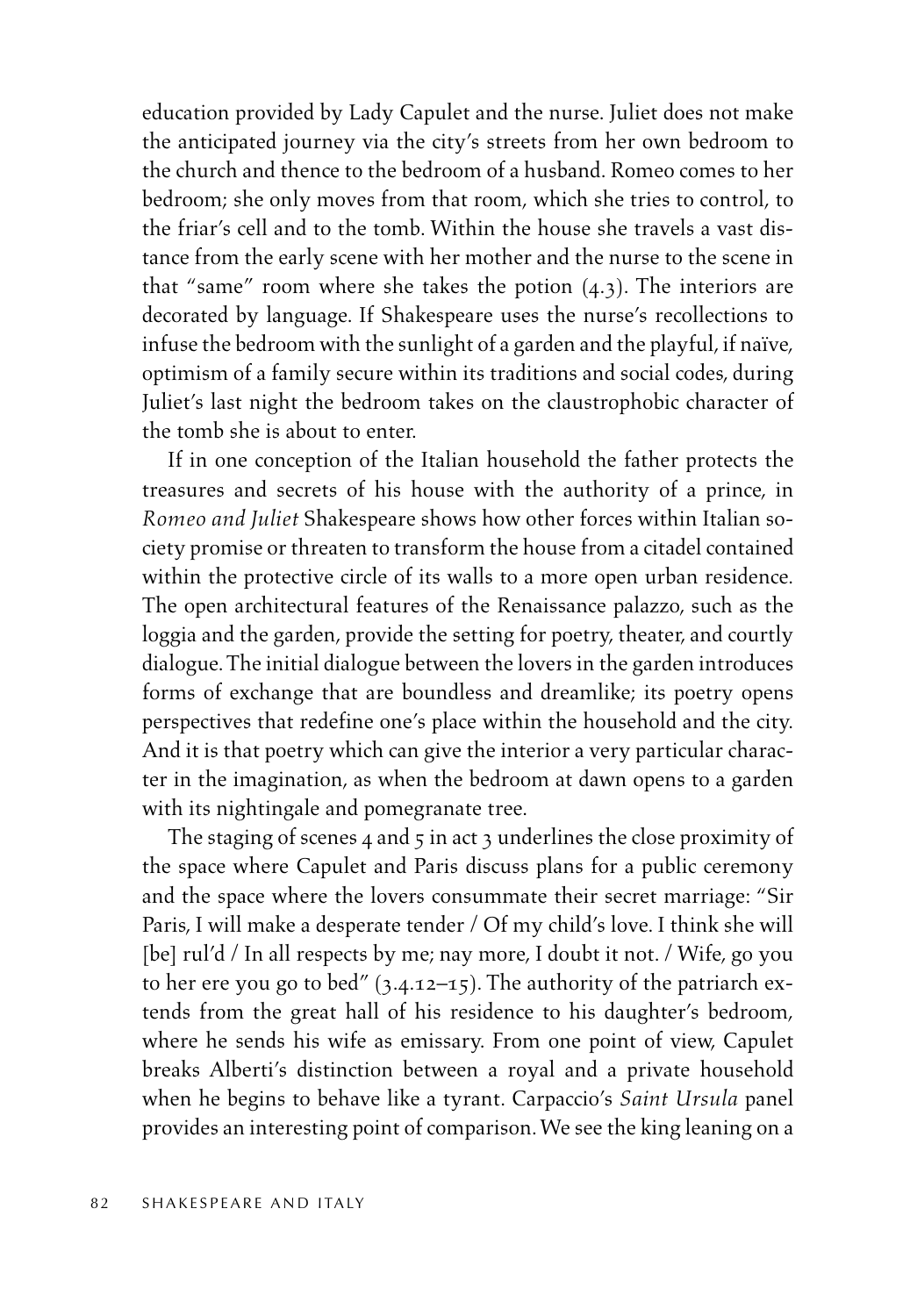education provided by Lady Capulet and the nurse. Juliet does not make the anticipated journey via the city's streets from her own bedroom to the church and thence to the bedroom of a husband. Romeo comes to her bedroom; she only moves from that room, which she tries to control, to the friar's cell and to the tomb. Within the house she travels a vast distance from the early scene with her mother and the nurse to the scene in that "same" room where she takes the potion (4.3). The interiors are decorated by language. If Shakespeare uses the nurse's recollections to infuse the bedroom with the sunlight of a garden and the playful, if naïve, optimism of a family secure within its traditions and social codes, during Juliet's last night the bedroom takes on the claustrophobic character of the tomb she is about to enter.

If in one conception of the Italian household the father protects the treasures and secrets of his house with the authority of a prince, in *Romeo and Juliet* Shakespeare shows how other forces within Italian society promise or threaten to transform the house from a citadel contained within the protective circle of its walls to a more open urban residence. The open architectural features of the Renaissance palazzo, such as the loggia and the garden, provide the setting for poetry, theater, and courtly dialogue. The initial dialogue between the lovers in the garden introduces forms of exchange that are boundless and dreamlike; its poetry opens perspectives that redefine one's place within the household and the city. And it is that poetry which can give the interior a very particular character in the imagination, as when the bedroom at dawn opens to a garden with its nightingale and pomegranate tree.

The staging of scenes 4 and 5 in act 3 underlines the close proximity of the space where Capulet and Paris discuss plans for a public ceremony and the space where the lovers consummate their secret marriage: "Sir Paris, I will make a desperate tender / Of my child's love. I think she will [be] rul'd / In all respects by me; nay more, I doubt it not. / Wife, go you to her ere you go to bed" (3.4.12–15). The authority of the patriarch extends from the great hall of his residence to his daughter's bedroom, where he sends his wife as emissary. From one point of view, Capulet breaks Alberti's distinction between a royal and a private household when he begins to behave like a tyrant. Carpaccio's *Saint Ursula* panel provides an interesting point of comparison. We see the king leaning on a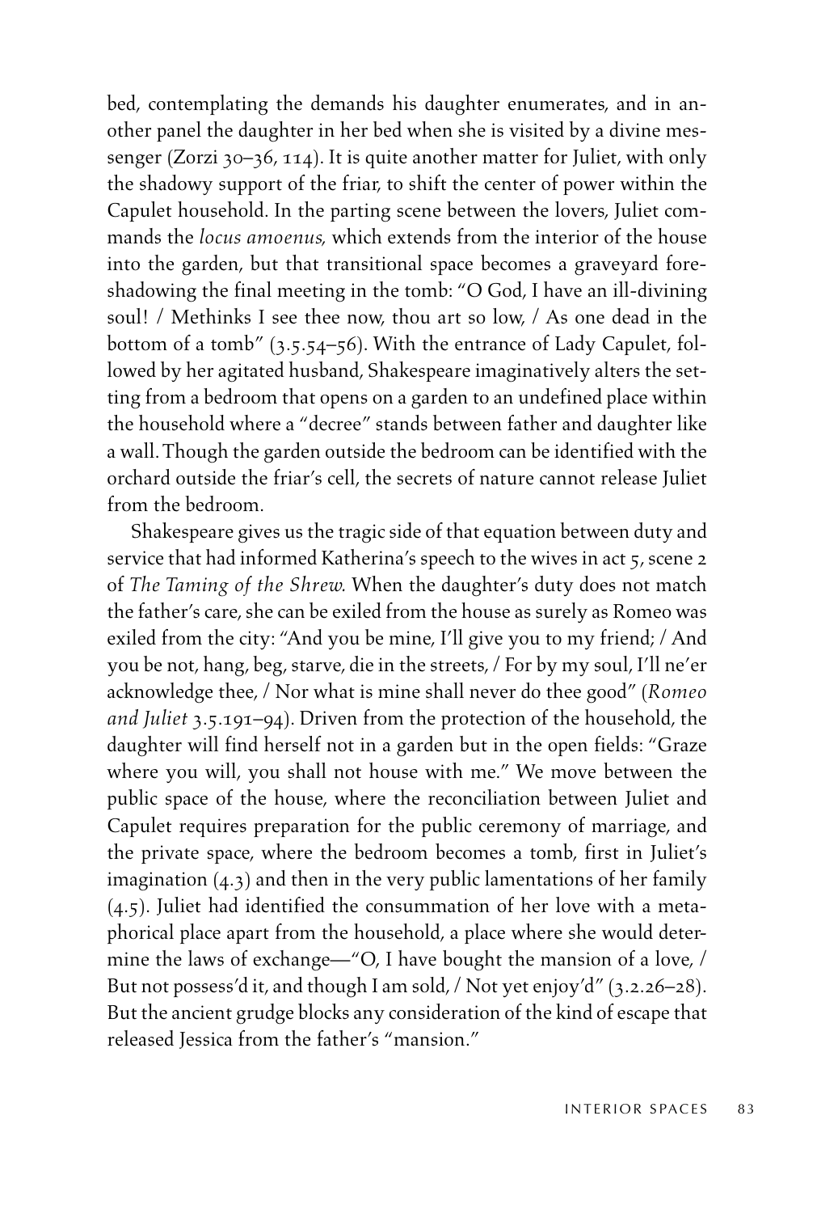bed, contemplating the demands his daughter enumerates, and in another panel the daughter in her bed when she is visited by a divine messenger (Zorzi 30–36, 114). It is quite another matter for Juliet, with only the shadowy support of the friar, to shift the center of power within the Capulet household. In the parting scene between the lovers, Juliet commands the *locus amoenus,* which extends from the interior of the house into the garden, but that transitional space becomes a graveyard foreshadowing the final meeting in the tomb: "O God, I have an ill-divining soul! / Methinks I see thee now, thou art so low, / As one dead in the bottom of a tomb" (3.5.54–56). With the entrance of Lady Capulet, followed by her agitated husband, Shakespeare imaginatively alters the setting from a bedroom that opens on a garden to an undefined place within the household where a "decree" stands between father and daughter like a wall. Though the garden outside the bedroom can be identified with the orchard outside the friar's cell, the secrets of nature cannot release Juliet from the bedroom.

Shakespeare gives us the tragic side of that equation between duty and service that had informed Katherina's speech to the wives in act 5, scene 2 of *The Taming of the Shrew.* When the daughter's duty does not match the father's care, she can be exiled from the house as surely as Romeo was exiled from the city: "And you be mine, I'll give you to my friend; / And you be not, hang, beg, starve, die in the streets, / For by my soul, I'll ne'er acknowledge thee, / Nor what is mine shall never do thee good" (*Romeo and Juliet* 3.5.191–94). Driven from the protection of the household, the daughter will find herself not in a garden but in the open fields: "Graze where you will, you shall not house with me." We move between the public space of the house, where the reconciliation between Juliet and Capulet requires preparation for the public ceremony of marriage, and the private space, where the bedroom becomes a tomb, first in Juliet's imagination (4.3) and then in the very public lamentations of her family (4.5). Juliet had identified the consummation of her love with a metaphorical place apart from the household, a place where she would determine the laws of exchange—"O, I have bought the mansion of a love, / But not possess'd it, and though I am sold, / Not yet enjoy'd" (3.2.26–28). But the ancient grudge blocks any consideration of the kind of escape that released Jessica from the father's "mansion."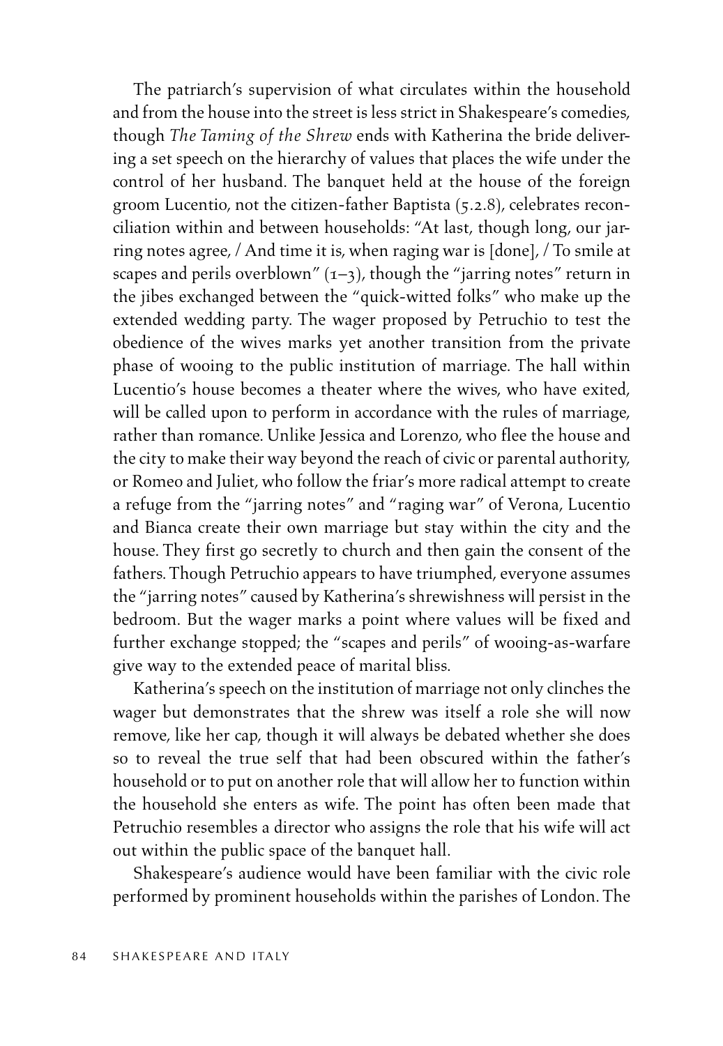The patriarch's supervision of what circulates within the household and from the house into the street is less strict in Shakespeare's comedies, though *The Taming of the Shrew* ends with Katherina the bride delivering a set speech on the hierarchy of values that places the wife under the control of her husband. The banquet held at the house of the foreign groom Lucentio, not the citizen-father Baptista (5.2.8), celebrates reconciliation within and between households: "At last, though long, our jarring notes agree, / And time it is, when raging war is [done], / To smile at scapes and perils overblown" (1–3), though the "jarring notes" return in the jibes exchanged between the "quick-witted folks" who make up the extended wedding party. The wager proposed by Petruchio to test the obedience of the wives marks yet another transition from the private phase of wooing to the public institution of marriage. The hall within Lucentio's house becomes a theater where the wives, who have exited, will be called upon to perform in accordance with the rules of marriage, rather than romance. Unlike Jessica and Lorenzo, who flee the house and the city to make their way beyond the reach of civic or parental authority, or Romeo and Juliet, who follow the friar's more radical attempt to create a refuge from the "jarring notes" and "raging war" of Verona, Lucentio and Bianca create their own marriage but stay within the city and the house. They first go secretly to church and then gain the consent of the fathers. Though Petruchio appears to have triumphed, everyone assumes the "jarring notes" caused by Katherina's shrewishness will persist in the bedroom. But the wager marks a point where values will be fixed and further exchange stopped; the "scapes and perils" of wooing-as-warfare give way to the extended peace of marital bliss.

Katherina's speech on the institution of marriage not only clinches the wager but demonstrates that the shrew was itself a role she will now remove, like her cap, though it will always be debated whether she does so to reveal the true self that had been obscured within the father's household or to put on another role that will allow her to function within the household she enters as wife. The point has often been made that Petruchio resembles a director who assigns the role that his wife will act out within the public space of the banquet hall.

Shakespeare's audience would have been familiar with the civic role performed by prominent households within the parishes of London. The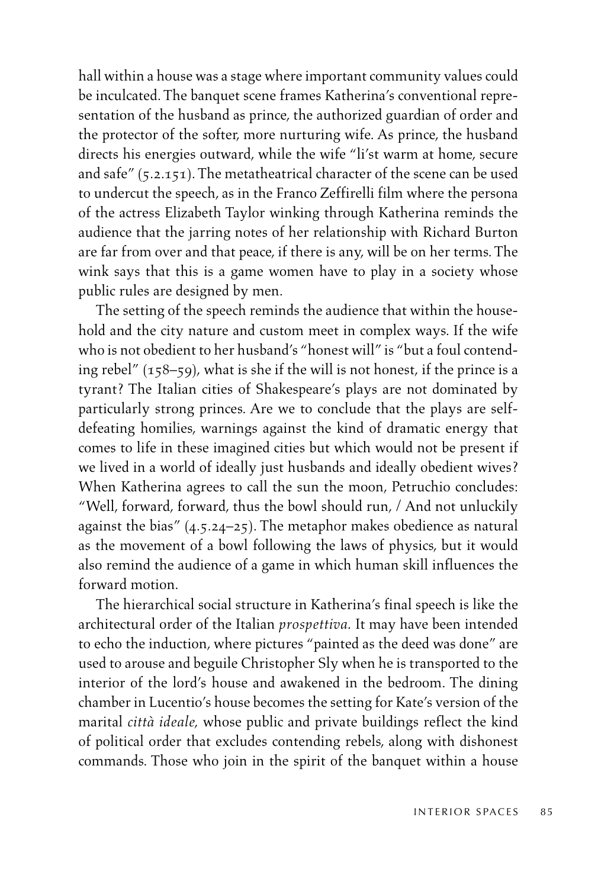hall within a house was a stage where important community values could be inculcated. The banquet scene frames Katherina's conventional representation of the husband as prince, the authorized guardian of order and the protector of the softer, more nurturing wife. As prince, the husband directs his energies outward, while the wife "li'st warm at home, secure and safe" (5.2.151). The metatheatrical character of the scene can be used to undercut the speech, as in the Franco Zeffirelli film where the persona of the actress Elizabeth Taylor winking through Katherina reminds the audience that the jarring notes of her relationship with Richard Burton are far from over and that peace, if there is any, will be on her terms. The wink says that this is a game women have to play in a society whose public rules are designed by men.

The setting of the speech reminds the audience that within the household and the city nature and custom meet in complex ways. If the wife who is not obedient to her husband's "honest will" is "but a foul contending rebel" (158–59), what is she if the will is not honest, if the prince is a tyrant? The Italian cities of Shakespeare's plays are not dominated by particularly strong princes. Are we to conclude that the plays are self-defeating homilies, warnings against the kind of dramatic energy that comes to life in these imagined cities but which would not be present if we lived in a world of ideally just husbands and ideally obedient wives? When Katherina agrees to call the sun the moon, Petruchio concludes: "Well, forward, forward, thus the bowl should run, / And not unluckily against the bias" (4.5.24–25). The metaphor makes obedience as natural as the movement of a bowl following the laws of physics, but it would also remind the audience of a game in which human skill influences the forward motion.

The hierarchical social structure in Katherina's final speech is like the architectural order of the Italian *prospettiva.* It may have been intended to echo the induction, where pictures "painted as the deed was done" are used to arouse and beguile Christopher Sly when he is transported to the interior of the lord's house and awakened in the bedroom. The dining chamber in Lucentio's house becomes the setting for Kate's version of the marital *città ideale,* whose public and private buildings reflect the kind of political order that excludes contending rebels, along with dishonest commands. Those who join in the spirit of the banquet within a house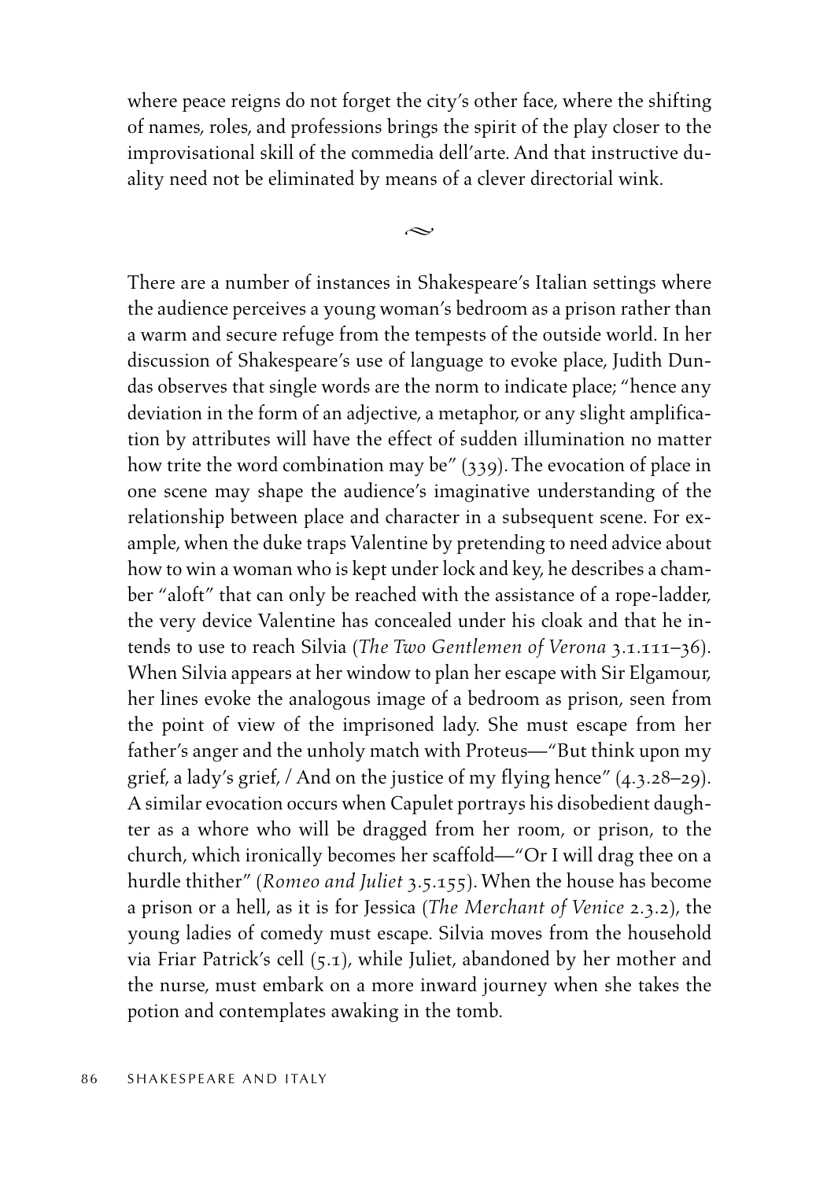where peace reigns do not forget the city's other face, where the shifting of names, roles, and professions brings the spirit of the play closer to the improvisational skill of the commedia dell'arte. And that instructive duality need not be eliminated by means of a clever directorial wink.

~

There are a number of instances in Shakespeare's Italian settings where the audience perceives a young woman's bedroom as a prison rather than a warm and secure refuge from the tempests of the outside world. In her discussion of Shakespeare's use of language to evoke place, Judith Dundas observes that single words are the norm to indicate place; "hence any deviation in the form of an adjective, a metaphor, or any slight amplification by attributes will have the effect of sudden illumination no matter how trite the word combination may be" (339). The evocation of place in one scene may shape the audience's imaginative understanding of the relationship between place and character in a subsequent scene. For example, when the duke traps Valentine by pretending to need advice about how to win a woman who is kept under lock and key, he describes a chamber "aloft" that can only be reached with the assistance of a rope-ladder, the very device Valentine has concealed under his cloak and that he intends to use to reach Silvia (*The Two Gentlemen of Verona* 3.1.111–36). When Silvia appears at her window to plan her escape with Sir Elgamour, her lines evoke the analogous image of a bedroom as prison, seen from the point of view of the imprisoned lady. She must escape from her father's anger and the unholy match with Proteus—"But think upon my grief, a lady's grief, / And on the justice of my flying hence" (4.3.28–29). A similar evocation occurs when Capulet portrays his disobedient daughter as a whore who will be dragged from her room, or prison, to the church, which ironically becomes her scaffold—"Or I will drag thee on a hurdle thither" (*Romeo and Juliet* 3.5.155). When the house has become a prison or a hell, as it is for Jessica (*The Merchant of Venice* 2.3.2), the young ladies of comedy must escape. Silvia moves from the household via Friar Patrick's cell (5.1), while Juliet, abandoned by her mother and the nurse, must embark on a more inward journey when she takes the potion and contemplates awaking in the tomb.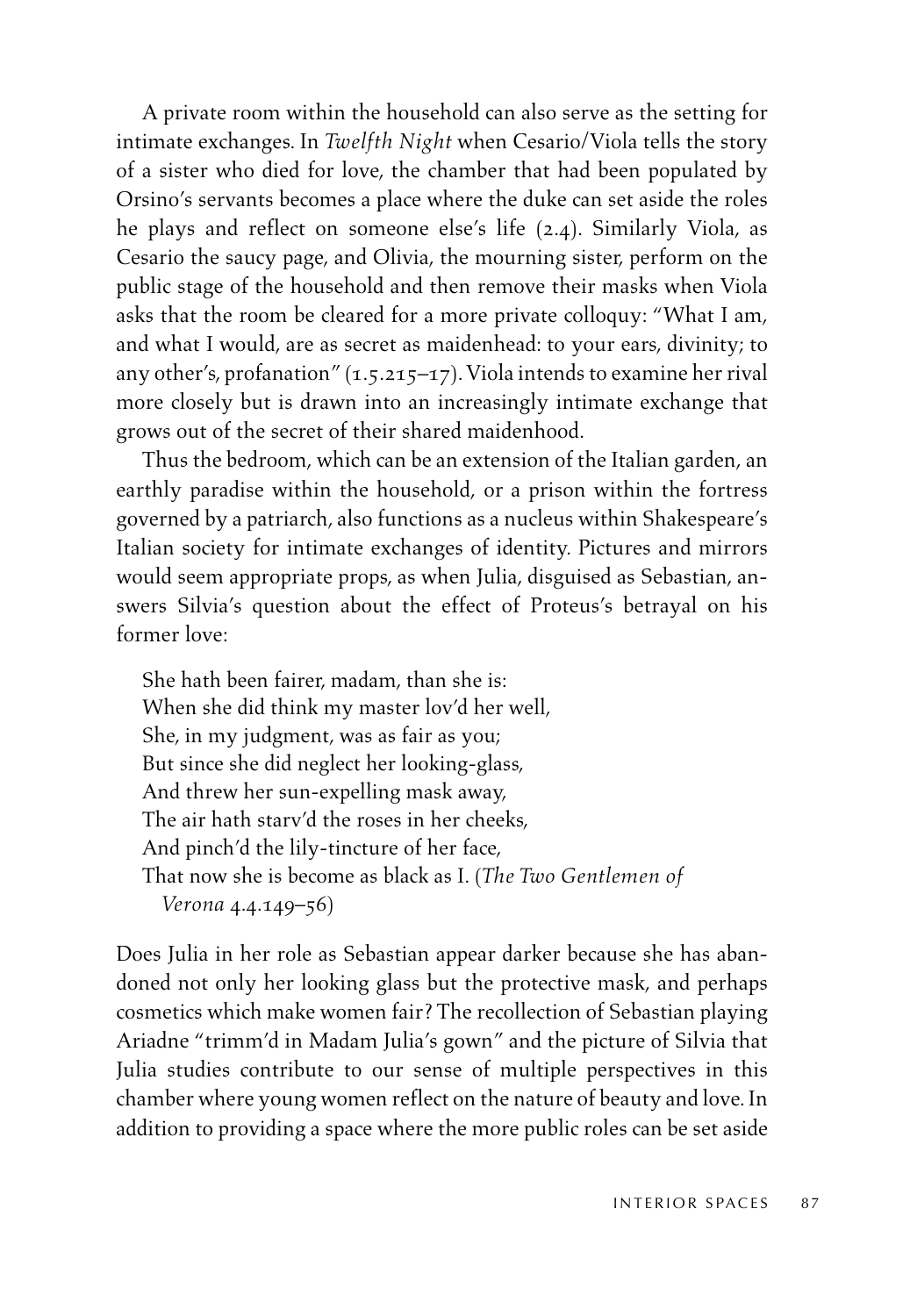A private room within the household can also serve as the setting for intimate exchanges. In *Twelfth Night* when Cesario/Viola tells the story of a sister who died for love, the chamber that had been populated by Orsino's servants becomes a place where the duke can set aside the roles he plays and reflect on someone else's life (2.4). Similarly Viola, as Cesario the saucy page, and Olivia, the mourning sister, perform on the public stage of the household and then remove their masks when Viola asks that the room be cleared for a more private colloquy: "What I am, and what I would, are as secret as maidenhead: to your ears, divinity; to any other's, profanation" (1.5.215–17). Viola intends to examine her rival more closely but is drawn into an increasingly intimate exchange that grows out of the secret of their shared maidenhood.

Thus the bedroom, which can be an extension of the Italian garden, an earthly paradise within the household, or a prison within the fortress governed by a patriarch, also functions as a nucleus within Shakespeare's Italian society for intimate exchanges of identity. Pictures and mirrors would seem appropriate props, as when Julia, disguised as Sebastian, answers Silvia's question about the effect of Proteus's betrayal on his former love:

> She hath been fairer, madam, than she is:
> When she did think my master lov'd her well,
> She, in my judgment, was as fair as you;
> But since she did neglect her looking-glass,
> And threw her sun-expelling mask away,
> The air hath starv'd the roses in her cheeks,
> And pinch'd the lily-tincture of her face,
> That now she is become as black as I. (*The Two Gentlemen of Verona* 4.4.149–56)

Does Julia in her role as Sebastian appear darker because she has abandoned not only her looking glass but the protective mask, and perhaps cosmetics which make women fair? The recollection of Sebastian playing Ariadne "trimm'd in Madam Julia's gown" and the picture of Silvia that Julia studies contribute to our sense of multiple perspectives in this chamber where young women reflect on the nature of beauty and love. In addition to providing a space where the more public roles can be set aside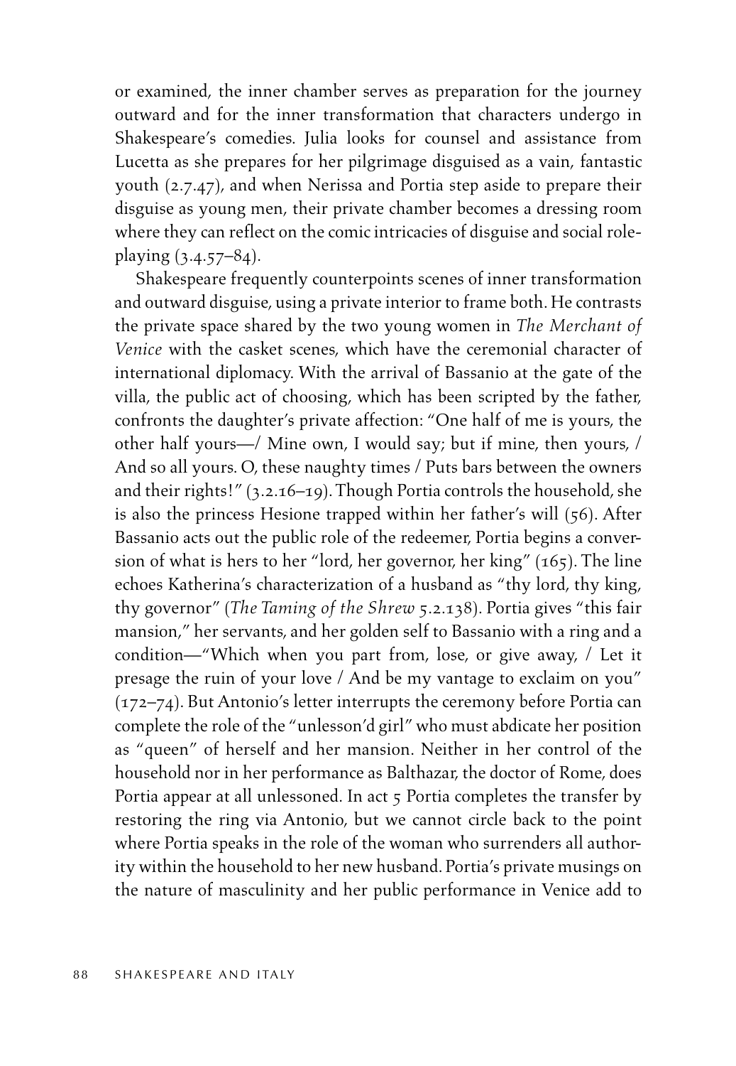or examined, the inner chamber serves as preparation for the journey outward and for the inner transformation that characters undergo in Shakespeare's comedies. Julia looks for counsel and assistance from Lucetta as she prepares for her pilgrimage disguised as a vain, fantastic youth (2.7.47), and when Nerissa and Portia step aside to prepare their disguise as young men, their private chamber becomes a dressing room where they can reflect on the comic intricacies of disguise and social role-playing (3.4.57–84).

Shakespeare frequently counterpoints scenes of inner transformation and outward disguise, using a private interior to frame both. He contrasts the private space shared by the two young women in *The Merchant of Venice* with the casket scenes, which have the ceremonial character of international diplomacy. With the arrival of Bassanio at the gate of the villa, the public act of choosing, which has been scripted by the father, confronts the daughter's private affection: "One half of me is yours, the other half yours—/ Mine own, I would say; but if mine, then yours, / And so all yours. O, these naughty times / Puts bars between the owners and their rights!" (3.2.16–19). Though Portia controls the household, she is also the princess Hesione trapped within her father's will (56). After Bassanio acts out the public role of the redeemer, Portia begins a conversion of what is hers to her "lord, her governor, her king" (165). The line echoes Katherina's characterization of a husband as "thy lord, thy king, thy governor" (*The Taming of the Shrew* 5.2.138). Portia gives "this fair mansion," her servants, and her golden self to Bassanio with a ring and a condition—"Which when you part from, lose, or give away, / Let it presage the ruin of your love / And be my vantage to exclaim on you" (172–74). But Antonio's letter interrupts the ceremony before Portia can complete the role of the "unlesson'd girl" who must abdicate her position as "queen" of herself and her mansion. Neither in her control of the household nor in her performance as Balthazar, the doctor of Rome, does Portia appear at all unlessoned. In act 5 Portia completes the transfer by restoring the ring via Antonio, but we cannot circle back to the point where Portia speaks in the role of the woman who surrenders all authority within the household to her new husband. Portia's private musings on the nature of masculinity and her public performance in Venice add to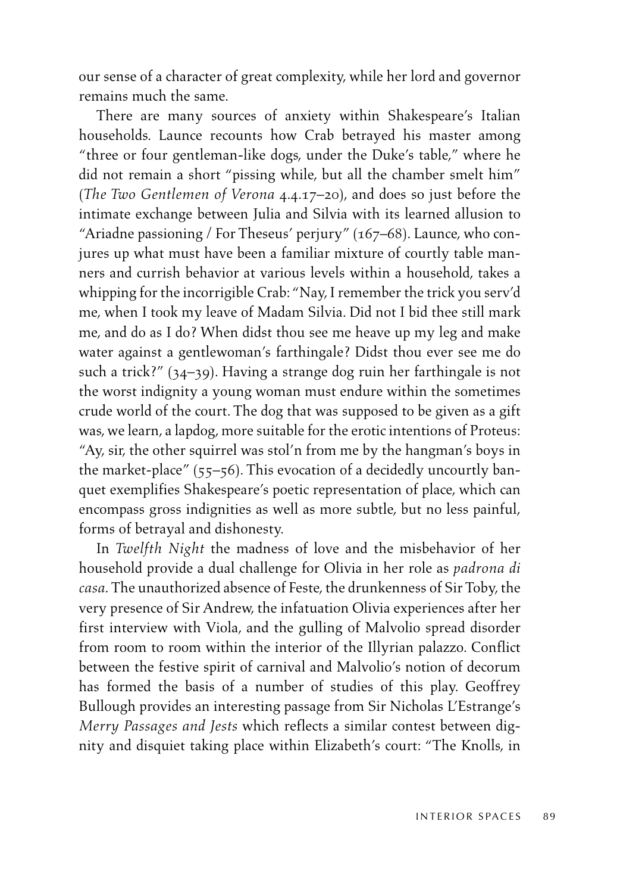our sense of a character of great complexity, while her lord and governor remains much the same.

There are many sources of anxiety within Shakespeare's Italian households. Launce recounts how Crab betrayed his master among "three or four gentleman-like dogs, under the Duke's table," where he did not remain a short "pissing while, but all the chamber smelt him" (*The Two Gentlemen of Verona* 4.4.17–20), and does so just before the intimate exchange between Julia and Silvia with its learned allusion to "Ariadne passioning / For Theseus' perjury" (167–68). Launce, who conjures up what must have been a familiar mixture of courtly table manners and currish behavior at various levels within a household, takes a whipping for the incorrigible Crab: "Nay, I remember the trick you serv'd me, when I took my leave of Madam Silvia. Did not I bid thee still mark me, and do as I do? When didst thou see me heave up my leg and make water against a gentlewoman's farthingale? Didst thou ever see me do such a trick?" (34–39). Having a strange dog ruin her farthingale is not the worst indignity a young woman must endure within the sometimes crude world of the court. The dog that was supposed to be given as a gift was, we learn, a lapdog, more suitable for the erotic intentions of Proteus: "Ay, sir, the other squirrel was stol'n from me by the hangman's boys in the market-place" (55–56). This evocation of a decidedly uncourtly banquet exemplifies Shakespeare's poetic representation of place, which can encompass gross indignities as well as more subtle, but no less painful, forms of betrayal and dishonesty.

In *Twelfth Night* the madness of love and the misbehavior of her household provide a dual challenge for Olivia in her role as *padrona di casa*. The unauthorized absence of Feste, the drunkenness of Sir Toby, the very presence of Sir Andrew, the infatuation Olivia experiences after her first interview with Viola, and the gulling of Malvolio spread disorder from room to room within the interior of the Illyrian palazzo. Conflict between the festive spirit of carnival and Malvolio's notion of decorum has formed the basis of a number of studies of this play. Geoffrey Bullough provides an interesting passage from Sir Nicholas L'Estrange's *Merry Passages and Jests* which reflects a similar contest between dignity and disquiet taking place within Elizabeth's court: "The Knolls, in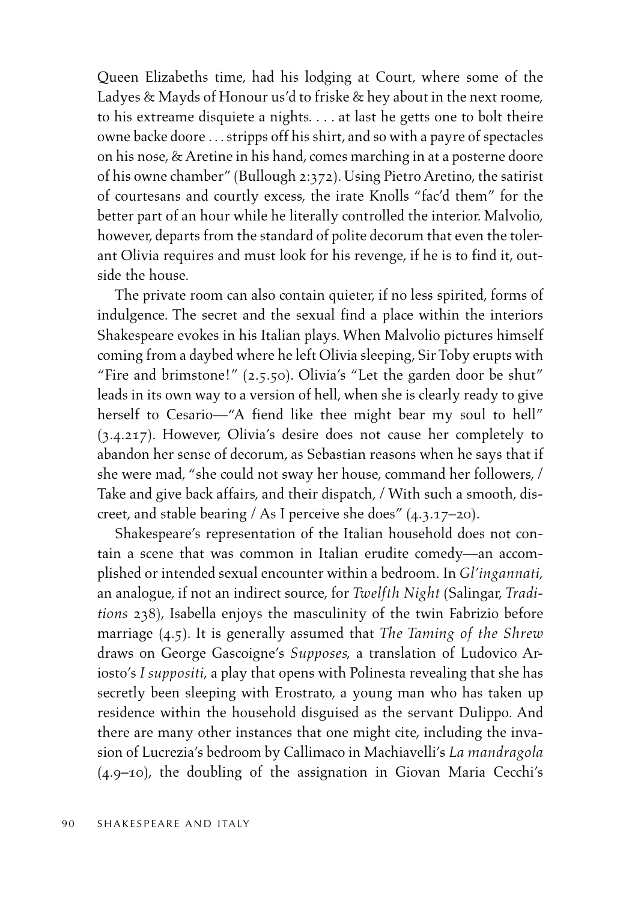Queen Elizabeths time, had his lodging at Court, where some of the Ladyes & Mayds of Honour us'd to friske & hey about in the next roome, to his extreame disquiete a nights. . . . at last he getts one to bolt theire owne backe doore . . . stripps off his shirt, and so with a payre of spectacles on his nose, & Aretine in his hand, comes marching in at a posterne doore of his owne chamber" (Bullough 2:372). Using Pietro Aretino, the satirist of courtesans and courtly excess, the irate Knolls "fac'd them" for the better part of an hour while he literally controlled the interior. Malvolio, however, departs from the standard of polite decorum that even the tolerant Olivia requires and must look for his revenge, if he is to find it, outside the house.

The private room can also contain quieter, if no less spirited, forms of indulgence. The secret and the sexual find a place within the interiors Shakespeare evokes in his Italian plays. When Malvolio pictures himself coming from a daybed where he left Olivia sleeping, Sir Toby erupts with "Fire and brimstone!" (2.5.50). Olivia's "Let the garden door be shut" leads in its own way to a version of hell, when she is clearly ready to give herself to Cesario—"A fiend like thee might bear my soul to hell" (3.4.217). However, Olivia's desire does not cause her completely to abandon her sense of decorum, as Sebastian reasons when he says that if she were mad, "she could not sway her house, command her followers, / Take and give back affairs, and their dispatch, / With such a smooth, discreet, and stable bearing / As I perceive she does" (4.3.17–20).

Shakespeare's representation of the Italian household does not contain a scene that was common in Italian erudite comedy—an accomplished or intended sexual encounter within a bedroom. In *Gl'ingannati,* an analogue, if not an indirect source, for *Twelfth Night* (Salingar, *Traditions* 238), Isabella enjoys the masculinity of the twin Fabrizio before marriage (4.5). It is generally assumed that *The Taming of the Shrew* draws on George Gascoigne's *Supposes,* a translation of Ludovico Ariosto's *I suppositi,* a play that opens with Polinesta revealing that she has secretly been sleeping with Erostrato, a young man who has taken up residence within the household disguised as the servant Dulippo. And there are many other instances that one might cite, including the invasion of Lucrezia's bedroom by Callimaco in Machiavelli's *La mandragola* (4.9–10), the doubling of the assignation in Giovan Maria Cecchi's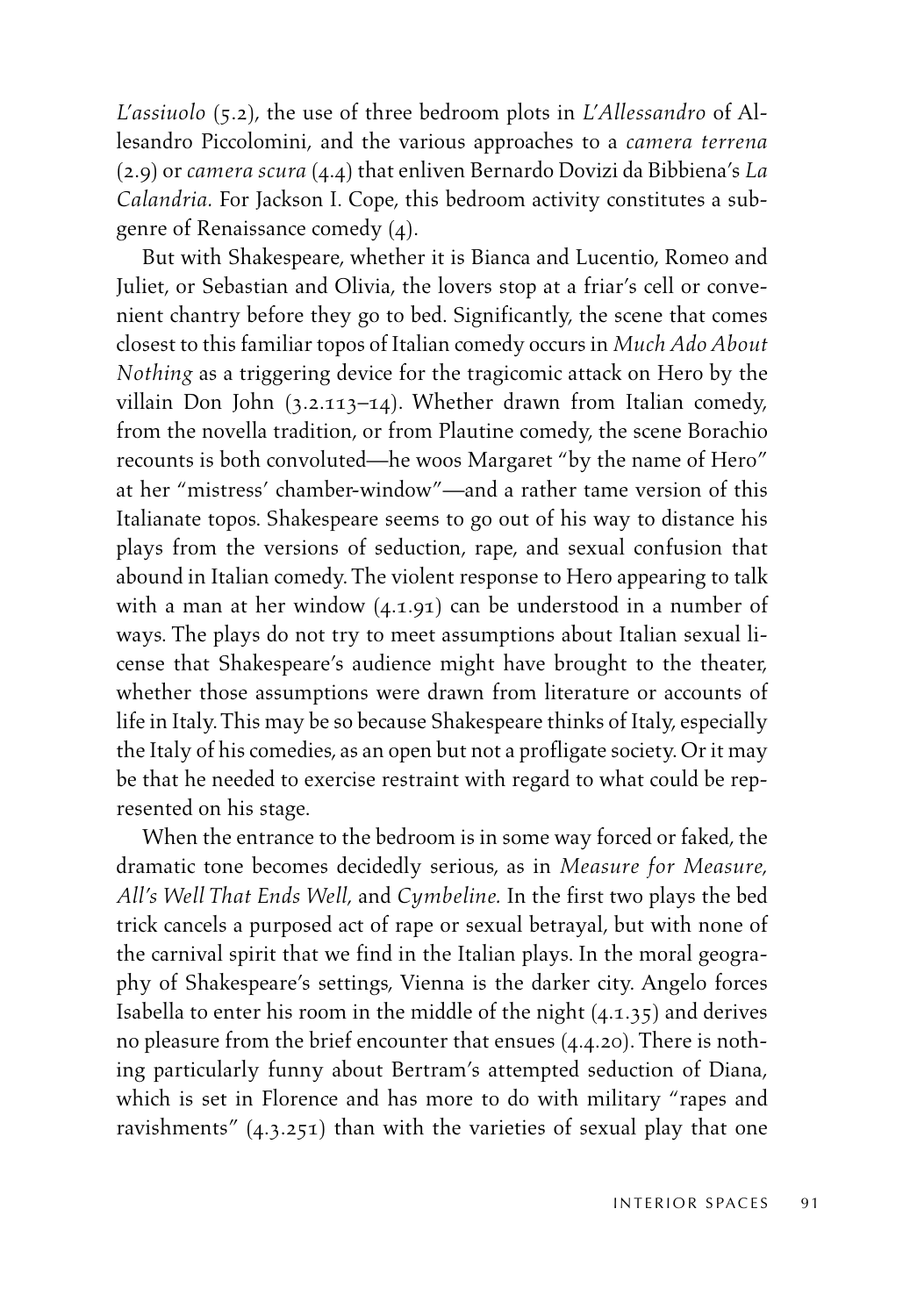*L'assiuolo* (5.2), the use of three bedroom plots in *L'Allessandro* of Allesandro Piccolomini, and the various approaches to a *camera terrena* (2.9) or *camera scura* (4.4) that enliven Bernardo Dovizi da Bibbiena's *La Calandria.* For Jackson I. Cope, this bedroom activity constitutes a subgenre of Renaissance comedy (4).

But with Shakespeare, whether it is Bianca and Lucentio, Romeo and Juliet, or Sebastian and Olivia, the lovers stop at a friar's cell or convenient chantry before they go to bed. Significantly, the scene that comes closest to this familiar topos of Italian comedy occurs in *Much Ado About Nothing* as a triggering device for the tragicomic attack on Hero by the villain Don John (3.2.113–14). Whether drawn from Italian comedy, from the novella tradition, or from Plautine comedy, the scene Borachio recounts is both convoluted—he woos Margaret "by the name of Hero" at her "mistress' chamber-window"—and a rather tame version of this Italianate topos. Shakespeare seems to go out of his way to distance his plays from the versions of seduction, rape, and sexual confusion that abound in Italian comedy. The violent response to Hero appearing to talk with a man at her window (4.1.91) can be understood in a number of ways. The plays do not try to meet assumptions about Italian sexual license that Shakespeare's audience might have brought to the theater, whether those assumptions were drawn from literature or accounts of life in Italy. This may be so because Shakespeare thinks of Italy, especially the Italy of his comedies, as an open but not a profligate society. Or it may be that he needed to exercise restraint with regard to what could be represented on his stage.

When the entrance to the bedroom is in some way forced or faked, the dramatic tone becomes decidedly serious, as in *Measure for Measure, All's Well That Ends Well,* and *Cymbeline.* In the first two plays the bed trick cancels a purposed act of rape or sexual betrayal, but with none of the carnival spirit that we find in the Italian plays. In the moral geography of Shakespeare's settings, Vienna is the darker city. Angelo forces Isabella to enter his room in the middle of the night (4.1.35) and derives no pleasure from the brief encounter that ensues (4.4.20). There is nothing particularly funny about Bertram's attempted seduction of Diana, which is set in Florence and has more to do with military "rapes and ravishments" (4.3.251) than with the varieties of sexual play that one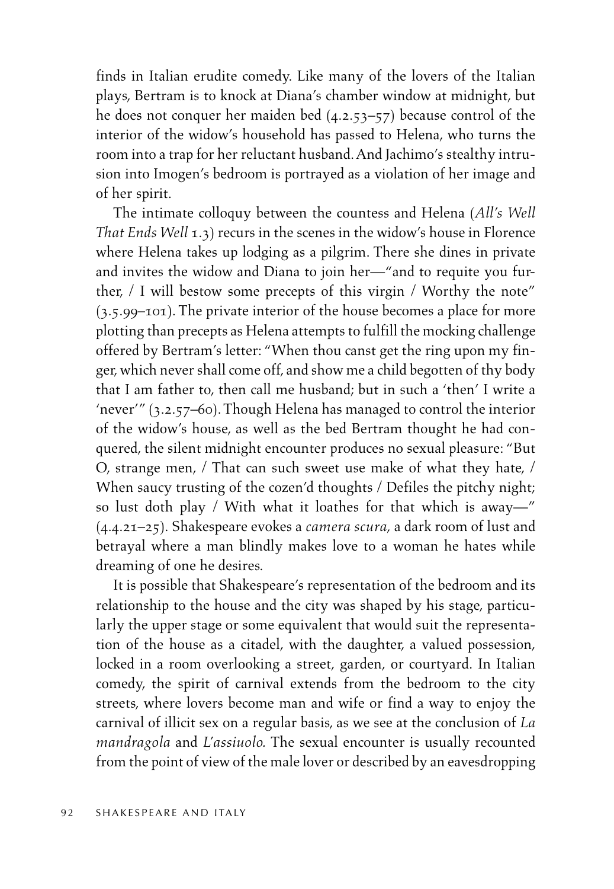finds in Italian erudite comedy. Like many of the lovers of the Italian plays, Bertram is to knock at Diana's chamber window at midnight, but he does not conquer her maiden bed (4.2.53–57) because control of the interior of the widow's household has passed to Helena, who turns the room into a trap for her reluctant husband. And Jachimo's stealthy intrusion into Imogen's bedroom is portrayed as a violation of her image and of her spirit.

The intimate colloquy between the countess and Helena (*All's Well That Ends Well* 1.3) recurs in the scenes in the widow's house in Florence where Helena takes up lodging as a pilgrim. There she dines in private and invites the widow and Diana to join her—"and to requite you further, / I will bestow some precepts of this virgin / Worthy the note" (3.5.99–101). The private interior of the house becomes a place for more plotting than precepts as Helena attempts to fulfill the mocking challenge offered by Bertram's letter: "When thou canst get the ring upon my finger, which never shall come off, and show me a child begotten of thy body that I am father to, then call me husband; but in such a 'then' I write a 'never'" (3.2.57–60). Though Helena has managed to control the interior of the widow's house, as well as the bed Bertram thought he had conquered, the silent midnight encounter produces no sexual pleasure: "But O, strange men, / That can such sweet use make of what they hate, / When saucy trusting of the cozen'd thoughts / Defiles the pitchy night; so lust doth play / With what it loathes for that which is away—" (4.4.21–25). Shakespeare evokes a *camera scura*, a dark room of lust and betrayal where a man blindly makes love to a woman he hates while dreaming of one he desires.

It is possible that Shakespeare's representation of the bedroom and its relationship to the house and the city was shaped by his stage, particularly the upper stage or some equivalent that would suit the representation of the house as a citadel, with the daughter, a valued possession, locked in a room overlooking a street, garden, or courtyard. In Italian comedy, the spirit of carnival extends from the bedroom to the city streets, where lovers become man and wife or find a way to enjoy the carnival of illicit sex on a regular basis, as we see at the conclusion of *La mandragola* and *L'assiuolo.* The sexual encounter is usually recounted from the point of view of the male lover or described by an eavesdropping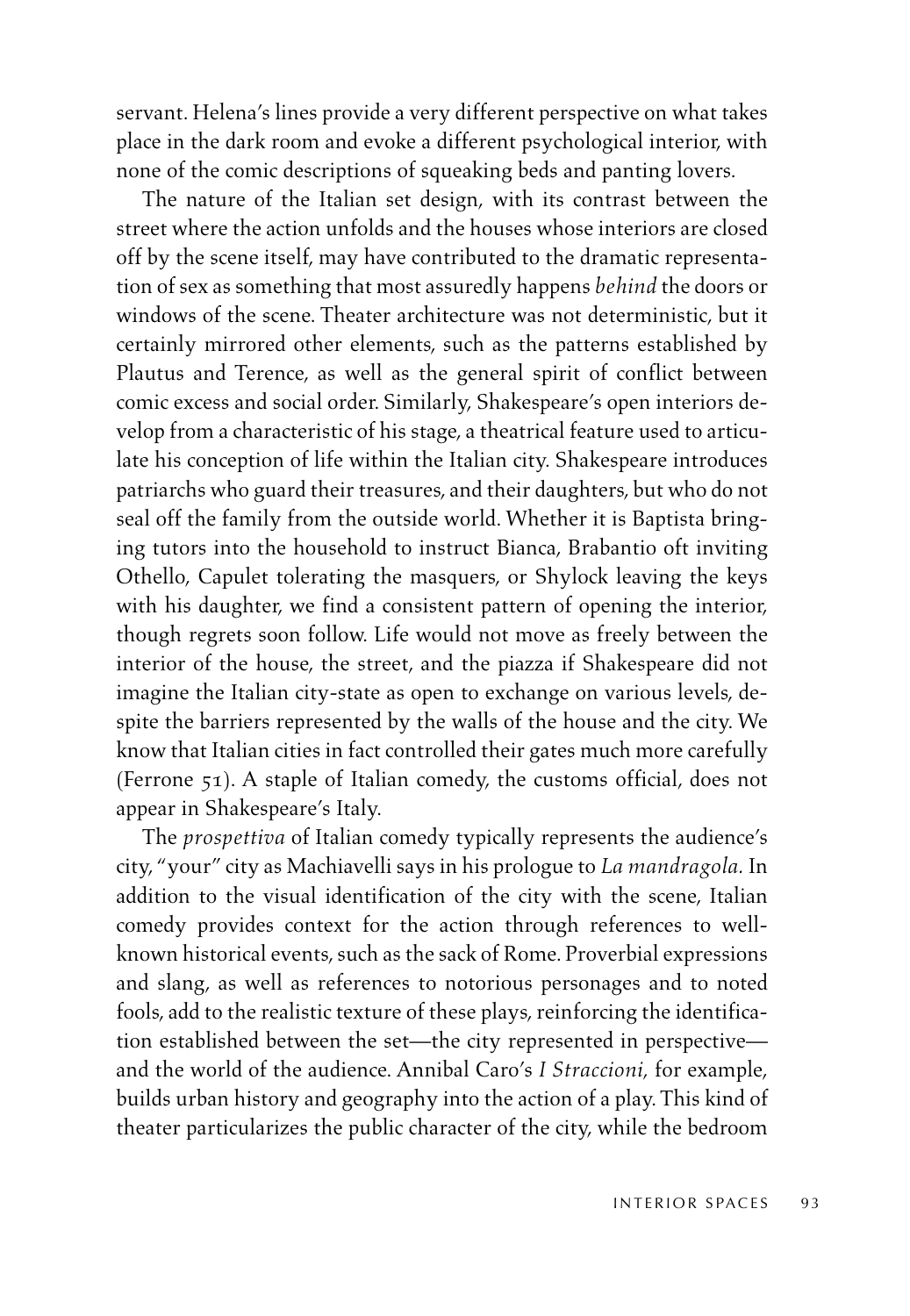servant. Helena's lines provide a very different perspective on what takes place in the dark room and evoke a different psychological interior, with none of the comic descriptions of squeaking beds and panting lovers.

The nature of the Italian set design, with its contrast between the street where the action unfolds and the houses whose interiors are closed off by the scene itself, may have contributed to the dramatic representation of sex as something that most assuredly happens *behind* the doors or windows of the scene. Theater architecture was not deterministic, but it certainly mirrored other elements, such as the patterns established by Plautus and Terence, as well as the general spirit of conflict between comic excess and social order. Similarly, Shakespeare's open interiors develop from a characteristic of his stage, a theatrical feature used to articulate his conception of life within the Italian city. Shakespeare introduces patriarchs who guard their treasures, and their daughters, but who do not seal off the family from the outside world. Whether it is Baptista bringing tutors into the household to instruct Bianca, Brabantio oft inviting Othello, Capulet tolerating the masquers, or Shylock leaving the keys with his daughter, we find a consistent pattern of opening the interior, though regrets soon follow. Life would not move as freely between the interior of the house, the street, and the piazza if Shakespeare did not imagine the Italian city-state as open to exchange on various levels, despite the barriers represented by the walls of the house and the city. We know that Italian cities in fact controlled their gates much more carefully (Ferrone 51). A staple of Italian comedy, the customs official, does not appear in Shakespeare's Italy.

The *prospettiva* of Italian comedy typically represents the audience's city, "your" city as Machiavelli says in his prologue to *La mandragola*. In addition to the visual identification of the city with the scene, Italian comedy provides context for the action through references to well-known historical events, such as the sack of Rome. Proverbial expressions and slang, as well as references to notorious personages and to noted fools, add to the realistic texture of these plays, reinforcing the identification established between the set—the city represented in perspective—and the world of the audience. Annibal Caro's *I Straccioni*, for example, builds urban history and geography into the action of a play. This kind of theater particularizes the public character of the city, while the bedroom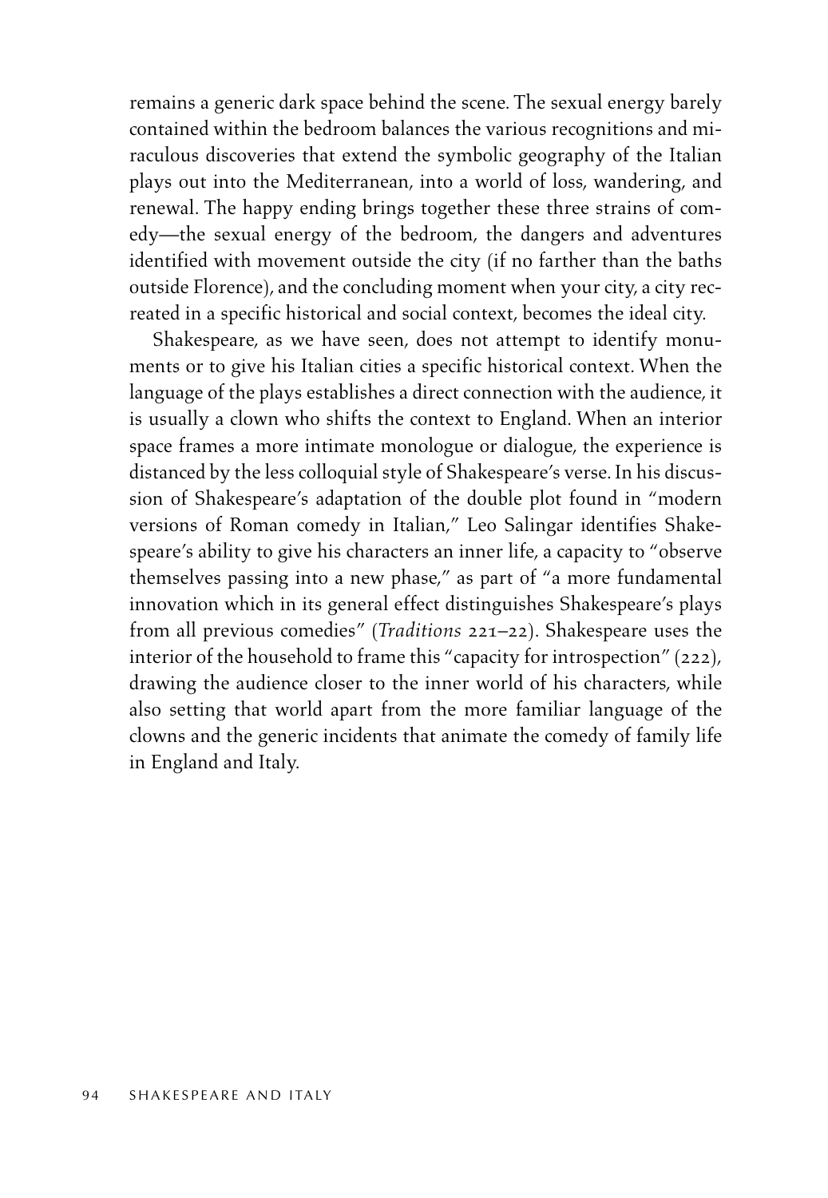remains a generic dark space behind the scene. The sexual energy barely contained within the bedroom balances the various recognitions and miraculous discoveries that extend the symbolic geography of the Italian plays out into the Mediterranean, into a world of loss, wandering, and renewal. The happy ending brings together these three strains of comedy—the sexual energy of the bedroom, the dangers and adventures identified with movement outside the city (if no farther than the baths outside Florence), and the concluding moment when your city, a city recreated in a specific historical and social context, becomes the ideal city.

Shakespeare, as we have seen, does not attempt to identify monuments or to give his Italian cities a specific historical context. When the language of the plays establishes a direct connection with the audience, it is usually a clown who shifts the context to England. When an interior space frames a more intimate monologue or dialogue, the experience is distanced by the less colloquial style of Shakespeare's verse. In his discussion of Shakespeare's adaptation of the double plot found in "modern versions of Roman comedy in Italian," Leo Salingar identifies Shakespeare's ability to give his characters an inner life, a capacity to "observe themselves passing into a new phase," as part of "a more fundamental innovation which in its general effect distinguishes Shakespeare's plays from all previous comedies" (*Traditions* 221–22). Shakespeare uses the interior of the household to frame this "capacity for introspection" (222), drawing the audience closer to the inner world of his characters, while also setting that world apart from the more familiar language of the clowns and the generic incidents that animate the comedy of family life in England and Italy.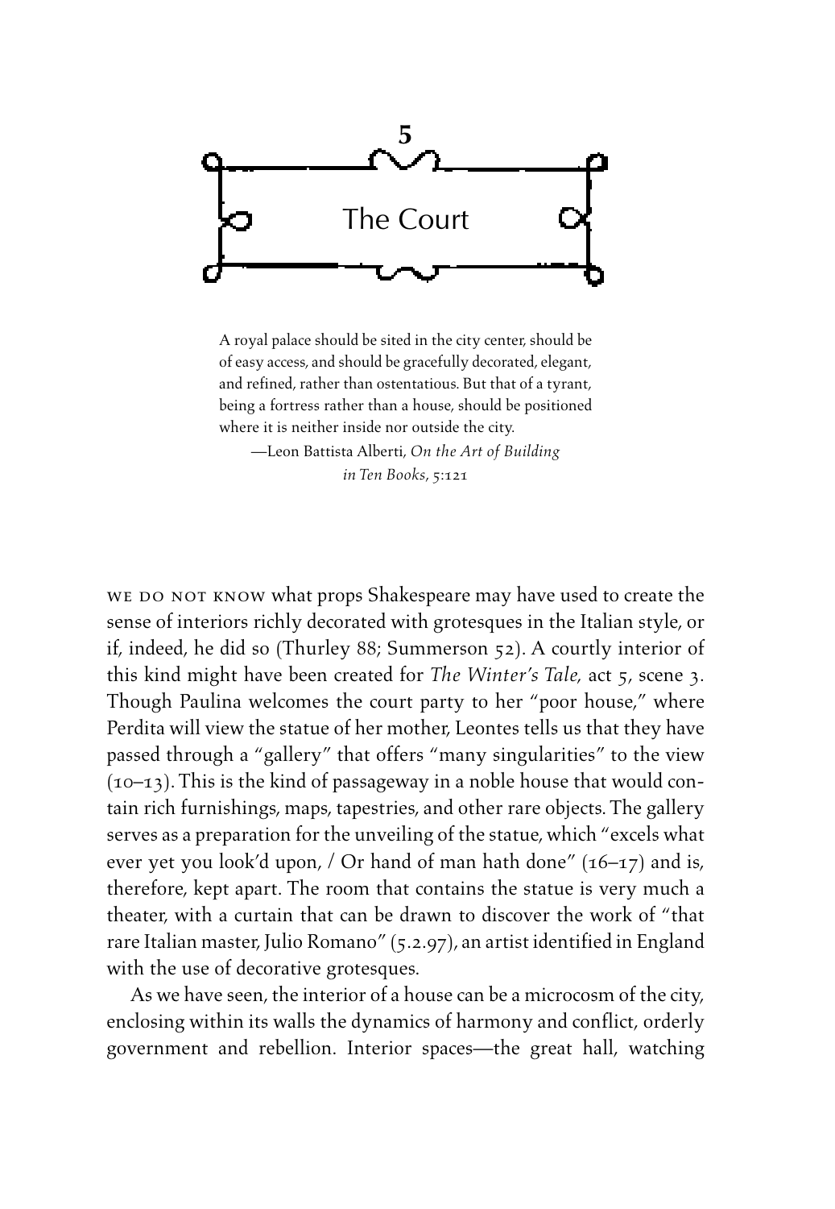# 5 The Court

> A royal palace should be sited in the city center, should be of easy access, and should be gracefully decorated, elegant, and refined, rather than ostentatious. But that of a tyrant, being a fortress rather than a house, should be positioned where it is neither inside nor outside the city.
>
> —Leon Battista Alberti, *On the Art of Building in Ten Books*, 5:121

WE DO NOT KNOW what props Shakespeare may have used to create the sense of interiors richly decorated with grotesques in the Italian style, or if, indeed, he did so (Thurley 88; Summerson 52). A courtly interior of this kind might have been created for *The Winter's Tale,* act 5, scene 3. Though Paulina welcomes the court party to her "poor house," where Perdita will view the statue of her mother, Leontes tells us that they have passed through a "gallery" that offers "many singularities" to the view (10–13). This is the kind of passageway in a noble house that would contain rich furnishings, maps, tapestries, and other rare objects. The gallery serves as a preparation for the unveiling of the statue, which "excels what ever yet you look'd upon, / Or hand of man hath done" (16–17) and is, therefore, kept apart. The room that contains the statue is very much a theater, with a curtain that can be drawn to discover the work of "that rare Italian master, Julio Romano" (5.2.97), an artist identified in England with the use of decorative grotesques.

As we have seen, the interior of a house can be a microcosm of the city, enclosing within its walls the dynamics of harmony and conflict, orderly government and rebellion. Interior spaces—the great hall, watching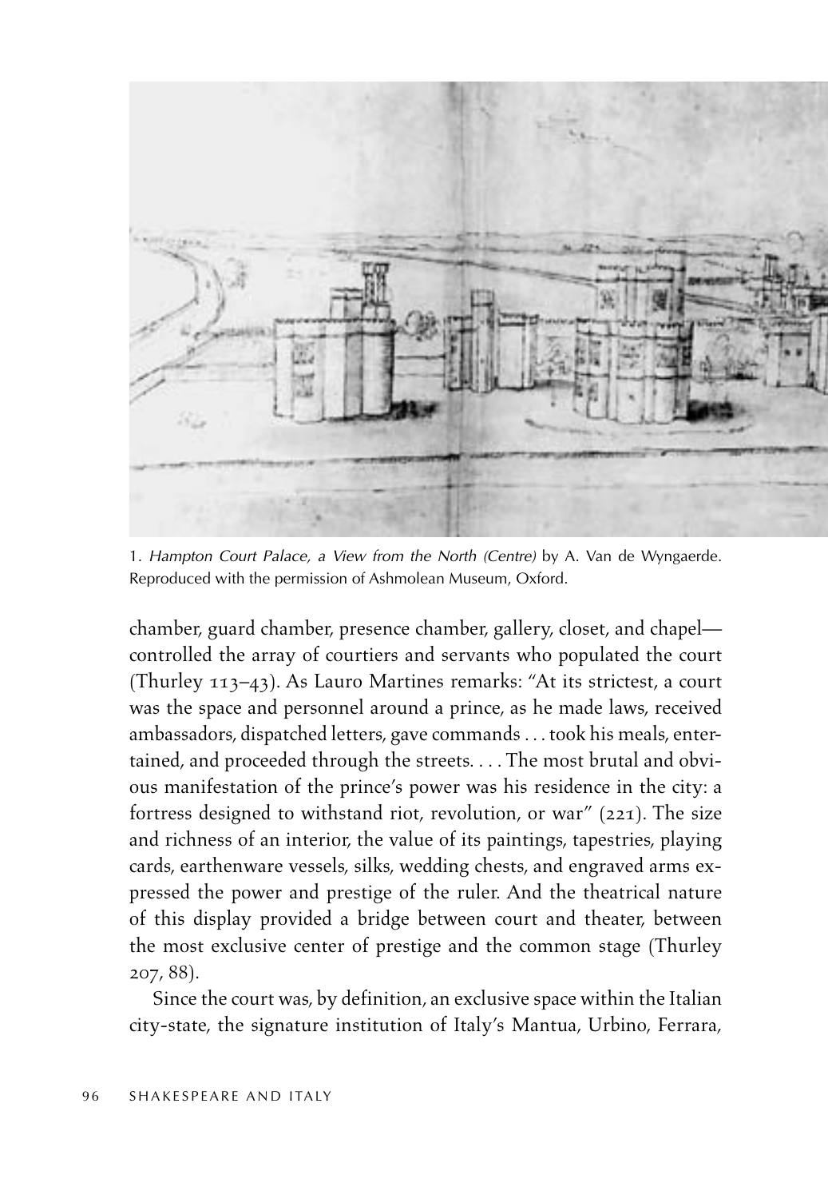1. *Hampton Court Palace, a View from the North (Centre)* by A. Van de Wyngaerde. Reproduced with the permission of Ashmolean Museum, Oxford.

chamber, guard chamber, presence chamber, gallery, closet, and chapel—controlled the array of courtiers and servants who populated the court (Thurley 113–43). As Lauro Martines remarks: "At its strictest, a court was the space and personnel around a prince, as he made laws, received ambassadors, dispatched letters, gave commands . . . took his meals, entertained, and proceeded through the streets. . . . The most brutal and obvious manifestation of the prince's power was his residence in the city: a fortress designed to withstand riot, revolution, or war" (221). The size and richness of an interior, the value of its paintings, tapestries, playing cards, earthenware vessels, silks, wedding chests, and engraved arms expressed the power and prestige of the ruler. And the theatrical nature of this display provided a bridge between court and theater, between the most exclusive center of prestige and the common stage (Thurley 207, 88).

Since the court was, by definition, an exclusive space within the Italian city-state, the signature institution of Italy's Mantua, Urbino, Ferrara,